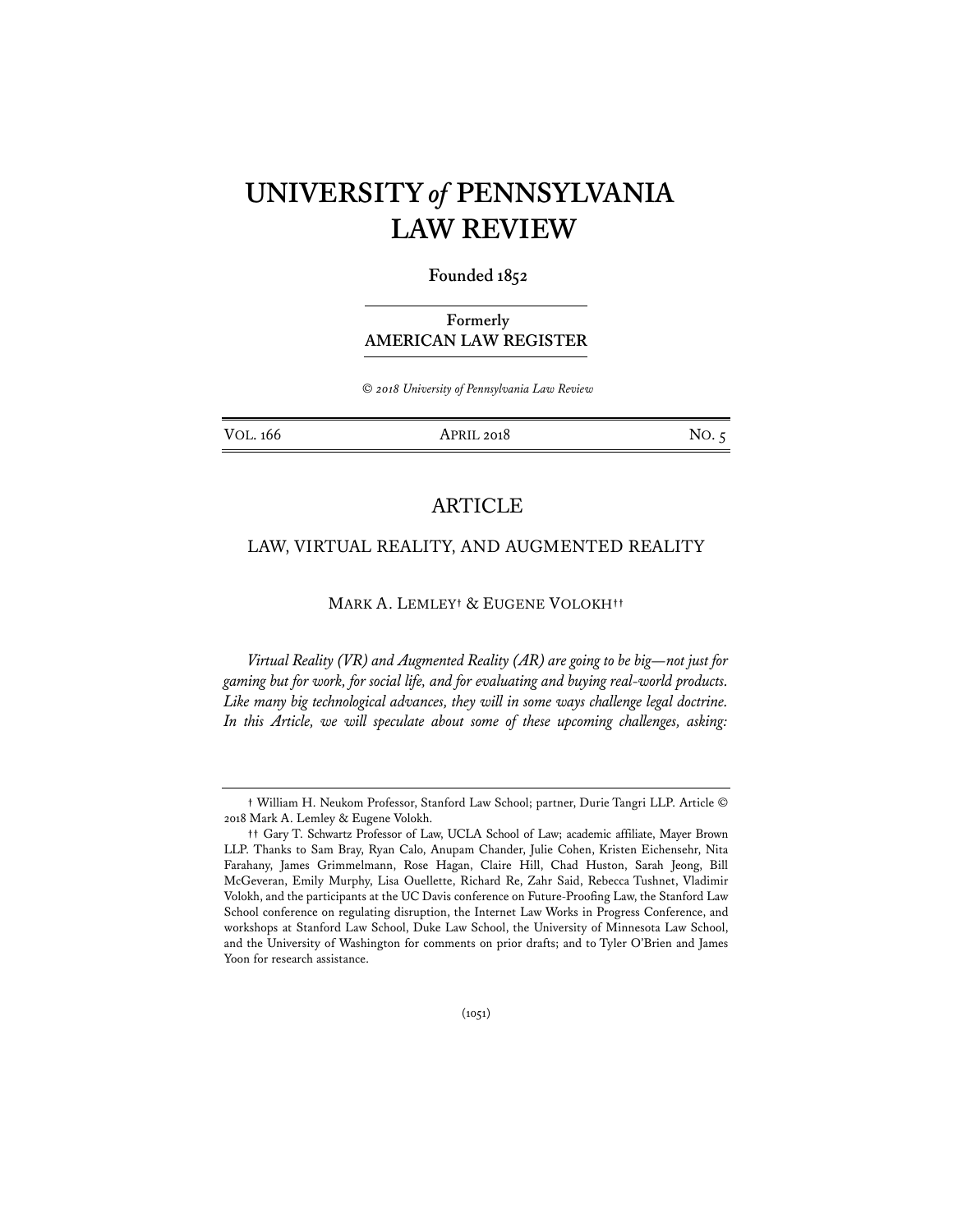# UNIVERSITY *of* PENNSYLVANIA LAW REVIEW

**Founded 1852**

**Formerly AMERICAN LAW REGISTER**

*© 2018 University of Pennsylvania Law Review*

VOL. 166 APRIL 2018 NO. 5

## ARTICLE

## LAW, VIRTUAL REALITY, AND AUGMENTED REALITY

MARK A. LEMLEY† & EUGENE VOLOKH††

*Virtual Reality (VR) and Augmented Reality (AR) are going to be big—not just for gaming but for work, for social life, and for evaluating and buying real-world products. Like many big technological advances, they will in some ways challenge legal doctrine. In this Article, we will speculate about some of these upcoming challenges, asking:*

---

† William H. Neukom Professor, Stanford Law School; partner, Durie Tangri LLP. Article © 2018 Mark A. Lemley & Eugene Volokh.

†† Gary T. Schwartz Professor of Law, UCLA School of Law; academic affiliate, Mayer Brown LLP. Thanks to Sam Bray, Ryan Calo, Anupam Chander, Julie Cohen, Kristen Eichensehr, Nita Farahany, James Grimmelmann, Rose Hagan, Claire Hill, Chad Huston, Sarah Jeong, Bill McGeveran, Emily Murphy, Lisa Ouellette, Richard Re, Zahr Said, Rebecca Tushnet, Vladimir Volokh, and the participants at the UC Davis conference on Future-Proofing Law, the Stanford Law School conference on regulating disruption, the Internet Law Works in Progress Conference, and workshops at Stanford Law School, Duke Law School, the University of Minnesota Law School, and the University of Washington for comments on prior drafts; and to Tyler O'Brien and James Yoon for research assistance.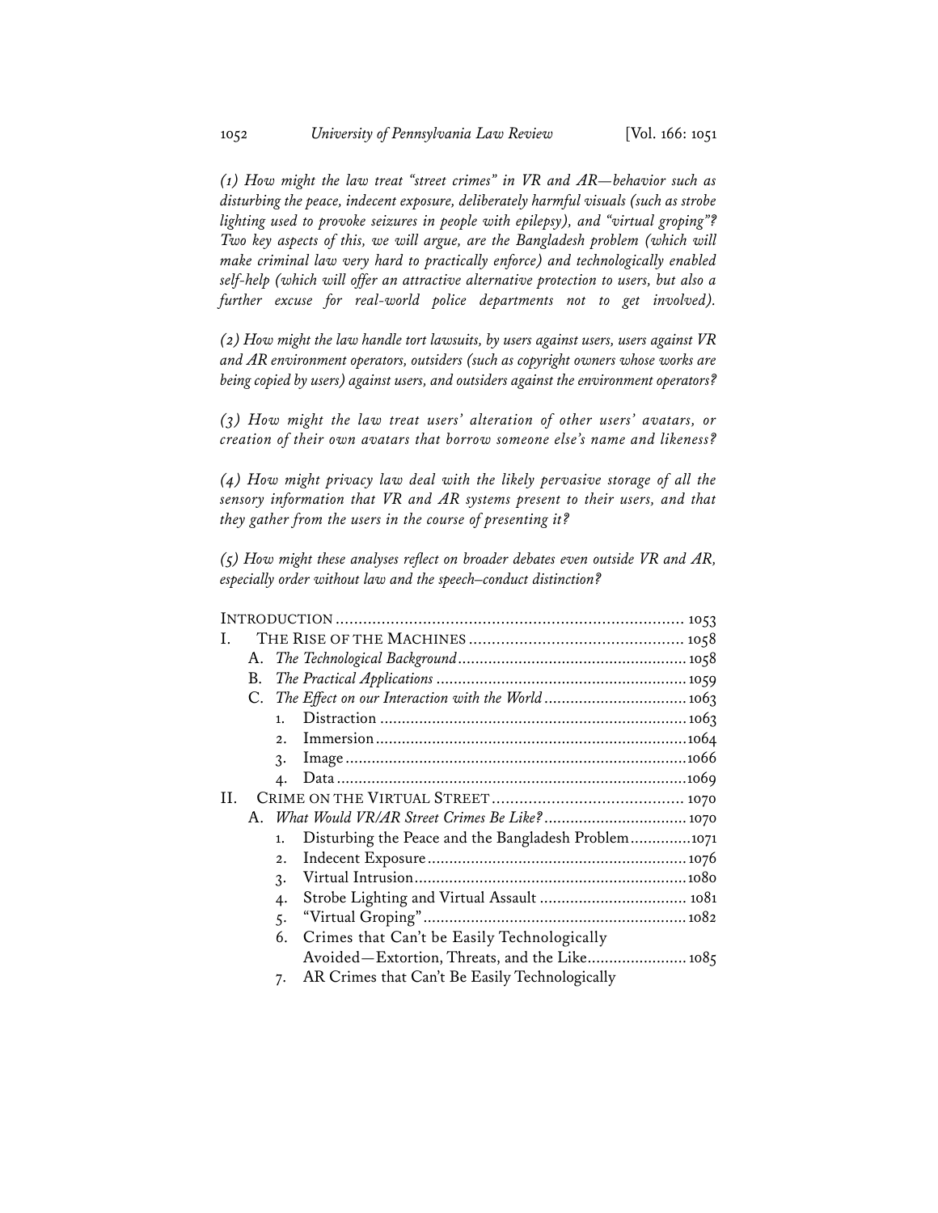*(1) How might the law treat "street crimes" in VR and AR—behavior such as disturbing the peace, indecent exposure, deliberately harmful visuals (such as strobe lighting used to provoke seizures in people with epilepsy), and "virtual groping"? Two key aspects of this, we will argue, are the Bangladesh problem (which will make criminal law very hard to practically enforce) and technologically enabled self-help (which will offer an attractive alternative protection to users, but also a further excuse for real-world police departments not to get involved).*

*(2) How might the law handle tort lawsuits, by users against users, users against VR and AR environment operators, outsiders (such as copyright owners whose works are being copied by users) against users, and outsiders against the environment operators?*

*(3) How might the law treat users' alteration of other users' avatars, or creation of their own avatars that borrow someone else's name and likeness?*

*(4) How might privacy law deal with the likely pervasive storage of all the sensory information that VR and AR systems present to their users, and that they gather from the users in the course of presenting it?*

*(5) How might these analyses reflect on broader debates even outside VR and AR, especially order without law and the speech–conduct distinction?*

INTRODUCTION .......... 1053
I. THE RISE OF THE MACHINES .......... 1058
  A. *The Technological Background* .......... 1058
  B. *The Practical Applications* .......... 1059
  C. *The Effect on our Interaction with the World* .......... 1063
    1. Distraction .......... 1063
    2. Immersion .......... 1064
    3. Image .......... 1066
    4. Data .......... 1069
II. CRIME ON THE VIRTUAL STREET .......... 1070
  A. *What Would VR/AR Street Crimes Be Like?* .......... 1070
    1. Disturbing the Peace and the Bangladesh Problem .......... 1071
    2. Indecent Exposure .......... 1076
    3. Virtual Intrusion .......... 1080
    4. Strobe Lighting and Virtual Assault .......... 1081
    5. "Virtual Groping" .......... 1082
    6. Crimes that Can't be Easily Technologically Avoided—Extortion, Threats, and the Like .......... 1085
    7. AR Crimes that Can't Be Easily Technologically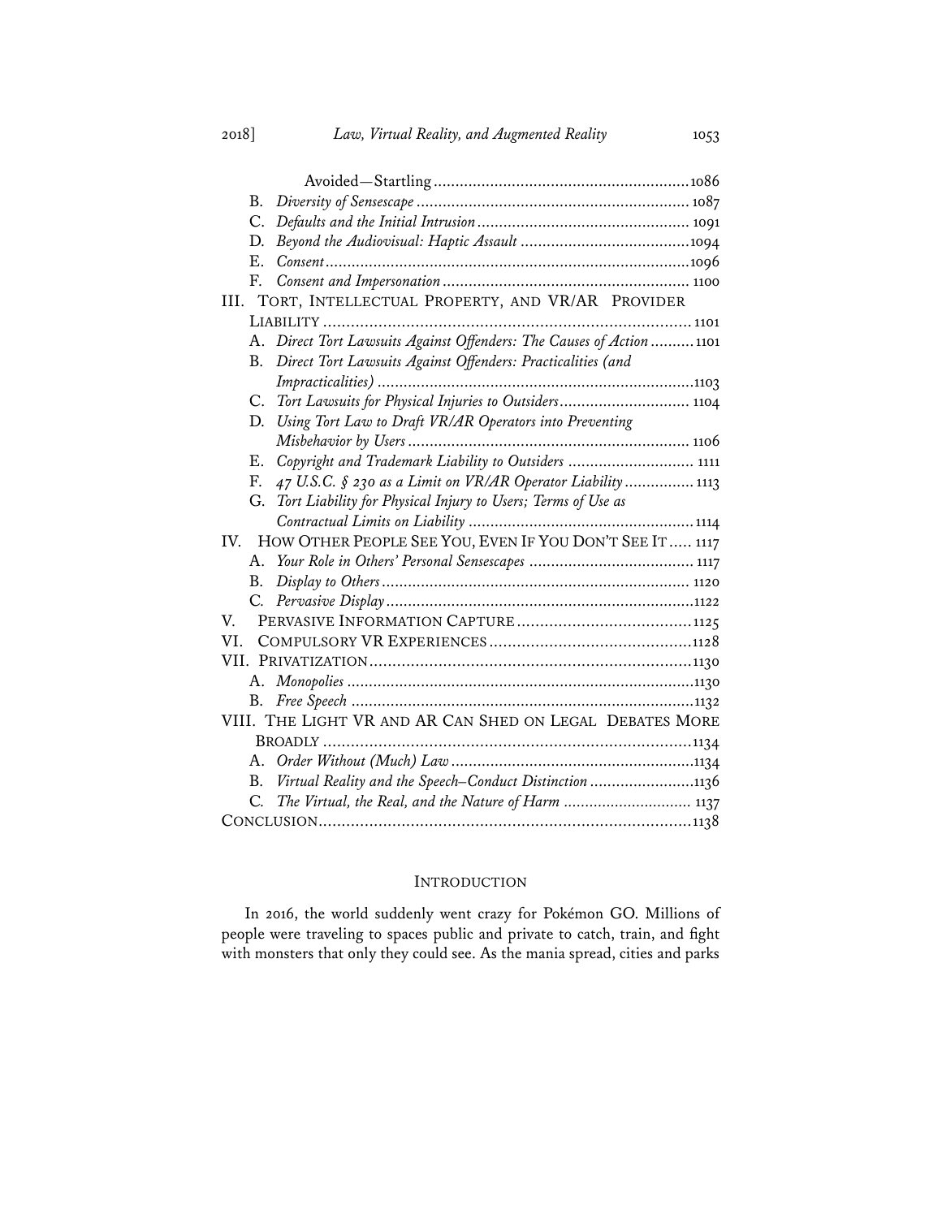Avoided—Startling ........................................................ 1086

B. *Diversity of Sensescape* ........................................................ 1087

C. *Defaults and the Initial Intrusion* ........................................................ 1091

D. *Beyond the Audiovisual: Haptic Assault* ........................................................ 1094

E. *Consent* ........................................................ 1096

F. *Consent and Impersonation* ........................................................ 1100

III. TORT, INTELLECTUAL PROPERTY, AND VR/AR PROVIDER LIABILITY ........................................................ 1101

A. *Direct Tort Lawsuits Against Offenders: The Causes of Action* .......... 1101

B. *Direct Tort Lawsuits Against Offenders: Practicalities (and Impracticalities)* ........................................................ 1103

C. *Tort Lawsuits for Physical Injuries to Outsiders* ........................................................ 1104

D. *Using Tort Law to Draft VR/AR Operators into Preventing Misbehavior by Users* ........................................................ 1106

E. *Copyright and Trademark Liability to Outsiders* ........................................................ 1111

F. *47 U.S.C. § 230 as a Limit on VR/AR Operator Liability* ................ 1113

G. *Tort Liability for Physical Injury to Users; Terms of Use as Contractual Limits on Liability* ........................................................ 1114

IV. HOW OTHER PEOPLE SEE YOU, EVEN IF YOU DON'T SEE IT ..... 1117

A. *Your Role in Others' Personal Sensescapes* ........................................................ 1117

B. *Display to Others* ........................................................ 1120

C. *Pervasive Display* ........................................................ 1122

V. PERVASIVE INFORMATION CAPTURE ........................................................ 1125

VI. COMPULSORY VR EXPERIENCES ........................................................ 1128

VII. PRIVATIZATION ........................................................ 1130

A. *Monopolies* ........................................................ 1130

B. *Free Speech* ........................................................ 1132

VIII. THE LIGHT VR AND AR CAN SHED ON LEGAL DEBATES MORE BROADLY ........................................................ 1134

A. *Order Without (Much) Law* ........................................................ 1134

B. *Virtual Reality and the Speech–Conduct Distinction* ........................ 1136

C. *The Virtual, the Real, and the Nature of Harm* ............................. 1137

CONCLUSION ........................................................ 1138

## INTRODUCTION

In 2016, the world suddenly went crazy for Pokémon GO. Millions of people were traveling to spaces public and private to catch, train, and fight with monsters that only they could see. As the mania spread, cities and parks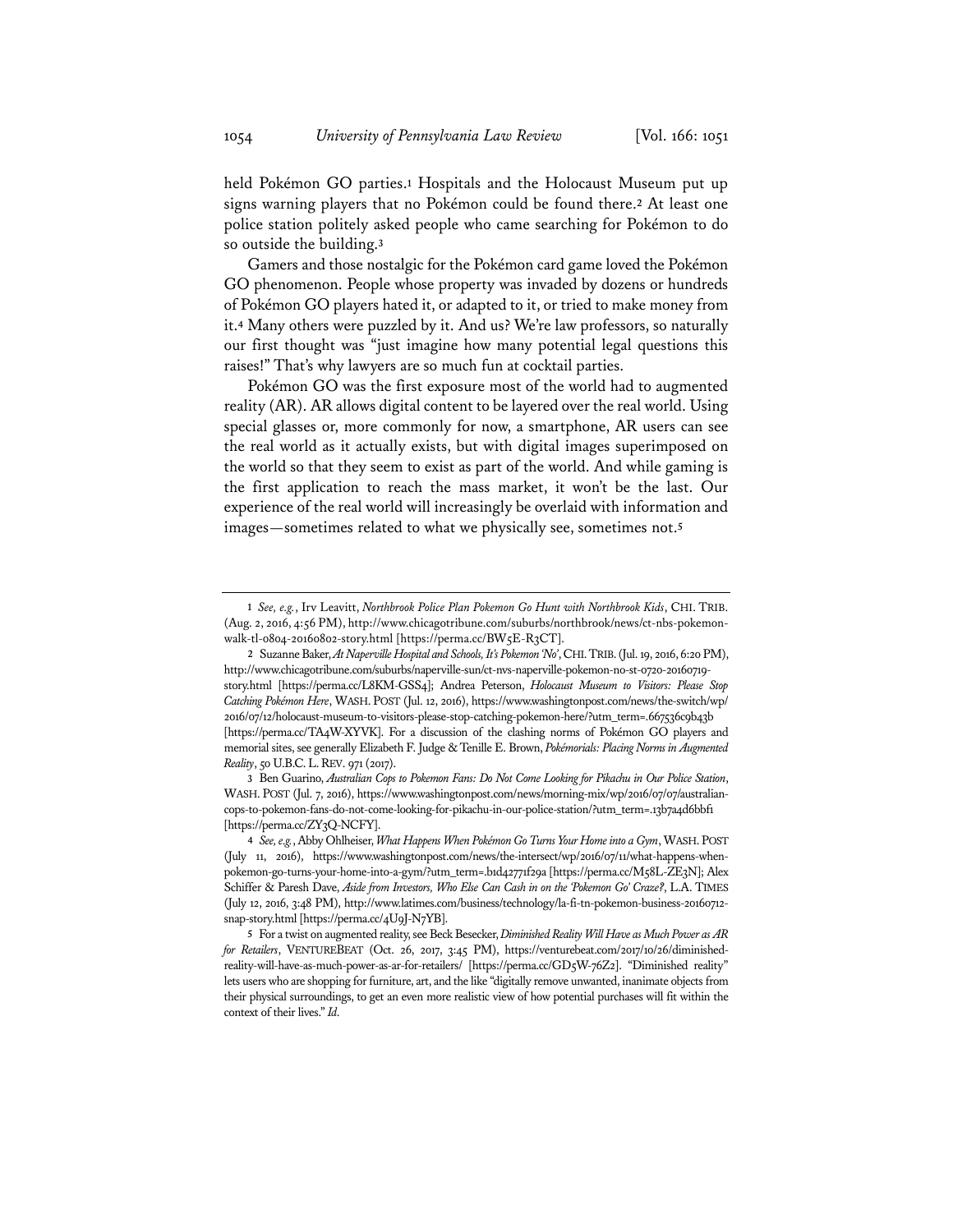held Pokémon GO parties.[1] Hospitals and the Holocaust Museum put up signs warning players that no Pokémon could be found there.[2] At least one police station politely asked people who came searching for Pokémon to do so outside the building.[3]

Gamers and those nostalgic for the Pokémon card game loved the Pokémon GO phenomenon. People whose property was invaded by dozens or hundreds of Pokémon GO players hated it, or adapted to it, or tried to make money from it.[4] Many others were puzzled by it. And us? We're law professors, so naturally our first thought was "just imagine how many potential legal questions this raises!" That's why lawyers are so much fun at cocktail parties.

Pokémon GO was the first exposure most of the world had to augmented reality (AR). AR allows digital content to be layered over the real world. Using special glasses or, more commonly for now, a smartphone, AR users can see the real world as it actually exists, but with digital images superimposed on the world so that they seem to exist as part of the world. And while gaming is the first application to reach the mass market, it won't be the last. Our experience of the real world will increasingly be overlaid with information and images—sometimes related to what we physically see, sometimes not.[5]

---

1 *See, e.g.*, Irv Leavitt, *Northbrook Police Plan Pokemon Go Hunt with Northbrook Kids*, CHI. TRIB. (Aug. 2, 2016, 4:56 PM), http://www.chicagotribune.com/suburbs/northbrook/news/ct-nbs-pokemon-walk-tl-0804-20160802-story.html [https://perma.cc/BW5E-R3CT].

2 Suzanne Baker, *At Naperville Hospital and Schools, It's Pokemon 'No'*, CHI. TRIB. (Jul. 19, 2016, 6:20 PM), http://www.chicagotribune.com/suburbs/naperville-sun/ct-nvs-naperville-pokemon-no-st-0720-20160719-story.html [https://perma.cc/L8KM-GSS4]; Andrea Peterson, *Holocaust Museum to Visitors: Please Stop Catching Pokémon Here*, WASH. POST (Jul. 12, 2016), https://www.washingtonpost.com/news/the-switch/wp/2016/07/12/holocaust-museum-to-visitors-please-stop-catching-pokemon-here/?utm_term=.667536c9b43b [https://perma.cc/TA4W-XYVK]. For a discussion of the clashing norms of Pokémon GO players and memorial sites, see generally Elizabeth F. Judge & Tenille E. Brown, *Pokémorials: Placing Norms in Augmented Reality*, 50 U.B.C. L. REV. 971 (2017).

3 Ben Guarino, *Australian Cops to Pokemon Fans: Do Not Come Looking for Pikachu in Our Police Station*, WASH. POST (Jul. 7, 2016), https://www.washingtonpost.com/news/morning-mix/wp/2016/07/07/australian-cops-to-pokemon-fans-do-not-come-looking-for-pikachu-in-our-police-station/?utm_term=.13b7a4d6bbf1 [https://perma.cc/ZY3Q-NCFY].

4 *See, e.g.*, Abby Ohlheiser, *What Happens When Pokémon Go Turns Your Home into a Gym*, WASH. POST (July 11, 2016), https://www.washingtonpost.com/news/the-intersect/wp/2016/07/11/what-happens-when-pokemon-go-turns-your-home-into-a-gym/?utm_term=.b1d42771f29a [https://perma.cc/M58L-ZE3N]; Alex Schiffer & Paresh Dave, *Aside from Investors, Who Else Can Cash in on the 'Pokemon Go' Craze?*, L.A. TIMES (July 12, 2016, 3:48 PM), http://www.latimes.com/business/technology/la-fi-tn-pokemon-business-20160712-snap-story.html [https://perma.cc/4U9J-N7YB].

5 For a twist on augmented reality, see Beck Besecker, *Diminished Reality Will Have as Much Power as AR for Retailers*, VENTUREBEAT (Oct. 26, 2017, 3:45 PM), https://venturebeat.com/2017/10/26/diminished-reality-will-have-as-much-power-as-ar-for-retailers/ [https://perma.cc/GD5W-76Z2]. "Diminished reality" lets users who are shopping for furniture, art, and the like "digitally remove unwanted, inanimate objects from their physical surroundings, to get an even more realistic view of how potential purchases will fit within the context of their lives." *Id.*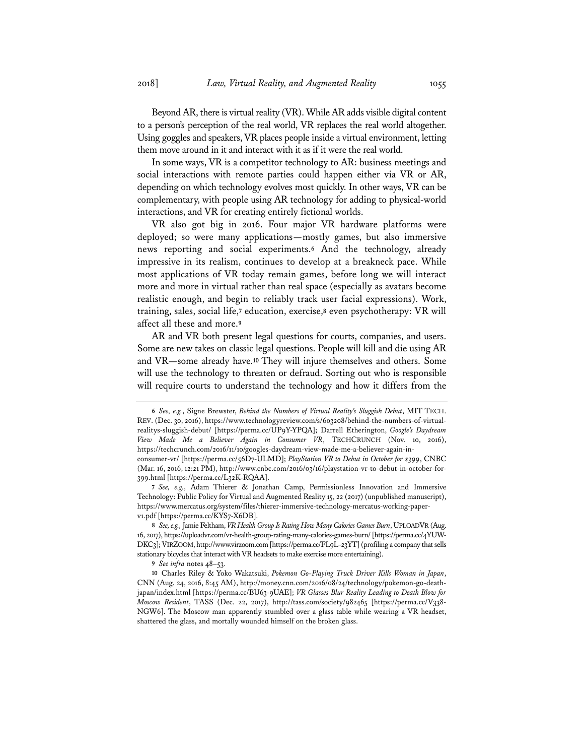Beyond AR, there is virtual reality (VR). While AR adds visible digital content to a person's perception of the real world, VR replaces the real world altogether. Using goggles and speakers, VR places people inside a virtual environment, letting them move around in it and interact with it as if it were the real world.

In some ways, VR is a competitor technology to AR: business meetings and social interactions with remote parties could happen either via VR or AR, depending on which technology evolves most quickly. In other ways, VR can be complementary, with people using AR technology for adding to physical-world interactions, and VR for creating entirely fictional worlds.

VR also got big in 2016. Four major VR hardware platforms were deployed; so were many applications—mostly games, but also immersive news reporting and social experiments.[6] And the technology, already impressive in its realism, continues to develop at a breakneck pace. While most applications of VR today remain games, before long we will interact more and more in virtual rather than real space (especially as avatars become realistic enough, and begin to reliably track user facial expressions). Work, training, sales, social life,[7] education, exercise,[8] even psychotherapy: VR will affect all these and more.[9]

AR and VR both present legal questions for courts, companies, and users. Some are new takes on classic legal questions. People will kill and die using AR and VR—some already have.[10] They will injure themselves and others. Some will use the technology to threaten or defraud. Sorting out who is responsible will require courts to understand the technology and how it differs from the

---

6 *See, e.g.*, Signe Brewster, *Behind the Numbers of Virtual Reality's Sluggish Debut*, MIT TECH. REV. (Dec. 30, 2016), https://www.technologyreview.com/s/603208/behind-the-numbers-of-virtual-realitys-sluggish-debut/ [https://perma.cc/UP9Y-YPQA]; Darrell Etherington, *Google's Daydream View Made Me a Believer Again in Consumer VR*, TECHCRUNCH (Nov. 10, 2016), https://techcrunch.com/2016/11/10/googles-daydream-view-made-me-a-believer-again-in-consumer-vr/ [https://perma.cc/56D7-ULMD]; *PlayStation VR to Debut in October for $399*, CNBC (Mar. 16, 2016, 12:21 PM), http://www.cnbc.com/2016/03/16/playstation-vr-to-debut-in-october-for-399.html [https://perma.cc/L32K-RQAA].

7 *See, e.g.*, Adam Thierer & Jonathan Camp, Permissionless Innovation and Immersive Technology: Public Policy for Virtual and Augmented Reality 15, 22 (2017) (unpublished manuscript), https://www.mercatus.org/system/files/thierer-immersive-technology-mercatus-working-paper-v1.pdf [https://perma.cc/KYS7-X6DB].

8 *See, e.g.*, Jamie Feltham, *VR Health Group Is Rating How Many Calories Games Burn*, UPLOADVR (Aug. 16, 2017), https://uploadvr.com/vr-health-group-rating-many-calories-games-burn/ [https://perma.cc/4YUW-DKC3]; VIRZOOM, http://www.virzoom.com [https://perma.cc/FL9L-23YT] (profiling a company that sells stationary bicycles that interact with VR headsets to make exercise more entertaining).

9 *See infra* notes 48–53.

10 Charles Riley & Yoko Wakatsuki, *Pokemon Go-Playing Truck Driver Kills Woman in Japan*, CNN (Aug. 24, 2016, 8:45 AM), http://money.cnn.com/2016/08/24/technology/pokemon-go-death-japan/index.html [https://perma.cc/BU63-9UAE]; *VR Glasses Blur Reality Leading to Death Blow for Moscow Resident*, TASS (Dec. 22, 2017), http://tass.com/society/982465 [https://perma.cc/V338-NGW6]. The Moscow man apparently stumbled over a glass table while wearing a VR headset, shattered the glass, and mortally wounded himself on the broken glass.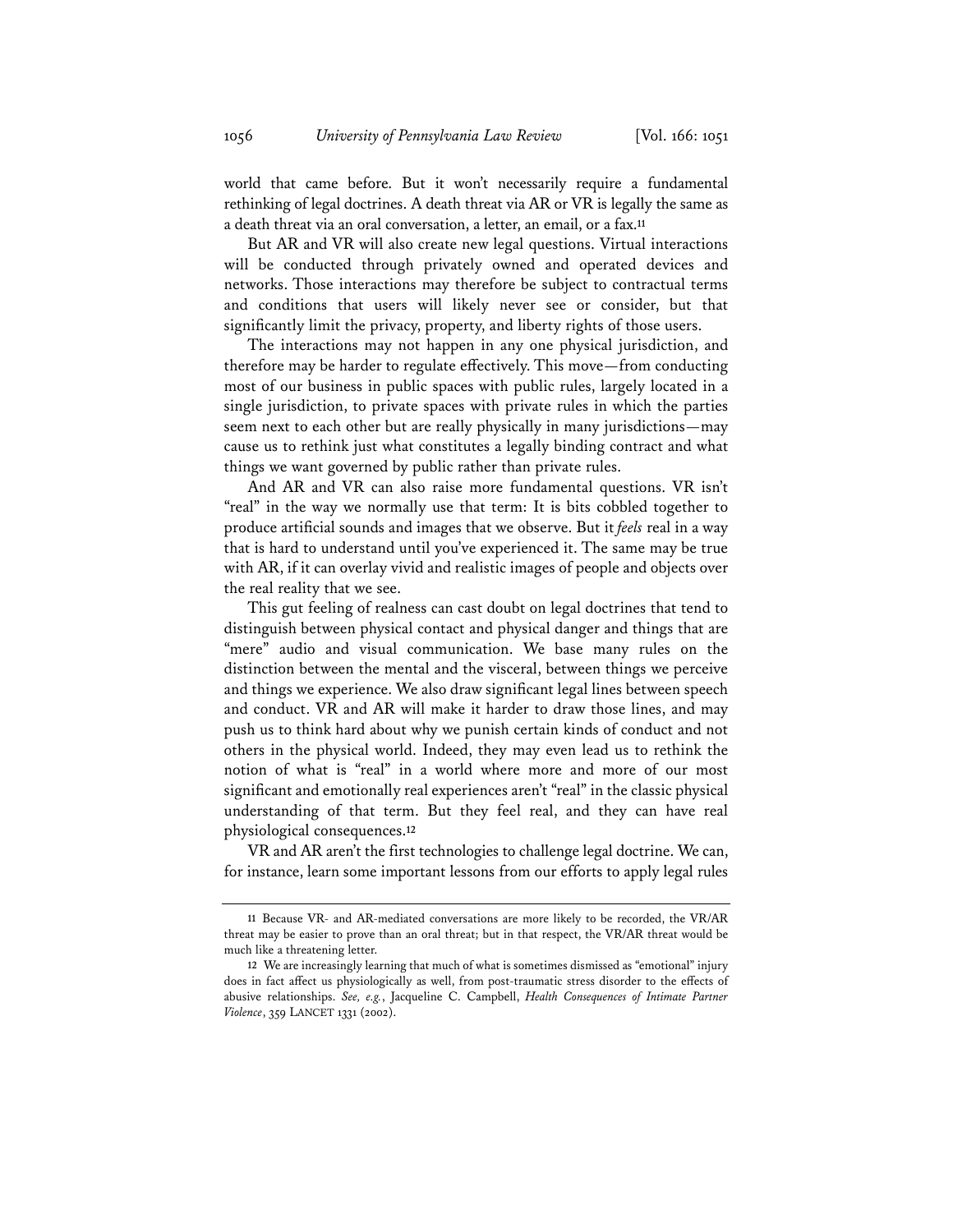world that came before. But it won't necessarily require a fundamental rethinking of legal doctrines. A death threat via AR or VR is legally the same as a death threat via an oral conversation, a letter, an email, or a fax.[11]

But AR and VR will also create new legal questions. Virtual interactions will be conducted through privately owned and operated devices and networks. Those interactions may therefore be subject to contractual terms and conditions that users will likely never see or consider, but that significantly limit the privacy, property, and liberty rights of those users.

The interactions may not happen in any one physical jurisdiction, and therefore may be harder to regulate effectively. This move—from conducting most of our business in public spaces with public rules, largely located in a single jurisdiction, to private spaces with private rules in which the parties seem next to each other but are really physically in many jurisdictions—may cause us to rethink just what constitutes a legally binding contract and what things we want governed by public rather than private rules.

And AR and VR can also raise more fundamental questions. VR isn't "real" in the way we normally use that term: It is bits cobbled together to produce artificial sounds and images that we observe. But it *feels* real in a way that is hard to understand until you've experienced it. The same may be true with AR, if it can overlay vivid and realistic images of people and objects over the real reality that we see.

This gut feeling of realness can cast doubt on legal doctrines that tend to distinguish between physical contact and physical danger and things that are "mere" audio and visual communication. We base many rules on the distinction between the mental and the visceral, between things we perceive and things we experience. We also draw significant legal lines between speech and conduct. VR and AR will make it harder to draw those lines, and may push us to think hard about why we punish certain kinds of conduct and not others in the physical world. Indeed, they may even lead us to rethink the notion of what is "real" in a world where more and more of our most significant and emotionally real experiences aren't "real" in the classic physical understanding of that term. But they feel real, and they can have real physiological consequences.[12]

VR and AR aren't the first technologies to challenge legal doctrine. We can, for instance, learn some important lessons from our efforts to apply legal rules

---

[11] Because VR- and AR-mediated conversations are more likely to be recorded, the VR/AR threat may be easier to prove than an oral threat; but in that respect, the VR/AR threat would be much like a threatening letter.

[12] We are increasingly learning that much of what is sometimes dismissed as "emotional" injury does in fact affect us physiologically as well, from post-traumatic stress disorder to the effects of abusive relationships. *See, e.g.*, Jacqueline C. Campbell, *Health Consequences of Intimate Partner Violence*, 359 LANCET 1331 (2002).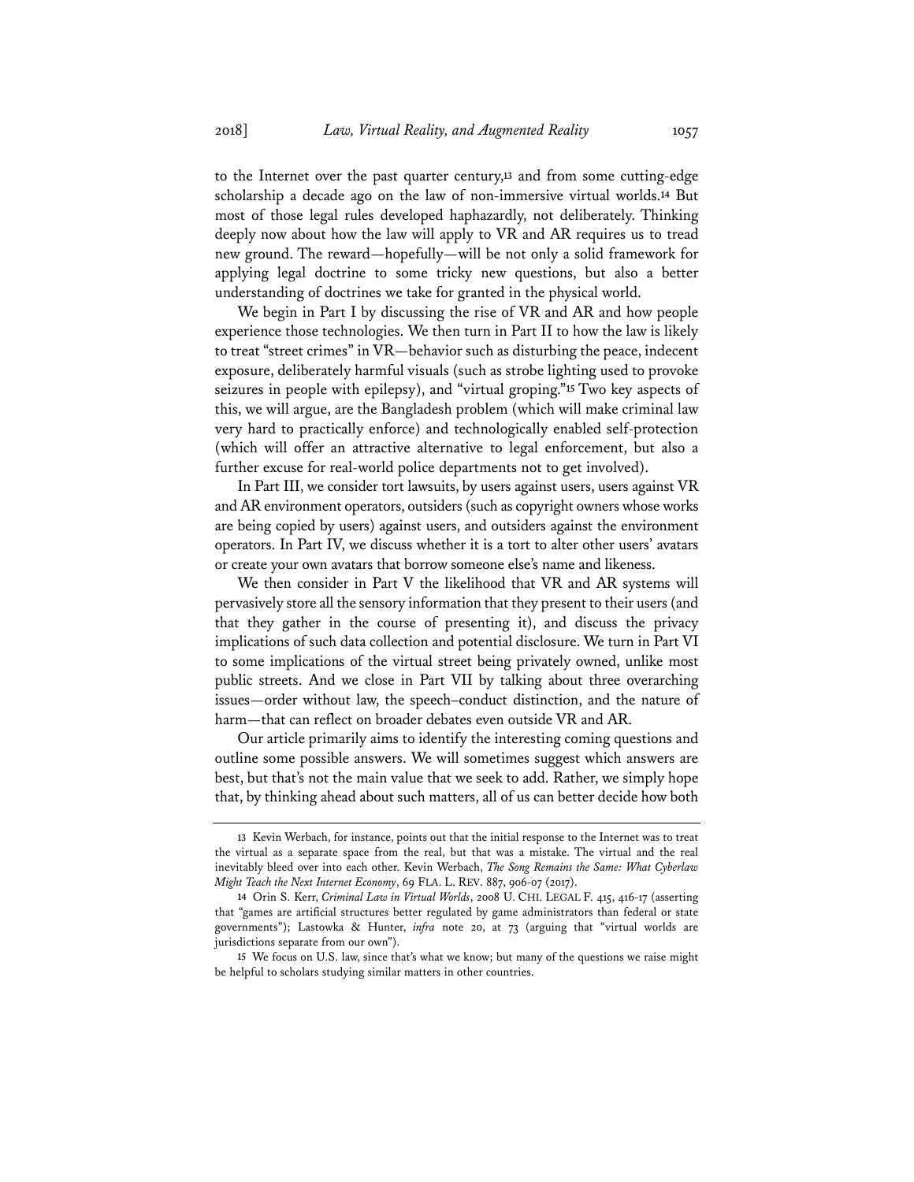to the Internet over the past quarter century,[13] and from some cutting-edge scholarship a decade ago on the law of non-immersive virtual worlds.[14] But most of those legal rules developed haphazardly, not deliberately. Thinking deeply now about how the law will apply to VR and AR requires us to tread new ground. The reward—hopefully—will be not only a solid framework for applying legal doctrine to some tricky new questions, but also a better understanding of doctrines we take for granted in the physical world.

We begin in Part I by discussing the rise of VR and AR and how people experience those technologies. We then turn in Part II to how the law is likely to treat "street crimes" in VR—behavior such as disturbing the peace, indecent exposure, deliberately harmful visuals (such as strobe lighting used to provoke seizures in people with epilepsy), and "virtual groping."[15] Two key aspects of this, we will argue, are the Bangladesh problem (which will make criminal law very hard to practically enforce) and technologically enabled self-protection (which will offer an attractive alternative to legal enforcement, but also a further excuse for real-world police departments not to get involved).

In Part III, we consider tort lawsuits, by users against users, users against VR and AR environment operators, outsiders (such as copyright owners whose works are being copied by users) against users, and outsiders against the environment operators. In Part IV, we discuss whether it is a tort to alter other users' avatars or create your own avatars that borrow someone else's name and likeness.

We then consider in Part V the likelihood that VR and AR systems will pervasively store all the sensory information that they present to their users (and that they gather in the course of presenting it), and discuss the privacy implications of such data collection and potential disclosure. We turn in Part VI to some implications of the virtual street being privately owned, unlike most public streets. And we close in Part VII by talking about three overarching issues—order without law, the speech–conduct distinction, and the nature of harm—that can reflect on broader debates even outside VR and AR.

Our article primarily aims to identify the interesting coming questions and outline some possible answers. We will sometimes suggest which answers are best, but that's not the main value that we seek to add. Rather, we simply hope that, by thinking ahead about such matters, all of us can better decide how both

---

13 Kevin Werbach, for instance, points out that the initial response to the Internet was to treat the virtual as a separate space from the real, but that was a mistake. The virtual and the real inevitably bleed over into each other. Kevin Werbach, *The Song Remains the Same: What Cyberlaw Might Teach the Next Internet Economy*, 69 FLA. L. REV. 887, 906-07 (2017).

14 Orin S. Kerr, *Criminal Law in Virtual Worlds*, 2008 U. CHI. LEGAL F. 415, 416-17 (asserting that "games are artificial structures better regulated by game administrators than federal or state governments"); Lastowka & Hunter, *infra* note 20, at 73 (arguing that "virtual worlds are jurisdictions separate from our own").

15 We focus on U.S. law, since that's what we know; but many of the questions we raise might be helpful to scholars studying similar matters in other countries.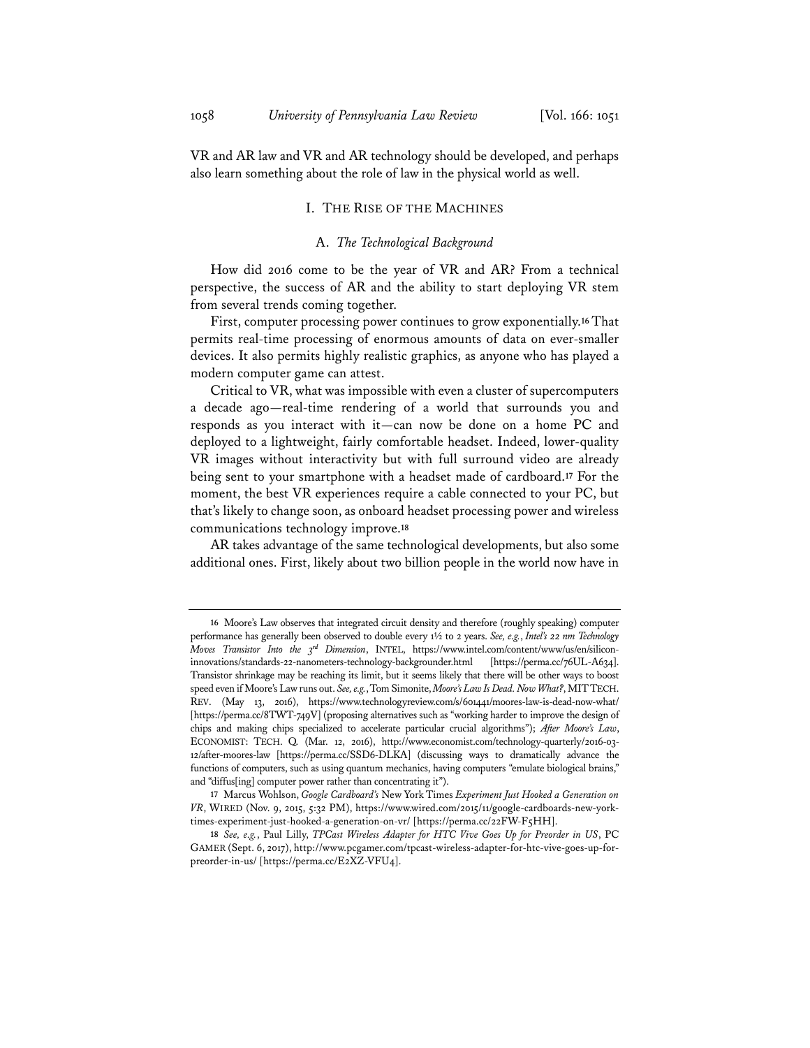VR and AR law and VR and AR technology should be developed, and perhaps also learn something about the role of law in the physical world as well.

## I. The Rise of the Machines

### A. *The Technological Background*

How did 2016 come to be the year of VR and AR? From a technical perspective, the success of AR and the ability to start deploying VR stem from several trends coming together.

First, computer processing power continues to grow exponentially.[16] That permits real-time processing of enormous amounts of data on ever-smaller devices. It also permits highly realistic graphics, as anyone who has played a modern computer game can attest.

Critical to VR, what was impossible with even a cluster of supercomputers a decade ago—real-time rendering of a world that surrounds you and responds as you interact with it—can now be done on a home PC and deployed to a lightweight, fairly comfortable headset. Indeed, lower-quality VR images without interactivity but with full surround video are already being sent to your smartphone with a headset made of cardboard.[17] For the moment, the best VR experiences require a cable connected to your PC, but that's likely to change soon, as onboard headset processing power and wireless communications technology improve.[18]

AR takes advantage of the same technological developments, but also some additional ones. First, likely about two billion people in the world now have in

---

[16] Moore's Law observes that integrated circuit density and therefore (roughly speaking) computer performance has generally been observed to double every 1½ to 2 years. *See, e.g.*, *Intel's 22 nm Technology Moves Transistor Into the 3rd Dimension*, INTEL, https://www.intel.com/content/www/us/en/silicon-innovations/standards-22-nanometers-technology-backgrounder.html [https://perma.cc/76UL-A634]. Transistor shrinkage may be reaching its limit, but it seems likely that there will be other ways to boost speed even if Moore's Law runs out. *See, e.g.*, Tom Simonite, *Moore's Law Is Dead. Now What?*, MIT TECH. REV. (May 13, 2016), https://www.technologyreview.com/s/601441/moores-law-is-dead-now-what/ [https://perma.cc/8TWT-749V] (proposing alternatives such as "working harder to improve the design of chips and making chips specialized to accelerate particular crucial algorithms"); *After Moore's Law*, ECONOMIST: TECH. Q. (Mar. 12, 2016), http://www.economist.com/technology-quarterly/2016-03-12/after-moores-law [https://perma.cc/SSD6-DLKA] (discussing ways to dramatically advance the functions of computers, such as using quantum mechanics, having computers "emulate biological brains," and "diffus[ing] computer power rather than concentrating it").

[17] Marcus Wohlson, *Google Cardboard's* New York Times *Experiment Just Hooked a Generation on VR*, WIRED (Nov. 9, 2015, 5:32 PM), https://www.wired.com/2015/11/google-cardboards-new-york-times-experiment-just-hooked-a-generation-on-vr/ [https://perma.cc/22FW-F5HH].

[18] *See, e.g.*, Paul Lilly, *TPCast Wireless Adapter for HTC Vive Goes Up for Preorder in US*, PC GAMER (Sept. 6, 2017), http://www.pcgamer.com/tpcast-wireless-adapter-for-htc-vive-goes-up-for-preorder-in-us/ [https://perma.cc/E2XZ-VFU4].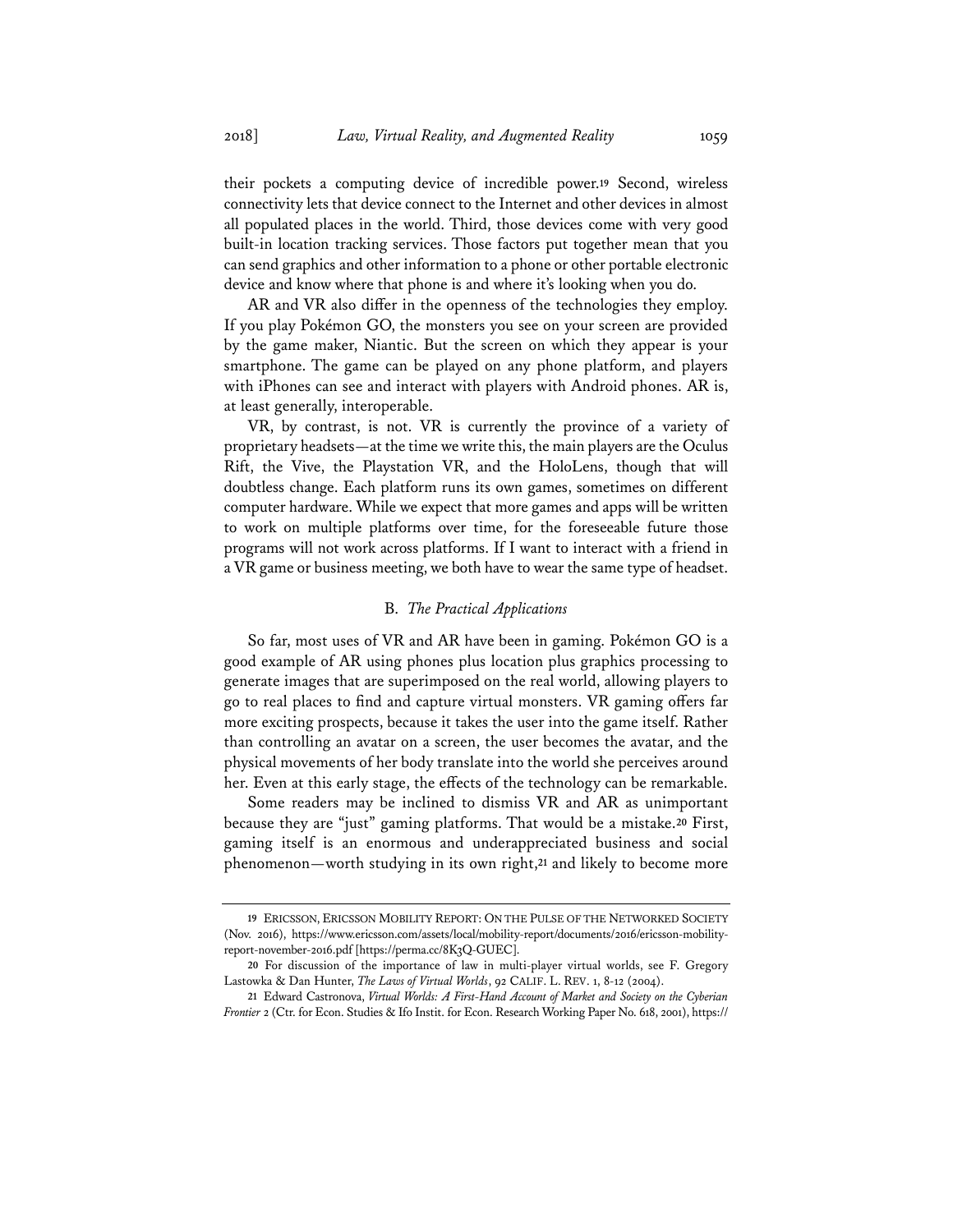their pockets a computing device of incredible power.[19] Second, wireless connectivity lets that device connect to the Internet and other devices in almost all populated places in the world. Third, those devices come with very good built-in location tracking services. Those factors put together mean that you can send graphics and other information to a phone or other portable electronic device and know where that phone is and where it's looking when you do.

AR and VR also differ in the openness of the technologies they employ. If you play Pokémon GO, the monsters you see on your screen are provided by the game maker, Niantic. But the screen on which they appear is your smartphone. The game can be played on any phone platform, and players with iPhones can see and interact with players with Android phones. AR is, at least generally, interoperable.

VR, by contrast, is not. VR is currently the province of a variety of proprietary headsets—at the time we write this, the main players are the Oculus Rift, the Vive, the Playstation VR, and the HoloLens, though that will doubtless change. Each platform runs its own games, sometimes on different computer hardware. While we expect that more games and apps will be written to work on multiple platforms over time, for the foreseeable future those programs will not work across platforms. If I want to interact with a friend in a VR game or business meeting, we both have to wear the same type of headset.

### B. *The Practical Applications*

So far, most uses of VR and AR have been in gaming. Pokémon GO is a good example of AR using phones plus location plus graphics processing to generate images that are superimposed on the real world, allowing players to go to real places to find and capture virtual monsters. VR gaming offers far more exciting prospects, because it takes the user into the game itself. Rather than controlling an avatar on a screen, the user becomes the avatar, and the physical movements of her body translate into the world she perceives around her. Even at this early stage, the effects of the technology can be remarkable.

Some readers may be inclined to dismiss VR and AR as unimportant because they are "just" gaming platforms. That would be a mistake.[20] First, gaming itself is an enormous and underappreciated business and social phenomenon—worth studying in its own right,[21] and likely to become more

---

19 ERICSSON, ERICSSON MOBILITY REPORT: ON THE PULSE OF THE NETWORKED SOCIETY (Nov. 2016), https://www.ericsson.com/assets/local/mobility-report/documents/2016/ericsson-mobility-report-november-2016.pdf [https://perma.cc/8K3Q-GUEC].

20 For discussion of the importance of law in multi-player virtual worlds, see F. Gregory Lastowka & Dan Hunter, *The Laws of Virtual Worlds*, 92 CALIF. L. REV. 1, 8-12 (2004).

21 Edward Castronova, *Virtual Worlds: A First-Hand Account of Market and Society on the Cyberian Frontier* 2 (Ctr. for Econ. Studies & Ifo Instit. for Econ. Research Working Paper No. 618, 2001), https://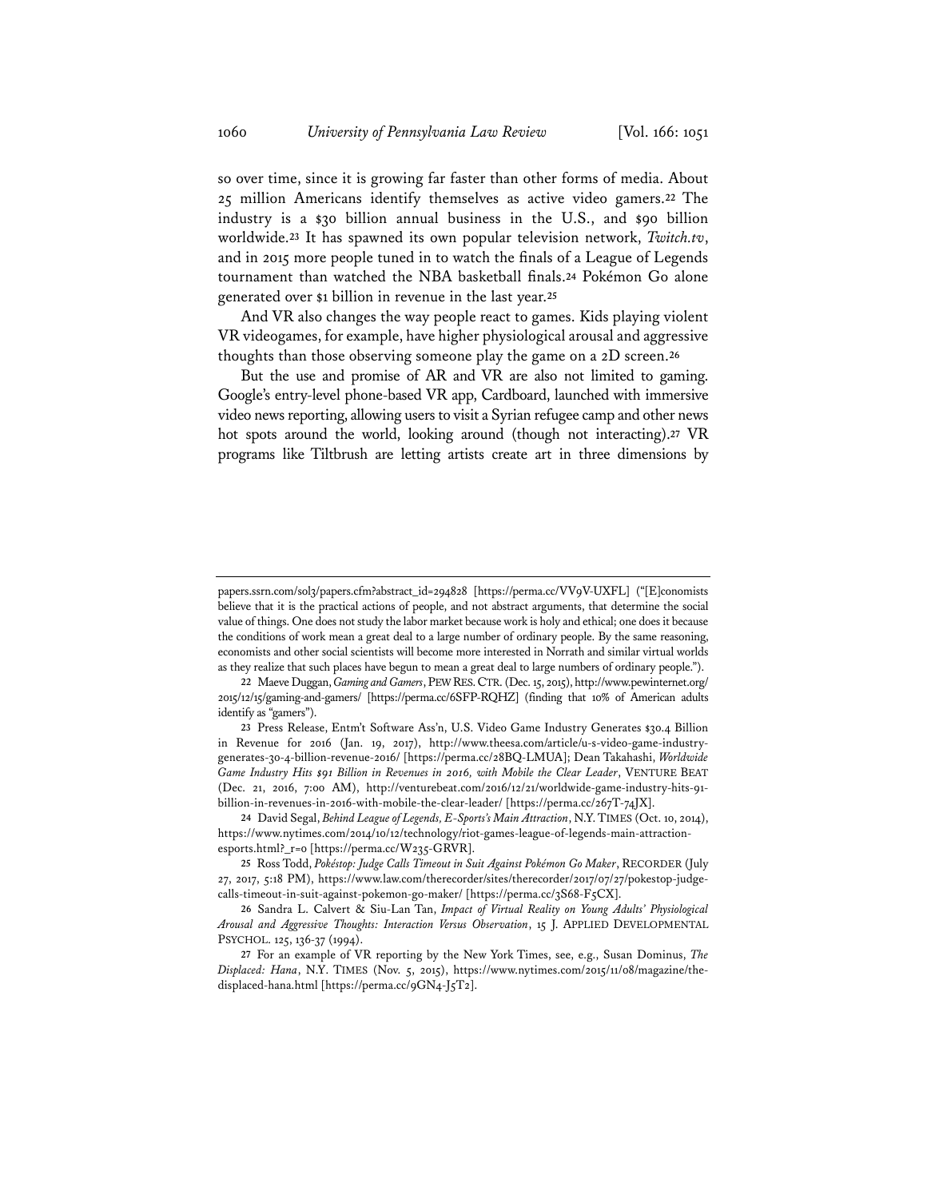so over time, since it is growing far faster than other forms of media. About 25 million Americans identify themselves as active video gamers.[22] The industry is a $30 billion annual business in the U.S., and $90 billion worldwide.[23] It has spawned its own popular television network, *Twitch.tv*, and in 2015 more people tuned in to watch the finals of a League of Legends tournament than watched the NBA basketball finals.[24] Pokémon Go alone generated over $1 billion in revenue in the last year.[25]

And VR also changes the way people react to games. Kids playing violent VR videogames, for example, have higher physiological arousal and aggressive thoughts than those observing someone play the game on a 2D screen.[26]

But the use and promise of AR and VR are also not limited to gaming. Google's entry-level phone-based VR app, Cardboard, launched with immersive video news reporting, allowing users to visit a Syrian refugee camp and other news hot spots around the world, looking around (though not interacting).[27] VR programs like Tiltbrush are letting artists create art in three dimensions by

---

papers.ssrn.com/sol3/papers.cfm?abstract_id=294828 [https://perma.cc/VV9V-UXFL] ("[E]conomists believe that it is the practical actions of people, and not abstract arguments, that determine the social value of things. One does not study the labor market because work is holy and ethical; one does it because the conditions of work mean a great deal to a large number of ordinary people. By the same reasoning, economists and other social scientists will become more interested in Norrath and similar virtual worlds as they realize that such places have begun to mean a great deal to large numbers of ordinary people.").

22 Maeve Duggan, *Gaming and Gamers*, PEW RES. CTR. (Dec. 15, 2015), http://www.pewinternet.org/2015/12/15/gaming-and-gamers/ [https://perma.cc/6SFP-RQHZ] (finding that 10% of American adults identify as "gamers").

23 Press Release, Entm't Software Ass'n, U.S. Video Game Industry Generates $30.4 Billion in Revenue for 2016 (Jan. 19, 2017), http://www.theesa.com/article/u-s-video-game-industry-generates-30-4-billion-revenue-2016/ [https://perma.cc/28BQ-LMUA]; Dean Takahashi, *Worldwide Game Industry Hits $91 Billion in Revenues in 2016, with Mobile the Clear Leader*, VENTURE BEAT (Dec. 21, 2016, 7:00 AM), http://venturebeat.com/2016/12/21/worldwide-game-industry-hits-91-billion-in-revenues-in-2016-with-mobile-the-clear-leader/ [https://perma.cc/267T-74JX].

24 David Segal, *Behind League of Legends, E-Sports's Main Attraction*, N.Y. TIMES (Oct. 10, 2014), https://www.nytimes.com/2014/10/12/technology/riot-games-league-of-legends-main-attraction-esports.html?_r=0 [https://perma.cc/W235-GRVR].

25 Ross Todd, *Pokéstop: Judge Calls Timeout in Suit Against Pokémon Go Maker*, RECORDER (July 27, 2017, 5:18 PM), https://www.law.com/therecorder/sites/therecorder/2017/07/27/pokestop-judge-calls-timeout-in-suit-against-pokemon-go-maker/ [https://perma.cc/3S68-F5CX].

26 Sandra L. Calvert & Siu-Lan Tan, *Impact of Virtual Reality on Young Adults' Physiological Arousal and Aggressive Thoughts: Interaction Versus Observation*, 15 J. APPLIED DEVELOPMENTAL PSYCHOL. 125, 136-37 (1994).

27 For an example of VR reporting by the New York Times, see, e.g., Susan Dominus, *The Displaced: Hana*, N.Y. TIMES (Nov. 5, 2015), https://www.nytimes.com/2015/11/08/magazine/the-displaced-hana.html [https://perma.cc/9GN4-J5T2].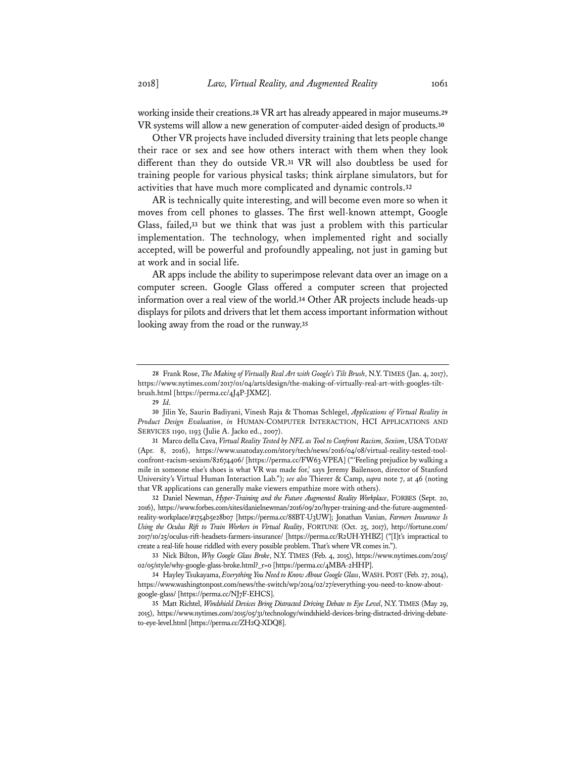working inside their creations.[28] VR art has already appeared in major museums.[29] VR systems will allow a new generation of computer-aided design of products.[30]

Other VR projects have included diversity training that lets people change their race or sex and see how others interact with them when they look different than they do outside VR.[31] VR will also doubtless be used for training people for various physical tasks; think airplane simulators, but for activities that have much more complicated and dynamic controls.[32]

AR is technically quite interesting, and will become even more so when it moves from cell phones to glasses. The first well-known attempt, Google Glass, failed,[33] but we think that was just a problem with this particular implementation. The technology, when implemented right and socially accepted, will be powerful and profoundly appealing, not just in gaming but at work and in social life.

AR apps include the ability to superimpose relevant data over an image on a computer screen. Google Glass offered a computer screen that projected information over a real view of the world.[34] Other AR projects include heads-up displays for pilots and drivers that let them access important information without looking away from the road or the runway.[35]

---

28 Frank Rose, *The Making of Virtually Real Art with Google's Tilt Brush*, N.Y. TIMES (Jan. 4, 2017), https://www.nytimes.com/2017/01/04/arts/design/the-making-of-virtually-real-art-with-googles-tilt-brush.html [https://perma.cc/4J4P-JXMZ].

29 *Id.*

30 Jilin Ye, Saurin Badiyani, Vinesh Raja & Thomas Schlegel, *Applications of Virtual Reality in Product Design Evaluation*, *in* HUMAN-COMPUTER INTERACTION, HCI APPLICATIONS AND SERVICES 1190, 1193 (Julie A. Jacko ed., 2007).

31 Marco della Cava, *Virtual Reality Tested by NFL as Tool to Confront Racism, Sexism*, USA TODAY (Apr. 8, 2016), https://www.usatoday.com/story/tech/news/2016/04/08/virtual-reality-tested-tool-confront-racism-sexism/82674406/ [https://perma.cc/FW63-VPEA] ("'Feeling prejudice by walking a mile in someone else's shoes is what VR was made for,' says Jeremy Bailenson, director of Stanford University's Virtual Human Interaction Lab."); *see also* Thierer & Camp, *supra* note 7, at 46 (noting that VR applications can generally make viewers empathize more with others).

32 Daniel Newman, *Hyper-Training and the Future Augmented Reality Workplace*, FORBES (Sept. 20, 2016), https://www.forbes.com/sites/danielnewman/2016/09/20/hyper-training-and-the-future-augmented-reality-workplace/#1754b5e28b07 [https://perma.cc/88BT-U3UW]; Jonathan Vanian, *Farmers Insurance Is Using the Oculus Rift to Train Workers in Virtual Reality*, FORTUNE (Oct. 25, 2017), http://fortune.com/2017/10/25/oculus-rift-headsets-farmers-insurance/ [https://perma.cc/R2UH-YHBZ] ("[I]t's impractical to create a real-life house riddled with every possible problem. That's where VR comes in.").

33 Nick Bilton, *Why Google Glass Broke*, N.Y. TIMES (Feb. 4, 2015), https://www.nytimes.com/2015/02/05/style/why-google-glass-broke.html?_r=0 [https://perma.cc/4MBA-2HHP].

34 Hayley Tsukayama, *Everything You Need to Know About Google Glass*, WASH. POST (Feb. 27, 2014), https://www.washingtonpost.com/news/the-switch/wp/2014/02/27/everything-you-need-to-know-about-google-glass/ [https://perma.cc/NJ7F-EHCS].

35 Matt Richtel, *Windshield Devices Bring Distracted Driving Debate to Eye Level*, N.Y. TIMES (May 29, 2015), https://www.nytimes.com/2015/05/31/technology/windshield-devices-bring-distracted-driving-debate-to-eye-level.html [https://perma.cc/ZH2Q-XDQ8].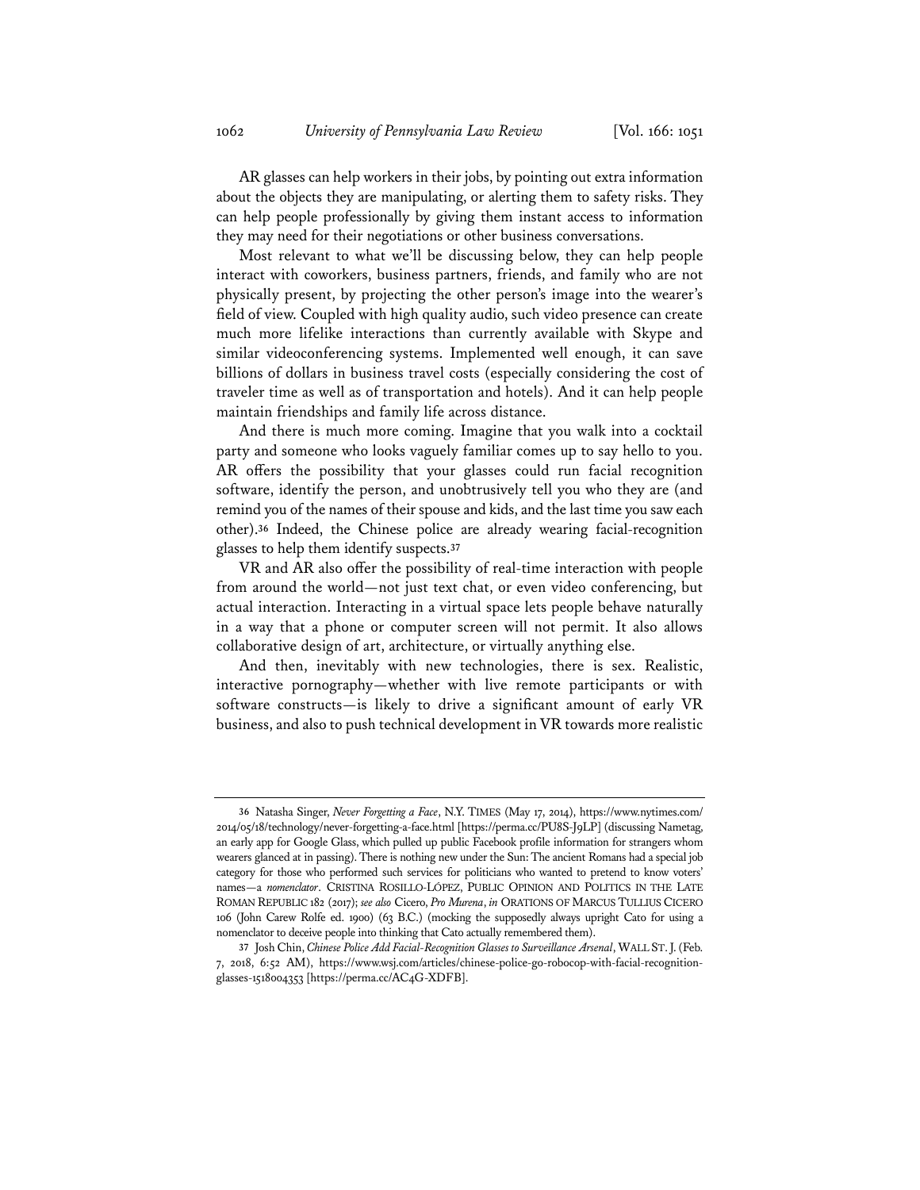AR glasses can help workers in their jobs, by pointing out extra information about the objects they are manipulating, or alerting them to safety risks. They can help people professionally by giving them instant access to information they may need for their negotiations or other business conversations.

Most relevant to what we'll be discussing below, they can help people interact with coworkers, business partners, friends, and family who are not physically present, by projecting the other person's image into the wearer's field of view. Coupled with high quality audio, such video presence can create much more lifelike interactions than currently available with Skype and similar videoconferencing systems. Implemented well enough, it can save billions of dollars in business travel costs (especially considering the cost of traveler time as well as of transportation and hotels). And it can help people maintain friendships and family life across distance.

And there is much more coming. Imagine that you walk into a cocktail party and someone who looks vaguely familiar comes up to say hello to you. AR offers the possibility that your glasses could run facial recognition software, identify the person, and unobtrusively tell you who they are (and remind you of the names of their spouse and kids, and the last time you saw each other).[36] Indeed, the Chinese police are already wearing facial-recognition glasses to help them identify suspects.[37]

VR and AR also offer the possibility of real-time interaction with people from around the world—not just text chat, or even video conferencing, but actual interaction. Interacting in a virtual space lets people behave naturally in a way that a phone or computer screen will not permit. It also allows collaborative design of art, architecture, or virtually anything else.

And then, inevitably with new technologies, there is sex. Realistic, interactive pornography—whether with live remote participants or with software constructs—is likely to drive a significant amount of early VR business, and also to push technical development in VR towards more realistic

---

36 Natasha Singer, *Never Forgetting a Face*, N.Y. TIMES (May 17, 2014), https://www.nytimes.com/2014/05/18/technology/never-forgetting-a-face.html [https://perma.cc/PU8S-J9LP] (discussing Nametag, an early app for Google Glass, which pulled up public Facebook profile information for strangers whom wearers glanced at in passing). There is nothing new under the Sun: The ancient Romans had a special job category for those who performed such services for politicians who wanted to pretend to know voters' names—a *nomenclator*. CRISTINA ROSILLO-LÓPEZ, PUBLIC OPINION AND POLITICS IN THE LATE ROMAN REPUBLIC 182 (2017); *see also* Cicero, *Pro Murena*, *in* ORATIONS OF MARCUS TULLIUS CICERO 106 (John Carew Rolfe ed. 1900) (63 B.C.) (mocking the supposedly always upright Cato for using a nomenclator to deceive people into thinking that Cato actually remembered them).

37 Josh Chin, *Chinese Police Add Facial-Recognition Glasses to Surveillance Arsenal*, WALL ST. J. (Feb. 7, 2018, 6:52 AM), https://www.wsj.com/articles/chinese-police-go-robocop-with-facial-recognition-glasses-1518004353 [https://perma.cc/AC4G-XDFB].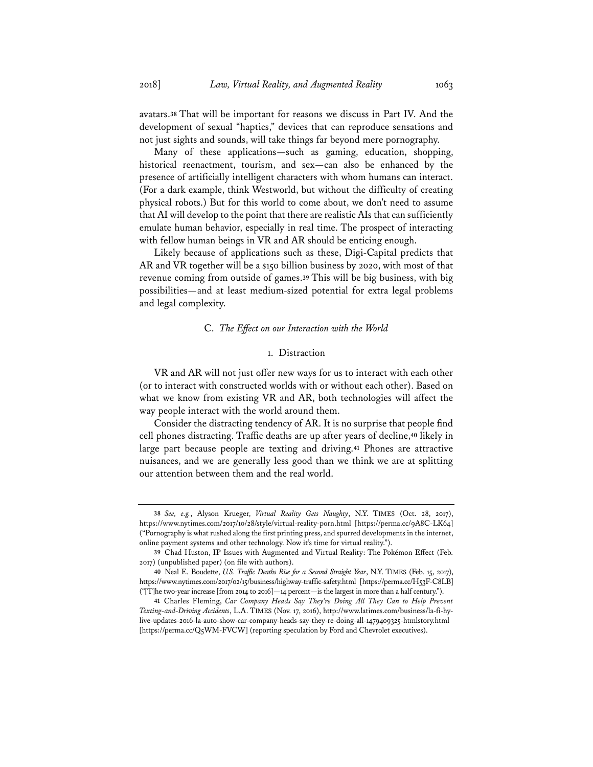avatars.[38] That will be important for reasons we discuss in Part IV. And the development of sexual "haptics," devices that can reproduce sensations and not just sights and sounds, will take things far beyond mere pornography.

Many of these applications—such as gaming, education, shopping, historical reenactment, tourism, and sex—can also be enhanced by the presence of artificially intelligent characters with whom humans can interact. (For a dark example, think Westworld, but without the difficulty of creating physical robots.) But for this world to come about, we don't need to assume that AI will develop to the point that there are realistic AIs that can sufficiently emulate human behavior, especially in real time. The prospect of interacting with fellow human beings in VR and AR should be enticing enough.

Likely because of applications such as these, Digi-Capital predicts that AR and VR together will be a $150 billion business by 2020, with most of that revenue coming from outside of games.[39] This will be big business, with big possibilities—and at least medium-sized potential for extra legal problems and legal complexity.

### C. *The Effect on our Interaction with the World*

#### 1. Distraction

VR and AR will not just offer new ways for us to interact with each other (or to interact with constructed worlds with or without each other). Based on what we know from existing VR and AR, both technologies will affect the way people interact with the world around them.

Consider the distracting tendency of AR. It is no surprise that people find cell phones distracting. Traffic deaths are up after years of decline,[40] likely in large part because people are texting and driving.[41] Phones are attractive nuisances, and we are generally less good than we think we are at splitting our attention between them and the real world.

---

[38] *See, e.g.*, Alyson Krueger, *Virtual Reality Gets Naughty*, N.Y. TIMES (Oct. 28, 2017), https://www.nytimes.com/2017/10/28/style/virtual-reality-porn.html [https://perma.cc/9A8C-LK64] ("Pornography is what rushed along the first printing press, and spurred developments in the internet, online payment systems and other technology. Now it's time for virtual reality.").

[39] Chad Huston, IP Issues with Augmented and Virtual Reality: The Pokémon Effect (Feb. 2017) (unpublished paper) (on file with authors).

[40] Neal E. Boudette, *U.S. Traffic Deaths Rise for a Second Straight Year*, N.Y. TIMES (Feb. 15, 2017), https://www.nytimes.com/2017/02/15/business/highway-traffic-safety.html [https://perma.cc/H53F-C8LB] ("[T]he two-year increase [from 2014 to 2016]—14 percent—is the largest in more than a half century.").

[41] Charles Fleming, *Car Company Heads Say They're Doing All They Can to Help Prevent Texting-and-Driving Accidents*, L.A. TIMES (Nov. 17, 2016), http://www.latimes.com/business/la-fi-hy-live-updates-2016-la-auto-show-car-company-heads-say-they-re-doing-all-1479409325-htmlstory.html [https://perma.cc/Q5WM-FVCW] (reporting speculation by Ford and Chevrolet executives).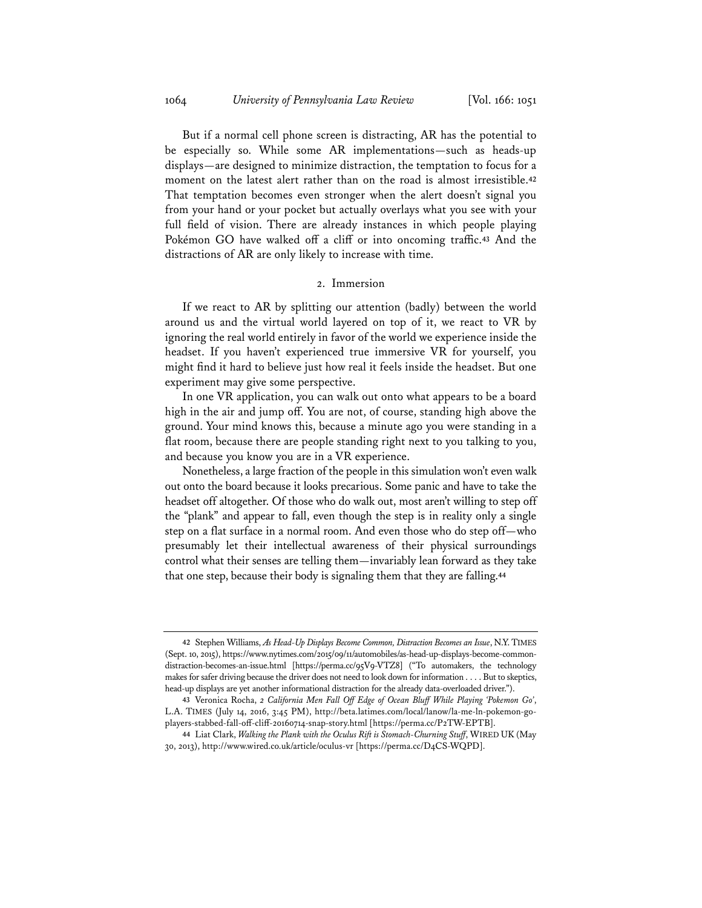But if a normal cell phone screen is distracting, AR has the potential to be especially so. While some AR implementations—such as heads-up displays—are designed to minimize distraction, the temptation to focus for a moment on the latest alert rather than on the road is almost irresistible.[42] That temptation becomes even stronger when the alert doesn't signal you from your hand or your pocket but actually overlays what you see with your full field of vision. There are already instances in which people playing Pokémon GO have walked off a cliff or into oncoming traffic.[43] And the distractions of AR are only likely to increase with time.

### 2. Immersion

If we react to AR by splitting our attention (badly) between the world around us and the virtual world layered on top of it, we react to VR by ignoring the real world entirely in favor of the world we experience inside the headset. If you haven't experienced true immersive VR for yourself, you might find it hard to believe just how real it feels inside the headset. But one experiment may give some perspective.

In one VR application, you can walk out onto what appears to be a board high in the air and jump off. You are not, of course, standing high above the ground. Your mind knows this, because a minute ago you were standing in a flat room, because there are people standing right next to you talking to you, and because you know you are in a VR experience.

Nonetheless, a large fraction of the people in this simulation won't even walk out onto the board because it looks precarious. Some panic and have to take the headset off altogether. Of those who do walk out, most aren't willing to step off the "plank" and appear to fall, even though the step is in reality only a single step on a flat surface in a normal room. And even those who do step off—who presumably let their intellectual awareness of their physical surroundings control what their senses are telling them—invariably lean forward as they take that one step, because their body is signaling them that they are falling.[44]

---

[42] Stephen Williams, *As Head-Up Displays Become Common, Distraction Becomes an Issue*, N.Y. TIMES (Sept. 10, 2015), https://www.nytimes.com/2015/09/11/automobiles/as-head-up-displays-become-common-distraction-becomes-an-issue.html [https://perma.cc/95V9-VTZ8] ("To automakers, the technology makes for safer driving because the driver does not need to look down for information . . . . But to skeptics, head-up displays are yet another informational distraction for the already data-overloaded driver.").

[43] Veronica Rocha, *2 California Men Fall Off Edge of Ocean Bluff While Playing 'Pokemon Go'*, L.A. TIMES (July 14, 2016, 3:45 PM), http://beta.latimes.com/local/lanow/la-me-ln-pokemon-go-players-stabbed-fall-off-cliff-20160714-snap-story.html [https://perma.cc/P2TW-EPTB].

[44] Liat Clark, *Walking the Plank with the Oculus Rift is Stomach-Churning Stuff*, WIRED UK (May 30, 2013), http://www.wired.co.uk/article/oculus-vr [https://perma.cc/D4CS-WQPD].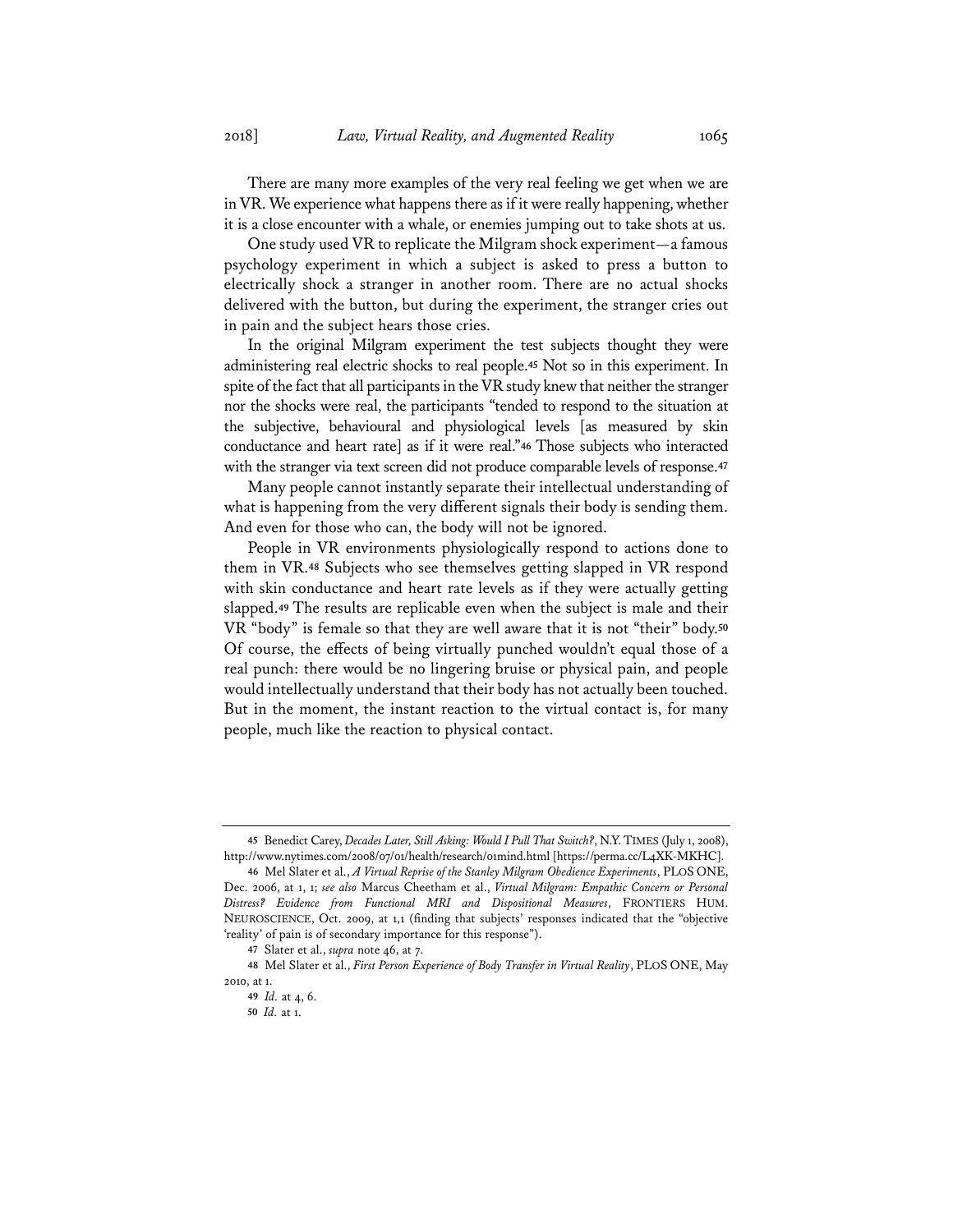There are many more examples of the very real feeling we get when we are in VR. We experience what happens there as if it were really happening, whether it is a close encounter with a whale, or enemies jumping out to take shots at us.

One study used VR to replicate the Milgram shock experiment—a famous psychology experiment in which a subject is asked to press a button to electrically shock a stranger in another room. There are no actual shocks delivered with the button, but during the experiment, the stranger cries out in pain and the subject hears those cries.

In the original Milgram experiment the test subjects thought they were administering real electric shocks to real people.[45] Not so in this experiment. In spite of the fact that all participants in the VR study knew that neither the stranger nor the shocks were real, the participants "tended to respond to the situation at the subjective, behavioural and physiological levels [as measured by skin conductance and heart rate] as if it were real."[46] Those subjects who interacted with the stranger via text screen did not produce comparable levels of response.[47]

Many people cannot instantly separate their intellectual understanding of what is happening from the very different signals their body is sending them. And even for those who can, the body will not be ignored.

People in VR environments physiologically respond to actions done to them in VR.[48] Subjects who see themselves getting slapped in VR respond with skin conductance and heart rate levels as if they were actually getting slapped.[49] The results are replicable even when the subject is male and their VR "body" is female so that they are well aware that it is not "their" body.[50] Of course, the effects of being virtually punched wouldn't equal those of a real punch: there would be no lingering bruise or physical pain, and people would intellectually understand that their body has not actually been touched. But in the moment, the instant reaction to the virtual contact is, for many people, much like the reaction to physical contact.

---

45 Benedict Carey, *Decades Later, Still Asking: Would I Pull That Switch?*, N.Y. TIMES (July 1, 2008), http://www.nytimes.com/2008/07/01/health/research/01mind.html [https://perma.cc/L4XK-MKHC].

46 Mel Slater et al., *A Virtual Reprise of the Stanley Milgram Obedience Experiments*, PLOS ONE, Dec. 2006, at 1, 1; *see also* Marcus Cheetham et al., *Virtual Milgram: Empathic Concern or Personal Distress? Evidence from Functional MRI and Dispositional Measures*, FRONTIERS HUM. NEUROSCIENCE, Oct. 2009, at 1,1 (finding that subjects' responses indicated that the "objective 'reality' of pain is of secondary importance for this response").

47 Slater et al., *supra* note 46, at 7.

48 Mel Slater et al., *First Person Experience of Body Transfer in Virtual Reality*, PLOS ONE, May 2010, at 1.

49 *Id.* at 4, 6.

50 *Id.* at 1.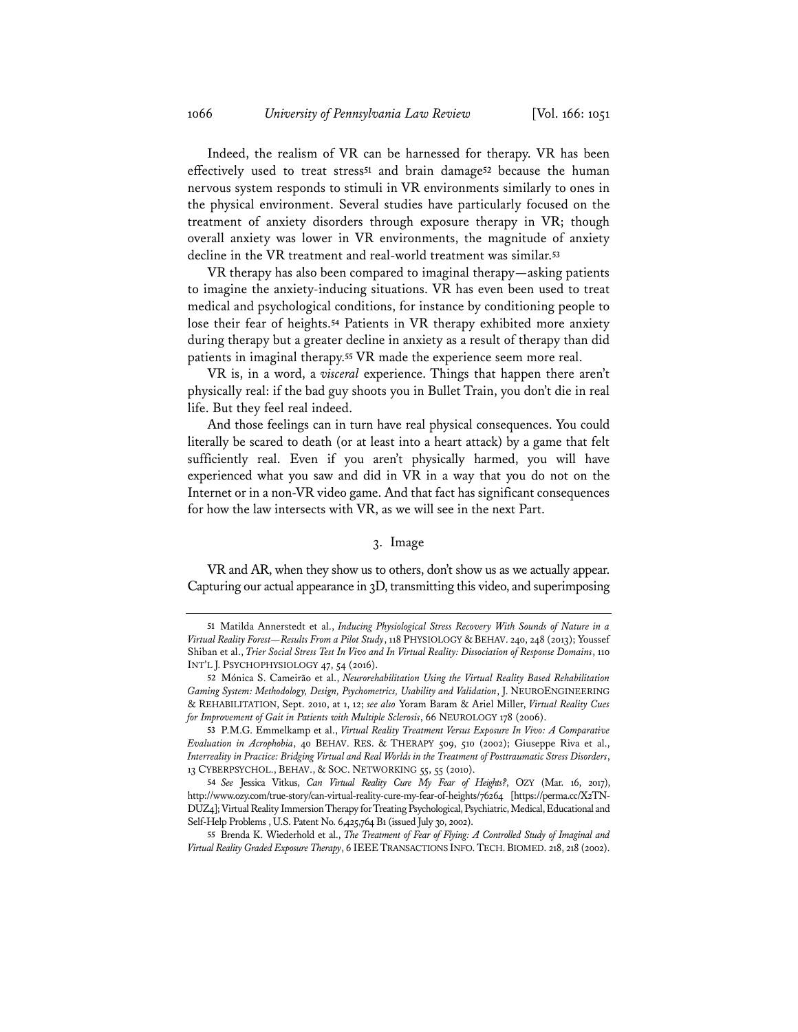Indeed, the realism of VR can be harnessed for therapy. VR has been effectively used to treat stress[51] and brain damage[52] because the human nervous system responds to stimuli in VR environments similarly to ones in the physical environment. Several studies have particularly focused on the treatment of anxiety disorders through exposure therapy in VR; though overall anxiety was lower in VR environments, the magnitude of anxiety decline in the VR treatment and real-world treatment was similar.[53]

VR therapy has also been compared to imaginal therapy—asking patients to imagine the anxiety-inducing situations. VR has even been used to treat medical and psychological conditions, for instance by conditioning people to lose their fear of heights.[54] Patients in VR therapy exhibited more anxiety during therapy but a greater decline in anxiety as a result of therapy than did patients in imaginal therapy.[55] VR made the experience seem more real.

VR is, in a word, a *visceral* experience. Things that happen there aren't physically real: if the bad guy shoots you in Bullet Train, you don't die in real life. But they feel real indeed.

And those feelings can in turn have real physical consequences. You could literally be scared to death (or at least into a heart attack) by a game that felt sufficiently real. Even if you aren't physically harmed, you will have experienced what you saw and did in VR in a way that you do not on the Internet or in a non-VR video game. And that fact has significant consequences for how the law intersects with VR, as we will see in the next Part.

### 3. Image

VR and AR, when they show us to others, don't show us as we actually appear. Capturing our actual appearance in 3D, transmitting this video, and superimposing

---

51 Matilda Annerstedt et al., *Inducing Physiological Stress Recovery With Sounds of Nature in a Virtual Reality Forest—Results From a Pilot Study*, 118 PHYSIOLOGY & BEHAV. 240, 248 (2013); Youssef Shiban et al., *Trier Social Stress Test In Vivo and In Virtual Reality: Dissociation of Response Domains*, 110 INT'L J. PSYCHOPHYSIOLOGY 47, 54 (2016).

52 Mónica S. Cameirão et al., *Neurorehabilitation Using the Virtual Reality Based Rehabilitation Gaming System: Methodology, Design, Psychometrics, Usability and Validation*, J. NEUROENGINEERING & REHABILITATION, Sept. 2010, at 1, 12; *see also* Yoram Baram & Ariel Miller, *Virtual Reality Cues for Improvement of Gait in Patients with Multiple Sclerosis*, 66 NEUROLOGY 178 (2006).

53 P.M.G. Emmelkamp et al., *Virtual Reality Treatment Versus Exposure In Vivo: A Comparative Evaluation in Acrophobia*, 40 BEHAV. RES. & THERAPY 509, 510 (2002); Giuseppe Riva et al., *Interreality in Practice: Bridging Virtual and Real Worlds in the Treatment of Posttraumatic Stress Disorders*, 13 CYBERPSYCHOL., BEHAV., & SOC. NETWORKING 55, 55 (2010).

54 *See* Jessica Vitkus, *Can Virtual Reality Cure My Fear of Heights?*, OZY (Mar. 16, 2017), http://www.ozy.com/true-story/can-virtual-reality-cure-my-fear-of-heights/76264 [https://perma.cc/X2TN-DUZ4]; Virtual Reality Immersion Therapy for Treating Psychological, Psychiatric, Medical, Educational and Self-Help Problems , U.S. Patent No. 6,425,764 B1 (issued July 30, 2002).

55 Brenda K. Wiederhold et al., *The Treatment of Fear of Flying: A Controlled Study of Imaginal and Virtual Reality Graded Exposure Therapy*, 6 IEEE TRANSACTIONS INFO. TECH. BIOMED. 218, 218 (2002).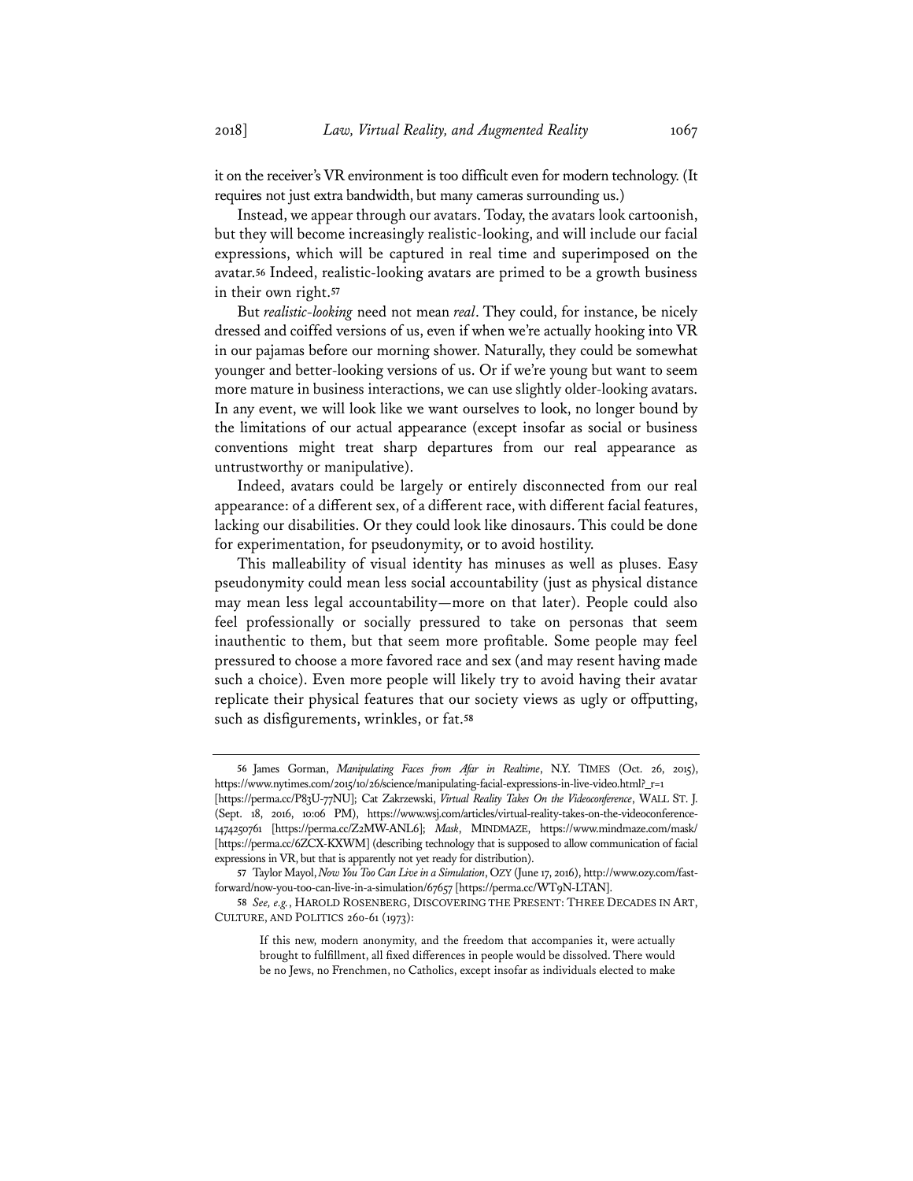it on the receiver's VR environment is too difficult even for modern technology. (It requires not just extra bandwidth, but many cameras surrounding us.)

Instead, we appear through our avatars. Today, the avatars look cartoonish, but they will become increasingly realistic-looking, and will include our facial expressions, which will be captured in real time and superimposed on the avatar.[56] Indeed, realistic-looking avatars are primed to be a growth business in their own right.[57]

But *realistic-looking* need not mean *real*. They could, for instance, be nicely dressed and coiffed versions of us, even if when we're actually hooking into VR in our pajamas before our morning shower. Naturally, they could be somewhat younger and better-looking versions of us. Or if we're young but want to seem more mature in business interactions, we can use slightly older-looking avatars. In any event, we will look like we want ourselves to look, no longer bound by the limitations of our actual appearance (except insofar as social or business conventions might treat sharp departures from our real appearance as untrustworthy or manipulative).

Indeed, avatars could be largely or entirely disconnected from our real appearance: of a different sex, of a different race, with different facial features, lacking our disabilities. Or they could look like dinosaurs. This could be done for experimentation, for pseudonymity, or to avoid hostility.

This malleability of visual identity has minuses as well as pluses. Easy pseudonymity could mean less social accountability (just as physical distance may mean less legal accountability—more on that later). People could also feel professionally or socially pressured to take on personas that seem inauthentic to them, but that seem more profitable. Some people may feel pressured to choose a more favored race and sex (and may resent having made such a choice). Even more people will likely try to avoid having their avatar replicate their physical features that our society views as ugly or offputting, such as disfigurements, wrinkles, or fat.[58]

---

56 James Gorman, *Manipulating Faces from Afar in Realtime*, N.Y. TIMES (Oct. 26, 2015), https://www.nytimes.com/2015/10/26/science/manipulating-facial-expressions-in-live-video.html?_r=1 [https://perma.cc/P83U-77NU]; Cat Zakrzewski, *Virtual Reality Takes On the Videoconference*, WALL ST. J. (Sept. 18, 2016, 10:06 PM), https://www.wsj.com/articles/virtual-reality-takes-on-the-videoconference-1474250761 [https://perma.cc/Z2MW-ANL6]; *Mask*, MINDMAZE, https://www.mindmaze.com/mask/ [https://perma.cc/6ZCX-KXWM] (describing technology that is supposed to allow communication of facial expressions in VR, but that is apparently not yet ready for distribution).

57 Taylor Mayol, *Now You Too Can Live in a Simulation*, OZY (June 17, 2016), http://www.ozy.com/fast-forward/now-you-too-can-live-in-a-simulation/67657 [https://perma.cc/WT9N-LTAN].

58 *See, e.g.*, HAROLD ROSENBERG, DISCOVERING THE PRESENT: THREE DECADES IN ART, CULTURE, AND POLITICS 260-61 (1973):

> If this new, modern anonymity, and the freedom that accompanies it, were actually brought to fulfillment, all fixed differences in people would be dissolved. There would be no Jews, no Frenchmen, no Catholics, except insofar as individuals elected to make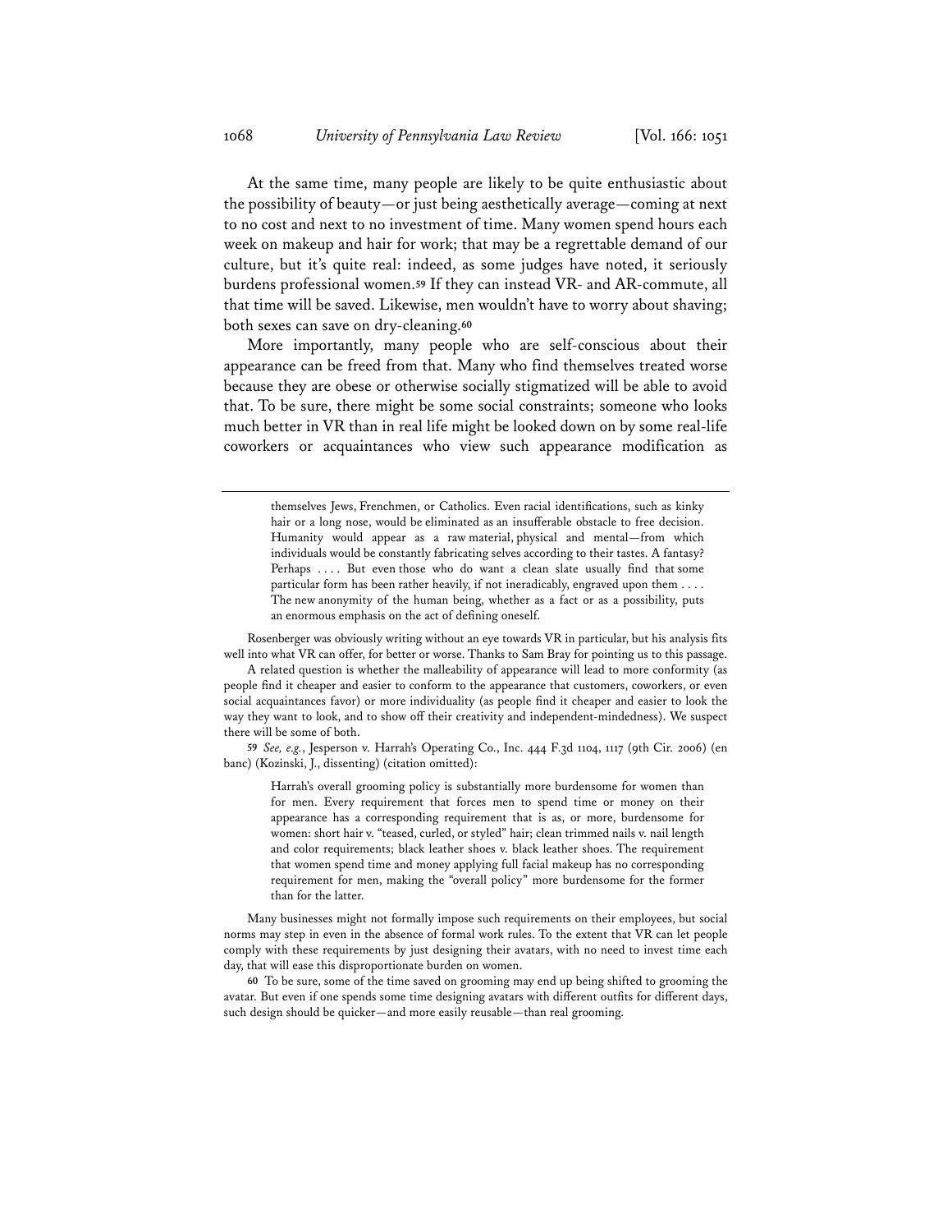At the same time, many people are likely to be quite enthusiastic about the possibility of beauty—or just being aesthetically average—coming at next to no cost and next to no investment of time. Many women spend hours each week on makeup and hair for work; that may be a regrettable demand of our culture, but it's quite real: indeed, as some judges have noted, it seriously burdens professional women.[59] If they can instead VR- and AR-commute, all that time will be saved. Likewise, men wouldn't have to worry about shaving; both sexes can save on dry-cleaning.[60]

More importantly, many people who are self-conscious about their appearance can be freed from that. Many who find themselves treated worse because they are obese or otherwise socially stigmatized will be able to avoid that. To be sure, there might be some social constraints; someone who looks much better in VR than in real life might be looked down on by some real-life coworkers or acquaintances who view such appearance modification as

---

> themselves Jews, Frenchmen, or Catholics. Even racial identifications, such as kinky hair or a long nose, would be eliminated as an insufferable obstacle to free decision. Humanity would appear as a raw material, physical and mental—from which individuals would be constantly fabricating selves according to their tastes. A fantasy? Perhaps . . . . But even those who do want a clean slate usually find that some particular form has been rather heavily, if not ineradicably, engraved upon them . . . . The new anonymity of the human being, whether as a fact or as a possibility, puts an enormous emphasis on the act of defining oneself.

Rosenberger was obviously writing without an eye towards VR in particular, but his analysis fits well into what VR can offer, for better or worse. Thanks to Sam Bray for pointing us to this passage.

A related question is whether the malleability of appearance will lead to more conformity (as people find it cheaper and easier to conform to the appearance that customers, coworkers, or even social acquaintances favor) or more individuality (as people find it cheaper and easier to look the way they want to look, and to show off their creativity and independent-mindedness). We suspect there will be some of both.

59 *See, e.g.*, Jesperson v. Harrah's Operating Co., Inc. 444 F.3d 1104, 1117 (9th Cir. 2006) (en banc) (Kozinski, J., dissenting) (citation omitted):

> Harrah's overall grooming policy is substantially more burdensome for women than for men. Every requirement that forces men to spend time or money on their appearance has a corresponding requirement that is as, or more, burdensome for women: short hair v. "teased, curled, or styled" hair; clean trimmed nails v. nail length and color requirements; black leather shoes v. black leather shoes. The requirement that women spend time and money applying full facial makeup has no corresponding requirement for men, making the "overall policy" more burdensome for the former than for the latter.

Many businesses might not formally impose such requirements on their employees, but social norms may step in even in the absence of formal work rules. To the extent that VR can let people comply with these requirements by just designing their avatars, with no need to invest time each day, that will ease this disproportionate burden on women.

60 To be sure, some of the time saved on grooming may end up being shifted to grooming the avatar. But even if one spends some time designing avatars with different outfits for different days, such design should be quicker—and more easily reusable—than real grooming.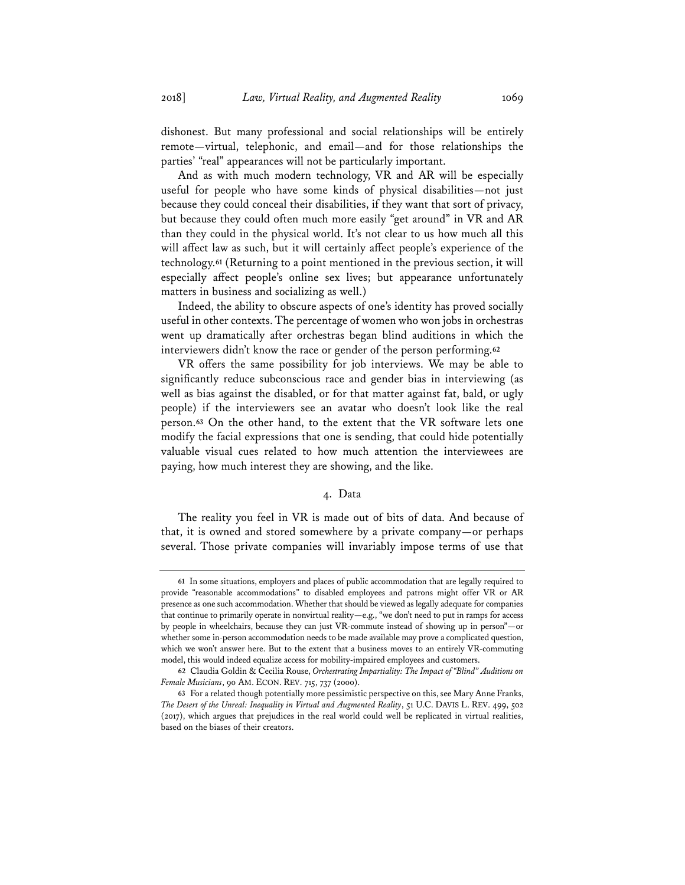dishonest. But many professional and social relationships will be entirely remote—virtual, telephonic, and email—and for those relationships the parties' "real" appearances will not be particularly important.

And as with much modern technology, VR and AR will be especially useful for people who have some kinds of physical disabilities—not just because they could conceal their disabilities, if they want that sort of privacy, but because they could often much more easily "get around" in VR and AR than they could in the physical world. It's not clear to us how much all this will affect law as such, but it will certainly affect people's experience of the technology.[61] (Returning to a point mentioned in the previous section, it will especially affect people's online sex lives; but appearance unfortunately matters in business and socializing as well.)

Indeed, the ability to obscure aspects of one's identity has proved socially useful in other contexts. The percentage of women who won jobs in orchestras went up dramatically after orchestras began blind auditions in which the interviewers didn't know the race or gender of the person performing.[62]

VR offers the same possibility for job interviews. We may be able to significantly reduce subconscious race and gender bias in interviewing (as well as bias against the disabled, or for that matter against fat, bald, or ugly people) if the interviewers see an avatar who doesn't look like the real person.[63] On the other hand, to the extent that the VR software lets one modify the facial expressions that one is sending, that could hide potentially valuable visual cues related to how much attention the interviewees are paying, how much interest they are showing, and the like.

### 4. Data

The reality you feel in VR is made out of bits of data. And because of that, it is owned and stored somewhere by a private company—or perhaps several. Those private companies will invariably impose terms of use that

---

61 In some situations, employers and places of public accommodation that are legally required to provide "reasonable accommodations" to disabled employees and patrons might offer VR or AR presence as one such accommodation. Whether that should be viewed as legally adequate for companies that continue to primarily operate in nonvirtual reality—e.g., "we don't need to put in ramps for access by people in wheelchairs, because they can just VR-commute instead of showing up in person"—or whether some in-person accommodation needs to be made available may prove a complicated question, which we won't answer here. But to the extent that a business moves to an entirely VR-commuting model, this would indeed equalize access for mobility-impaired employees and customers.

62 Claudia Goldin & Cecilia Rouse, *Orchestrating Impartiality: The Impact of "Blind" Auditions on Female Musicians*, 90 AM. ECON. REV. 715, 737 (2000).

63 For a related though potentially more pessimistic perspective on this, see Mary Anne Franks, *The Desert of the Unreal: Inequality in Virtual and Augmented Reality*, 51 U.C. DAVIS L. REV. 499, 502 (2017), which argues that prejudices in the real world could well be replicated in virtual realities, based on the biases of their creators.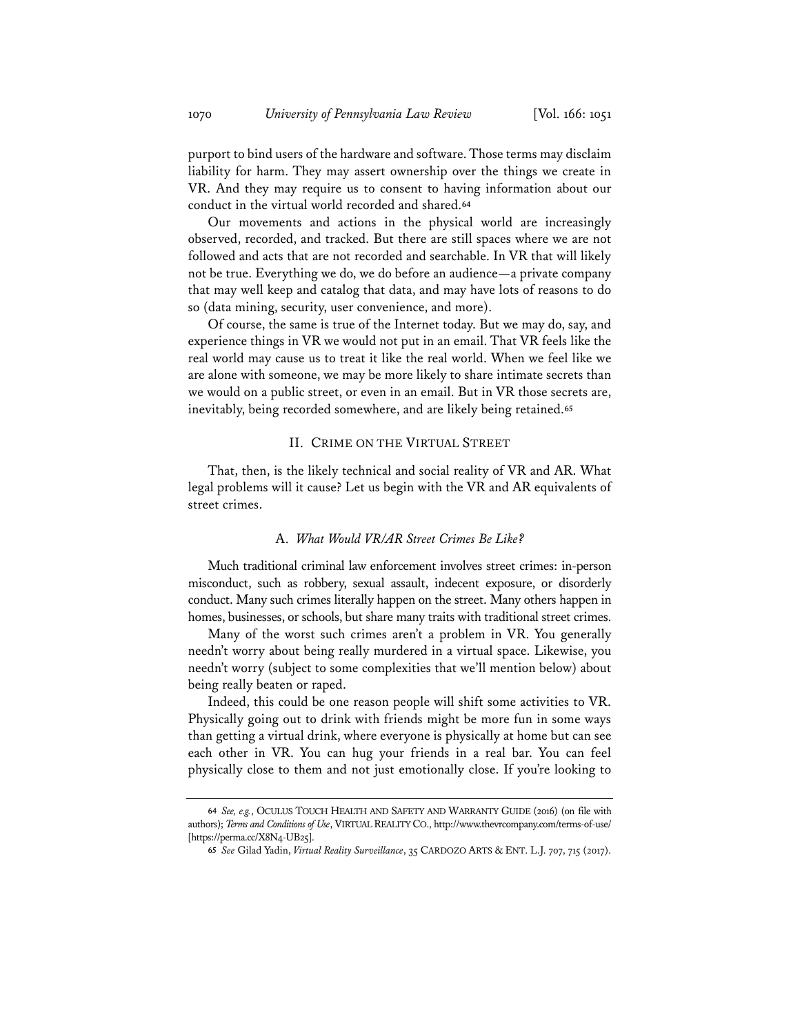purport to bind users of the hardware and software. Those terms may disclaim liability for harm. They may assert ownership over the things we create in VR. And they may require us to consent to having information about our conduct in the virtual world recorded and shared.[64]

Our movements and actions in the physical world are increasingly observed, recorded, and tracked. But there are still spaces where we are not followed and acts that are not recorded and searchable. In VR that will likely not be true. Everything we do, we do before an audience—a private company that may well keep and catalog that data, and may have lots of reasons to do so (data mining, security, user convenience, and more).

Of course, the same is true of the Internet today. But we may do, say, and experience things in VR we would not put in an email. That VR feels like the real world may cause us to treat it like the real world. When we feel like we are alone with someone, we may be more likely to share intimate secrets than we would on a public street, or even in an email. But in VR those secrets are, inevitably, being recorded somewhere, and are likely being retained.[65]

## II. CRIME ON THE VIRTUAL STREET

That, then, is the likely technical and social reality of VR and AR. What legal problems will it cause? Let us begin with the VR and AR equivalents of street crimes.

### A. *What Would VR/AR Street Crimes Be Like?*

Much traditional criminal law enforcement involves street crimes: in-person misconduct, such as robbery, sexual assault, indecent exposure, or disorderly conduct. Many such crimes literally happen on the street. Many others happen in homes, businesses, or schools, but share many traits with traditional street crimes.

Many of the worst such crimes aren't a problem in VR. You generally needn't worry about being really murdered in a virtual space. Likewise, you needn't worry (subject to some complexities that we'll mention below) about being really beaten or raped.

Indeed, this could be one reason people will shift some activities to VR. Physically going out to drink with friends might be more fun in some ways than getting a virtual drink, where everyone is physically at home but can see each other in VR. You can hug your friends in a real bar. You can feel physically close to them and not just emotionally close. If you're looking to

---

[64] *See, e.g.*, OCULUS TOUCH HEALTH AND SAFETY AND WARRANTY GUIDE (2016) (on file with authors); *Terms and Conditions of Use*, VIRTUAL REALITY CO., http://www.thevrcompany.com/terms-of-use/ [https://perma.cc/X8N4-UB25].

[65] *See* Gilad Yadin, *Virtual Reality Surveillance*, 35 CARDOZO ARTS & ENT. L.J. 707, 715 (2017).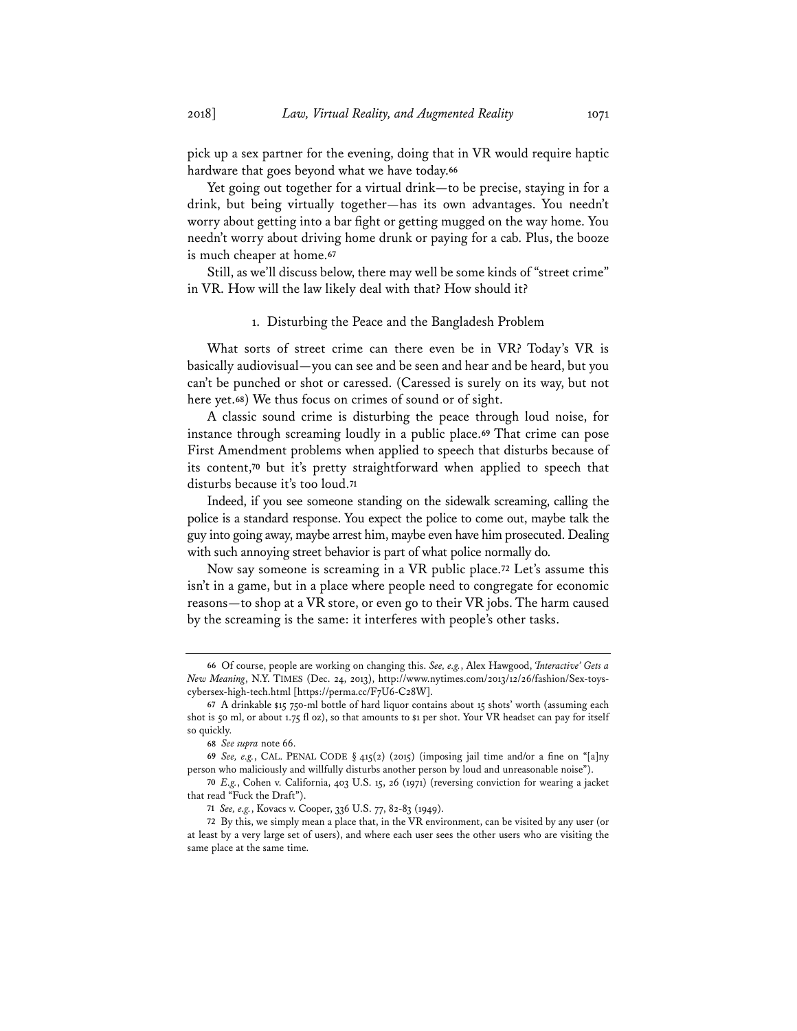pick up a sex partner for the evening, doing that in VR would require haptic hardware that goes beyond what we have today.[66]

Yet going out together for a virtual drink—to be precise, staying in for a drink, but being virtually together—has its own advantages. You needn't worry about getting into a bar fight or getting mugged on the way home. You needn't worry about driving home drunk or paying for a cab. Plus, the booze is much cheaper at home.[67]

Still, as we'll discuss below, there may well be some kinds of "street crime" in VR. How will the law likely deal with that? How should it?

### 1. Disturbing the Peace and the Bangladesh Problem

What sorts of street crime can there even be in VR? Today's VR is basically audiovisual—you can see and be seen and hear and be heard, but you can't be punched or shot or caressed. (Caressed is surely on its way, but not here yet.[68]) We thus focus on crimes of sound or of sight.

A classic sound crime is disturbing the peace through loud noise, for instance through screaming loudly in a public place.[69] That crime can pose First Amendment problems when applied to speech that disturbs because of its content,[70] but it's pretty straightforward when applied to speech that disturbs because it's too loud.[71]

Indeed, if you see someone standing on the sidewalk screaming, calling the police is a standard response. You expect the police to come out, maybe talk the guy into going away, maybe arrest him, maybe even have him prosecuted. Dealing with such annoying street behavior is part of what police normally do.

Now say someone is screaming in a VR public place.[72] Let's assume this isn't in a game, but in a place where people need to congregate for economic reasons—to shop at a VR store, or even go to their VR jobs. The harm caused by the screaming is the same: it interferes with people's other tasks.

---

66 Of course, people are working on changing this. *See, e.g.*, Alex Hawgood, *'Interactive' Gets a New Meaning*, N.Y. TIMES (Dec. 24, 2013), http://www.nytimes.com/2013/12/26/fashion/Sex-toys-cybersex-high-tech.html [https://perma.cc/F7U6-C28W].

67 A drinkable $15 750-ml bottle of hard liquor contains about 15 shots' worth (assuming each shot is 50 ml, or about 1.75 fl oz), so that amounts to $1 per shot. Your VR headset can pay for itself so quickly.

68 *See supra* note 66.

69 *See, e.g.*, CAL. PENAL CODE § 415(2) (2015) (imposing jail time and/or a fine on "[a]ny person who maliciously and willfully disturbs another person by loud and unreasonable noise").

70 *E.g.*, Cohen v. California, 403 U.S. 15, 26 (1971) (reversing conviction for wearing a jacket that read "Fuck the Draft").

71 *See, e.g.*, Kovacs v. Cooper, 336 U.S. 77, 82-83 (1949).

72 By this, we simply mean a place that, in the VR environment, can be visited by any user (or at least by a very large set of users), and where each user sees the other users who are visiting the same place at the same time.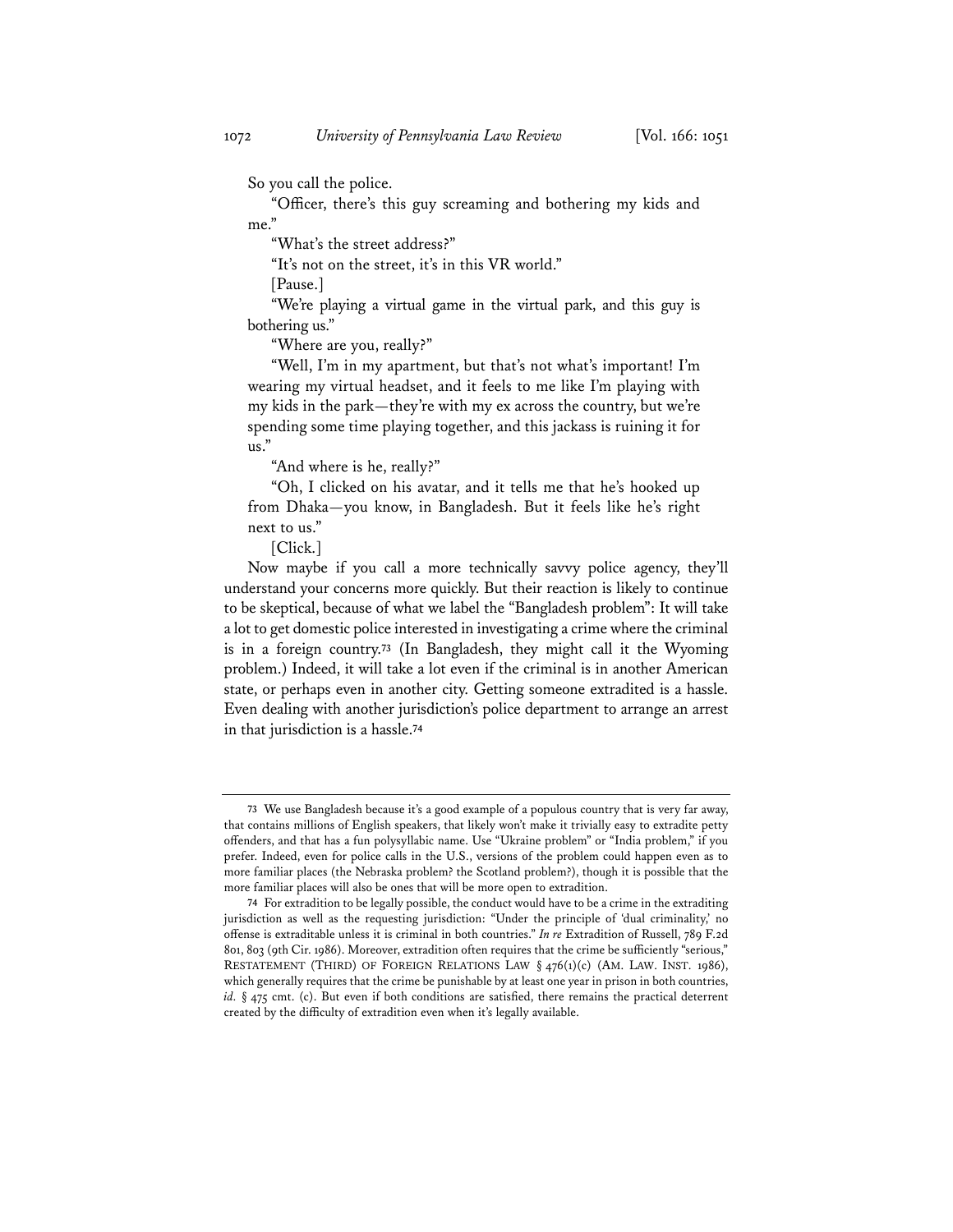So you call the police.

"Officer, there's this guy screaming and bothering my kids and me."

"What's the street address?"

"It's not on the street, it's in this VR world."

[Pause.]

"We're playing a virtual game in the virtual park, and this guy is bothering us."

"Where are you, really?"

"Well, I'm in my apartment, but that's not what's important! I'm wearing my virtual headset, and it feels to me like I'm playing with my kids in the park—they're with my ex across the country, but we're spending some time playing together, and this jackass is ruining it for us."

"And where is he, really?"

"Oh, I clicked on his avatar, and it tells me that he's hooked up from Dhaka—you know, in Bangladesh. But it feels like he's right next to us."

[Click.]

Now maybe if you call a more technically savvy police agency, they'll understand your concerns more quickly. But their reaction is likely to continue to be skeptical, because of what we label the "Bangladesh problem": It will take a lot to get domestic police interested in investigating a crime where the criminal is in a foreign country.[73] (In Bangladesh, they might call it the Wyoming problem.) Indeed, it will take a lot even if the criminal is in another American state, or perhaps even in another city. Getting someone extradited is a hassle. Even dealing with another jurisdiction's police department to arrange an arrest in that jurisdiction is a hassle.[74]

---

73 We use Bangladesh because it's a good example of a populous country that is very far away, that contains millions of English speakers, that likely won't make it trivially easy to extradite petty offenders, and that has a fun polysyllabic name. Use "Ukraine problem" or "India problem," if you prefer. Indeed, even for police calls in the U.S., versions of the problem could happen even as to more familiar places (the Nebraska problem? the Scotland problem?), though it is possible that the more familiar places will also be ones that will be more open to extradition.

74 For extradition to be legally possible, the conduct would have to be a crime in the extraditing jurisdiction as well as the requesting jurisdiction: "Under the principle of 'dual criminality,' no offense is extraditable unless it is criminal in both countries." *In re* Extradition of Russell, 789 F.2d 801, 803 (9th Cir. 1986). Moreover, extradition often requires that the crime be sufficiently "serious," RESTATEMENT (THIRD) OF FOREIGN RELATIONS LAW § 476(1)(c) (AM. LAW. INST. 1986), which generally requires that the crime be punishable by at least one year in prison in both countries, *id.* § 475 cmt. (c). But even if both conditions are satisfied, there remains the practical deterrent created by the difficulty of extradition even when it's legally available.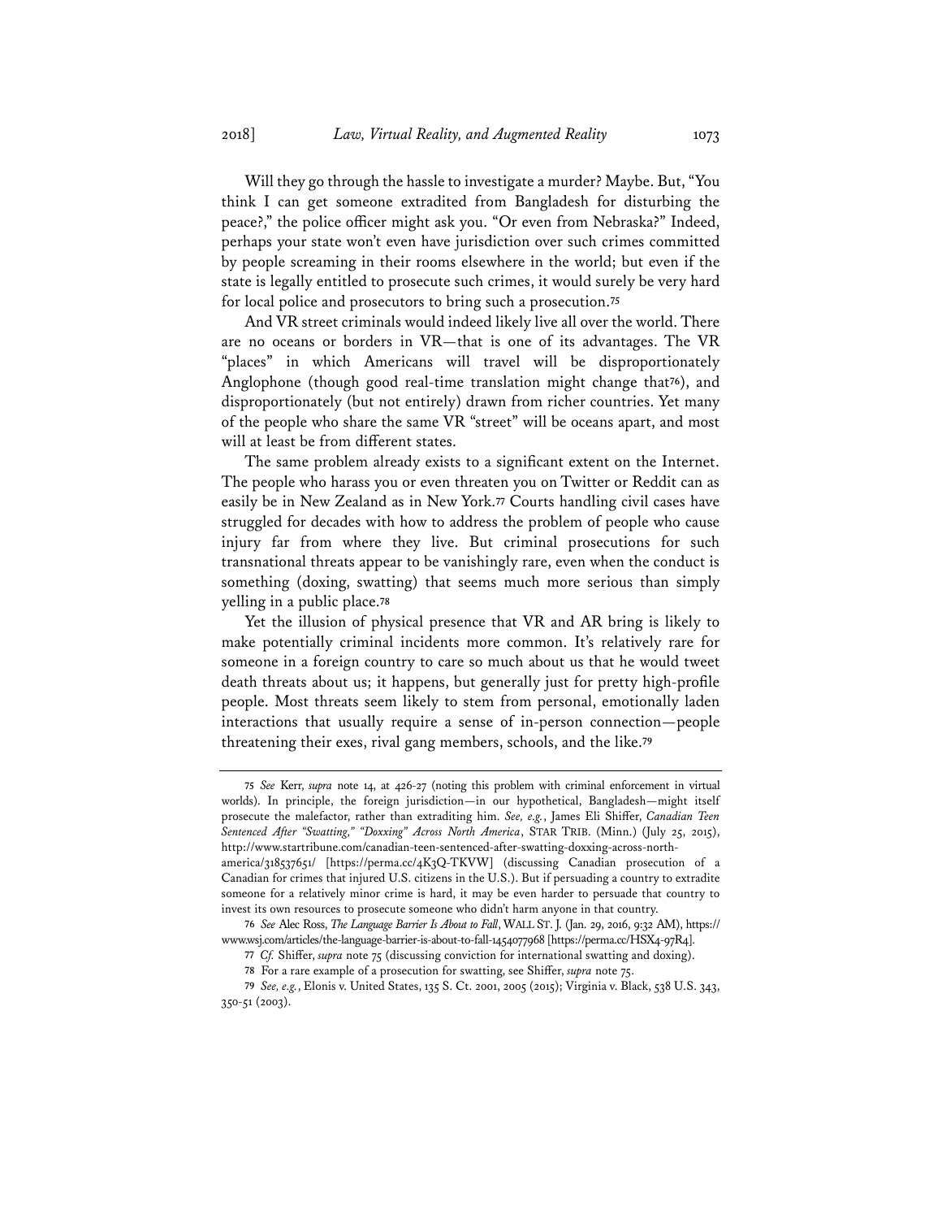Will they go through the hassle to investigate a murder? Maybe. But, "You think I can get someone extradited from Bangladesh for disturbing the peace?," the police officer might ask you. "Or even from Nebraska?" Indeed, perhaps your state won't even have jurisdiction over such crimes committed by people screaming in their rooms elsewhere in the world; but even if the state is legally entitled to prosecute such crimes, it would surely be very hard for local police and prosecutors to bring such a prosecution.[75]

And VR street criminals would indeed likely live all over the world. There are no oceans or borders in VR—that is one of its advantages. The VR "places" in which Americans will travel will be disproportionately Anglophone (though good real-time translation might change that[76]), and disproportionately (but not entirely) drawn from richer countries. Yet many of the people who share the same VR "street" will be oceans apart, and most will at least be from different states.

The same problem already exists to a significant extent on the Internet. The people who harass you or even threaten you on Twitter or Reddit can as easily be in New Zealand as in New York.[77] Courts handling civil cases have struggled for decades with how to address the problem of people who cause injury far from where they live. But criminal prosecutions for such transnational threats appear to be vanishingly rare, even when the conduct is something (doxing, swatting) that seems much more serious than simply yelling in a public place.[78]

Yet the illusion of physical presence that VR and AR bring is likely to make potentially criminal incidents more common. It's relatively rare for someone in a foreign country to care so much about us that he would tweet death threats about us; it happens, but generally just for pretty high-profile people. Most threats seem likely to stem from personal, emotionally laden interactions that usually require a sense of in-person connection—people threatening their exes, rival gang members, schools, and the like.[79]

---

75 *See* Kerr, *supra* note 14, at 426-27 (noting this problem with criminal enforcement in virtual worlds). In principle, the foreign jurisdiction—in our hypothetical, Bangladesh—might itself prosecute the malefactor, rather than extraditing him. *See, e.g.*, James Eli Shiffer, *Canadian Teen Sentenced After "Swatting," "Doxxing" Across North America*, STAR TRIB. (Minn.) (July 25, 2015), http://www.startribune.com/canadian-teen-sentenced-after-swatting-doxxing-across-north-america/318537651/ [https://perma.cc/4K3Q-TKVW] (discussing Canadian prosecution of a Canadian for crimes that injured U.S. citizens in the U.S.). But if persuading a country to extradite someone for a relatively minor crime is hard, it may be even harder to persuade that country to invest its own resources to prosecute someone who didn't harm anyone in that country.

76 *See* Alec Ross, *The Language Barrier Is About to Fall*, WALL ST. J. (Jan. 29, 2016, 9:32 AM), https://www.wsj.com/articles/the-language-barrier-is-about-to-fall-1454077968 [https://perma.cc/HSX4-97R4].

77 *Cf.* Shiffer, *supra* note 75 (discussing conviction for international swatting and doxing).

78 For a rare example of a prosecution for swatting, see Shiffer, *supra* note 75.

79 *See, e.g.*, Elonis v. United States, 135 S. Ct. 2001, 2005 (2015); Virginia v. Black, 538 U.S. 343, 350-51 (2003).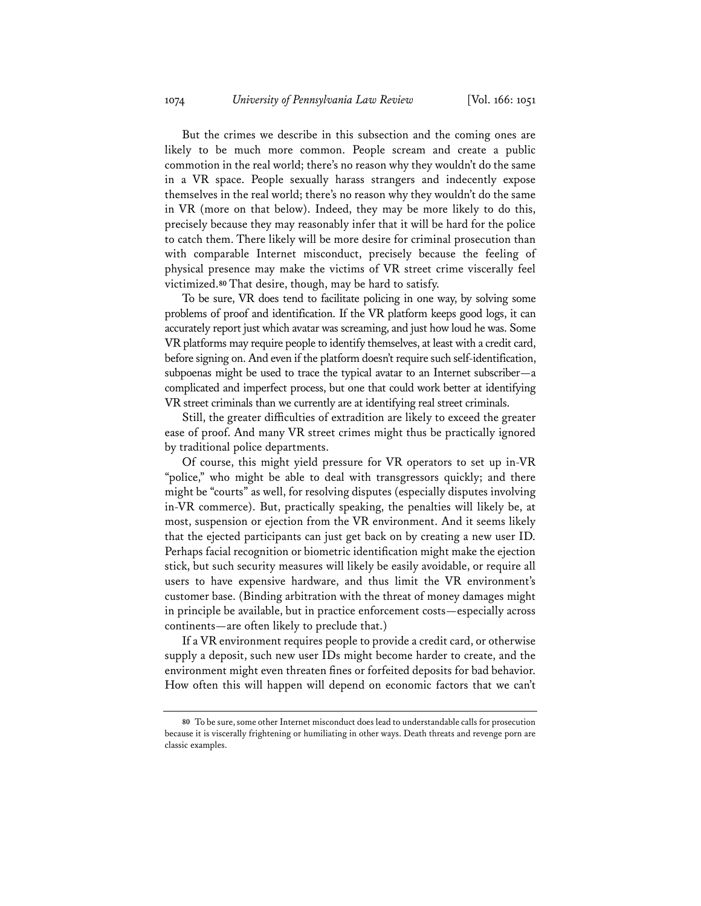But the crimes we describe in this subsection and the coming ones are likely to be much more common. People scream and create a public commotion in the real world; there's no reason why they wouldn't do the same in a VR space. People sexually harass strangers and indecently expose themselves in the real world; there's no reason why they wouldn't do the same in VR (more on that below). Indeed, they may be more likely to do this, precisely because they may reasonably infer that it will be hard for the police to catch them. There likely will be more desire for criminal prosecution than with comparable Internet misconduct, precisely because the feeling of physical presence may make the victims of VR street crime viscerally feel victimized.[80] That desire, though, may be hard to satisfy.

To be sure, VR does tend to facilitate policing in one way, by solving some problems of proof and identification. If the VR platform keeps good logs, it can accurately report just which avatar was screaming, and just how loud he was. Some VR platforms may require people to identify themselves, at least with a credit card, before signing on. And even if the platform doesn't require such self-identification, subpoenas might be used to trace the typical avatar to an Internet subscriber—a complicated and imperfect process, but one that could work better at identifying VR street criminals than we currently are at identifying real street criminals.

Still, the greater difficulties of extradition are likely to exceed the greater ease of proof. And many VR street crimes might thus be practically ignored by traditional police departments.

Of course, this might yield pressure for VR operators to set up in-VR "police," who might be able to deal with transgressors quickly; and there might be "courts" as well, for resolving disputes (especially disputes involving in-VR commerce). But, practically speaking, the penalties will likely be, at most, suspension or ejection from the VR environment. And it seems likely that the ejected participants can just get back on by creating a new user ID. Perhaps facial recognition or biometric identification might make the ejection stick, but such security measures will likely be easily avoidable, or require all users to have expensive hardware, and thus limit the VR environment's customer base. (Binding arbitration with the threat of money damages might in principle be available, but in practice enforcement costs—especially across continents—are often likely to preclude that.)

If a VR environment requires people to provide a credit card, or otherwise supply a deposit, such new user IDs might become harder to create, and the environment might even threaten fines or forfeited deposits for bad behavior. How often this will happen will depend on economic factors that we can't

---

80 To be sure, some other Internet misconduct does lead to understandable calls for prosecution because it is viscerally frightening or humiliating in other ways. Death threats and revenge porn are classic examples.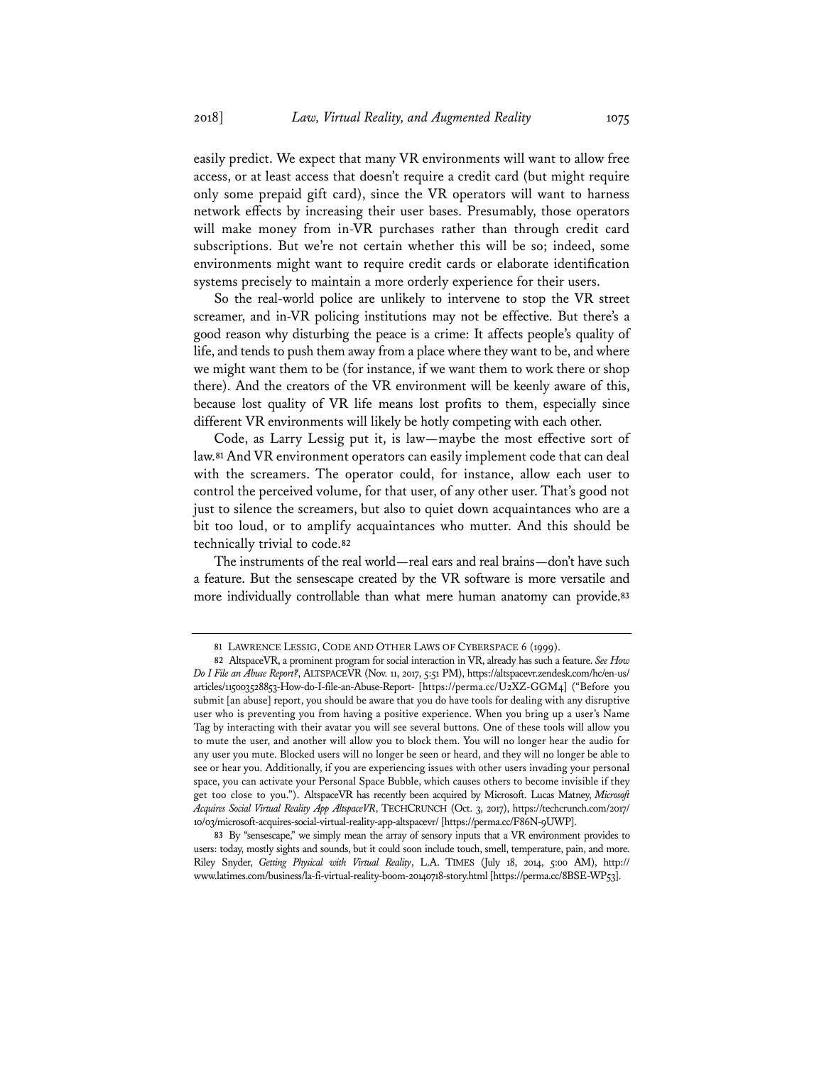easily predict. We expect that many VR environments will want to allow free access, or at least access that doesn't require a credit card (but might require only some prepaid gift card), since the VR operators will want to harness network effects by increasing their user bases. Presumably, those operators will make money from in-VR purchases rather than through credit card subscriptions. But we're not certain whether this will be so; indeed, some environments might want to require credit cards or elaborate identification systems precisely to maintain a more orderly experience for their users.

So the real-world police are unlikely to intervene to stop the VR street screamer, and in-VR policing institutions may not be effective. But there's a good reason why disturbing the peace is a crime: It affects people's quality of life, and tends to push them away from a place where they want to be, and where we might want them to be (for instance, if we want them to work there or shop there). And the creators of the VR environment will be keenly aware of this, because lost quality of VR life means lost profits to them, especially since different VR environments will likely be hotly competing with each other.

Code, as Larry Lessig put it, is law—maybe the most effective sort of law.[81] And VR environment operators can easily implement code that can deal with the screamers. The operator could, for instance, allow each user to control the perceived volume, for that user, of any other user. That's good not just to silence the screamers, but also to quiet down acquaintances who are a bit too loud, or to amplify acquaintances who mutter. And this should be technically trivial to code.[82]

The instruments of the real world—real ears and real brains—don't have such a feature. But the sensescape created by the VR software is more versatile and more individually controllable than what mere human anatomy can provide.[83]

---

81 LAWRENCE LESSIG, CODE AND OTHER LAWS OF CYBERSPACE 6 (1999).

82 AltspaceVR, a prominent program for social interaction in VR, already has such a feature. *See How Do I File an Abuse Report?*, ALTSPACEVR (Nov. 11, 2017, 5:51 PM), https://altspacevr.zendesk.com/hc/en-us/articles/115003528853-How-do-I-file-an-Abuse-Report- [https://perma.cc/U2XZ-GGM4] ("Before you submit [an abuse] report, you should be aware that you do have tools for dealing with any disruptive user who is preventing you from having a positive experience. When you bring up a user's Name Tag by interacting with their avatar you will see several buttons. One of these tools will allow you to mute the user, and another will allow you to block them. You will no longer hear the audio for any user you mute. Blocked users will no longer be seen or heard, and they will no longer be able to see or hear you. Additionally, if you are experiencing issues with other users invading your personal space, you can activate your Personal Space Bubble, which causes others to become invisible if they get too close to you."). AltspaceVR has recently been acquired by Microsoft. Lucas Matney, *Microsoft Acquires Social Virtual Reality App AltspaceVR*, TECHCRUNCH (Oct. 3, 2017), https://techcrunch.com/2017/10/03/microsoft-acquires-social-virtual-reality-app-altspacevr/ [https://perma.cc/F86N-9UWP].

83 By "sensescape," we simply mean the array of sensory inputs that a VR environment provides to users: today, mostly sights and sounds, but it could soon include touch, smell, temperature, pain, and more. Riley Snyder, *Getting Physical with Virtual Reality*, L.A. TIMES (July 18, 2014, 5:00 AM), http://www.latimes.com/business/la-fi-virtual-reality-boom-20140718-story.html [https://perma.cc/8BSE-WP53].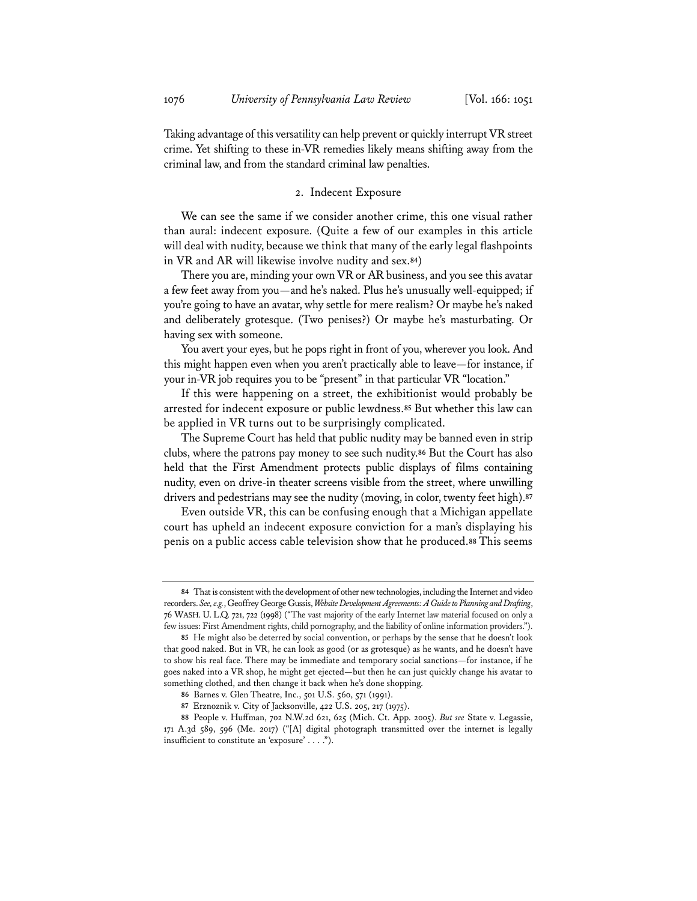Taking advantage of this versatility can help prevent or quickly interrupt VR street crime. Yet shifting to these in-VR remedies likely means shifting away from the criminal law, and from the standard criminal law penalties.

### 2. Indecent Exposure

We can see the same if we consider another crime, this one visual rather than aural: indecent exposure. (Quite a few of our examples in this article will deal with nudity, because we think that many of the early legal flashpoints in VR and AR will likewise involve nudity and sex.[84])

There you are, minding your own VR or AR business, and you see this avatar a few feet away from you—and he's naked. Plus he's unusually well-equipped; if you're going to have an avatar, why settle for mere realism? Or maybe he's naked and deliberately grotesque. (Two penises?) Or maybe he's masturbating. Or having sex with someone.

You avert your eyes, but he pops right in front of you, wherever you look. And this might happen even when you aren't practically able to leave—for instance, if your in-VR job requires you to be "present" in that particular VR "location."

If this were happening on a street, the exhibitionist would probably be arrested for indecent exposure or public lewdness.[85] But whether this law can be applied in VR turns out to be surprisingly complicated.

The Supreme Court has held that public nudity may be banned even in strip clubs, where the patrons pay money to see such nudity.[86] But the Court has also held that the First Amendment protects public displays of films containing nudity, even on drive-in theater screens visible from the street, where unwilling drivers and pedestrians may see the nudity (moving, in color, twenty feet high).[87]

Even outside VR, this can be confusing enough that a Michigan appellate court has upheld an indecent exposure conviction for a man's displaying his penis on a public access cable television show that he produced.[88] This seems

---

84 That is consistent with the development of other new technologies, including the Internet and video recorders. *See, e.g.*, Geoffrey George Gussis, *Website Development Agreements: A Guide to Planning and Drafting*, 76 WASH. U. L.Q. 721, 722 (1998) ("The vast majority of the early Internet law material focused on only a few issues: First Amendment rights, child pornography, and the liability of online information providers.").

85 He might also be deterred by social convention, or perhaps by the sense that he doesn't look that good naked. But in VR, he can look as good (or as grotesque) as he wants, and he doesn't have to show his real face. There may be immediate and temporary social sanctions—for instance, if he goes naked into a VR shop, he might get ejected—but then he can just quickly change his avatar to something clothed, and then change it back when he's done shopping.

86 Barnes v. Glen Theatre, Inc., 501 U.S. 560, 571 (1991).

87 Erznoznik v. City of Jacksonville, 422 U.S. 205, 217 (1975).

88 People v. Huffman, 702 N.W.2d 621, 625 (Mich. Ct. App. 2005). *But see* State v. Legassie, 171 A.3d 589, 596 (Me. 2017) ("[A] digital photograph transmitted over the internet is legally insufficient to constitute an 'exposure' . . . .").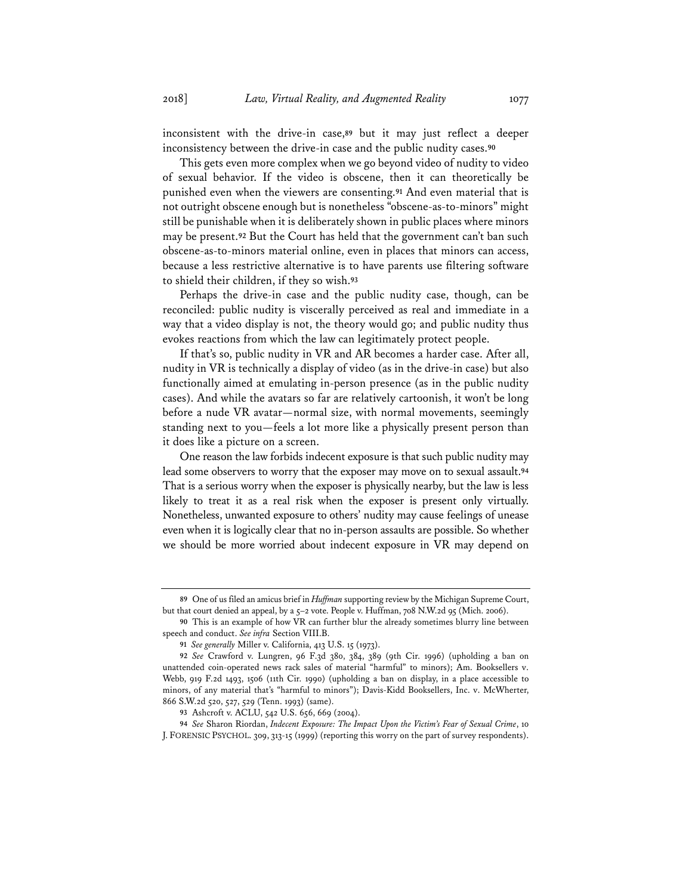inconsistent with the drive-in case,[89] but it may just reflect a deeper inconsistency between the drive-in case and the public nudity cases.[90]

This gets even more complex when we go beyond video of nudity to video of sexual behavior. If the video is obscene, then it can theoretically be punished even when the viewers are consenting.[91] And even material that is not outright obscene enough but is nonetheless "obscene-as-to-minors" might still be punishable when it is deliberately shown in public places where minors may be present.[92] But the Court has held that the government can't ban such obscene-as-to-minors material online, even in places that minors can access, because a less restrictive alternative is to have parents use filtering software to shield their children, if they so wish.[93]

Perhaps the drive-in case and the public nudity case, though, can be reconciled: public nudity is viscerally perceived as real and immediate in a way that a video display is not, the theory would go; and public nudity thus evokes reactions from which the law can legitimately protect people.

If that's so, public nudity in VR and AR becomes a harder case. After all, nudity in VR is technically a display of video (as in the drive-in case) but also functionally aimed at emulating in-person presence (as in the public nudity cases). And while the avatars so far are relatively cartoonish, it won't be long before a nude VR avatar—normal size, with normal movements, seemingly standing next to you—feels a lot more like a physically present person than it does like a picture on a screen.

One reason the law forbids indecent exposure is that such public nudity may lead some observers to worry that the exposer may move on to sexual assault.[94] That is a serious worry when the exposer is physically nearby, but the law is less likely to treat it as a real risk when the exposer is present only virtually. Nonetheless, unwanted exposure to others' nudity may cause feelings of unease even when it is logically clear that no in-person assaults are possible. So whether we should be more worried about indecent exposure in VR may depend on

---

89 One of us filed an amicus brief in *Huffman* supporting review by the Michigan Supreme Court, but that court denied an appeal, by a 5–2 vote. People v. Huffman, 708 N.W.2d 95 (Mich. 2006).

90 This is an example of how VR can further blur the already sometimes blurry line between speech and conduct. *See infra* Section VIII.B.

91 *See generally* Miller v. California, 413 U.S. 15 (1973).

92 *See* Crawford v. Lungren, 96 F.3d 380, 384, 389 (9th Cir. 1996) (upholding a ban on unattended coin-operated news rack sales of material "harmful" to minors); Am. Booksellers v. Webb, 919 F.2d 1493, 1506 (11th Cir. 1990) (upholding a ban on display, in a place accessible to minors, of any material that's "harmful to minors"); Davis-Kidd Booksellers, Inc. v. McWherter, 866 S.W.2d 520, 527, 529 (Tenn. 1993) (same).

93 Ashcroft v. ACLU, 542 U.S. 656, 669 (2004).

94 *See* Sharon Riordan, *Indecent Exposure: The Impact Upon the Victim's Fear of Sexual Crime*, 10 J. FORENSIC PSYCHOL. 309, 313-15 (1999) (reporting this worry on the part of survey respondents).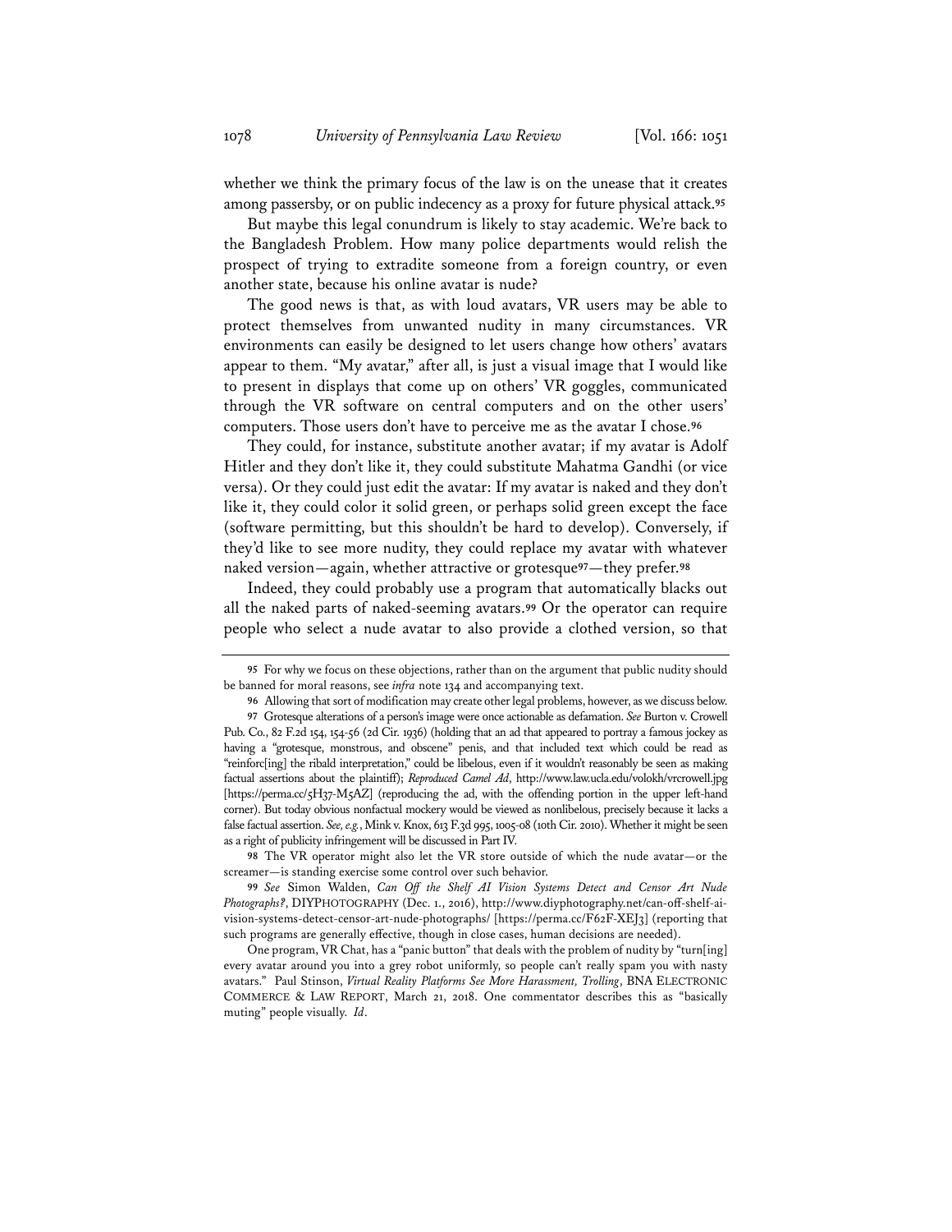whether we think the primary focus of the law is on the unease that it creates among passersby, or on public indecency as a proxy for future physical attack.[95]

But maybe this legal conundrum is likely to stay academic. We're back to the Bangladesh Problem. How many police departments would relish the prospect of trying to extradite someone from a foreign country, or even another state, because his online avatar is nude?

The good news is that, as with loud avatars, VR users may be able to protect themselves from unwanted nudity in many circumstances. VR environments can easily be designed to let users change how others' avatars appear to them. "My avatar," after all, is just a visual image that I would like to present in displays that come up on others' VR goggles, communicated through the VR software on central computers and on the other users' computers. Those users don't have to perceive me as the avatar I chose.[96]

They could, for instance, substitute another avatar; if my avatar is Adolf Hitler and they don't like it, they could substitute Mahatma Gandhi (or vice versa). Or they could just edit the avatar: If my avatar is naked and they don't like it, they could color it solid green, or perhaps solid green except the face (software permitting, but this shouldn't be hard to develop). Conversely, if they'd like to see more nudity, they could replace my avatar with whatever naked version—again, whether attractive or grotesque[97]—they prefer.[98]

Indeed, they could probably use a program that automatically blacks out all the naked parts of naked-seeming avatars.[99] Or the operator can require people who select a nude avatar to also provide a clothed version, so that

---

[95] For why we focus on these objections, rather than on the argument that public nudity should be banned for moral reasons, see *infra* note 134 and accompanying text.

[96] Allowing that sort of modification may create other legal problems, however, as we discuss below.

[97] Grotesque alterations of a person's image were once actionable as defamation. *See* Burton v. Crowell Pub. Co., 82 F.2d 154, 154-56 (2d Cir. 1936) (holding that an ad that appeared to portray a famous jockey as having a "grotesque, monstrous, and obscene" penis, and that included text which could be read as "reinforc[ing] the ribald interpretation," could be libelous, even if it wouldn't reasonably be seen as making factual assertions about the plaintiff); *Reproduced Camel Ad*, http://www.law.ucla.edu/volokh/vrcrowell.jpg [https://perma.cc/5H37-M5AZ] (reproducing the ad, with the offending portion in the upper left-hand corner). But today obvious nonfactual mockery would be viewed as nonlibelous, precisely because it lacks a false factual assertion. *See, e.g.*, Mink v. Knox, 613 F.3d 995, 1005-08 (10th Cir. 2010). Whether it might be seen as a right of publicity infringement will be discussed in Part IV.

[98] The VR operator might also let the VR store outside of which the nude avatar—or the screamer—is standing exercise some control over such behavior.

[99] *See* Simon Walden, *Can Off the Shelf AI Vision Systems Detect and Censor Art Nude Photographs?*, DIYPHOTOGRAPHY (Dec. 1., 2016), http://www.diyphotography.net/can-off-shelf-ai-vision-systems-detect-censor-art-nude-photographs/ [https://perma.cc/F62F-XEJ3] (reporting that such programs are generally effective, though in close cases, human decisions are needed).

One program, VR Chat, has a "panic button" that deals with the problem of nudity by "turn[ing] every avatar around you into a grey robot uniformly, so people can't really spam you with nasty avatars." Paul Stinson, *Virtual Reality Platforms See More Harassment, Trolling*, BNA ELECTRONIC COMMERCE & LAW REPORT, March 21, 2018. One commentator describes this as "basically muting" people visually. *Id*.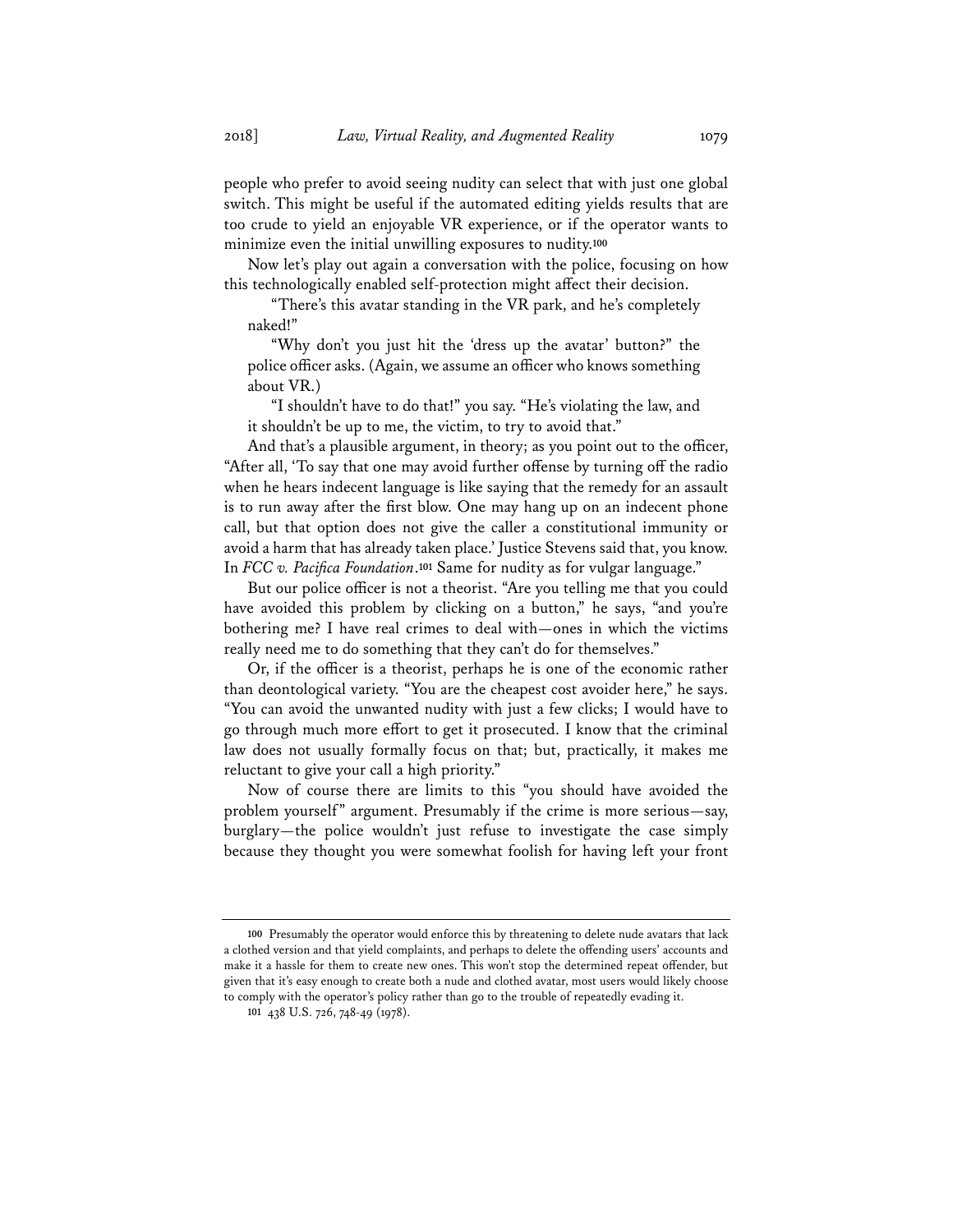people who prefer to avoid seeing nudity can select that with just one global switch. This might be useful if the automated editing yields results that are too crude to yield an enjoyable VR experience, or if the operator wants to minimize even the initial unwilling exposures to nudity.[100]

Now let's play out again a conversation with the police, focusing on how this technologically enabled self-protection might affect their decision.

> "There's this avatar standing in the VR park, and he's completely naked!"
>
> "Why don't you just hit the 'dress up the avatar' button?" the police officer asks. (Again, we assume an officer who knows something about VR.)
>
> "I shouldn't have to do that!" you say. "He's violating the law, and it shouldn't be up to me, the victim, to try to avoid that."

And that's a plausible argument, in theory; as you point out to the officer, "After all, 'To say that one may avoid further offense by turning off the radio when he hears indecent language is like saying that the remedy for an assault is to run away after the first blow. One may hang up on an indecent phone call, but that option does not give the caller a constitutional immunity or avoid a harm that has already taken place.' Justice Stevens said that, you know. In *FCC v. Pacifica Foundation*.[101] Same for nudity as for vulgar language."

But our police officer is not a theorist. "Are you telling me that you could have avoided this problem by clicking on a button," he says, "and you're bothering me? I have real crimes to deal with—ones in which the victims really need me to do something that they can't do for themselves."

Or, if the officer is a theorist, perhaps he is one of the economic rather than deontological variety. "You are the cheapest cost avoider here," he says. "You can avoid the unwanted nudity with just a few clicks; I would have to go through much more effort to get it prosecuted. I know that the criminal law does not usually formally focus on that; but, practically, it makes me reluctant to give your call a high priority."

Now of course there are limits to this "you should have avoided the problem yourself" argument. Presumably if the crime is more serious—say, burglary—the police wouldn't just refuse to investigate the case simply because they thought you were somewhat foolish for having left your front

---

[100] Presumably the operator would enforce this by threatening to delete nude avatars that lack a clothed version and that yield complaints, and perhaps to delete the offending users' accounts and make it a hassle for them to create new ones. This won't stop the determined repeat offender, but given that it's easy enough to create both a nude and clothed avatar, most users would likely choose to comply with the operator's policy rather than go to the trouble of repeatedly evading it.

[101] 438 U.S. 726, 748-49 (1978).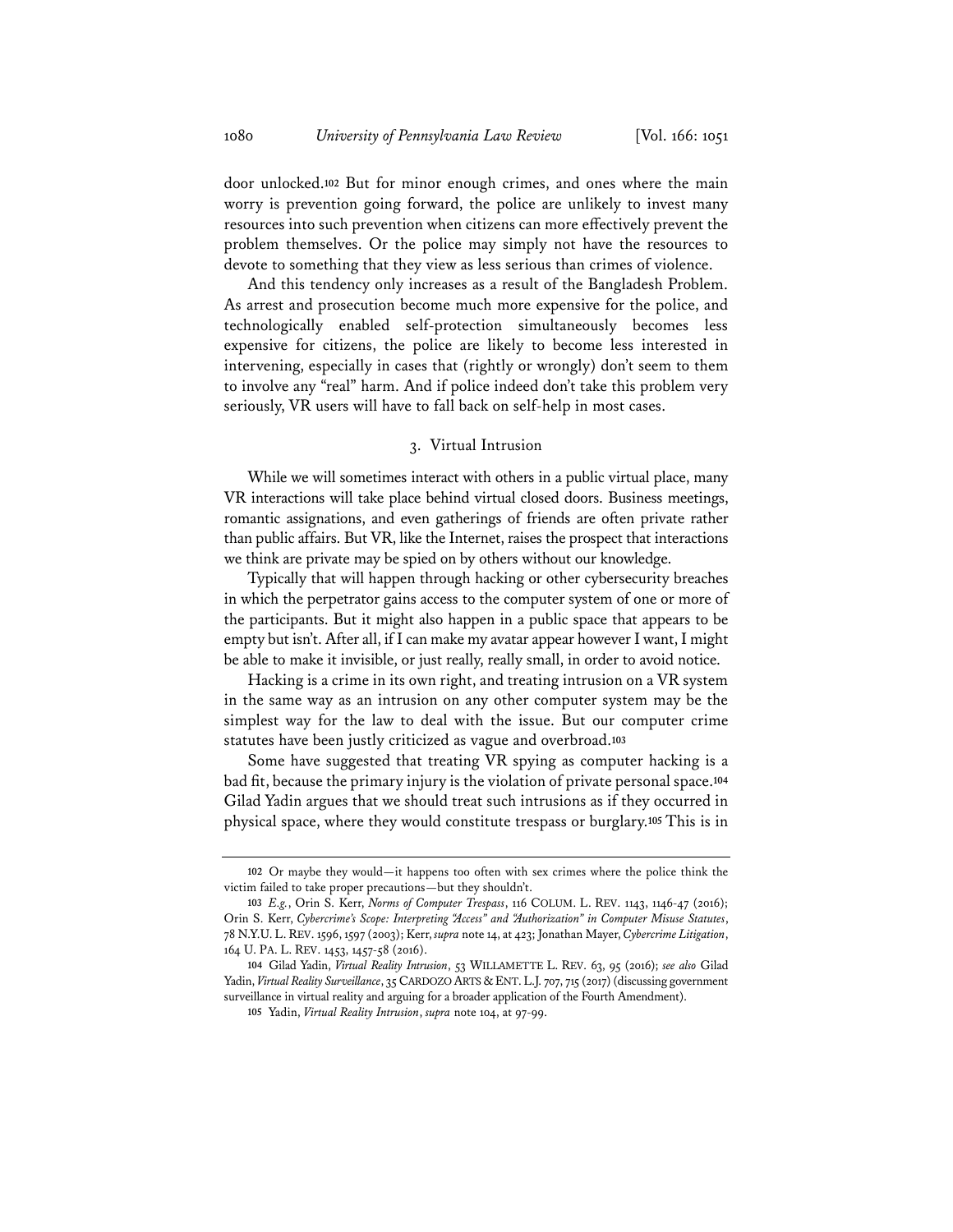door unlocked.[102] But for minor enough crimes, and ones where the main worry is prevention going forward, the police are unlikely to invest many resources into such prevention when citizens can more effectively prevent the problem themselves. Or the police may simply not have the resources to devote to something that they view as less serious than crimes of violence.

And this tendency only increases as a result of the Bangladesh Problem. As arrest and prosecution become much more expensive for the police, and technologically enabled self-protection simultaneously becomes less expensive for citizens, the police are likely to become less interested in intervening, especially in cases that (rightly or wrongly) don't seem to them to involve any "real" harm. And if police indeed don't take this problem very seriously, VR users will have to fall back on self-help in most cases.

### 3. Virtual Intrusion

While we will sometimes interact with others in a public virtual place, many VR interactions will take place behind virtual closed doors. Business meetings, romantic assignations, and even gatherings of friends are often private rather than public affairs. But VR, like the Internet, raises the prospect that interactions we think are private may be spied on by others without our knowledge.

Typically that will happen through hacking or other cybersecurity breaches in which the perpetrator gains access to the computer system of one or more of the participants. But it might also happen in a public space that appears to be empty but isn't. After all, if I can make my avatar appear however I want, I might be able to make it invisible, or just really, really small, in order to avoid notice.

Hacking is a crime in its own right, and treating intrusion on a VR system in the same way as an intrusion on any other computer system may be the simplest way for the law to deal with the issue. But our computer crime statutes have been justly criticized as vague and overbroad.[103]

Some have suggested that treating VR spying as computer hacking is a bad fit, because the primary injury is the violation of private personal space.[104] Gilad Yadin argues that we should treat such intrusions as if they occurred in physical space, where they would constitute trespass or burglary.[105] This is in

---

[102] Or maybe they would—it happens too often with sex crimes where the police think the victim failed to take proper precautions—but they shouldn't.

[103] *E.g.*, Orin S. Kerr, *Norms of Computer Trespass*, 116 COLUM. L. REV. 1143, 1146-47 (2016); Orin S. Kerr, *Cybercrime's Scope: Interpreting "Access" and "Authorization" in Computer Misuse Statutes*, 78 N.Y.U. L. REV. 1596, 1597 (2003); Kerr, *supra* note 14, at 423; Jonathan Mayer, *Cybercrime Litigation*, 164 U. PA. L. REV. 1453, 1457-58 (2016).

[104] Gilad Yadin, *Virtual Reality Intrusion*, 53 WILLAMETTE L. REV. 63, 95 (2016); *see also* Gilad Yadin, *Virtual Reality Surveillance*, 35 CARDOZO ARTS & ENT. L.J. 707, 715 (2017) (discussing government surveillance in virtual reality and arguing for a broader application of the Fourth Amendment).

[105] Yadin, *Virtual Reality Intrusion*, *supra* note 104, at 97-99.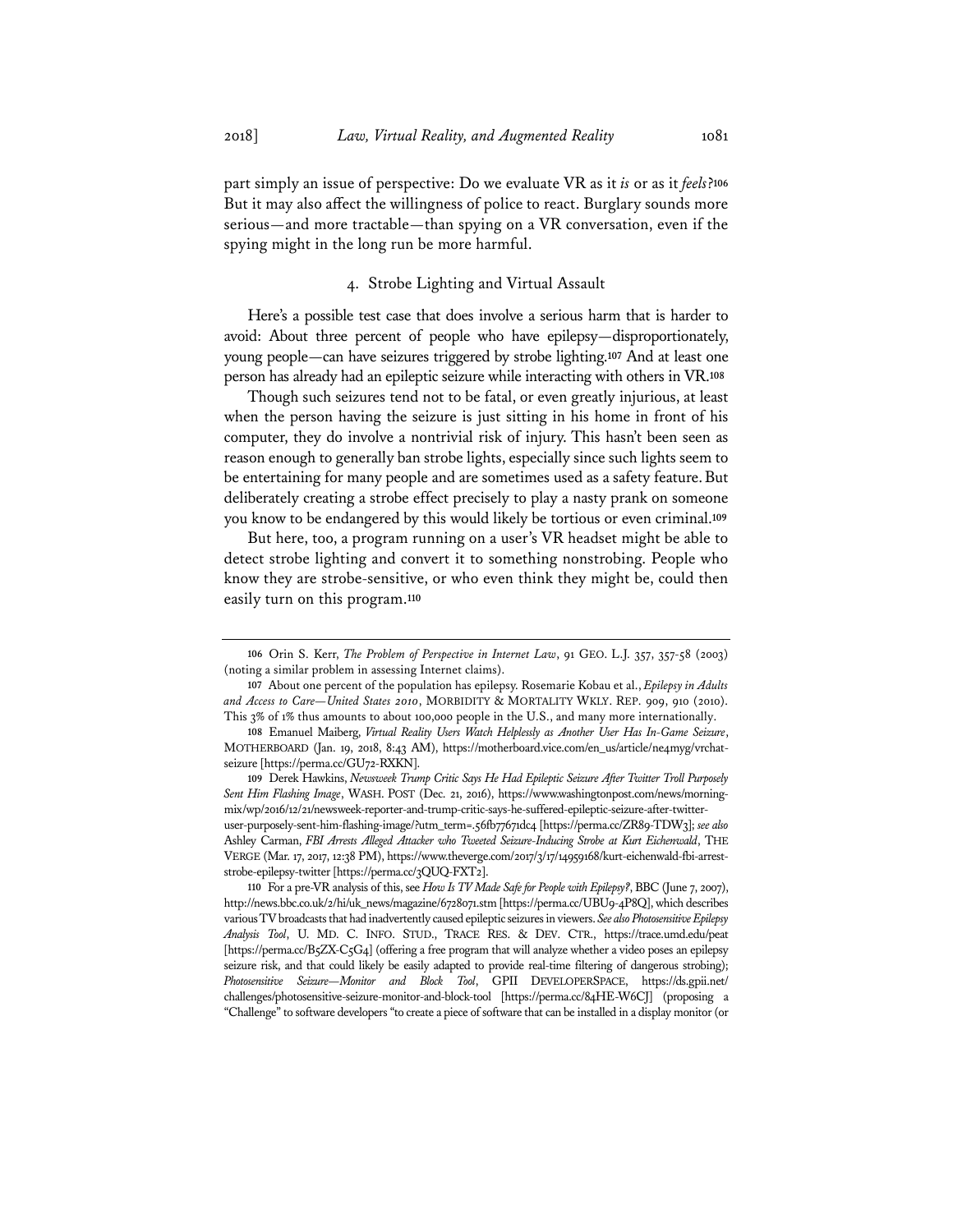part simply an issue of perspective: Do we evaluate VR as it *is* or as it *feels*?[106] But it may also affect the willingness of police to react. Burglary sounds more serious—and more tractable—than spying on a VR conversation, even if the spying might in the long run be more harmful.

#### 4. Strobe Lighting and Virtual Assault

Here's a possible test case that does involve a serious harm that is harder to avoid: About three percent of people who have epilepsy—disproportionately, young people—can have seizures triggered by strobe lighting.[107] And at least one person has already had an epileptic seizure while interacting with others in VR.[108]

Though such seizures tend not to be fatal, or even greatly injurious, at least when the person having the seizure is just sitting in his home in front of his computer, they do involve a nontrivial risk of injury. This hasn't been seen as reason enough to generally ban strobe lights, especially since such lights seem to be entertaining for many people and are sometimes used as a safety feature. But deliberately creating a strobe effect precisely to play a nasty prank on someone you know to be endangered by this would likely be tortious or even criminal.[109]

But here, too, a program running on a user's VR headset might be able to detect strobe lighting and convert it to something nonstrobing. People who know they are strobe-sensitive, or who even think they might be, could then easily turn on this program.[110]

---

106 Orin S. Kerr, *The Problem of Perspective in Internet Law*, 91 GEO. L.J. 357, 357-58 (2003) (noting a similar problem in assessing Internet claims).

107 About one percent of the population has epilepsy. Rosemarie Kobau et al., *Epilepsy in Adults and Access to Care—United States 2010*, MORBIDITY & MORTALITY WKLY. REP. 909, 910 (2010). This 3% of 1% thus amounts to about 100,000 people in the U.S., and many more internationally.

108 Emanuel Maiberg, *Virtual Reality Users Watch Helplessly as Another User Has In-Game Seizure*, MOTHERBOARD (Jan. 19, 2018, 8:43 AM), https://motherboard.vice.com/en_us/article/ne4myg/vrchat-seizure [https://perma.cc/GU72-RXKN].

109 Derek Hawkins, *Newsweek Trump Critic Says He Had Epileptic Seizure After Twitter Troll Purposely Sent Him Flashing Image*, WASH. POST (Dec. 21, 2016), https://www.washingtonpost.com/news/morning-mix/wp/2016/12/21/newsweek-reporter-and-trump-critic-says-he-suffered-epileptic-seizure-after-twitter-user-purposely-sent-him-flashing-image/?utm_term=.56fb77671dc4 [https://perma.cc/ZR89-TDW3]; *see also* Ashley Carman, *FBI Arrests Alleged Attacker who Tweeted Seizure-Inducing Strobe at Kurt Eichenwald*, THE VERGE (Mar. 17, 2017, 12:38 PM), https://www.theverge.com/2017/3/17/14959168/kurt-eichenwald-fbi-arrest-strobe-epilepsy-twitter [https://perma.cc/3QUQ-FXT2].

110 For a pre-VR analysis of this, see *How Is TV Made Safe for People with Epilepsy?*, BBC (June 7, 2007), http://news.bbc.co.uk/2/hi/uk_news/magazine/6728071.stm [https://perma.cc/UBU9-4P8Q], which describes various TV broadcasts that had inadvertently caused epileptic seizures in viewers. *See also Photosensitive Epilepsy Analysis Tool*, U. MD. C. INFO. STUD., TRACE RES. & DEV. CTR., https://trace.umd.edu/peat [https://perma.cc/B5ZX-C5G4] (offering a free program that will analyze whether a video poses an epilepsy seizure risk, and that could likely be easily adapted to provide real-time filtering of dangerous strobing); *Photosensitive Seizure—Monitor and Block Tool*, GPII DEVELOPERSPACE, https://ds.gpii.net/challenges/photosensitive-seizure-monitor-and-block-tool [https://perma.cc/84HE-W6CJ] (proposing a "Challenge" to software developers "to create a piece of software that can be installed in a display monitor (or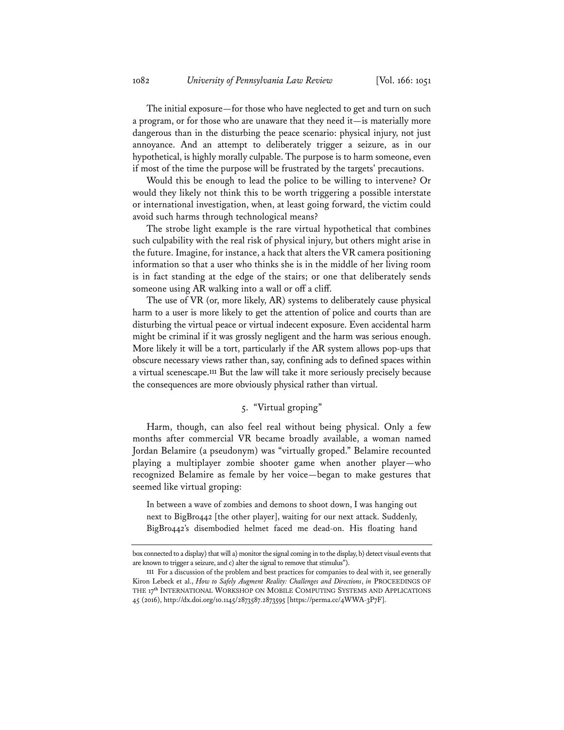The initial exposure—for those who have neglected to get and turn on such a program, or for those who are unaware that they need it—is materially more dangerous than in the disturbing the peace scenario: physical injury, not just annoyance. And an attempt to deliberately trigger a seizure, as in our hypothetical, is highly morally culpable. The purpose is to harm someone, even if most of the time the purpose will be frustrated by the targets' precautions.

Would this be enough to lead the police to be willing to intervene? Or would they likely not think this to be worth triggering a possible interstate or international investigation, when, at least going forward, the victim could avoid such harms through technological means?

The strobe light example is the rare virtual hypothetical that combines such culpability with the real risk of physical injury, but others might arise in the future. Imagine, for instance, a hack that alters the VR camera positioning information so that a user who thinks she is in the middle of her living room is in fact standing at the edge of the stairs; or one that deliberately sends someone using AR walking into a wall or off a cliff.

The use of VR (or, more likely, AR) systems to deliberately cause physical harm to a user is more likely to get the attention of police and courts than are disturbing the virtual peace or virtual indecent exposure. Even accidental harm might be criminal if it was grossly negligent and the harm was serious enough. More likely it will be a tort, particularly if the AR system allows pop-ups that obscure necessary views rather than, say, confining ads to defined spaces within a virtual scenescape.[111] But the law will take it more seriously precisely because the consequences are more obviously physical rather than virtual.

### 5. "Virtual groping"

Harm, though, can also feel real without being physical. Only a few months after commercial VR became broadly available, a woman named Jordan Belamire (a pseudonym) was "virtually groped." Belamire recounted playing a multiplayer zombie shooter game when another player—who recognized Belamire as female by her voice—began to make gestures that seemed like virtual groping:

> In between a wave of zombies and demons to shoot down, I was hanging out next to BigBro442 [the other player], waiting for our next attack. Suddenly, BigBro442's disembodied helmet faced me dead-on. His floating hand

---

box connected to a display) that will a) monitor the signal coming in to the display, b) detect visual events that are known to trigger a seizure, and c) alter the signal to remove that stimulus").

111 For a discussion of the problem and best practices for companies to deal with it, see generally Kiron Lebeck et al., *How to Safely Augment Reality: Challenges and Directions*, *in* PROCEEDINGS OF THE 17th INTERNATIONAL WORKSHOP ON MOBILE COMPUTING SYSTEMS AND APPLICATIONS 45 (2016), http://dx.doi.org/10.1145/2873587.2873595 [https://perma.cc/4WWA-3P7F].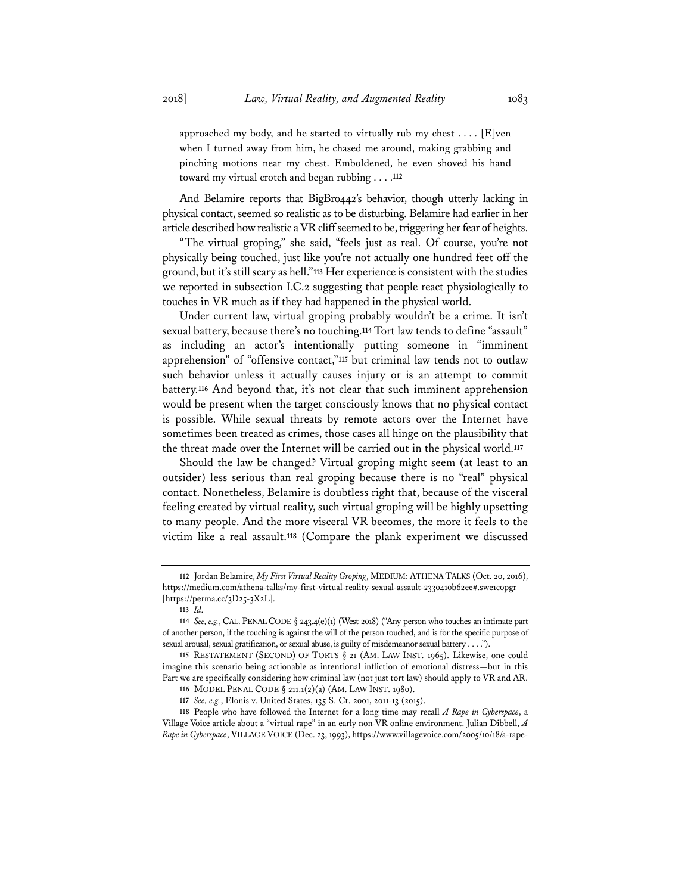approached my body, and he started to virtually rub my chest . . . . [E]ven when I turned away from him, he chased me around, making grabbing and pinching motions near my chest. Emboldened, he even shoved his hand toward my virtual crotch and began rubbing . . . .[112]

And Belamire reports that BigBro442's behavior, though utterly lacking in physical contact, seemed so realistic as to be disturbing. Belamire had earlier in her article described how realistic a VR cliff seemed to be, triggering her fear of heights.

"The virtual groping," she said, "feels just as real. Of course, you're not physically being touched, just like you're not actually one hundred feet off the ground, but it's still scary as hell."[113] Her experience is consistent with the studies we reported in subsection I.C.2 suggesting that people react physiologically to touches in VR much as if they had happened in the physical world.

Under current law, virtual groping probably wouldn't be a crime. It isn't sexual battery, because there's no touching.[114] Tort law tends to define "assault" as including an actor's intentionally putting someone in "imminent apprehension" of "offensive contact,"[115] but criminal law tends not to outlaw such behavior unless it actually causes injury or is an attempt to commit battery.[116] And beyond that, it's not clear that such imminent apprehension would be present when the target consciously knows that no physical contact is possible. While sexual threats by remote actors over the Internet have sometimes been treated as crimes, those cases all hinge on the plausibility that the threat made over the Internet will be carried out in the physical world.[117]

Should the law be changed? Virtual groping might seem (at least to an outsider) less serious than real groping because there is no "real" physical contact. Nonetheless, Belamire is doubtless right that, because of the visceral feeling created by virtual reality, such virtual groping will be highly upsetting to many people. And the more visceral VR becomes, the more it feels to the victim like a real assault.[118] (Compare the plank experiment we discussed

---

112 Jordan Belamire, *My First Virtual Reality Groping*, MEDIUM: ATHENA TALKS (Oct. 20, 2016), https://medium.com/athena-talks/my-first-virtual-reality-sexual-assault-2330410b62ee#.swe1c0pgr [https://perma.cc/3D25-3X2L].

113 *Id.*

114 *See, e.g.*, CAL. PENAL CODE § 243.4(e)(1) (West 2018) ("Any person who touches an intimate part of another person, if the touching is against the will of the person touched, and is for the specific purpose of sexual arousal, sexual gratification, or sexual abuse, is guilty of misdemeanor sexual battery . . . .").

115 RESTATEMENT (SECOND) OF TORTS § 21 (AM. LAW INST. 1965). Likewise, one could imagine this scenario being actionable as intentional infliction of emotional distress—but in this Part we are specifically considering how criminal law (not just tort law) should apply to VR and AR.

116 MODEL PENAL CODE § 211.1(2)(a) (AM. LAW INST. 1980).

117 *See, e.g.*, Elonis v. United States, 135 S. Ct. 2001, 2011-13 (2015).

118 People who have followed the Internet for a long time may recall *A Rape in Cyberspace*, a Village Voice article about a "virtual rape" in an early non-VR online environment. Julian Dibbell, *A Rape in Cyberspace*, VILLAGE VOICE (Dec. 23, 1993), https://www.villagevoice.com/2005/10/18/a-rape-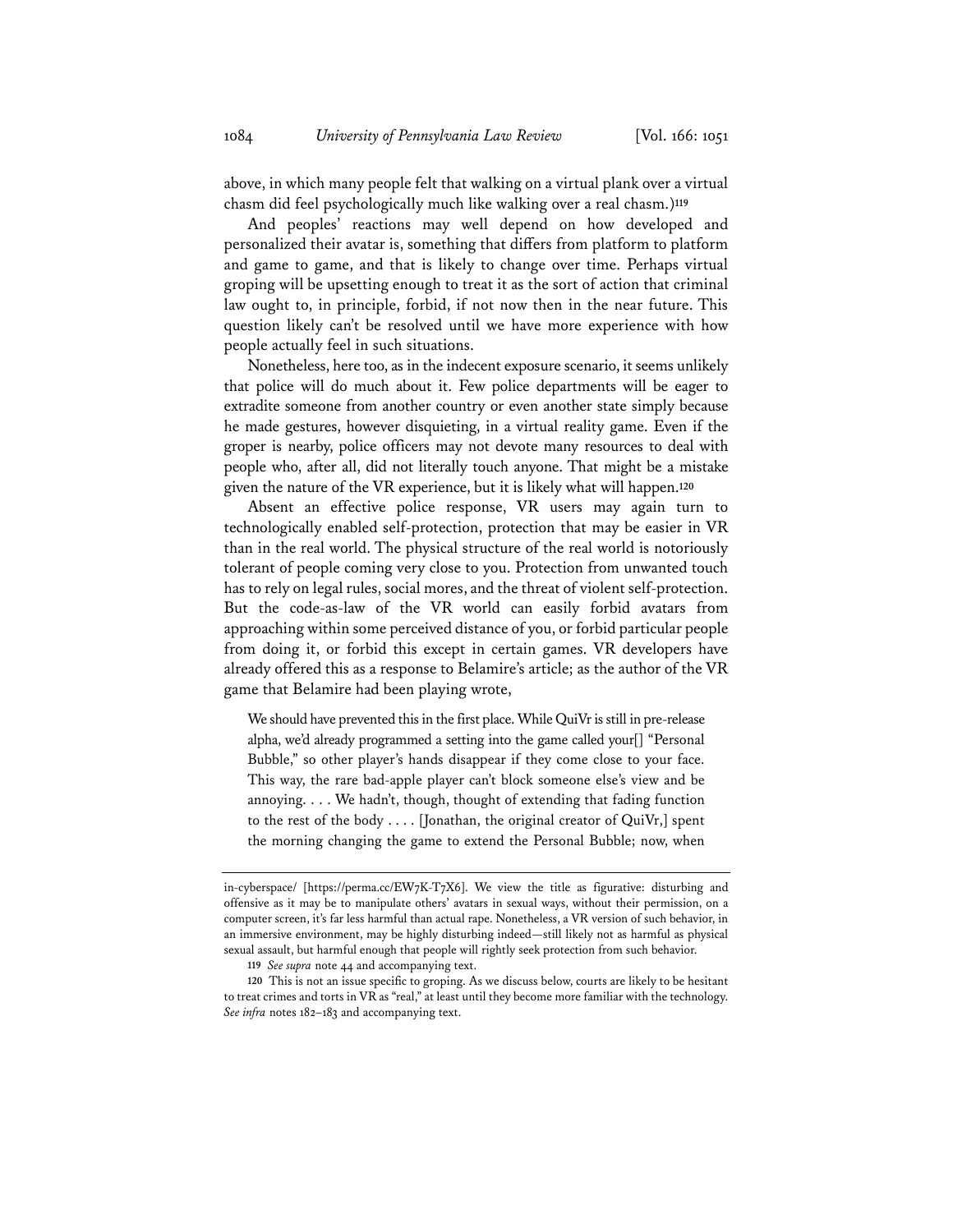above, in which many people felt that walking on a virtual plank over a virtual chasm did feel psychologically much like walking over a real chasm.)[119]

And peoples' reactions may well depend on how developed and personalized their avatar is, something that differs from platform to platform and game to game, and that is likely to change over time. Perhaps virtual groping will be upsetting enough to treat it as the sort of action that criminal law ought to, in principle, forbid, if not now then in the near future. This question likely can't be resolved until we have more experience with how people actually feel in such situations.

Nonetheless, here too, as in the indecent exposure scenario, it seems unlikely that police will do much about it. Few police departments will be eager to extradite someone from another country or even another state simply because he made gestures, however disquieting, in a virtual reality game. Even if the groper is nearby, police officers may not devote many resources to deal with people who, after all, did not literally touch anyone. That might be a mistake given the nature of the VR experience, but it is likely what will happen.[120]

Absent an effective police response, VR users may again turn to technologically enabled self-protection, protection that may be easier in VR than in the real world. The physical structure of the real world is notoriously tolerant of people coming very close to you. Protection from unwanted touch has to rely on legal rules, social mores, and the threat of violent self-protection. But the code-as-law of the VR world can easily forbid avatars from approaching within some perceived distance of you, or forbid particular people from doing it, or forbid this except in certain games. VR developers have already offered this as a response to Belamire's article; as the author of the VR game that Belamire had been playing wrote,

> We should have prevented this in the first place. While QuiVr is still in pre-release alpha, we'd already programmed a setting into the game called your[] "Personal Bubble," so other player's hands disappear if they come close to your face. This way, the rare bad-apple player can't block someone else's view and be annoying. . . . We hadn't, though, thought of extending that fading function to the rest of the body . . . . [Jonathan, the original creator of QuiVr,] spent the morning changing the game to extend the Personal Bubble; now, when

---

in-cyberspace/ [https://perma.cc/EW7K-T7X6]. We view the title as figurative: disturbing and offensive as it may be to manipulate others' avatars in sexual ways, without their permission, on a computer screen, it's far less harmful than actual rape. Nonetheless, a VR version of such behavior, in an immersive environment, may be highly disturbing indeed—still likely not as harmful as physical sexual assault, but harmful enough that people will rightly seek protection from such behavior.

[119] *See supra* note 44 and accompanying text.

[120] This is not an issue specific to groping. As we discuss below, courts are likely to be hesitant to treat crimes and torts in VR as "real," at least until they become more familiar with the technology. *See infra* notes 182–183 and accompanying text.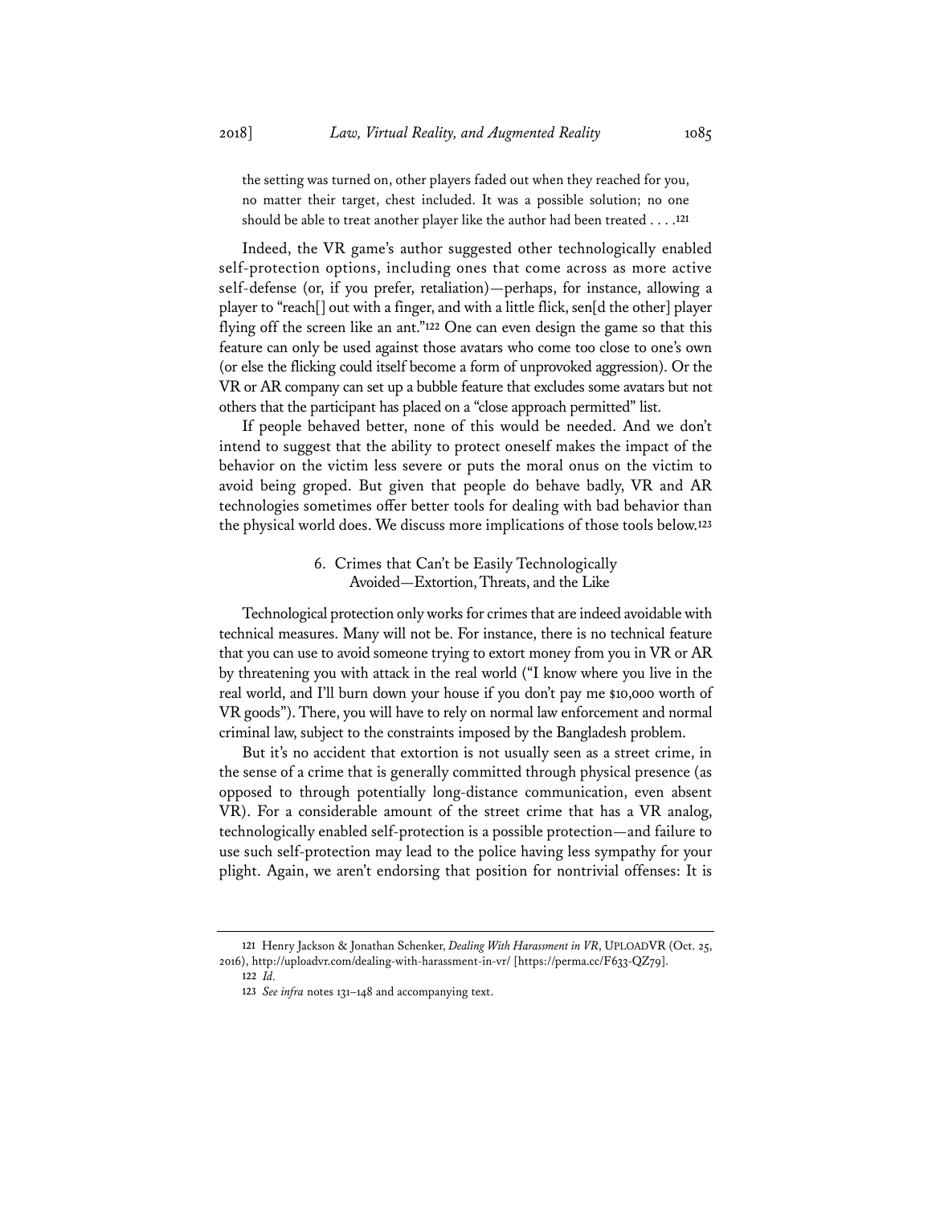the setting was turned on, other players faded out when they reached for you, no matter their target, chest included. It was a possible solution; no one should be able to treat another player like the author had been treated . . . .[121]

Indeed, the VR game's author suggested other technologically enabled self-protection options, including ones that come across as more active self-defense (or, if you prefer, retaliation)—perhaps, for instance, allowing a player to "reach[] out with a finger, and with a little flick, sen[d the other] player flying off the screen like an ant."[122] One can even design the game so that this feature can only be used against those avatars who come too close to one's own (or else the flicking could itself become a form of unprovoked aggression). Or the VR or AR company can set up a bubble feature that excludes some avatars but not others that the participant has placed on a "close approach permitted" list.

If people behaved better, none of this would be needed. And we don't intend to suggest that the ability to protect oneself makes the impact of the behavior on the victim less severe or puts the moral onus on the victim to avoid being groped. But given that people do behave badly, VR and AR technologies sometimes offer better tools for dealing with bad behavior than the physical world does. We discuss more implications of those tools below.[123]

### 6. Crimes that Can't be Easily Technologically Avoided—Extortion, Threats, and the Like

Technological protection only works for crimes that are indeed avoidable with technical measures. Many will not be. For instance, there is no technical feature that you can use to avoid someone trying to extort money from you in VR or AR by threatening you with attack in the real world ("I know where you live in the real world, and I'll burn down your house if you don't pay me $10,000 worth of VR goods"). There, you will have to rely on normal law enforcement and normal criminal law, subject to the constraints imposed by the Bangladesh problem.

But it's no accident that extortion is not usually seen as a street crime, in the sense of a crime that is generally committed through physical presence (as opposed to through potentially long-distance communication, even absent VR). For a considerable amount of the street crime that has a VR analog, technologically enabled self-protection is a possible protection—and failure to use such self-protection may lead to the police having less sympathy for your plight. Again, we aren't endorsing that position for nontrivial offenses: It is

---

121 Henry Jackson & Jonathan Schenker, *Dealing With Harassment in VR*, UPLOADVR (Oct. 25, 2016), http://uploadvr.com/dealing-with-harassment-in-vr/ [https://perma.cc/F633-QZ79].

122 *Id.*

123 *See infra* notes 131–148 and accompanying text.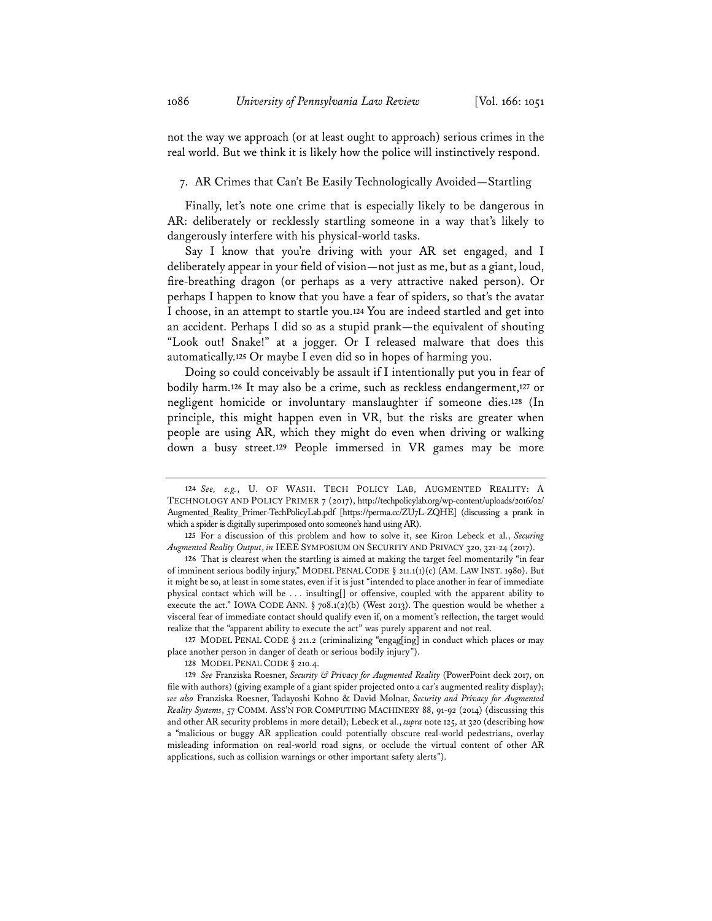not the way we approach (or at least ought to approach) serious crimes in the real world. But we think it is likely how the police will instinctively respond.

### 7. AR Crimes that Can't Be Easily Technologically Avoided—Startling

Finally, let's note one crime that is especially likely to be dangerous in AR: deliberately or recklessly startling someone in a way that's likely to dangerously interfere with his physical-world tasks.

Say I know that you're driving with your AR set engaged, and I deliberately appear in your field of vision—not just as me, but as a giant, loud, fire-breathing dragon (or perhaps as a very attractive naked person). Or perhaps I happen to know that you have a fear of spiders, so that's the avatar I choose, in an attempt to startle you.[124] You are indeed startled and get into an accident. Perhaps I did so as a stupid prank—the equivalent of shouting "Look out! Snake!" at a jogger. Or I released malware that does this automatically.[125] Or maybe I even did so in hopes of harming you.

Doing so could conceivably be assault if I intentionally put you in fear of bodily harm.[126] It may also be a crime, such as reckless endangerment,[127] or negligent homicide or involuntary manslaughter if someone dies.[128] (In principle, this might happen even in VR, but the risks are greater when people are using AR, which they might do even when driving or walking down a busy street.[129] People immersed in VR games may be more

---

[124] *See, e.g.*, U. OF WASH. TECH POLICY LAB, AUGMENTED REALITY: A TECHNOLOGY AND POLICY PRIMER 7 (2017), http://techpolicylab.org/wp-content/uploads/2016/02/Augmented_Reality_Primer-TechPolicyLab.pdf [https://perma.cc/ZU7L-ZQHE] (discussing a prank in which a spider is digitally superimposed onto someone's hand using AR).

[125] For a discussion of this problem and how to solve it, see Kiron Lebeck et al., *Securing Augmented Reality Output*, *in* IEEE SYMPOSIUM ON SECURITY AND PRIVACY 320, 321-24 (2017).

[126] That is clearest when the startling is aimed at making the target feel momentarily "in fear of imminent serious bodily injury," MODEL PENAL CODE § 211.1(1)(c) (AM. LAW INST. 1980). But it might be so, at least in some states, even if it is just "intended to place another in fear of immediate physical contact which will be . . . insulting[] or offensive, coupled with the apparent ability to execute the act." IOWA CODE ANN. § 708.1(2)(b) (West 2013). The question would be whether a visceral fear of immediate contact should qualify even if, on a moment's reflection, the target would realize that the "apparent ability to execute the act" was purely apparent and not real.

[127] MODEL PENAL CODE § 211.2 (criminalizing "engag[ing] in conduct which places or may place another person in danger of death or serious bodily injury").

[128] MODEL PENAL CODE § 210.4.

[129] *See* Franziska Roesner, *Security & Privacy for Augmented Reality* (PowerPoint deck 2017, on file with authors) (giving example of a giant spider projected onto a car's augmented reality display); *see also* Franziska Roesner, Tadayoshi Kohno & David Molnar, *Security and Privacy for Augmented Reality Systems*, 57 COMM. ASS'N FOR COMPUTING MACHINERY 88, 91-92 (2014) (discussing this and other AR security problems in more detail); Lebeck et al., *supra* note 125, at 320 (describing how a "malicious or buggy AR application could potentially obscure real-world pedestrians, overlay misleading information on real-world road signs, or occlude the virtual content of other AR applications, such as collision warnings or other important safety alerts").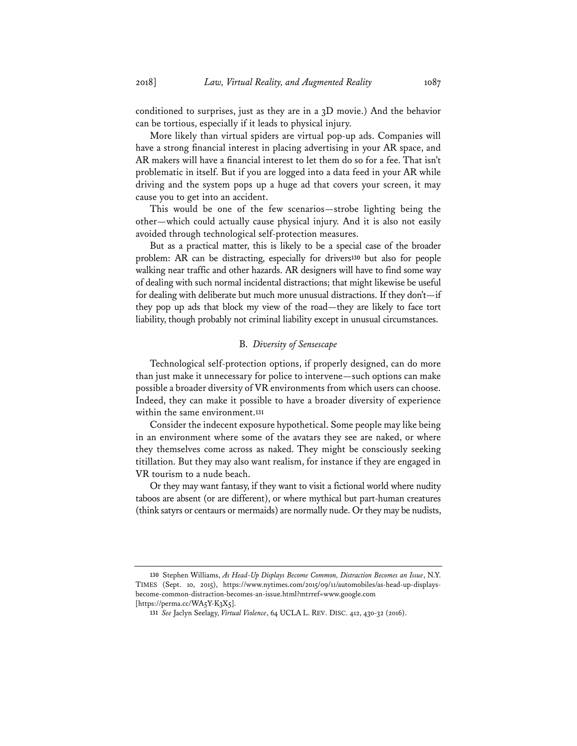conditioned to surprises, just as they are in a 3D movie.) And the behavior can be tortious, especially if it leads to physical injury.

More likely than virtual spiders are virtual pop-up ads. Companies will have a strong financial interest in placing advertising in your AR space, and AR makers will have a financial interest to let them do so for a fee. That isn't problematic in itself. But if you are logged into a data feed in your AR while driving and the system pops up a huge ad that covers your screen, it may cause you to get into an accident.

This would be one of the few scenarios—strobe lighting being the other—which could actually cause physical injury. And it is also not easily avoided through technological self-protection measures.

But as a practical matter, this is likely to be a special case of the broader problem: AR can be distracting, especially for drivers[130] but also for people walking near traffic and other hazards. AR designers will have to find some way of dealing with such normal incidental distractions; that might likewise be useful for dealing with deliberate but much more unusual distractions. If they don't—if they pop up ads that block my view of the road—they are likely to face tort liability, though probably not criminal liability except in unusual circumstances.

### B. *Diversity of Sensescape*

Technological self-protection options, if properly designed, can do more than just make it unnecessary for police to intervene—such options can make possible a broader diversity of VR environments from which users can choose. Indeed, they can make it possible to have a broader diversity of experience within the same environment.[131]

Consider the indecent exposure hypothetical. Some people may like being in an environment where some of the avatars they see are naked, or where they themselves come across as naked. They might be consciously seeking titillation. But they may also want realism, for instance if they are engaged in VR tourism to a nude beach.

Or they may want fantasy, if they want to visit a fictional world where nudity taboos are absent (or are different), or where mythical but part-human creatures (think satyrs or centaurs or mermaids) are normally nude. Or they may be nudists,

---

130 Stephen Williams, *As Head-Up Displays Become Common, Distraction Becomes an Issue*, N.Y. TIMES (Sept. 10, 2015), https://www.nytimes.com/2015/09/11/automobiles/as-head-up-displays-become-common-distraction-becomes-an-issue.html?mtrref=www.google.com [https://perma.cc/WA5Y-K3X5].

131 *See* Jaclyn Seelagy, *Virtual Violence*, 64 UCLA L. REV. DISC. 412, 430-32 (2016).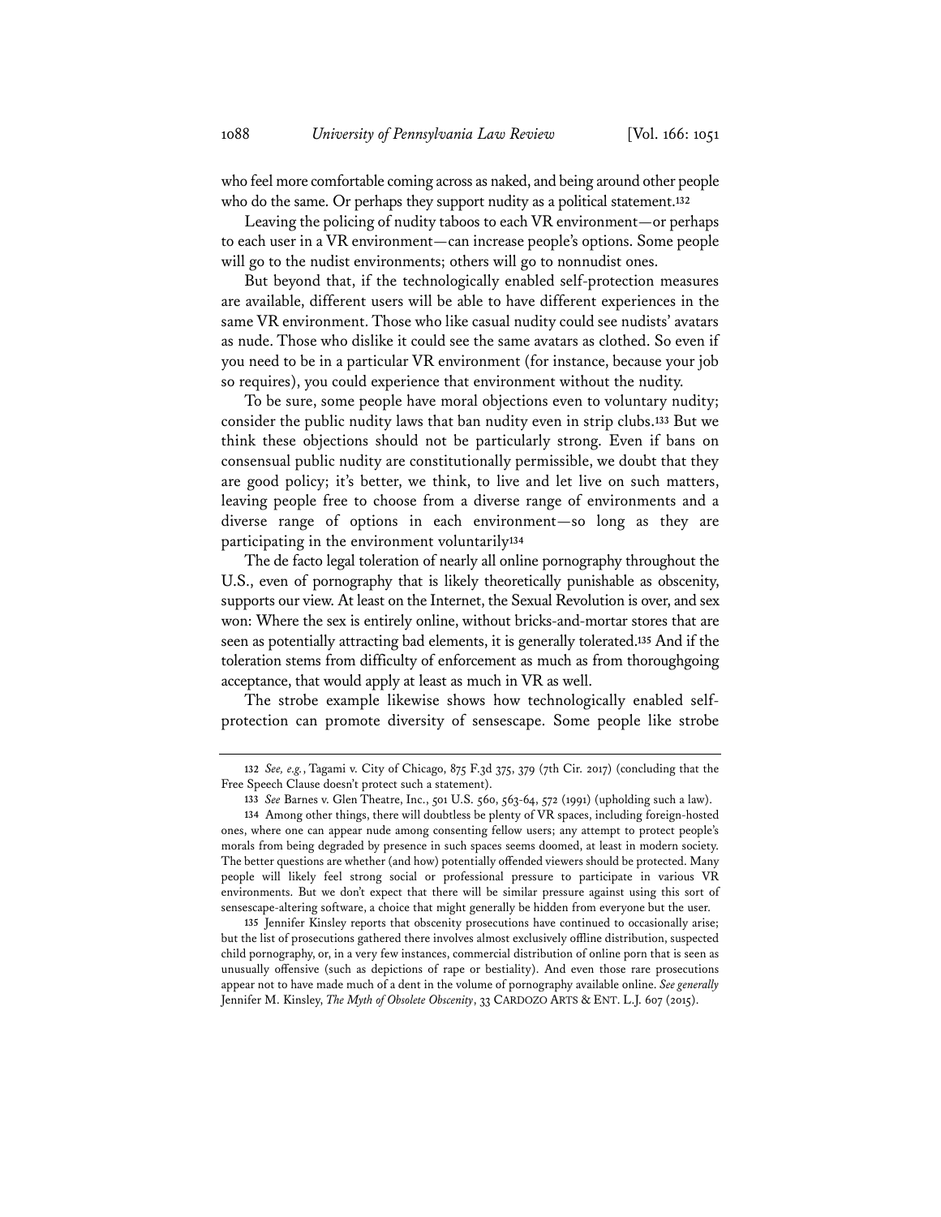who feel more comfortable coming across as naked, and being around other people who do the same. Or perhaps they support nudity as a political statement.[132]

Leaving the policing of nudity taboos to each VR environment—or perhaps to each user in a VR environment—can increase people's options. Some people will go to the nudist environments; others will go to nonnudist ones.

But beyond that, if the technologically enabled self-protection measures are available, different users will be able to have different experiences in the same VR environment. Those who like casual nudity could see nudists' avatars as nude. Those who dislike it could see the same avatars as clothed. So even if you need to be in a particular VR environment (for instance, because your job so requires), you could experience that environment without the nudity.

To be sure, some people have moral objections even to voluntary nudity; consider the public nudity laws that ban nudity even in strip clubs.[133] But we think these objections should not be particularly strong. Even if bans on consensual public nudity are constitutionally permissible, we doubt that they are good policy; it's better, we think, to live and let live on such matters, leaving people free to choose from a diverse range of environments and a diverse range of options in each environment—so long as they are participating in the environment voluntarily[134]

The de facto legal toleration of nearly all online pornography throughout the U.S., even of pornography that is likely theoretically punishable as obscenity, supports our view. At least on the Internet, the Sexual Revolution is over, and sex won: Where the sex is entirely online, without bricks-and-mortar stores that are seen as potentially attracting bad elements, it is generally tolerated.[135] And if the toleration stems from difficulty of enforcement as much as from thoroughgoing acceptance, that would apply at least as much in VR as well.

The strobe example likewise shows how technologically enabled self-protection can promote diversity of sensescape. Some people like strobe

---

132 *See, e.g.*, Tagami v. City of Chicago, 875 F.3d 375, 379 (7th Cir. 2017) (concluding that the Free Speech Clause doesn't protect such a statement).

133 *See* Barnes v. Glen Theatre, Inc., 501 U.S. 560, 563-64, 572 (1991) (upholding such a law).

134 Among other things, there will doubtless be plenty of VR spaces, including foreign-hosted ones, where one can appear nude among consenting fellow users; any attempt to protect people's morals from being degraded by presence in such spaces seems doomed, at least in modern society. The better questions are whether (and how) potentially offended viewers should be protected. Many people will likely feel strong social or professional pressure to participate in various VR environments. But we don't expect that there will be similar pressure against using this sort of sensescape-altering software, a choice that might generally be hidden from everyone but the user.

135 Jennifer Kinsley reports that obscenity prosecutions have continued to occasionally arise; but the list of prosecutions gathered there involves almost exclusively offline distribution, suspected child pornography, or, in a very few instances, commercial distribution of online porn that is seen as unusually offensive (such as depictions of rape or bestiality). And even those rare prosecutions appear not to have made much of a dent in the volume of pornography available online. *See generally* Jennifer M. Kinsley, *The Myth of Obsolete Obscenity*, 33 CARDOZO ARTS & ENT. L.J. 607 (2015).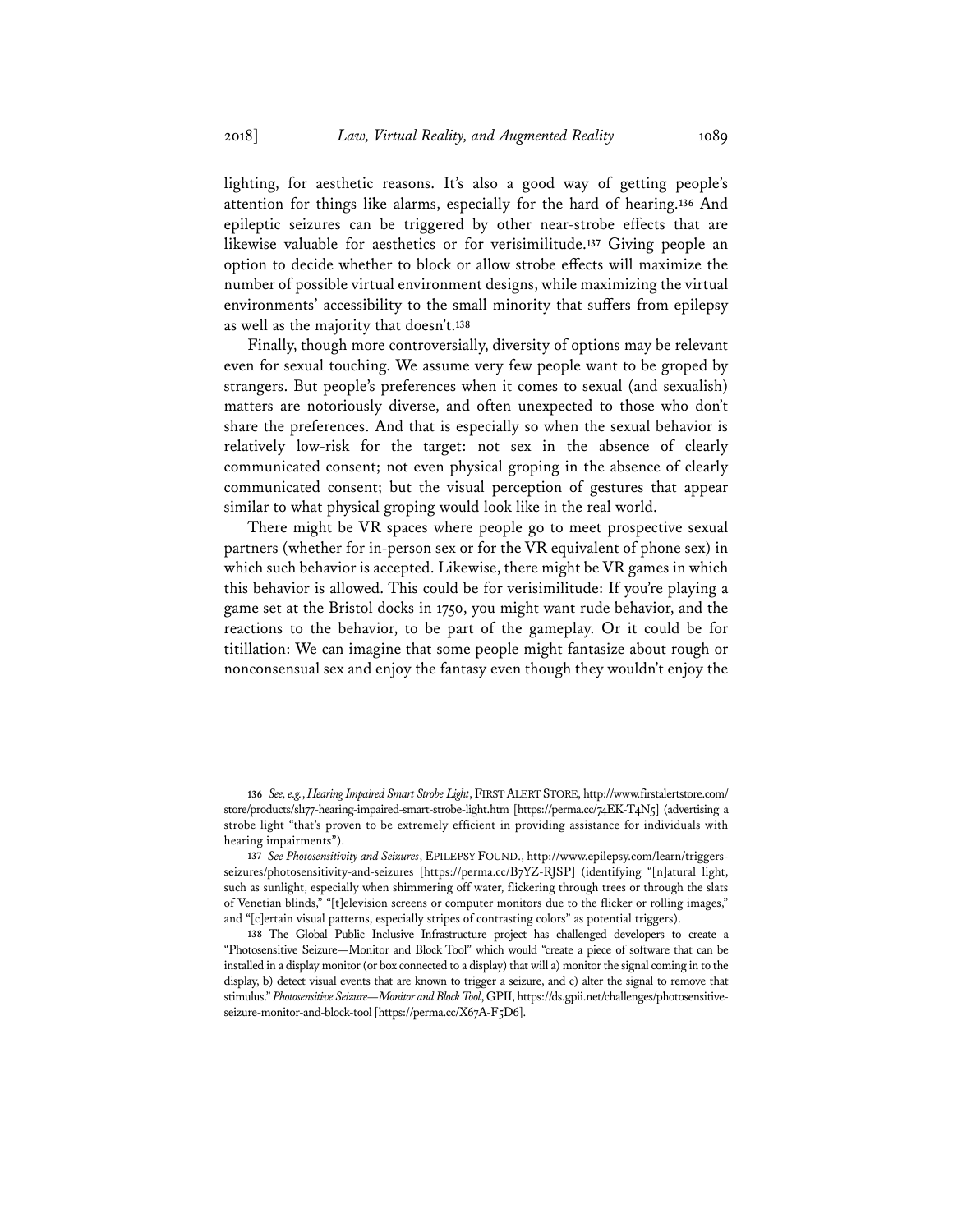lighting, for aesthetic reasons. It's also a good way of getting people's attention for things like alarms, especially for the hard of hearing.[136] And epileptic seizures can be triggered by other near-strobe effects that are likewise valuable for aesthetics or for verisimilitude.[137] Giving people an option to decide whether to block or allow strobe effects will maximize the number of possible virtual environment designs, while maximizing the virtual environments' accessibility to the small minority that suffers from epilepsy as well as the majority that doesn't.[138]

Finally, though more controversially, diversity of options may be relevant even for sexual touching. We assume very few people want to be groped by strangers. But people's preferences when it comes to sexual (and sexualish) matters are notoriously diverse, and often unexpected to those who don't share the preferences. And that is especially so when the sexual behavior is relatively low-risk for the target: not sex in the absence of clearly communicated consent; not even physical groping in the absence of clearly communicated consent; but the visual perception of gestures that appear similar to what physical groping would look like in the real world.

There might be VR spaces where people go to meet prospective sexual partners (whether for in-person sex or for the VR equivalent of phone sex) in which such behavior is accepted. Likewise, there might be VR games in which this behavior is allowed. This could be for verisimilitude: If you're playing a game set at the Bristol docks in 1750, you might want rude behavior, and the reactions to the behavior, to be part of the gameplay. Or it could be for titillation: We can imagine that some people might fantasize about rough or nonconsensual sex and enjoy the fantasy even though they wouldn't enjoy the

---

136 *See, e.g.*, *Hearing Impaired Smart Strobe Light*, FIRST ALERT STORE, http://www.firstalertstore.com/store/products/sl177-hearing-impaired-smart-strobe-light.htm [https://perma.cc/74EK-T4N5] (advertising a strobe light "that's proven to be extremely efficient in providing assistance for individuals with hearing impairments").

137 *See Photosensitivity and Seizures*, EPILEPSY FOUND., http://www.epilepsy.com/learn/triggers-seizures/photosensitivity-and-seizures [https://perma.cc/B7YZ-RJSP] (identifying "[n]atural light, such as sunlight, especially when shimmering off water, flickering through trees or through the slats of Venetian blinds," "[t]elevision screens or computer monitors due to the flicker or rolling images," and "[c]ertain visual patterns, especially stripes of contrasting colors" as potential triggers).

138 The Global Public Inclusive Infrastructure project has challenged developers to create a "Photosensitive Seizure—Monitor and Block Tool" which would "create a piece of software that can be installed in a display monitor (or box connected to a display) that will a) monitor the signal coming in to the display, b) detect visual events that are known to trigger a seizure, and c) alter the signal to remove that stimulus." *Photosensitive Seizure—Monitor and Block Tool*, GPII, https://ds.gpii.net/challenges/photosensitive-seizure-monitor-and-block-tool [https://perma.cc/X67A-F5D6].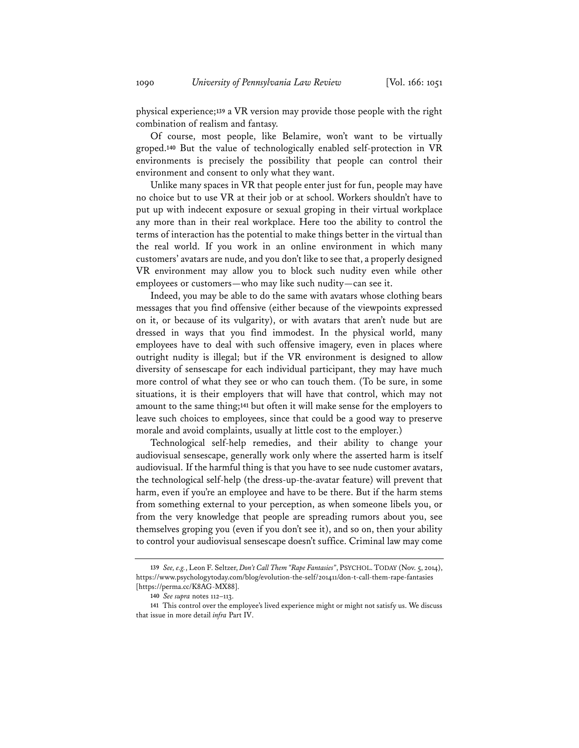physical experience;[139] a VR version may provide those people with the right combination of realism and fantasy.

Of course, most people, like Belamire, won't want to be virtually groped.[140] But the value of technologically enabled self-protection in VR environments is precisely the possibility that people can control their environment and consent to only what they want.

Unlike many spaces in VR that people enter just for fun, people may have no choice but to use VR at their job or at school. Workers shouldn't have to put up with indecent exposure or sexual groping in their virtual workplace any more than in their real workplace. Here too the ability to control the terms of interaction has the potential to make things better in the virtual than the real world. If you work in an online environment in which many customers' avatars are nude, and you don't like to see that, a properly designed VR environment may allow you to block such nudity even while other employees or customers—who may like such nudity—can see it.

Indeed, you may be able to do the same with avatars whose clothing bears messages that you find offensive (either because of the viewpoints expressed on it, or because of its vulgarity), or with avatars that aren't nude but are dressed in ways that you find immodest. In the physical world, many employees have to deal with such offensive imagery, even in places where outright nudity is illegal; but if the VR environment is designed to allow diversity of sensescape for each individual participant, they may have much more control of what they see or who can touch them. (To be sure, in some situations, it is their employers that will have that control, which may not amount to the same thing;[141] but often it will make sense for the employers to leave such choices to employees, since that could be a good way to preserve morale and avoid complaints, usually at little cost to the employer.)

Technological self-help remedies, and their ability to change your audiovisual sensescape, generally work only where the asserted harm is itself audiovisual. If the harmful thing is that you have to see nude customer avatars, the technological self-help (the dress-up-the-avatar feature) will prevent that harm, even if you're an employee and have to be there. But if the harm stems from something external to your perception, as when someone libels you, or from the very knowledge that people are spreading rumors about you, see themselves groping you (even if you don't see it), and so on, then your ability to control your audiovisual sensescape doesn't suffice. Criminal law may come

---

139 *See, e.g.*, Leon F. Seltzer, *Don't Call Them "Rape Fantasies"*, PSYCHOL. TODAY (Nov. 5, 2014), https://www.psychologytoday.com/blog/evolution-the-self/201411/don-t-call-them-rape-fantasies [https://perma.cc/K8AG-MX88].

140 *See supra* notes 112–113.

141 This control over the employee's lived experience might or might not satisfy us. We discuss that issue in more detail *infra* Part IV.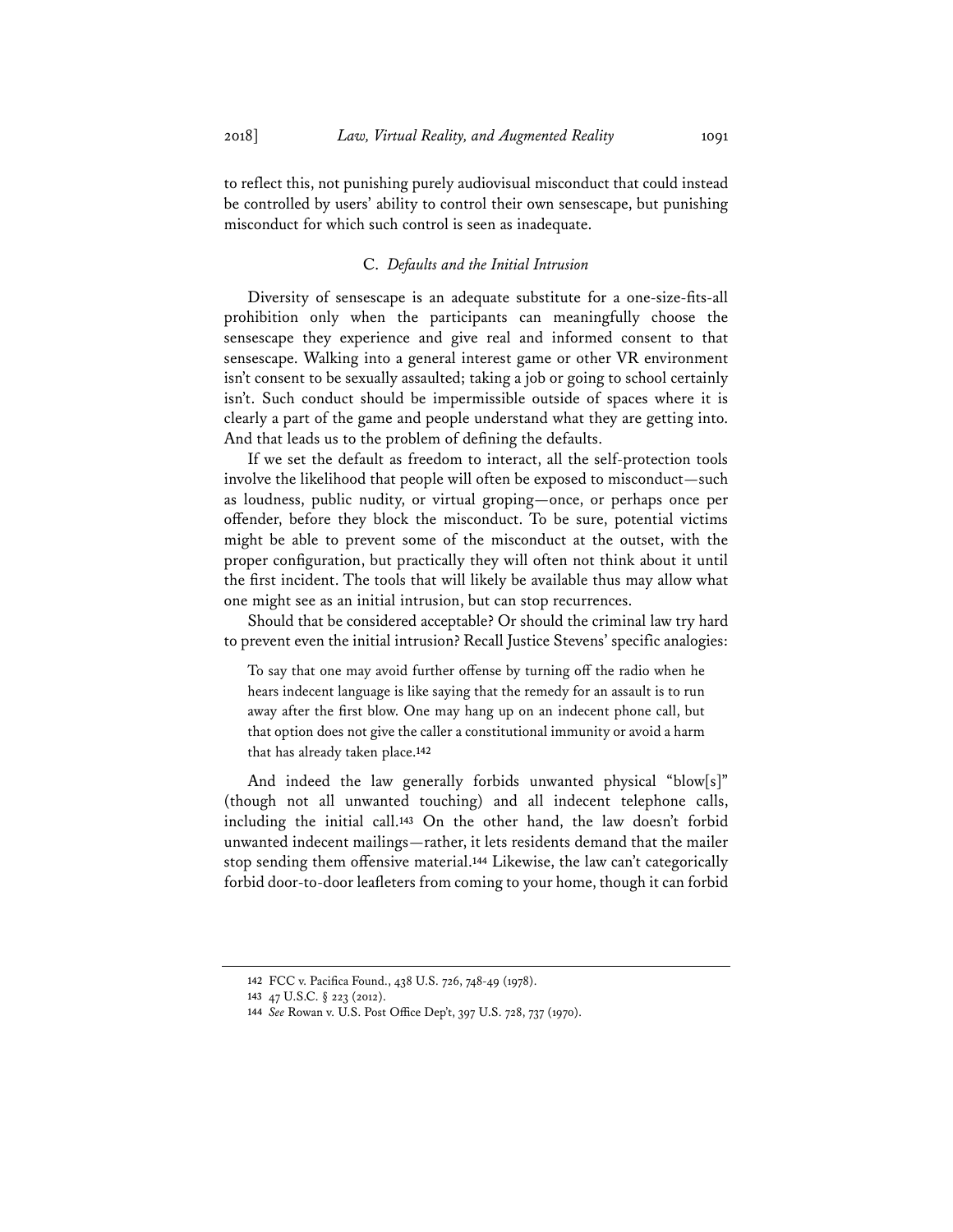to reflect this, not punishing purely audiovisual misconduct that could instead be controlled by users' ability to control their own sensescape, but punishing misconduct for which such control is seen as inadequate.

### C. *Defaults and the Initial Intrusion*

Diversity of sensescape is an adequate substitute for a one-size-fits-all prohibition only when the participants can meaningfully choose the sensescape they experience and give real and informed consent to that sensescape. Walking into a general interest game or other VR environment isn't consent to be sexually assaulted; taking a job or going to school certainly isn't. Such conduct should be impermissible outside of spaces where it is clearly a part of the game and people understand what they are getting into. And that leads us to the problem of defining the defaults.

If we set the default as freedom to interact, all the self-protection tools involve the likelihood that people will often be exposed to misconduct—such as loudness, public nudity, or virtual groping—once, or perhaps once per offender, before they block the misconduct. To be sure, potential victims might be able to prevent some of the misconduct at the outset, with the proper configuration, but practically they will often not think about it until the first incident. The tools that will likely be available thus may allow what one might see as an initial intrusion, but can stop recurrences.

Should that be considered acceptable? Or should the criminal law try hard to prevent even the initial intrusion? Recall Justice Stevens' specific analogies:

> To say that one may avoid further offense by turning off the radio when he hears indecent language is like saying that the remedy for an assault is to run away after the first blow. One may hang up on an indecent phone call, but that option does not give the caller a constitutional immunity or avoid a harm that has already taken place.[142]

And indeed the law generally forbids unwanted physical "blow[s]" (though not all unwanted touching) and all indecent telephone calls, including the initial call.[143] On the other hand, the law doesn't forbid unwanted indecent mailings—rather, it lets residents demand that the mailer stop sending them offensive material.[144] Likewise, the law can't categorically forbid door-to-door leafleters from coming to your home, though it can forbid

---

142 FCC v. Pacifica Found., 438 U.S. 726, 748-49 (1978).

143 47 U.S.C. § 223 (2012).

144 *See* Rowan v. U.S. Post Office Dep't, 397 U.S. 728, 737 (1970).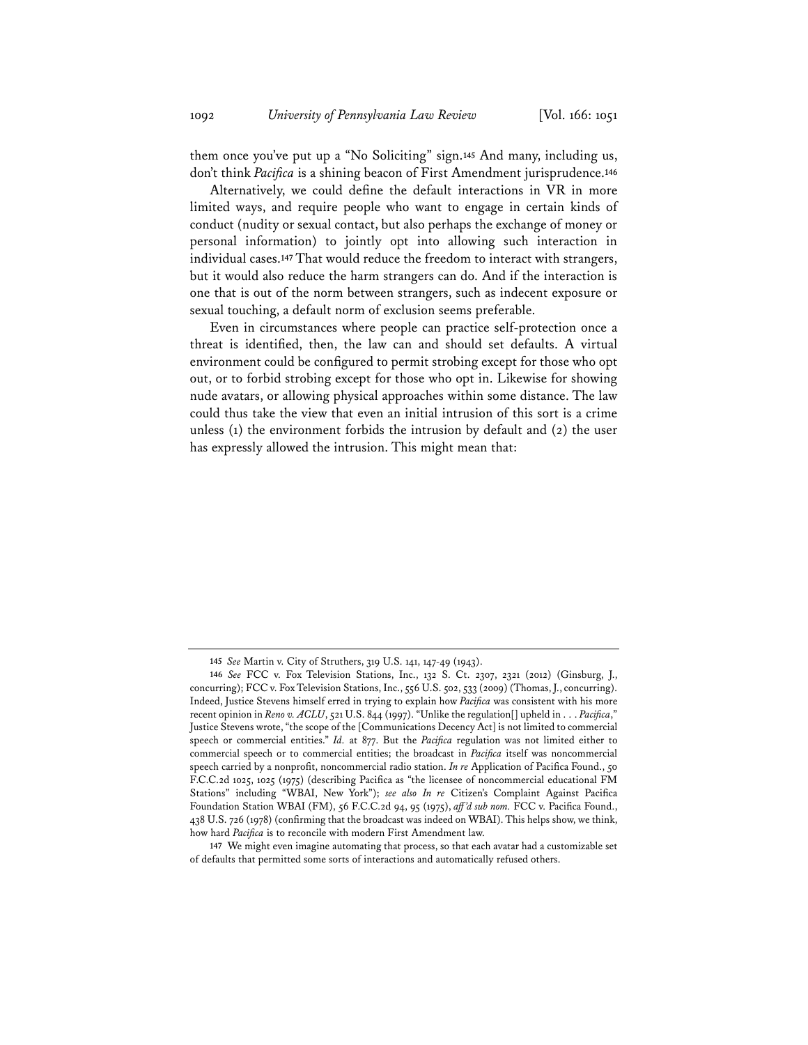them once you've put up a "No Soliciting" sign.[145] And many, including us, don't think *Pacifica* is a shining beacon of First Amendment jurisprudence.[146]

Alternatively, we could define the default interactions in VR in more limited ways, and require people who want to engage in certain kinds of conduct (nudity or sexual contact, but also perhaps the exchange of money or personal information) to jointly opt into allowing such interaction in individual cases.[147] That would reduce the freedom to interact with strangers, but it would also reduce the harm strangers can do. And if the interaction is one that is out of the norm between strangers, such as indecent exposure or sexual touching, a default norm of exclusion seems preferable.

Even in circumstances where people can practice self-protection once a threat is identified, then, the law can and should set defaults. A virtual environment could be configured to permit strobing except for those who opt out, or to forbid strobing except for those who opt in. Likewise for showing nude avatars, or allowing physical approaches within some distance. The law could thus take the view that even an initial intrusion of this sort is a crime unless (1) the environment forbids the intrusion by default and (2) the user has expressly allowed the intrusion. This might mean that:

---

145 *See* Martin v. City of Struthers, 319 U.S. 141, 147-49 (1943).

146 *See* FCC v. Fox Television Stations, Inc., 132 S. Ct. 2307, 2321 (2012) (Ginsburg, J., concurring); FCC v. Fox Television Stations, Inc., 556 U.S. 502, 533 (2009) (Thomas, J., concurring). Indeed, Justice Stevens himself erred in trying to explain how *Pacifica* was consistent with his more recent opinion in *Reno v. ACLU*, 521 U.S. 844 (1997). "Unlike the regulation[] upheld in . . . *Pacifica*," Justice Stevens wrote, "the scope of the [Communications Decency Act] is not limited to commercial speech or commercial entities." *Id.* at 877. But the *Pacifica* regulation was not limited either to commercial speech or to commercial entities; the broadcast in *Pacifica* itself was noncommercial speech carried by a nonprofit, noncommercial radio station. *In re* Application of Pacifica Found., 50 F.C.C.2d 1025, 1025 (1975) (describing Pacifica as "the licensee of noncommercial educational FM Stations" including "WBAI, New York"); *see also In re* Citizen's Complaint Against Pacifica Foundation Station WBAI (FM), 56 F.C.C.2d 94, 95 (1975), *aff'd sub nom.* FCC v. Pacifica Found., 438 U.S. 726 (1978) (confirming that the broadcast was indeed on WBAI). This helps show, we think, how hard *Pacifica* is to reconcile with modern First Amendment law.

147 We might even imagine automating that process, so that each avatar had a customizable set of defaults that permitted some sorts of interactions and automatically refused others.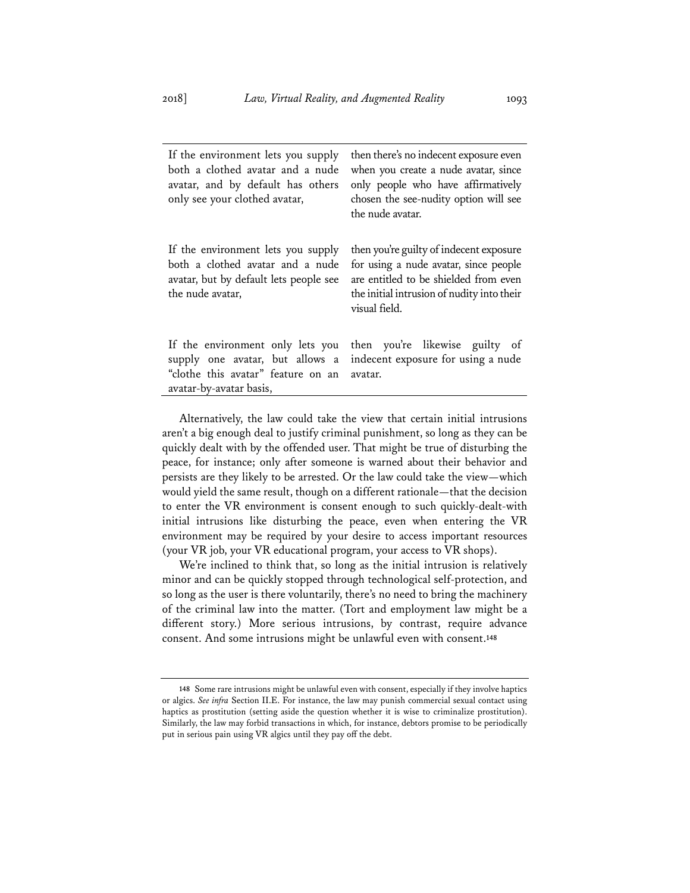| If the environment lets you supply both a clothed avatar and a nude avatar, and by default has others only see your clothed avatar, | then there's no indecent exposure even when you create a nude avatar, since only people who have affirmatively chosen the see-nudity option will see the nude avatar. |
|---|---|
| If the environment lets you supply both a clothed avatar and a nude avatar, but by default lets people see the nude avatar, | then you're guilty of indecent exposure for using a nude avatar, since people are entitled to be shielded from even the initial intrusion of nudity into their visual field. |
| If the environment only lets you supply one avatar, but allows a "clothe this avatar" feature on an avatar-by-avatar basis, | then you're likewise guilty of indecent exposure for using a nude avatar. |

Alternatively, the law could take the view that certain initial intrusions aren't a big enough deal to justify criminal punishment, so long as they can be quickly dealt with by the offended user. That might be true of disturbing the peace, for instance; only after someone is warned about their behavior and persists are they likely to be arrested. Or the law could take the view—which would yield the same result, though on a different rationale—that the decision to enter the VR environment is consent enough to such quickly-dealt-with initial intrusions like disturbing the peace, even when entering the VR environment may be required by your desire to access important resources (your VR job, your VR educational program, your access to VR shops).

We're inclined to think that, so long as the initial intrusion is relatively minor and can be quickly stopped through technological self-protection, and so long as the user is there voluntarily, there's no need to bring the machinery of the criminal law into the matter. (Tort and employment law might be a different story.) More serious intrusions, by contrast, require advance consent. And some intrusions might be unlawful even with consent.[148]

---

148 Some rare intrusions might be unlawful even with consent, especially if they involve haptics or algics. *See infra* Section II.E. For instance, the law may punish commercial sexual contact using haptics as prostitution (setting aside the question whether it is wise to criminalize prostitution). Similarly, the law may forbid transactions in which, for instance, debtors promise to be periodically put in serious pain using VR algics until they pay off the debt.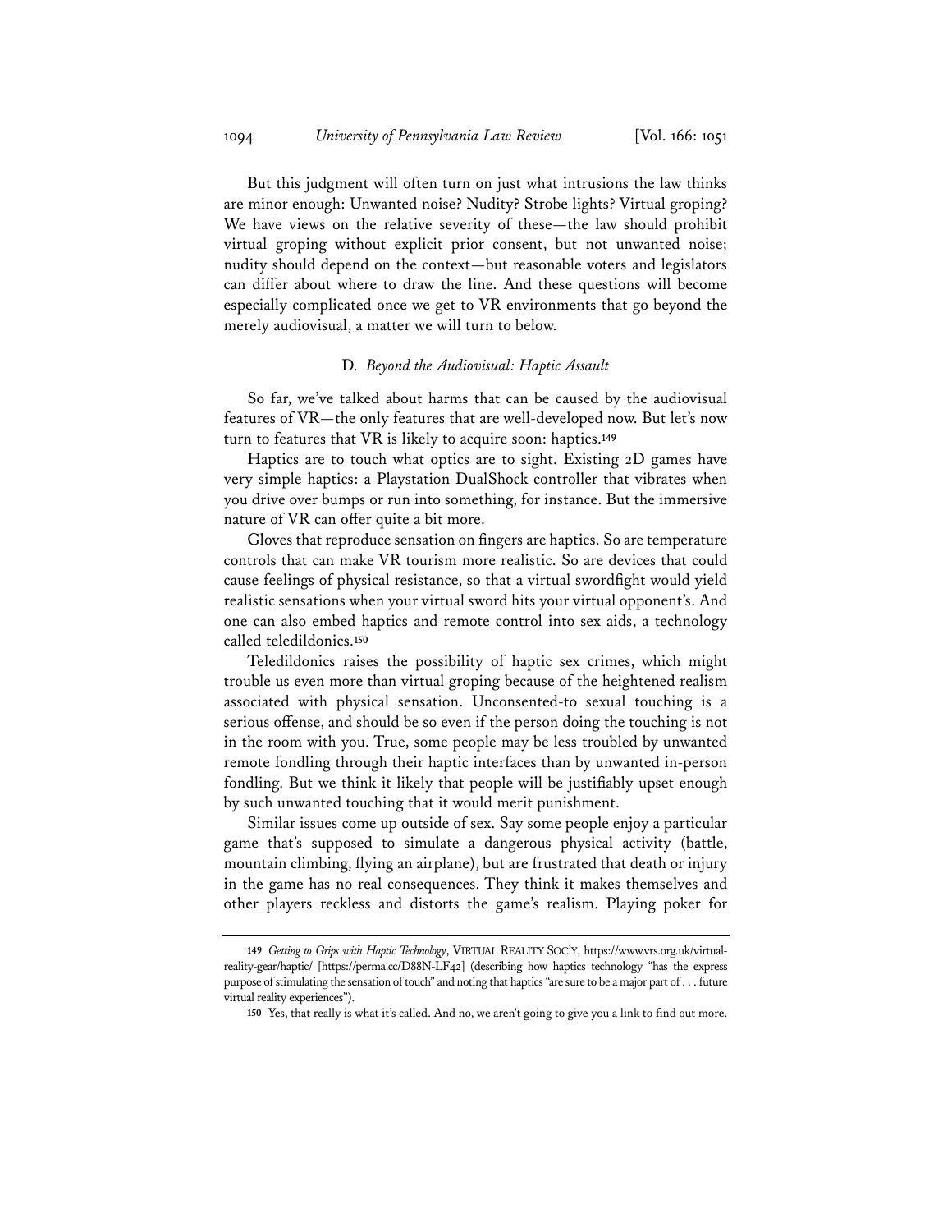But this judgment will often turn on just what intrusions the law thinks are minor enough: Unwanted noise? Nudity? Strobe lights? Virtual groping? We have views on the relative severity of these—the law should prohibit virtual groping without explicit prior consent, but not unwanted noise; nudity should depend on the context—but reasonable voters and legislators can differ about where to draw the line. And these questions will become especially complicated once we get to VR environments that go beyond the merely audiovisual, a matter we will turn to below.

### D. *Beyond the Audiovisual: Haptic Assault*

So far, we've talked about harms that can be caused by the audiovisual features of VR—the only features that are well-developed now. But let's now turn to features that VR is likely to acquire soon: haptics.[149]

Haptics are to touch what optics are to sight. Existing 2D games have very simple haptics: a Playstation DualShock controller that vibrates when you drive over bumps or run into something, for instance. But the immersive nature of VR can offer quite a bit more.

Gloves that reproduce sensation on fingers are haptics. So are temperature controls that can make VR tourism more realistic. So are devices that could cause feelings of physical resistance, so that a virtual swordfight would yield realistic sensations when your virtual sword hits your virtual opponent's. And one can also embed haptics and remote control into sex aids, a technology called teledildonics.[150]

Teledildonics raises the possibility of haptic sex crimes, which might trouble us even more than virtual groping because of the heightened realism associated with physical sensation. Unconsented-to sexual touching is a serious offense, and should be so even if the person doing the touching is not in the room with you. True, some people may be less troubled by unwanted remote fondling through their haptic interfaces than by unwanted in-person fondling. But we think it likely that people will be justifiably upset enough by such unwanted touching that it would merit punishment.

Similar issues come up outside of sex. Say some people enjoy a particular game that's supposed to simulate a dangerous physical activity (battle, mountain climbing, flying an airplane), but are frustrated that death or injury in the game has no real consequences. They think it makes themselves and other players reckless and distorts the game's realism. Playing poker for

---

149 *Getting to Grips with Haptic Technology*, VIRTUAL REALITY SOC'Y, https://www.vrs.org.uk/virtual-reality-gear/haptic/ [https://perma.cc/D88N-LF42] (describing how haptics technology "has the express purpose of stimulating the sensation of touch" and noting that haptics "are sure to be a major part of . . . future virtual reality experiences").

150 Yes, that really is what it's called. And no, we aren't going to give you a link to find out more.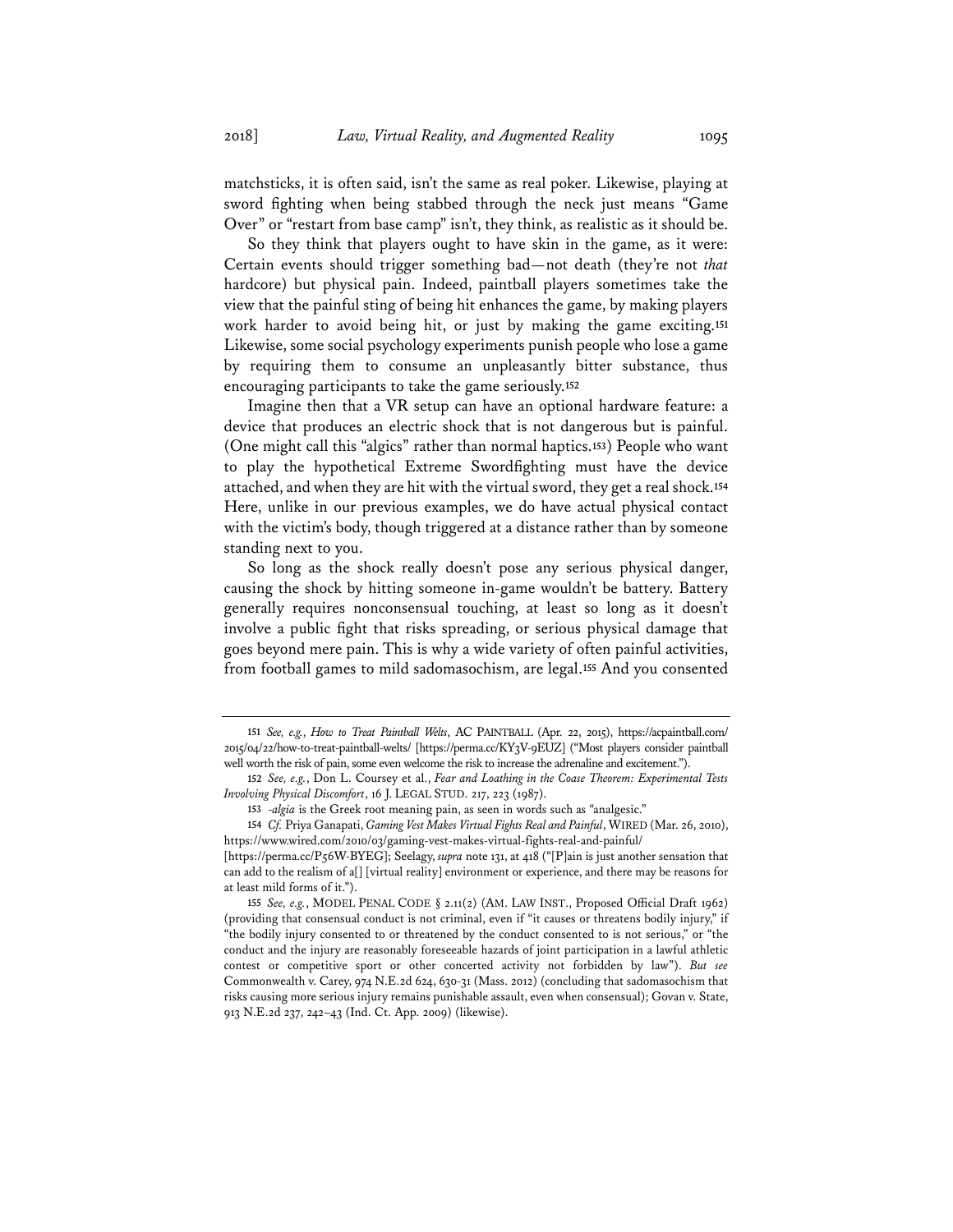matchsticks, it is often said, isn't the same as real poker. Likewise, playing at sword fighting when being stabbed through the neck just means "Game Over" or "restart from base camp" isn't, they think, as realistic as it should be.

So they think that players ought to have skin in the game, as it were: Certain events should trigger something bad—not death (they're not *that* hardcore) but physical pain. Indeed, paintball players sometimes take the view that the painful sting of being hit enhances the game, by making players work harder to avoid being hit, or just by making the game exciting.[151] Likewise, some social psychology experiments punish people who lose a game by requiring them to consume an unpleasantly bitter substance, thus encouraging participants to take the game seriously.[152]

Imagine then that a VR setup can have an optional hardware feature: a device that produces an electric shock that is not dangerous but is painful. (One might call this "algics" rather than normal haptics.[153]) People who want to play the hypothetical Extreme Swordfighting must have the device attached, and when they are hit with the virtual sword, they get a real shock.[154] Here, unlike in our previous examples, we do have actual physical contact with the victim's body, though triggered at a distance rather than by someone standing next to you.

So long as the shock really doesn't pose any serious physical danger, causing the shock by hitting someone in-game wouldn't be battery. Battery generally requires nonconsensual touching, at least so long as it doesn't involve a public fight that risks spreading, or serious physical damage that goes beyond mere pain. This is why a wide variety of often painful activities, from football games to mild sadomasochism, are legal.[155] And you consented

---

151 *See, e.g.*, *How to Treat Paintball Welts*, AC PAINTBALL (Apr. 22, 2015), https://acpaintball.com/2015/04/22/how-to-treat-paintball-welts/ [https://perma.cc/KY3V-9EUZ] ("Most players consider paintball well worth the risk of pain, some even welcome the risk to increase the adrenaline and excitement.").

152 *See, e.g.*, Don L. Coursey et al., *Fear and Loathing in the Coase Theorem: Experimental Tests Involving Physical Discomfort*, 16 J. LEGAL STUD. 217, 223 (1987).

153 *-algia* is the Greek root meaning pain, as seen in words such as "analgesic."

154 *Cf.* Priya Ganapati, *Gaming Vest Makes Virtual Fights Real and Painful*, WIRED (Mar. 26, 2010), https://www.wired.com/2010/03/gaming-vest-makes-virtual-fights-real-and-painful/ [https://perma.cc/P56W-BYEG]; Seelagy, *supra* note 131, at 418 ("[P]ain is just another sensation that can add to the realism of a[] [virtual reality] environment or experience, and there may be reasons for at least mild forms of it.").

155 *See, e.g.*, MODEL PENAL CODE § 2.11(2) (AM. LAW INST., Proposed Official Draft 1962) (providing that consensual conduct is not criminal, even if "it causes or threatens bodily injury," if "the bodily injury consented to or threatened by the conduct consented to is not serious," or "the conduct and the injury are reasonably foreseeable hazards of joint participation in a lawful athletic contest or competitive sport or other concerted activity not forbidden by law"). *But see* Commonwealth v. Carey, 974 N.E.2d 624, 630-31 (Mass. 2012) (concluding that sadomasochism that risks causing more serious injury remains punishable assault, even when consensual); Govan v. State, 913 N.E.2d 237, 242–43 (Ind. Ct. App. 2009) (likewise).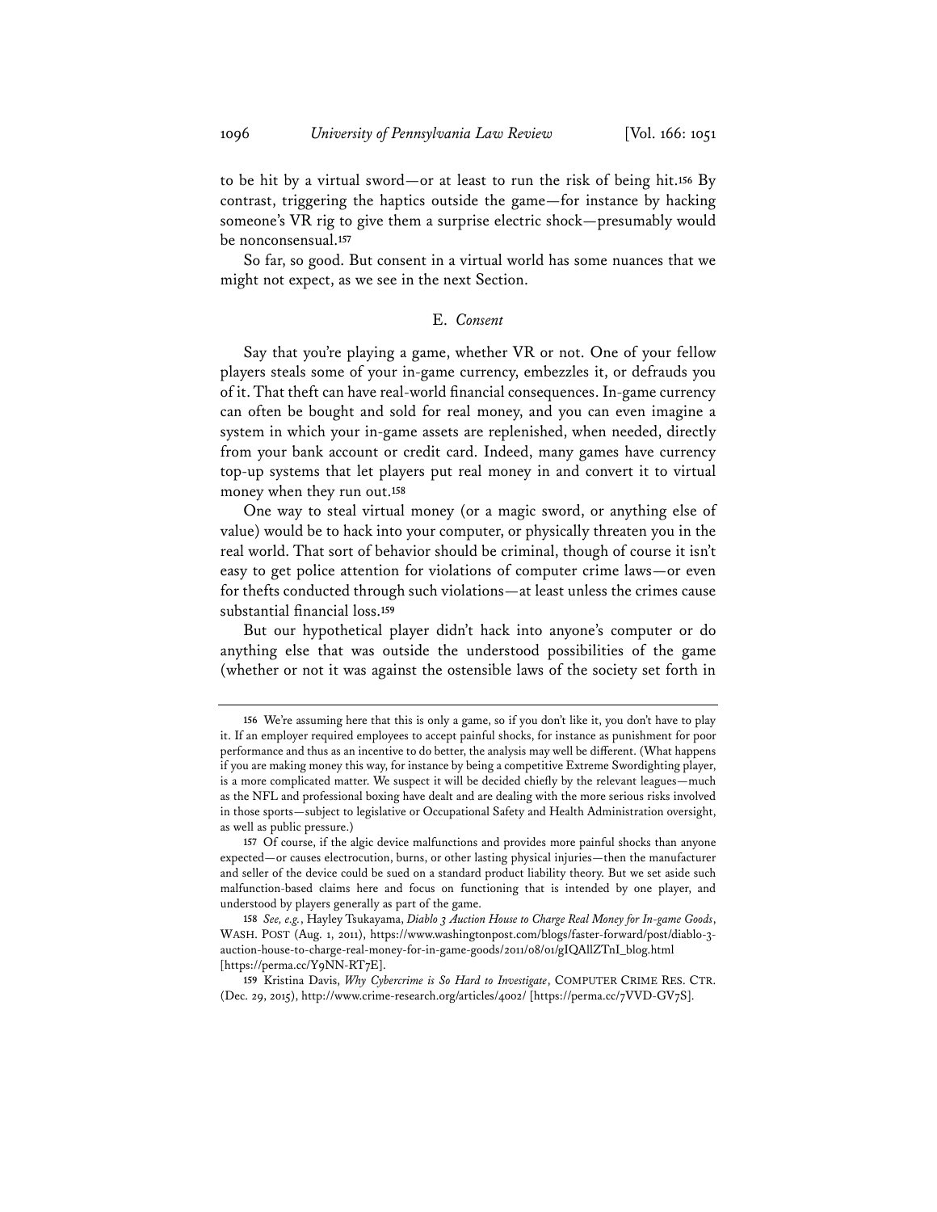to be hit by a virtual sword—or at least to run the risk of being hit.[156] By contrast, triggering the haptics outside the game—for instance by hacking someone's VR rig to give them a surprise electric shock—presumably would be nonconsensual.[157]

So far, so good. But consent in a virtual world has some nuances that we might not expect, as we see in the next Section.

### E. *Consent*

Say that you're playing a game, whether VR or not. One of your fellow players steals some of your in-game currency, embezzles it, or defrauds you of it. That theft can have real-world financial consequences. In-game currency can often be bought and sold for real money, and you can even imagine a system in which your in-game assets are replenished, when needed, directly from your bank account or credit card. Indeed, many games have currency top-up systems that let players put real money in and convert it to virtual money when they run out.[158]

One way to steal virtual money (or a magic sword, or anything else of value) would be to hack into your computer, or physically threaten you in the real world. That sort of behavior should be criminal, though of course it isn't easy to get police attention for violations of computer crime laws—or even for thefts conducted through such violations—at least unless the crimes cause substantial financial loss.[159]

But our hypothetical player didn't hack into anyone's computer or do anything else that was outside the understood possibilities of the game (whether or not it was against the ostensible laws of the society set forth in

---

[156] We're assuming here that this is only a game, so if you don't like it, you don't have to play it. If an employer required employees to accept painful shocks, for instance as punishment for poor performance and thus as an incentive to do better, the analysis may well be different. (What happens if you are making money this way, for instance by being a competitive Extreme Swordfighting player, is a more complicated matter. We suspect it will be decided chiefly by the relevant leagues—much as the NFL and professional boxing have dealt and are dealing with the more serious risks involved in those sports—subject to legislative or Occupational Safety and Health Administration oversight, as well as public pressure.)

[157] Of course, if the algic device malfunctions and provides more painful shocks than anyone expected—or causes electrocution, burns, or other lasting physical injuries—then the manufacturer and seller of the device could be sued on a standard product liability theory. But we set aside such malfunction-based claims here and focus on functioning that is intended by one player, and understood by players generally as part of the game.

[158] *See, e.g.*, Hayley Tsukayama, *Diablo 3 Auction House to Charge Real Money for In-game Goods*, WASH. POST (Aug. 1, 2011), https://www.washingtonpost.com/blogs/faster-forward/post/diablo-3-auction-house-to-charge-real-money-for-in-game-goods/2011/08/01/gIQAlIZTnI_blog.html [https://perma.cc/Y9NN-RT7E].

[159] Kristina Davis, *Why Cybercrime is So Hard to Investigate*, COMPUTER CRIME RES. CTR. (Dec. 29, 2015), http://www.crime-research.org/articles/4002/ [https://perma.cc/7VVD-GV7S].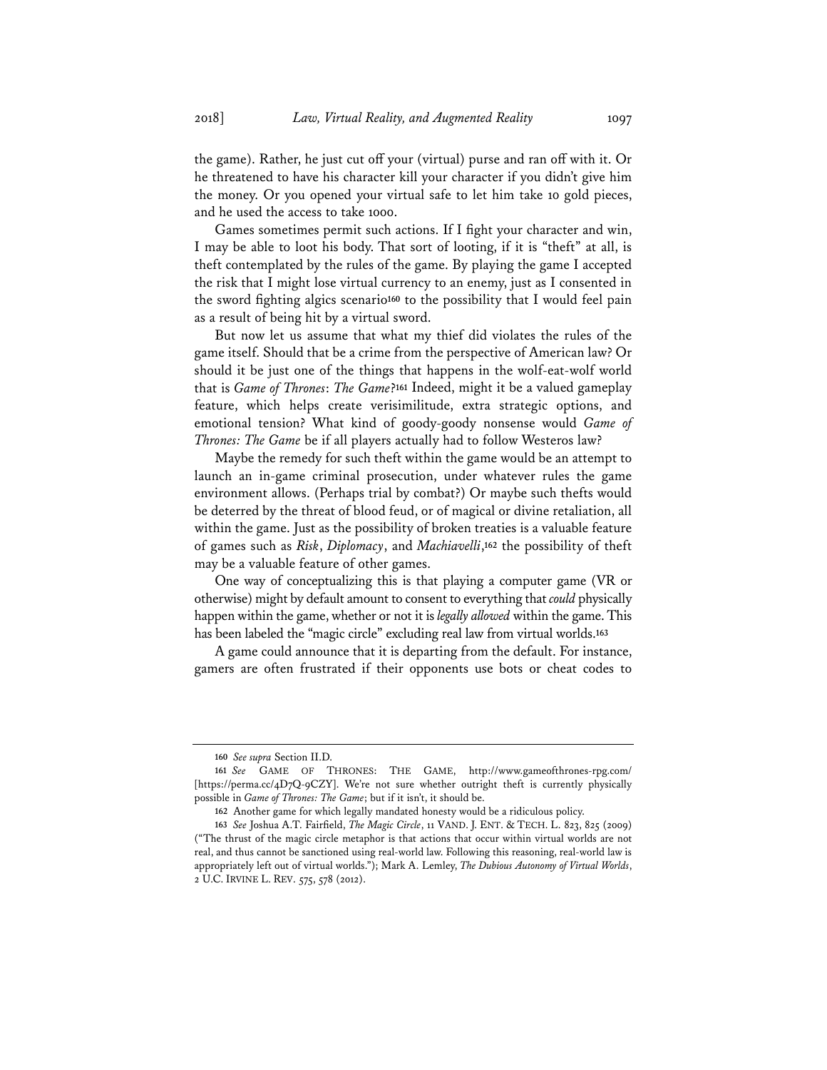the game). Rather, he just cut off your (virtual) purse and ran off with it. Or he threatened to have his character kill your character if you didn't give him the money. Or you opened your virtual safe to let him take 10 gold pieces, and he used the access to take 1000.

Games sometimes permit such actions. If I fight your character and win, I may be able to loot his body. That sort of looting, if it is "theft" at all, is theft contemplated by the rules of the game. By playing the game I accepted the risk that I might lose virtual currency to an enemy, just as I consented in the sword fighting algics scenario[160] to the possibility that I would feel pain as a result of being hit by a virtual sword.

But now let us assume that what my thief did violates the rules of the game itself. Should that be a crime from the perspective of American law? Or should it be just one of the things that happens in the wolf-eat-wolf world that is *Game of Thrones*: *The Game*?[161] Indeed, might it be a valued gameplay feature, which helps create verisimilitude, extra strategic options, and emotional tension? What kind of goody-goody nonsense would *Game of Thrones: The Game* be if all players actually had to follow Westeros law?

Maybe the remedy for such theft within the game would be an attempt to launch an in-game criminal prosecution, under whatever rules the game environment allows. (Perhaps trial by combat?) Or maybe such thefts would be deterred by the threat of blood feud, or of magical or divine retaliation, all within the game. Just as the possibility of broken treaties is a valuable feature of games such as *Risk*, *Diplomacy*, and *Machiavelli*,[162] the possibility of theft may be a valuable feature of other games.

One way of conceptualizing this is that playing a computer game (VR or otherwise) might by default amount to consent to everything that *could* physically happen within the game, whether or not it is *legally allowed* within the game. This has been labeled the "magic circle" excluding real law from virtual worlds.[163]

A game could announce that it is departing from the default. For instance, gamers are often frustrated if their opponents use bots or cheat codes to

---

160 *See supra* Section II.D.

161 *See* GAME OF THRONES: THE GAME, http://www.gameofthrones-rpg.com/ [https://perma.cc/4D7Q-9CZY]. We're not sure whether outright theft is currently physically possible in *Game of Thrones: The Game*; but if it isn't, it should be.

162 Another game for which legally mandated honesty would be a ridiculous policy.

163 *See* Joshua A.T. Fairfield, *The Magic Circle*, 11 VAND. J. ENT. & TECH. L. 823, 825 (2009) ("The thrust of the magic circle metaphor is that actions that occur within virtual worlds are not real, and thus cannot be sanctioned using real-world law. Following this reasoning, real-world law is appropriately left out of virtual worlds."); Mark A. Lemley, *The Dubious Autonomy of Virtual Worlds*, 2 U.C. IRVINE L. REV. 575, 578 (2012).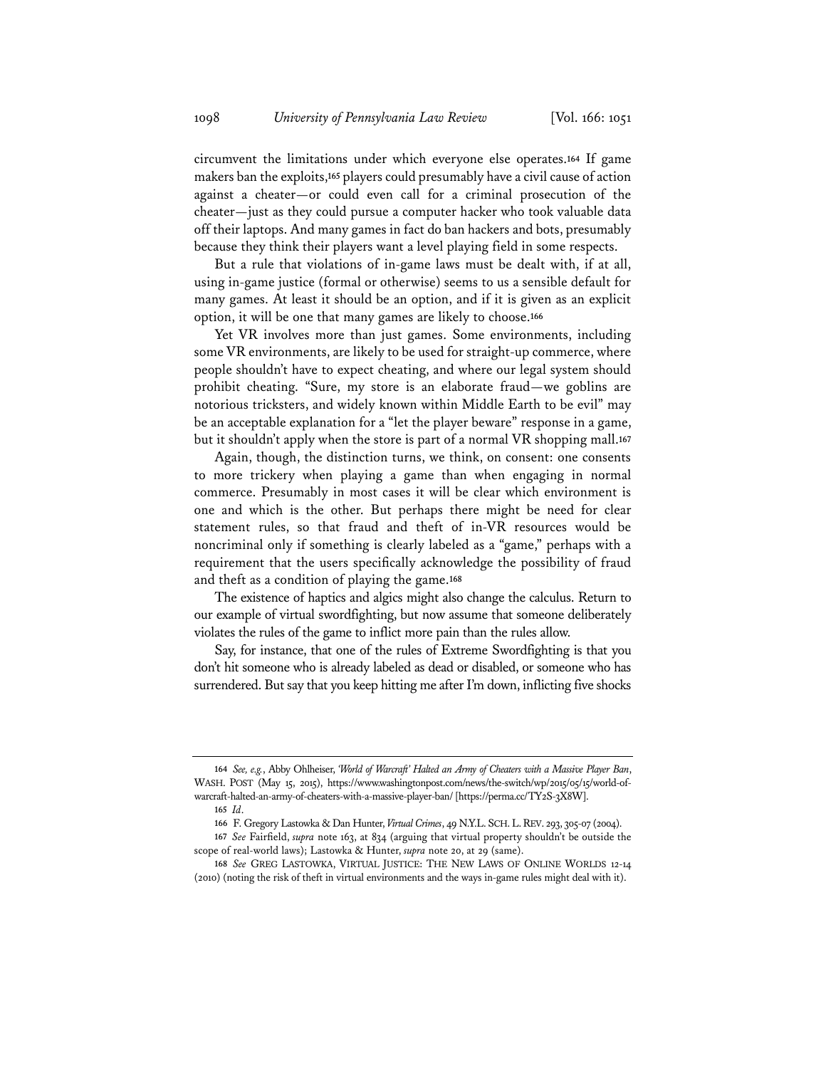circumvent the limitations under which everyone else operates.[164] If game makers ban the exploits,[165] players could presumably have a civil cause of action against a cheater—or could even call for a criminal prosecution of the cheater—just as they could pursue a computer hacker who took valuable data off their laptops. And many games in fact do ban hackers and bots, presumably because they think their players want a level playing field in some respects.

But a rule that violations of in-game laws must be dealt with, if at all, using in-game justice (formal or otherwise) seems to us a sensible default for many games. At least it should be an option, and if it is given as an explicit option, it will be one that many games are likely to choose.[166]

Yet VR involves more than just games. Some environments, including some VR environments, are likely to be used for straight-up commerce, where people shouldn't have to expect cheating, and where our legal system should prohibit cheating. "Sure, my store is an elaborate fraud—we goblins are notorious tricksters, and widely known within Middle Earth to be evil" may be an acceptable explanation for a "let the player beware" response in a game, but it shouldn't apply when the store is part of a normal VR shopping mall.[167]

Again, though, the distinction turns, we think, on consent: one consents to more trickery when playing a game than when engaging in normal commerce. Presumably in most cases it will be clear which environment is one and which is the other. But perhaps there might be need for clear statement rules, so that fraud and theft of in-VR resources would be noncriminal only if something is clearly labeled as a "game," perhaps with a requirement that the users specifically acknowledge the possibility of fraud and theft as a condition of playing the game.[168]

The existence of haptics and algics might also change the calculus. Return to our example of virtual swordfighting, but now assume that someone deliberately violates the rules of the game to inflict more pain than the rules allow.

Say, for instance, that one of the rules of Extreme Swordfighting is that you don't hit someone who is already labeled as dead or disabled, or someone who has surrendered. But say that you keep hitting me after I'm down, inflicting five shocks

---

164 *See, e.g.*, Abby Ohlheiser, *'World of Warcraft' Halted an Army of Cheaters with a Massive Player Ban*, WASH. POST (May 15, 2015), https://www.washingtonpost.com/news/the-switch/wp/2015/05/15/world-of-warcraft-halted-an-army-of-cheaters-with-a-massive-player-ban/ [https://perma.cc/TY2S-3X8W].

165 *Id*.

166 F. Gregory Lastowka & Dan Hunter, *Virtual Crimes*, 49 N.Y.L. SCH. L. REV. 293, 305-07 (2004).

167 *See* Fairfield, *supra* note 163, at 834 (arguing that virtual property shouldn't be outside the scope of real-world laws); Lastowka & Hunter, *supra* note 20, at 29 (same).

168 *See* GREG LASTOWKA, VIRTUAL JUSTICE: THE NEW LAWS OF ONLINE WORLDS 12-14 (2010) (noting the risk of theft in virtual environments and the ways in-game rules might deal with it).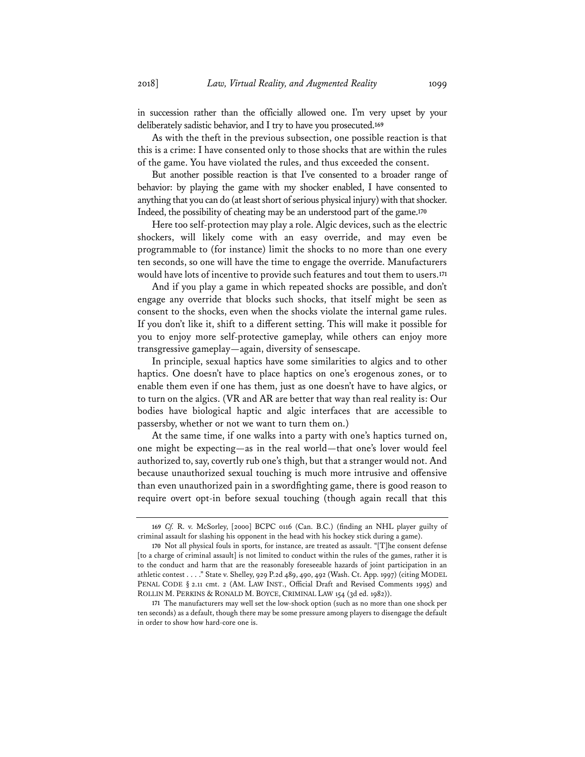in succession rather than the officially allowed one. I'm very upset by your deliberately sadistic behavior, and I try to have you prosecuted.[169]

As with the theft in the previous subsection, one possible reaction is that this is a crime: I have consented only to those shocks that are within the rules of the game. You have violated the rules, and thus exceeded the consent.

But another possible reaction is that I've consented to a broader range of behavior: by playing the game with my shocker enabled, I have consented to anything that you can do (at least short of serious physical injury) with that shocker. Indeed, the possibility of cheating may be an understood part of the game.[170]

Here too self-protection may play a role. Algic devices, such as the electric shockers, will likely come with an easy override, and may even be programmable to (for instance) limit the shocks to no more than one every ten seconds, so one will have the time to engage the override. Manufacturers would have lots of incentive to provide such features and tout them to users.[171]

And if you play a game in which repeated shocks are possible, and don't engage any override that blocks such shocks, that itself might be seen as consent to the shocks, even when the shocks violate the internal game rules. If you don't like it, shift to a different setting. This will make it possible for you to enjoy more self-protective gameplay, while others can enjoy more transgressive gameplay—again, diversity of sensescape.

In principle, sexual haptics have some similarities to algics and to other haptics. One doesn't have to place haptics on one's erogenous zones, or to enable them even if one has them, just as one doesn't have to have algics, or to turn on the algics. (VR and AR are better that way than real reality is: Our bodies have biological haptic and algic interfaces that are accessible to passersby, whether or not we want to turn them on.)

At the same time, if one walks into a party with one's haptics turned on, one might be expecting—as in the real world—that one's lover would feel authorized to, say, covertly rub one's thigh, but that a stranger would not. And because unauthorized sexual touching is much more intrusive and offensive than even unauthorized pain in a swordfighting game, there is good reason to require overt opt-in before sexual touching (though again recall that this

---

169 *Cf.* R. v. McSorley, [2000] BCPC 0116 (Can. B.C.) (finding an NHL player guilty of criminal assault for slashing his opponent in the head with his hockey stick during a game).

170 Not all physical fouls in sports, for instance, are treated as assault. "[T]he consent defense [to a charge of criminal assault] is not limited to conduct within the rules of the games, rather it is to the conduct and harm that are the reasonably foreseeable hazards of joint participation in an athletic contest . . . ." State v. Shelley, 929 P.2d 489, 490, 492 (Wash. Ct. App. 1997) (citing MODEL PENAL CODE § 2.11 cmt. 2 (AM. LAW INST., Official Draft and Revised Comments 1995) and ROLLIN M. PERKINS & RONALD M. BOYCE, CRIMINAL LAW 154 (3d ed. 1982)).

171 The manufacturers may well set the low-shock option (such as no more than one shock per ten seconds) as a default, though there may be some pressure among players to disengage the default in order to show how hard-core one is.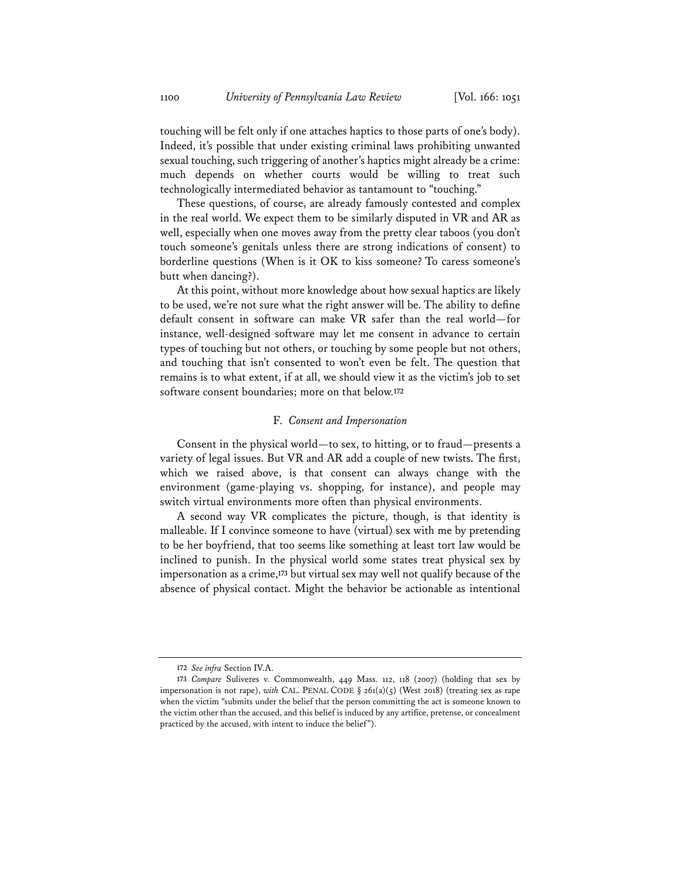touching will be felt only if one attaches haptics to those parts of one's body). Indeed, it's possible that under existing criminal laws prohibiting unwanted sexual touching, such triggering of another's haptics might already be a crime: much depends on whether courts would be willing to treat such technologically intermediated behavior as tantamount to "touching."

These questions, of course, are already famously contested and complex in the real world. We expect them to be similarly disputed in VR and AR as well, especially when one moves away from the pretty clear taboos (you don't touch someone's genitals unless there are strong indications of consent) to borderline questions (When is it OK to kiss someone? To caress someone's butt when dancing?).

At this point, without more knowledge about how sexual haptics are likely to be used, we're not sure what the right answer will be. The ability to define default consent in software can make VR safer than the real world—for instance, well-designed software may let me consent in advance to certain types of touching but not others, or touching by some people but not others, and touching that isn't consented to won't even be felt. The question that remains is to what extent, if at all, we should view it as the victim's job to set software consent boundaries; more on that below.[172]

### F. *Consent and Impersonation*

Consent in the physical world—to sex, to hitting, or to fraud—presents a variety of legal issues. But VR and AR add a couple of new twists. The first, which we raised above, is that consent can always change with the environment (game-playing vs. shopping, for instance), and people may switch virtual environments more often than physical environments.

A second way VR complicates the picture, though, is that identity is malleable. If I convince someone to have (virtual) sex with me by pretending to be her boyfriend, that too seems like something at least tort law would be inclined to punish. In the physical world some states treat physical sex by impersonation as a crime,[173] but virtual sex may well not qualify because of the absence of physical contact. Might the behavior be actionable as intentional

---

[172] *See infra* Section IV.A.

[173] *Compare* Suliveres v. Commonwealth, 449 Mass. 112, 118 (2007) (holding that sex by impersonation is not rape), *with* CAL. PENAL CODE § 261(a)(5) (West 2018) (treating sex as rape when the victim "submits under the belief that the person committing the act is someone known to the victim other than the accused, and this belief is induced by any artifice, pretense, or concealment practiced by the accused, with intent to induce the belief").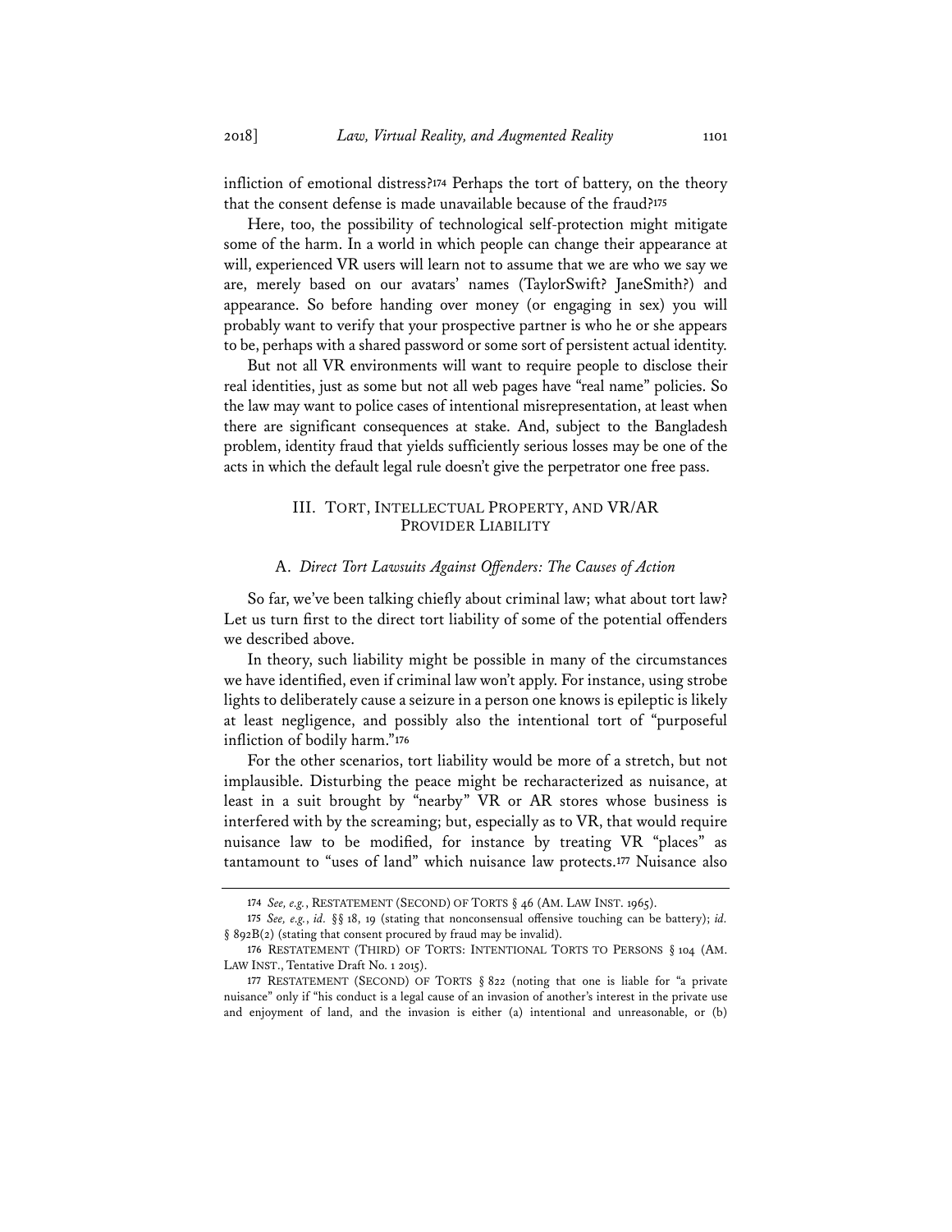infliction of emotional distress?[174] Perhaps the tort of battery, on the theory that the consent defense is made unavailable because of the fraud?[175]

Here, too, the possibility of technological self-protection might mitigate some of the harm. In a world in which people can change their appearance at will, experienced VR users will learn not to assume that we are who we say we are, merely based on our avatars' names (TaylorSwift? JaneSmith?) and appearance. So before handing over money (or engaging in sex) you will probably want to verify that your prospective partner is who he or she appears to be, perhaps with a shared password or some sort of persistent actual identity.

But not all VR environments will want to require people to disclose their real identities, just as some but not all web pages have "real name" policies. So the law may want to police cases of intentional misrepresentation, at least when there are significant consequences at stake. And, subject to the Bangladesh problem, identity fraud that yields sufficiently serious losses may be one of the acts in which the default legal rule doesn't give the perpetrator one free pass.

## III. TORT, INTELLECTUAL PROPERTY, AND VR/AR PROVIDER LIABILITY

### A. *Direct Tort Lawsuits Against Offenders: The Causes of Action*

So far, we've been talking chiefly about criminal law; what about tort law? Let us turn first to the direct tort liability of some of the potential offenders we described above.

In theory, such liability might be possible in many of the circumstances we have identified, even if criminal law won't apply. For instance, using strobe lights to deliberately cause a seizure in a person one knows is epileptic is likely at least negligence, and possibly also the intentional tort of "purposeful infliction of bodily harm."[176]

For the other scenarios, tort liability would be more of a stretch, but not implausible. Disturbing the peace might be recharacterized as nuisance, at least in a suit brought by "nearby" VR or AR stores whose business is interfered with by the screaming; but, especially as to VR, that would require nuisance law to be modified, for instance by treating VR "places" as tantamount to "uses of land" which nuisance law protects.[177] Nuisance also

---

174 *See, e.g.*, RESTATEMENT (SECOND) OF TORTS § 46 (AM. LAW INST. 1965).

175 *See, e.g.*, *id.* §§ 18, 19 (stating that nonconsensual offensive touching can be battery); *id.* § 892B(2) (stating that consent procured by fraud may be invalid).

176 RESTATEMENT (THIRD) OF TORTS: INTENTIONAL TORTS TO PERSONS § 104 (AM. LAW INST., Tentative Draft No. 1 2015).

177 RESTATEMENT (SECOND) OF TORTS § 822 (noting that one is liable for "a private nuisance" only if "his conduct is a legal cause of an invasion of another's interest in the private use and enjoyment of land, and the invasion is either (a) intentional and unreasonable, or (b)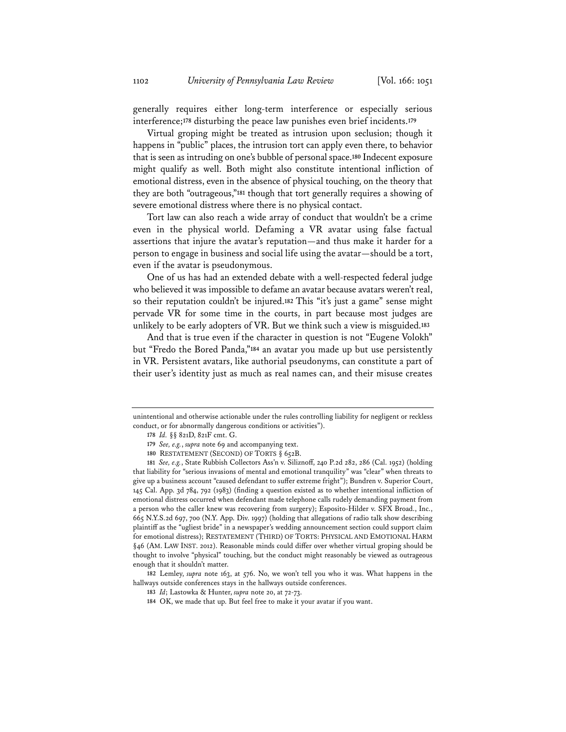generally requires either long-term interference or especially serious interference;[178] disturbing the peace law punishes even brief incidents.[179]

Virtual groping might be treated as intrusion upon seclusion; though it happens in "public" places, the intrusion tort can apply even there, to behavior that is seen as intruding on one's bubble of personal space.[180] Indecent exposure might qualify as well. Both might also constitute intentional infliction of emotional distress, even in the absence of physical touching, on the theory that they are both "outrageous,"[181] though that tort generally requires a showing of severe emotional distress where there is no physical contact.

Tort law can also reach a wide array of conduct that wouldn't be a crime even in the physical world. Defaming a VR avatar using false factual assertions that injure the avatar's reputation—and thus make it harder for a person to engage in business and social life using the avatar—should be a tort, even if the avatar is pseudonymous.

One of us has had an extended debate with a well-respected federal judge who believed it was impossible to defame an avatar because avatars weren't real, so their reputation couldn't be injured.[182] This "it's just a game" sense might pervade VR for some time in the courts, in part because most judges are unlikely to be early adopters of VR. But we think such a view is misguided.[183]

And that is true even if the character in question is not "Eugene Volokh" but "Fredo the Bored Panda,"[184] an avatar you made up but use persistently in VR. Persistent avatars, like authorial pseudonyms, can constitute a part of their user's identity just as much as real names can, and their misuse creates

---

unintentional and otherwise actionable under the rules controlling liability for negligent or reckless conduct, or for abnormally dangerous conditions or activities").

178 *Id.* §§ 821D, 821F cmt. G.

179 *See, e.g.*, *supra* note 69 and accompanying text.

180 RESTATEMENT (SECOND) OF TORTS § 652B.

181 *See, e.g.*, State Rubbish Collectors Ass'n v. Siliznoff, 240 P.2d 282, 286 (Cal. 1952) (holding that liability for "serious invasions of mental and emotional tranquility" was "clear" when threats to give up a business account "caused defendant to suffer extreme fright"); Bundren v. Superior Court, 145 Cal. App. 3d 784, 792 (1983) (finding a question existed as to whether intentional infliction of emotional distress occurred when defendant made telephone calls rudely demanding payment from a person who the caller knew was recovering from surgery); Esposito-Hilder v. SFX Broad., Inc., 665 N.Y.S.2d 697, 700 (N.Y. App. Div. 1997) (holding that allegations of radio talk show describing plaintiff as the "ugliest bride" in a newspaper's wedding announcement section could support claim for emotional distress); RESTATEMENT (THIRD) OF TORTS: PHYSICAL AND EMOTIONAL HARM §46 (AM. LAW INST. 2012). Reasonable minds could differ over whether virtual groping should be thought to involve "physical" touching, but the conduct might reasonably be viewed as outrageous enough that it shouldn't matter.

182 Lemley, *supra* note 163, at 576. No, we won't tell you who it was. What happens in the hallways outside conferences stays in the hallways outside conferences.

183 *Id*; Lastowka & Hunter, *supra* note 20, at 72-73.

184 OK, we made that up. But feel free to make it your avatar if you want.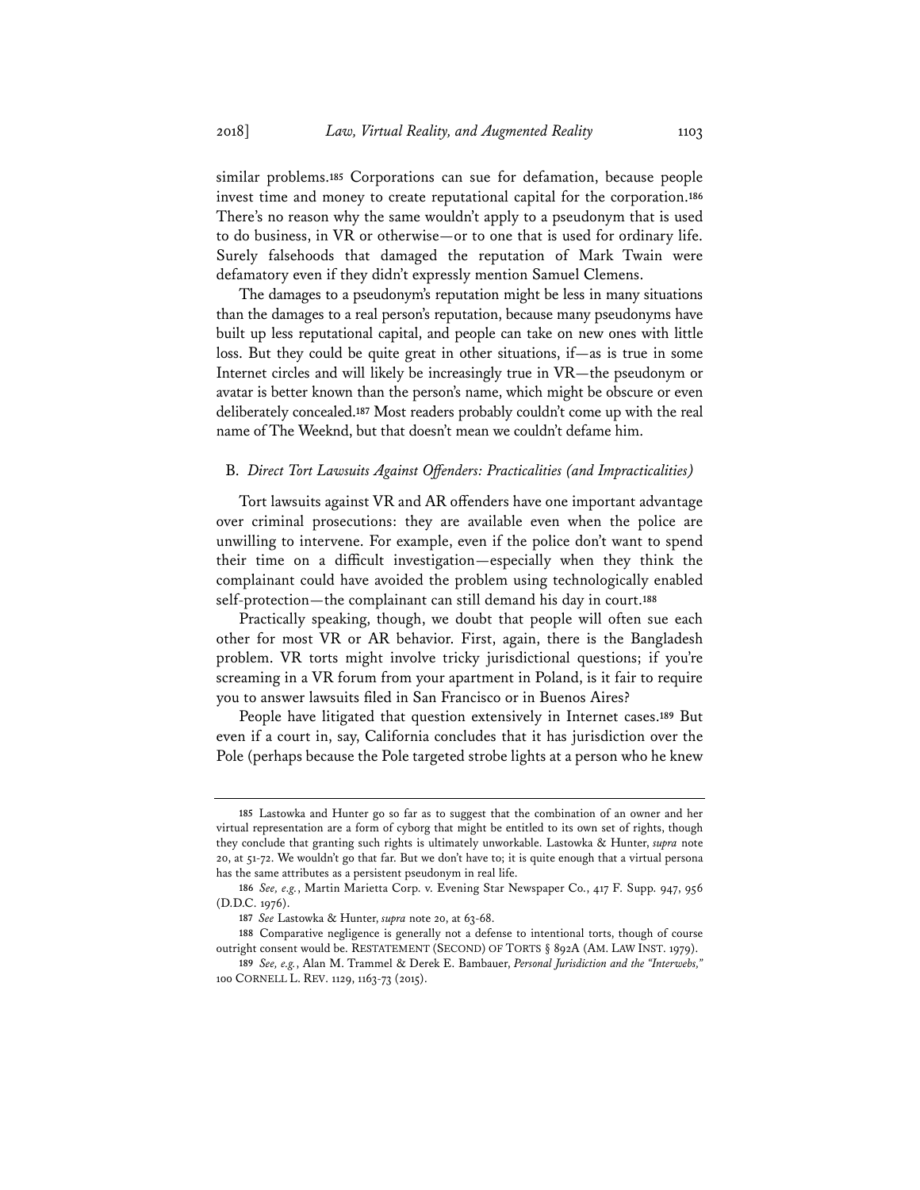similar problems.[185] Corporations can sue for defamation, because people invest time and money to create reputational capital for the corporation.[186] There's no reason why the same wouldn't apply to a pseudonym that is used to do business, in VR or otherwise—or to one that is used for ordinary life. Surely falsehoods that damaged the reputation of Mark Twain were defamatory even if they didn't expressly mention Samuel Clemens.

The damages to a pseudonym's reputation might be less in many situations than the damages to a real person's reputation, because many pseudonyms have built up less reputational capital, and people can take on new ones with little loss. But they could be quite great in other situations, if—as is true in some Internet circles and will likely be increasingly true in VR—the pseudonym or avatar is better known than the person's name, which might be obscure or even deliberately concealed.[187] Most readers probably couldn't come up with the real name of The Weeknd, but that doesn't mean we couldn't defame him.

### B. *Direct Tort Lawsuits Against Offenders: Practicalities (and Impracticalities)*

Tort lawsuits against VR and AR offenders have one important advantage over criminal prosecutions: they are available even when the police are unwilling to intervene. For example, even if the police don't want to spend their time on a difficult investigation—especially when they think the complainant could have avoided the problem using technologically enabled self-protection—the complainant can still demand his day in court.[188]

Practically speaking, though, we doubt that people will often sue each other for most VR or AR behavior. First, again, there is the Bangladesh problem. VR torts might involve tricky jurisdictional questions; if you're screaming in a VR forum from your apartment in Poland, is it fair to require you to answer lawsuits filed in San Francisco or in Buenos Aires?

People have litigated that question extensively in Internet cases.[189] But even if a court in, say, California concludes that it has jurisdiction over the Pole (perhaps because the Pole targeted strobe lights at a person who he knew

---

185 Lastowka and Hunter go so far as to suggest that the combination of an owner and her virtual representation are a form of cyborg that might be entitled to its own set of rights, though they conclude that granting such rights is ultimately unworkable. Lastowka & Hunter, *supra* note 20, at 51-72. We wouldn't go that far. But we don't have to; it is quite enough that a virtual persona has the same attributes as a persistent pseudonym in real life.

186 *See, e.g.*, Martin Marietta Corp. v. Evening Star Newspaper Co., 417 F. Supp. 947, 956 (D.D.C. 1976).

187 *See* Lastowka & Hunter, *supra* note 20, at 63-68.

188 Comparative negligence is generally not a defense to intentional torts, though of course outright consent would be. RESTATEMENT (SECOND) OF TORTS § 892A (AM. LAW INST. 1979).

189 *See, e.g.*, Alan M. Trammel & Derek E. Bambauer, *Personal Jurisdiction and the "Interwebs,"* 100 CORNELL L. REV. 1129, 1163-73 (2015).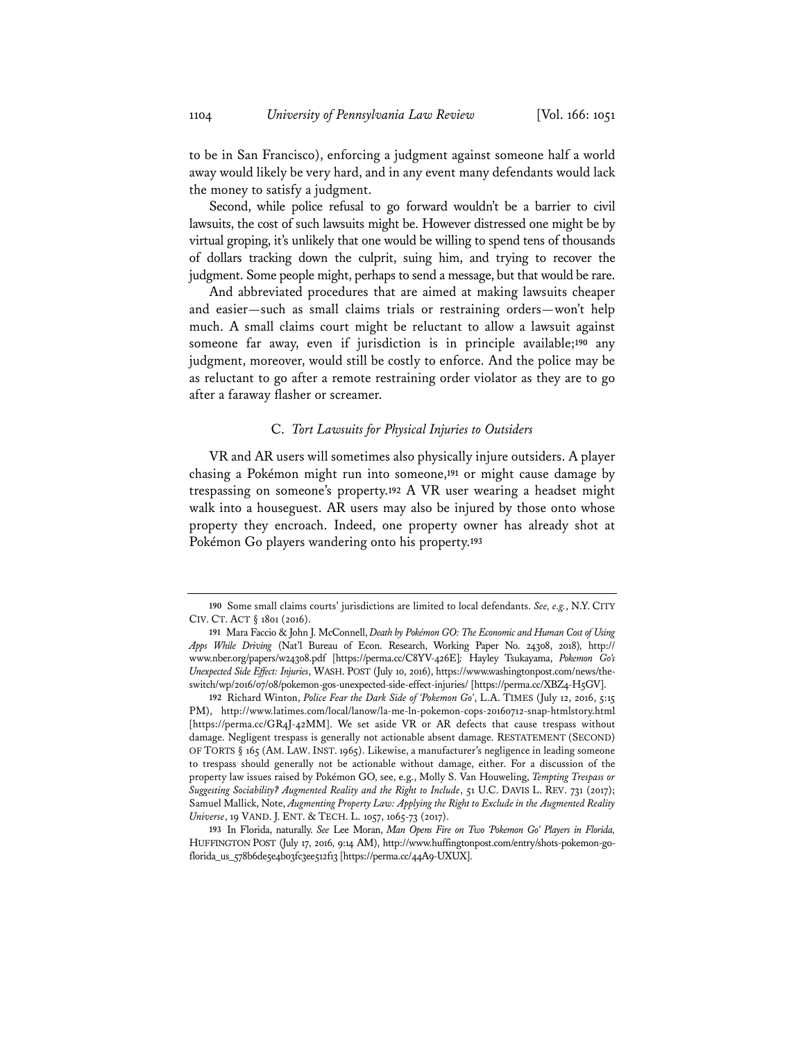to be in San Francisco), enforcing a judgment against someone half a world away would likely be very hard, and in any event many defendants would lack the money to satisfy a judgment.

Second, while police refusal to go forward wouldn't be a barrier to civil lawsuits, the cost of such lawsuits might be. However distressed one might be by virtual groping, it's unlikely that one would be willing to spend tens of thousands of dollars tracking down the culprit, suing him, and trying to recover the judgment. Some people might, perhaps to send a message, but that would be rare.

And abbreviated procedures that are aimed at making lawsuits cheaper and easier—such as small claims trials or restraining orders—won't help much. A small claims court might be reluctant to allow a lawsuit against someone far away, even if jurisdiction is in principle available;[190] any judgment, moreover, would still be costly to enforce. And the police may be as reluctant to go after a remote restraining order violator as they are to go after a faraway flasher or screamer.

### C. *Tort Lawsuits for Physical Injuries to Outsiders*

VR and AR users will sometimes also physically injure outsiders. A player chasing a Pokémon might run into someone,[191] or might cause damage by trespassing on someone's property.[192] A VR user wearing a headset might walk into a houseguest. AR users may also be injured by those onto whose property they encroach. Indeed, one property owner has already shot at Pokémon Go players wandering onto his property.[193]

---

190 Some small claims courts' jurisdictions are limited to local defendants. *See, e.g.*, N.Y. CITY CIV. CT. ACT § 1801 (2016).

191 Mara Faccio & John J. McConnell, *Death by Pokémon GO: The Economic and Human Cost of Using Apps While Driving* (Nat'l Bureau of Econ. Research, Working Paper No. 24308, 2018), http://www.nber.org/papers/w24308.pdf [https://perma.cc/C8YV-426E]; Hayley Tsukayama, *Pokemon Go's Unexpected Side Effect: Injuries*, WASH. POST (July 10, 2016), https://www.washingtonpost.com/news/the-switch/wp/2016/07/08/pokemon-gos-unexpected-side-effect-injuries/ [https://perma.cc/XBZ4-H5GV].

192 Richard Winton, *Police Fear the Dark Side of 'Pokemon Go'*, L.A. TIMES (July 12, 2016, 5:15 PM), http://www.latimes.com/local/lanow/la-me-ln-pokemon-cops-20160712-snap-htmlstory.html [https://perma.cc/GR4J-42MM]. We set aside VR or AR defects that cause trespass without damage. Negligent trespass is generally not actionable absent damage. RESTATEMENT (SECOND) OF TORTS § 165 (AM. LAW. INST. 1965). Likewise, a manufacturer's negligence in leading someone to trespass should generally not be actionable without damage, either. For a discussion of the property law issues raised by Pokémon GO, see, e.g., Molly S. Van Houweling, *Tempting Trespass or Suggesting Sociability? Augmented Reality and the Right to Include*, 51 U.C. DAVIS L. REV. 731 (2017); Samuel Mallick, Note, *Augmenting Property Law: Applying the Right to Exclude in the Augmented Reality Universe*, 19 VAND. J. ENT. & TECH. L. 1057, 1065-73 (2017).

193 In Florida, naturally. *See* Lee Moran, *Man Opens Fire on Two 'Pokemon Go' Players in Florida*, HUFFINGTON POST (July 17, 2016, 9:14 AM), http://www.huffingtonpost.com/entry/shots-pokemon-go-florida_us_578b6de5e4b03fc3ee512f13 [https://perma.cc/44A9-UXUX].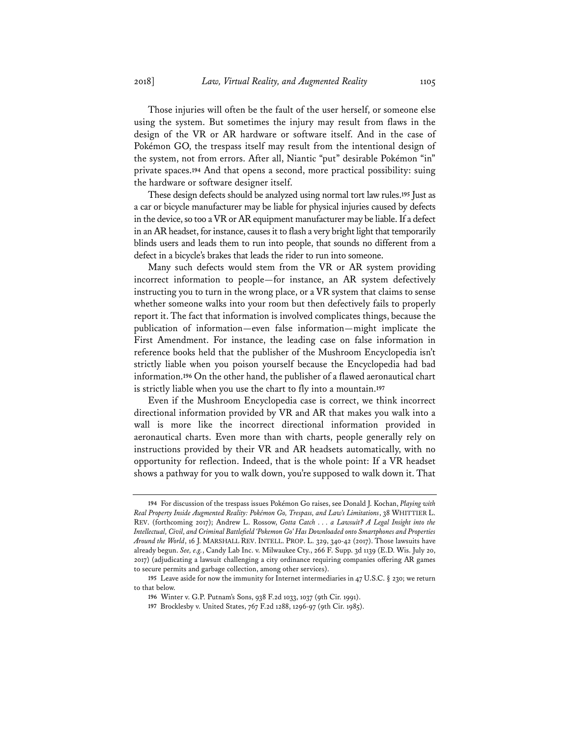Those injuries will often be the fault of the user herself, or someone else using the system. But sometimes the injury may result from flaws in the design of the VR or AR hardware or software itself. And in the case of Pokémon GO, the trespass itself may result from the intentional design of the system, not from errors. After all, Niantic "put" desirable Pokémon "in" private spaces.[194] And that opens a second, more practical possibility: suing the hardware or software designer itself.

These design defects should be analyzed using normal tort law rules.[195] Just as a car or bicycle manufacturer may be liable for physical injuries caused by defects in the device, so too a VR or AR equipment manufacturer may be liable. If a defect in an AR headset, for instance, causes it to flash a very bright light that temporarily blinds users and leads them to run into people, that sounds no different from a defect in a bicycle's brakes that leads the rider to run into someone.

Many such defects would stem from the VR or AR system providing incorrect information to people—for instance, an AR system defectively instructing you to turn in the wrong place, or a VR system that claims to sense whether someone walks into your room but then defectively fails to properly report it. The fact that information is involved complicates things, because the publication of information—even false information—might implicate the First Amendment. For instance, the leading case on false information in reference books held that the publisher of the Mushroom Encyclopedia isn't strictly liable when you poison yourself because the Encyclopedia had bad information.[196] On the other hand, the publisher of a flawed aeronautical chart is strictly liable when you use the chart to fly into a mountain.[197]

Even if the Mushroom Encyclopedia case is correct, we think incorrect directional information provided by VR and AR that makes you walk into a wall is more like the incorrect directional information provided in aeronautical charts. Even more than with charts, people generally rely on instructions provided by their VR and AR headsets automatically, with no opportunity for reflection. Indeed, that is the whole point: If a VR headset shows a pathway for you to walk down, you're supposed to walk down it. That

---

194 For discussion of the trespass issues Pokémon Go raises, see Donald J. Kochan, *Playing with Real Property Inside Augmented Reality: Pokémon Go, Trespass, and Law's Limitations*, 38 WHITTIER L. REV. (forthcoming 2017); Andrew L. Rossow, *Gotta Catch . . . a Lawsuit? A Legal Insight into the Intellectual, Civil, and Criminal Battlefield 'Pokemon Go' Has Downloaded onto Smartphones and Properties Around the World*, 16 J. MARSHALL REV. INTELL. PROP. L. 329, 340-42 (2017). Those lawsuits have already begun. *See, e.g.*, Candy Lab Inc. v. Milwaukee Cty., 266 F. Supp. 3d 1139 (E.D. Wis. July 20, 2017) (adjudicating a lawsuit challenging a city ordinance requiring companies offering AR games to secure permits and garbage collection, among other services).

195 Leave aside for now the immunity for Internet intermediaries in 47 U.S.C. § 230; we return to that below.

196 Winter v. G.P. Putnam's Sons, 938 F.2d 1033, 1037 (9th Cir. 1991).

197 Brocklesby v. United States, 767 F.2d 1288, 1296-97 (9th Cir. 1985).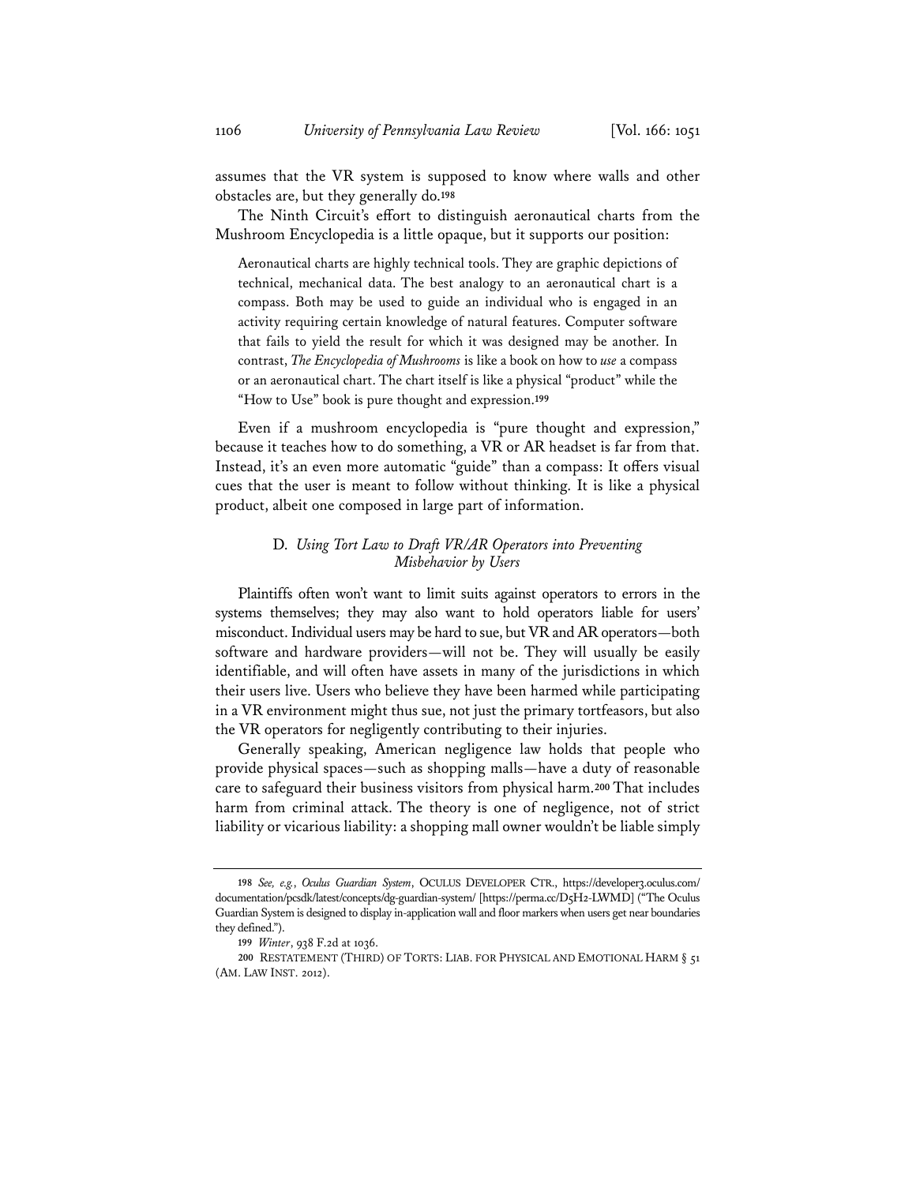assumes that the VR system is supposed to know where walls and other obstacles are, but they generally do.[198]

The Ninth Circuit's effort to distinguish aeronautical charts from the Mushroom Encyclopedia is a little opaque, but it supports our position:

> Aeronautical charts are highly technical tools. They are graphic depictions of technical, mechanical data. The best analogy to an aeronautical chart is a compass. Both may be used to guide an individual who is engaged in an activity requiring certain knowledge of natural features. Computer software that fails to yield the result for which it was designed may be another. In contrast, *The Encyclopedia of Mushrooms* is like a book on how to *use* a compass or an aeronautical chart. The chart itself is like a physical "product" while the "How to Use" book is pure thought and expression.[199]

Even if a mushroom encyclopedia is "pure thought and expression," because it teaches how to do something, a VR or AR headset is far from that. Instead, it's an even more automatic "guide" than a compass: It offers visual cues that the user is meant to follow without thinking. It is like a physical product, albeit one composed in large part of information.

### D. *Using Tort Law to Draft VR/AR Operators into Preventing Misbehavior by Users*

Plaintiffs often won't want to limit suits against operators to errors in the systems themselves; they may also want to hold operators liable for users' misconduct. Individual users may be hard to sue, but VR and AR operators—both software and hardware providers—will not be. They will usually be easily identifiable, and will often have assets in many of the jurisdictions in which their users live. Users who believe they have been harmed while participating in a VR environment might thus sue, not just the primary tortfeasors, but also the VR operators for negligently contributing to their injuries.

Generally speaking, American negligence law holds that people who provide physical spaces—such as shopping malls—have a duty of reasonable care to safeguard their business visitors from physical harm.[200] That includes harm from criminal attack. The theory is one of negligence, not of strict liability or vicarious liability: a shopping mall owner wouldn't be liable simply

---

198 *See, e.g.*, *Oculus Guardian System*, OCULUS DEVELOPER CTR., https://developer3.oculus.com/documentation/pcsdk/latest/concepts/dg-guardian-system/ [https://perma.cc/D5H2-LWMD] ("The Oculus Guardian System is designed to display in-application wall and floor markers when users get near boundaries they defined.").

199 *Winter*, 938 F.2d at 1036.

200 RESTATEMENT (THIRD) OF TORTS: LIAB. FOR PHYSICAL AND EMOTIONAL HARM § 51 (AM. LAW INST. 2012).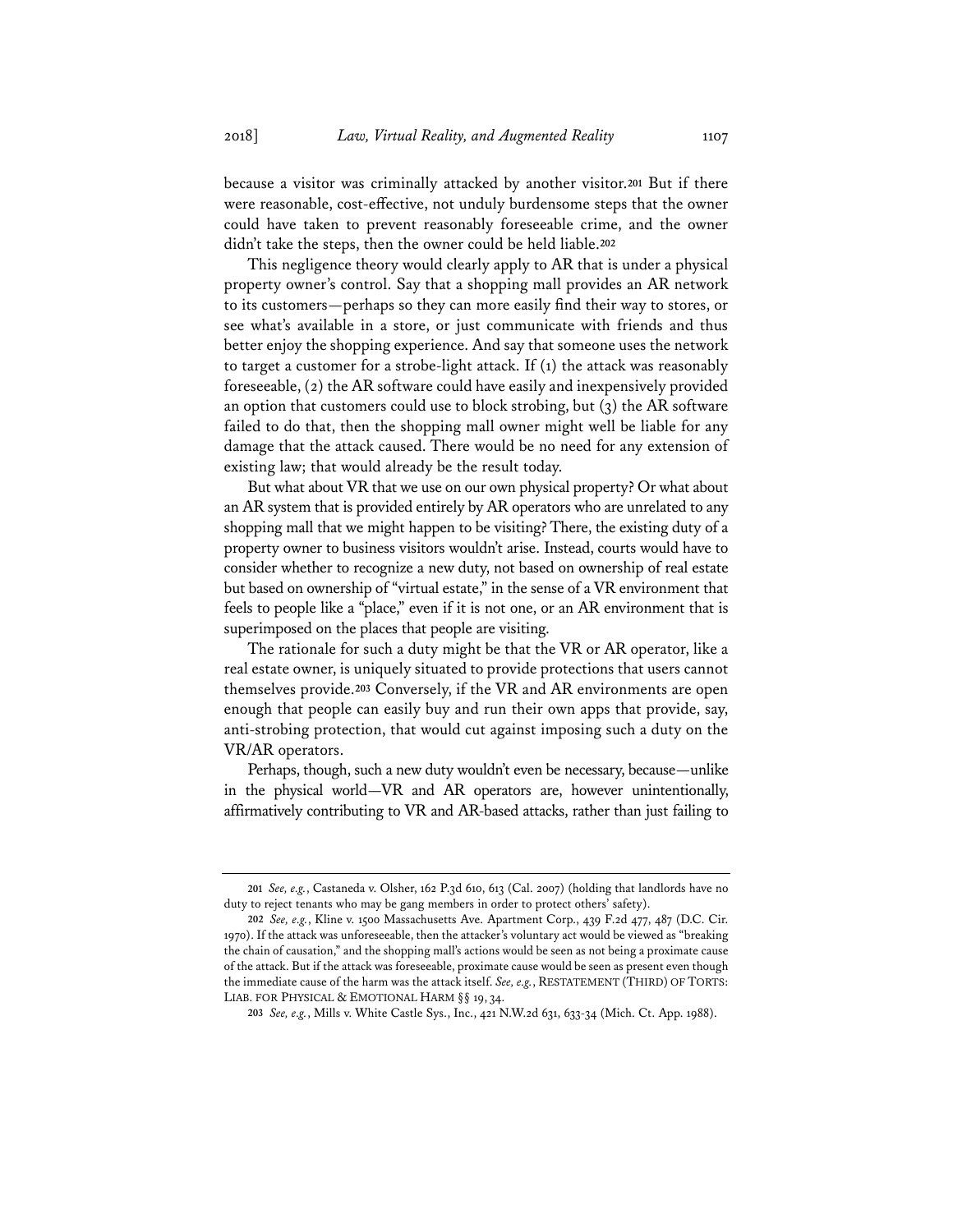because a visitor was criminally attacked by another visitor.[201] But if there were reasonable, cost-effective, not unduly burdensome steps that the owner could have taken to prevent reasonably foreseeable crime, and the owner didn't take the steps, then the owner could be held liable.[202]

This negligence theory would clearly apply to AR that is under a physical property owner's control. Say that a shopping mall provides an AR network to its customers—perhaps so they can more easily find their way to stores, or see what's available in a store, or just communicate with friends and thus better enjoy the shopping experience. And say that someone uses the network to target a customer for a strobe-light attack. If (1) the attack was reasonably foreseeable, (2) the AR software could have easily and inexpensively provided an option that customers could use to block strobing, but (3) the AR software failed to do that, then the shopping mall owner might well be liable for any damage that the attack caused. There would be no need for any extension of existing law; that would already be the result today.

But what about VR that we use on our own physical property? Or what about an AR system that is provided entirely by AR operators who are unrelated to any shopping mall that we might happen to be visiting? There, the existing duty of a property owner to business visitors wouldn't arise. Instead, courts would have to consider whether to recognize a new duty, not based on ownership of real estate but based on ownership of "virtual estate," in the sense of a VR environment that feels to people like a "place," even if it is not one, or an AR environment that is superimposed on the places that people are visiting.

The rationale for such a duty might be that the VR or AR operator, like a real estate owner, is uniquely situated to provide protections that users cannot themselves provide.[203] Conversely, if the VR and AR environments are open enough that people can easily buy and run their own apps that provide, say, anti-strobing protection, that would cut against imposing such a duty on the VR/AR operators.

Perhaps, though, such a new duty wouldn't even be necessary, because—unlike in the physical world—VR and AR operators are, however unintentionally, affirmatively contributing to VR and AR-based attacks, rather than just failing to

---

201 *See, e.g.*, Castaneda v. Olsher, 162 P.3d 610, 613 (Cal. 2007) (holding that landlords have no duty to reject tenants who may be gang members in order to protect others' safety).

202 *See, e.g.*, Kline v. 1500 Massachusetts Ave. Apartment Corp., 439 F.2d 477, 487 (D.C. Cir. 1970). If the attack was unforeseeable, then the attacker's voluntary act would be viewed as "breaking the chain of causation," and the shopping mall's actions would be seen as not being a proximate cause of the attack. But if the attack was foreseeable, proximate cause would be seen as present even though the immediate cause of the harm was the attack itself. *See, e.g.*, RESTATEMENT (THIRD) OF TORTS: LIAB. FOR PHYSICAL & EMOTIONAL HARM §§ 19, 34.

203 *See, e.g.*, Mills v. White Castle Sys., Inc., 421 N.W.2d 631, 633-34 (Mich. Ct. App. 1988).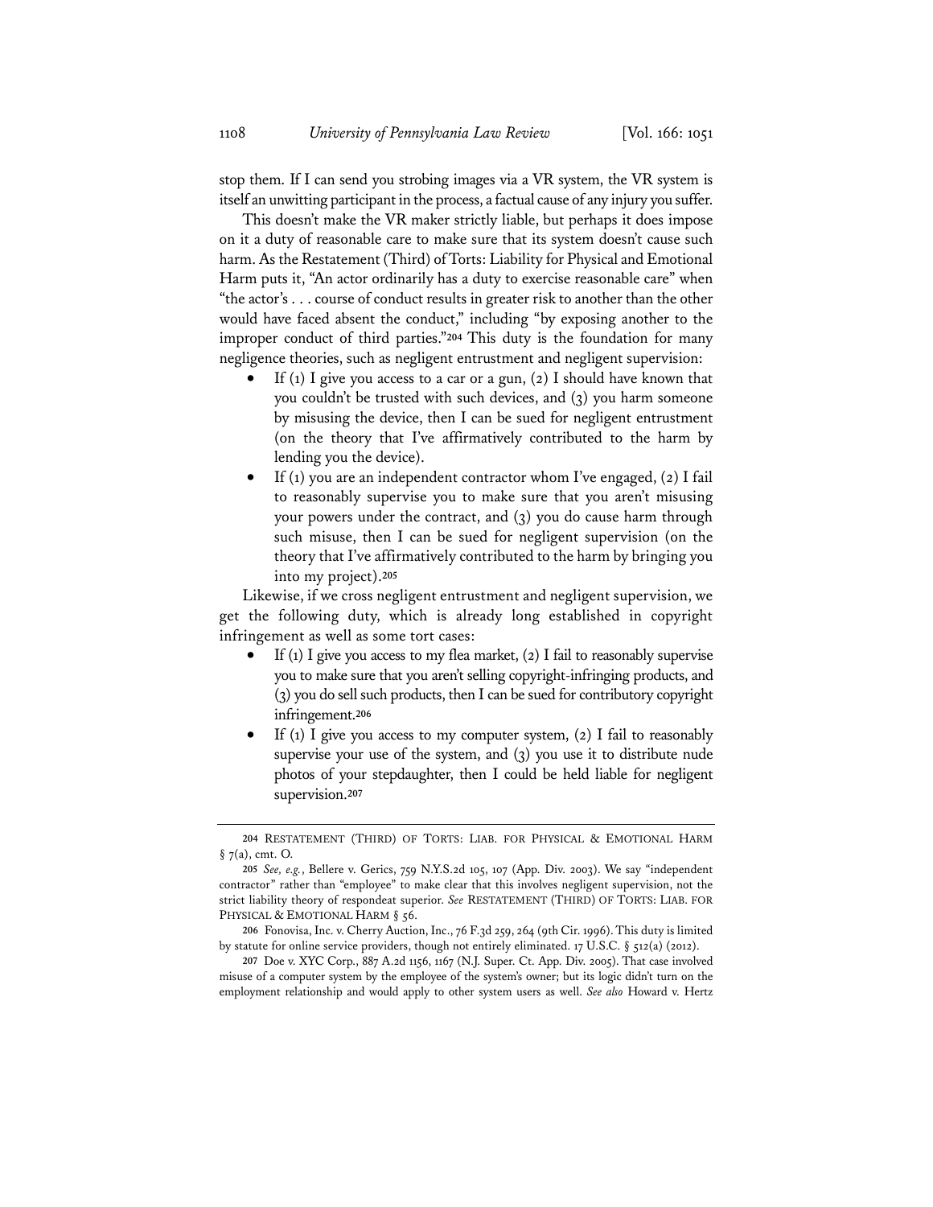stop them. If I can send you strobing images via a VR system, the VR system is itself an unwitting participant in the process, a factual cause of any injury you suffer.

This doesn't make the VR maker strictly liable, but perhaps it does impose on it a duty of reasonable care to make sure that its system doesn't cause such harm. As the Restatement (Third) of Torts: Liability for Physical and Emotional Harm puts it, "An actor ordinarily has a duty to exercise reasonable care" when "the actor's . . . course of conduct results in greater risk to another than the other would have faced absent the conduct," including "by exposing another to the improper conduct of third parties."[204] This duty is the foundation for many negligence theories, such as negligent entrustment and negligent supervision:

- If (1) I give you access to a car or a gun, (2) I should have known that you couldn't be trusted with such devices, and (3) you harm someone by misusing the device, then I can be sued for negligent entrustment (on the theory that I've affirmatively contributed to the harm by lending you the device).
- If (1) you are an independent contractor whom I've engaged, (2) I fail to reasonably supervise you to make sure that you aren't misusing your powers under the contract, and (3) you do cause harm through such misuse, then I can be sued for negligent supervision (on the theory that I've affirmatively contributed to the harm by bringing you into my project).[205]

Likewise, if we cross negligent entrustment and negligent supervision, we get the following duty, which is already long established in copyright infringement as well as some tort cases:

- If (1) I give you access to my flea market, (2) I fail to reasonably supervise you to make sure that you aren't selling copyright-infringing products, and (3) you do sell such products, then I can be sued for contributory copyright infringement.[206]
- If (1) I give you access to my computer system, (2) I fail to reasonably supervise your use of the system, and (3) you use it to distribute nude photos of your stepdaughter, then I could be held liable for negligent supervision.[207]

---

204 RESTATEMENT (THIRD) OF TORTS: LIAB. FOR PHYSICAL & EMOTIONAL HARM § 7(a), cmt. O.

205 *See, e.g.*, Bellere v. Gerics, 759 N.Y.S.2d 105, 107 (App. Div. 2003). We say "independent contractor" rather than "employee" to make clear that this involves negligent supervision, not the strict liability theory of respondeat superior. *See* RESTATEMENT (THIRD) OF TORTS: LIAB. FOR PHYSICAL & EMOTIONAL HARM § 56.

206 Fonovisa, Inc. v. Cherry Auction, Inc., 76 F.3d 259, 264 (9th Cir. 1996). This duty is limited by statute for online service providers, though not entirely eliminated. 17 U.S.C. § 512(a) (2012).

207 Doe v. XYC Corp., 887 A.2d 1156, 1167 (N.J. Super. Ct. App. Div. 2005). That case involved misuse of a computer system by the employee of the system's owner; but its logic didn't turn on the employment relationship and would apply to other system users as well. *See also* Howard v. Hertz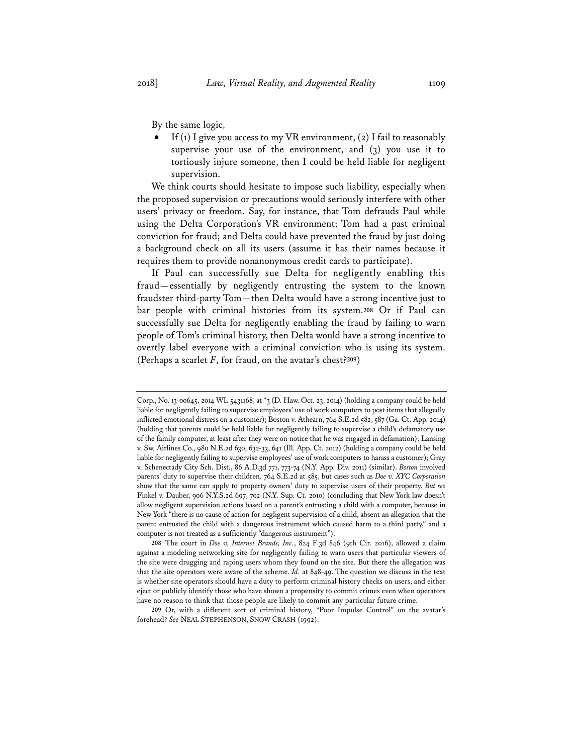By the same logic,

- If (1) I give you access to my VR environment, (2) I fail to reasonably supervise your use of the environment, and (3) you use it to tortiously injure someone, then I could be held liable for negligent supervision.

We think courts should hesitate to impose such liability, especially when the proposed supervision or precautions would seriously interfere with other users' privacy or freedom. Say, for instance, that Tom defrauds Paul while using the Delta Corporation's VR environment; Tom had a past criminal conviction for fraud; and Delta could have prevented the fraud by just doing a background check on all its users (assume it has their names because it requires them to provide nonanonymous credit cards to participate).

If Paul can successfully sue Delta for negligently enabling this fraud—essentially by negligently entrusting the system to the known fraudster third-party Tom—then Delta would have a strong incentive just to bar people with criminal histories from its system.[208] Or if Paul can successfully sue Delta for negligently enabling the fraud by failing to warn people of Tom's criminal history, then Delta would have a strong incentive to overtly label everyone with a criminal conviction who is using its system. (Perhaps a scarlet *F*, for fraud, on the avatar's chest?[209])

---

Corp., No. 13-00645, 2014 WL 5431168, at \*3 (D. Haw. Oct. 23, 2014) (holding a company could be held liable for negligently failing to supervise employees' use of work computers to post items that allegedly inflicted emotional distress on a customer); Boston v. Athearn, 764 S.E.2d 582, 587 (Ga. Ct. App. 2014) (holding that parents could be held liable for negligently failing to supervise a child's defamatory use of the family computer, at least after they were on notice that he was engaged in defamation); Lansing v. Sw. Airlines Co., 980 N.E.2d 630, 632-33, 641 (Ill. App. Ct. 2012) (holding a company could be held liable for negligently failing to supervise employees' use of work computers to harass a customer); Gray v. Schenectady City Sch. Dist., 86 A.D.3d 771, 773-74 (N.Y. App. Div. 2011) (similar). *Boston* involved parents' duty to supervise their children*,* 764 S.E.2d at 585, but cases such as *Doe v. XYC Corporation* show that the same can apply to property owners' duty to supervise users of their property. *But see* Finkel v. Dauber, 906 N.Y.S.2d 697, 702 (N.Y. Sup. Ct. 2010) (concluding that New York law doesn't allow negligent supervision actions based on a parent's entrusting a child with a computer, because in New York "there is no cause of action for negligent supervision of a child, absent an allegation that the parent entrusted the child with a dangerous instrument which caused harm to a third party," and a computer is not treated as a sufficiently "dangerous instrument").

208 The court in *Doe v. Internet Brands, Inc.*, 824 F.3d 846 (9th Cir. 2016), allowed a claim against a modeling networking site for negligently failing to warn users that particular viewers of the site were drugging and raping users whom they found on the site. But there the allegation was that the site operators were aware of the scheme. *Id.* at 848-49. The question we discuss in the text is whether site operators should have a duty to perform criminal history checks on users, and either eject or publicly identify those who have shown a propensity to commit crimes even when operators have no reason to think that those people are likely to commit any particular future crime.

209 Or, with a different sort of criminal history, "Poor Impulse Control" on the avatar's forehead? *See* NEAL STEPHENSON, SNOW CRASH (1992).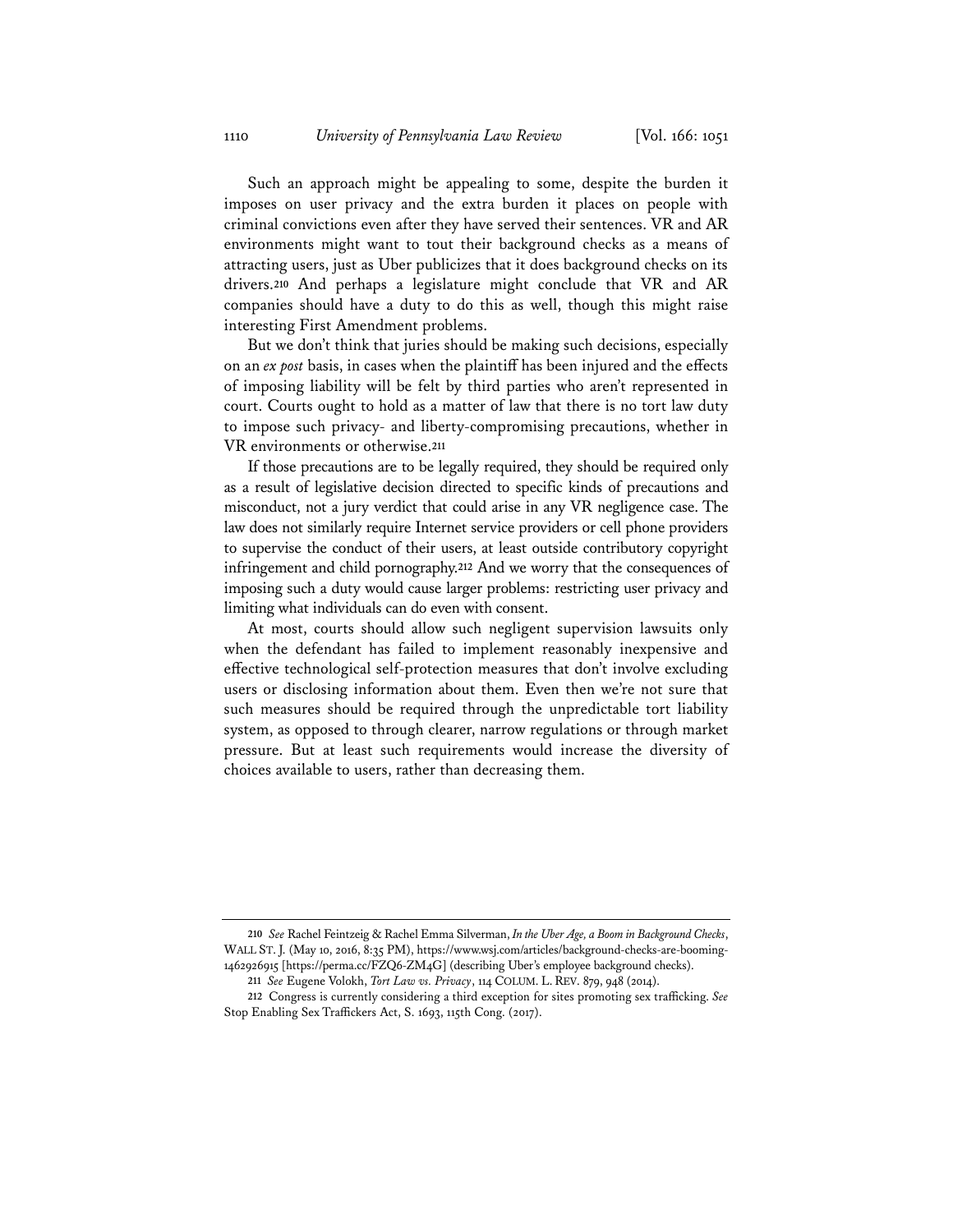Such an approach might be appealing to some, despite the burden it imposes on user privacy and the extra burden it places on people with criminal convictions even after they have served their sentences. VR and AR environments might want to tout their background checks as a means of attracting users, just as Uber publicizes that it does background checks on its drivers.[210] And perhaps a legislature might conclude that VR and AR companies should have a duty to do this as well, though this might raise interesting First Amendment problems.

But we don't think that juries should be making such decisions, especially on an *ex post* basis, in cases when the plaintiff has been injured and the effects of imposing liability will be felt by third parties who aren't represented in court. Courts ought to hold as a matter of law that there is no tort law duty to impose such privacy- and liberty-compromising precautions, whether in VR environments or otherwise.[211]

If those precautions are to be legally required, they should be required only as a result of legislative decision directed to specific kinds of precautions and misconduct, not a jury verdict that could arise in any VR negligence case. The law does not similarly require Internet service providers or cell phone providers to supervise the conduct of their users, at least outside contributory copyright infringement and child pornography.[212] And we worry that the consequences of imposing such a duty would cause larger problems: restricting user privacy and limiting what individuals can do even with consent.

At most, courts should allow such negligent supervision lawsuits only when the defendant has failed to implement reasonably inexpensive and effective technological self-protection measures that don't involve excluding users or disclosing information about them. Even then we're not sure that such measures should be required through the unpredictable tort liability system, as opposed to through clearer, narrow regulations or through market pressure. But at least such requirements would increase the diversity of choices available to users, rather than decreasing them.

---

210 *See* Rachel Feintzeig & Rachel Emma Silverman, *In the Uber Age, a Boom in Background Checks*, WALL ST. J. (May 10, 2016, 8:35 PM), https://www.wsj.com/articles/background-checks-are-booming-1462926915 [https://perma.cc/FZQ6-ZM4G] (describing Uber's employee background checks).

211 *See* Eugene Volokh, *Tort Law vs. Privacy*, 114 COLUM. L. REV. 879, 948 (2014).

212 Congress is currently considering a third exception for sites promoting sex trafficking. *See* Stop Enabling Sex Traffickers Act, S. 1693, 115th Cong. (2017).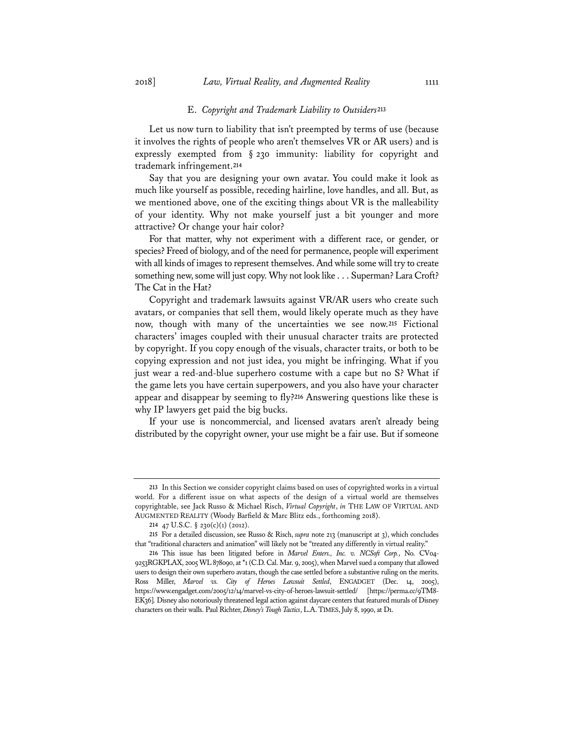### E. *Copyright and Trademark Liability to Outsiders*[213]

Let us now turn to liability that isn't preempted by terms of use (because it involves the rights of people who aren't themselves VR or AR users) and is expressly exempted from § 230 immunity: liability for copyright and trademark infringement.[214]

Say that you are designing your own avatar. You could make it look as much like yourself as possible, receding hairline, love handles, and all. But, as we mentioned above, one of the exciting things about VR is the malleability of your identity. Why not make yourself just a bit younger and more attractive? Or change your hair color?

For that matter, why not experiment with a different race, or gender, or species? Freed of biology, and of the need for permanence, people will experiment with all kinds of images to represent themselves. And while some will try to create something new, some will just copy. Why not look like . . . Superman? Lara Croft? The Cat in the Hat?

Copyright and trademark lawsuits against VR/AR users who create such avatars, or companies that sell them, would likely operate much as they have now, though with many of the uncertainties we see now.[215] Fictional characters' images coupled with their unusual character traits are protected by copyright. If you copy enough of the visuals, character traits, or both to be copying expression and not just idea, you might be infringing. What if you just wear a red-and-blue superhero costume with a cape but no S? What if the game lets you have certain superpowers, and you also have your character appear and disappear by seeming to fly?[216] Answering questions like these is why IP lawyers get paid the big bucks.

If your use is noncommercial, and licensed avatars aren't already being distributed by the copyright owner, your use might be a fair use. But if someone

---

213 In this Section we consider copyright claims based on uses of copyrighted works in a virtual world. For a different issue on what aspects of the design of a virtual world are themselves copyrightable, see Jack Russo & Michael Risch, *Virtual Copyright*, *in* THE LAW OF VIRTUAL AND AUGMENTED REALITY (Woody Barfield & Marc Blitz eds., forthcoming 2018).

214 47 U.S.C. § 230(c)(1) (2012).

215 For a detailed discussion, see Russo & Risch, *supra* note 213 (manuscript at 3), which concludes that "traditional characters and animation" will likely not be "treated any differently in virtual reality."

216 This issue has been litigated before in *Marvel Enters., Inc. v. NCSoft Corp.*, No. CV04-9253RGKPLAX, 2005 WL 878090, at *1 (C.D. Cal. Mar. 9, 2005), when Marvel sued a company that allowed users to design their own superhero avatars, though the case settled before a substantive ruling on the merits. Ross Miller, *Marvel vs. City of Heroes Lawsuit Settled*, ENGADGET (Dec. 14, 2005), https://www.engadget.com/2005/12/14/marvel-vs-city-of-heroes-lawsuit-settled/ [https://perma.cc/9TM8-EK36]. Disney also notoriously threatened legal action against daycare centers that featured murals of Disney characters on their walls. Paul Richter, *Disney's Tough Tactics*, L.A. TIMES, July 8, 1990, at D1.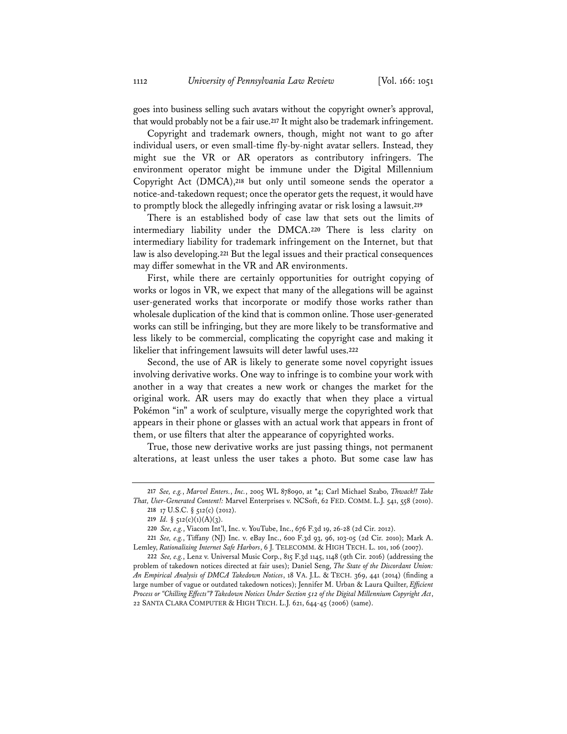goes into business selling such avatars without the copyright owner's approval, that would probably not be a fair use.[217] It might also be trademark infringement.

Copyright and trademark owners, though, might not want to go after individual users, or even small-time fly-by-night avatar sellers. Instead, they might sue the VR or AR operators as contributory infringers. The environment operator might be immune under the Digital Millennium Copyright Act (DMCA),[218] but only until someone sends the operator a notice-and-takedown request; once the operator gets the request, it would have to promptly block the allegedly infringing avatar or risk losing a lawsuit.[219]

There is an established body of case law that sets out the limits of intermediary liability under the DMCA.[220] There is less clarity on intermediary liability for trademark infringement on the Internet, but that law is also developing.[221] But the legal issues and their practical consequences may differ somewhat in the VR and AR environments.

First, while there are certainly opportunities for outright copying of works or logos in VR, we expect that many of the allegations will be against user-generated works that incorporate or modify those works rather than wholesale duplication of the kind that is common online. Those user-generated works can still be infringing, but they are more likely to be transformative and less likely to be commercial, complicating the copyright case and making it likelier that infringement lawsuits will deter lawful uses.[222]

Second, the use of AR is likely to generate some novel copyright issues involving derivative works. One way to infringe is to combine your work with another in a way that creates a new work or changes the market for the original work. AR users may do exactly that when they place a virtual Pokémon "in" a work of sculpture, visually merge the copyrighted work that appears in their phone or glasses with an actual work that appears in front of them, or use filters that alter the appearance of copyrighted works.

True, those new derivative works are just passing things, not permanent alterations, at least unless the user takes a photo. But some case law has

---

217 *See, e.g.*, *Marvel Enters.*, *Inc.*, 2005 WL 878090, at \*4; Carl Michael Szabo, *Thwack!! Take That, User-Generated Content!:* Marvel Enterprises v. NCSoft, 62 FED. COMM. L.J. 541, 558 (2010).

218 17 U.S.C. § 512(c) (2012).

219 *Id.* § 512(c)(1)(A)(3).

220 *See, e.g.*, Viacom Int'l, Inc. v. YouTube, Inc., 676 F.3d 19, 26-28 (2d Cir. 2012).

221 *See, e.g.*, Tiffany (NJ) Inc. v. eBay Inc., 600 F.3d 93, 96, 103-05 (2d Cir. 2010); Mark A. Lemley, *Rationalizing Internet Safe Harbors*, 6 J. TELECOMM. & HIGH TECH. L. 101, 106 (2007).

222 *See, e.g.*, Lenz v. Universal Music Corp., 815 F.3d 1145, 1148 (9th Cir. 2016) (addressing the problem of takedown notices directed at fair uses); Daniel Seng, *The State of the Discordant Union: An Empirical Analysis of DMCA Takedown Notices*, 18 VA. J.L. & TECH. 369, 441 (2014) (finding a large number of vague or outdated takedown notices); Jennifer M. Urban & Laura Quilter, *Efficient Process or "Chilling Effects"? Takedown Notices Under Section 512 of the Digital Millennium Copyright Act*, 22 SANTA CLARA COMPUTER & HIGH TECH. L.J. 621, 644-45 (2006) (same).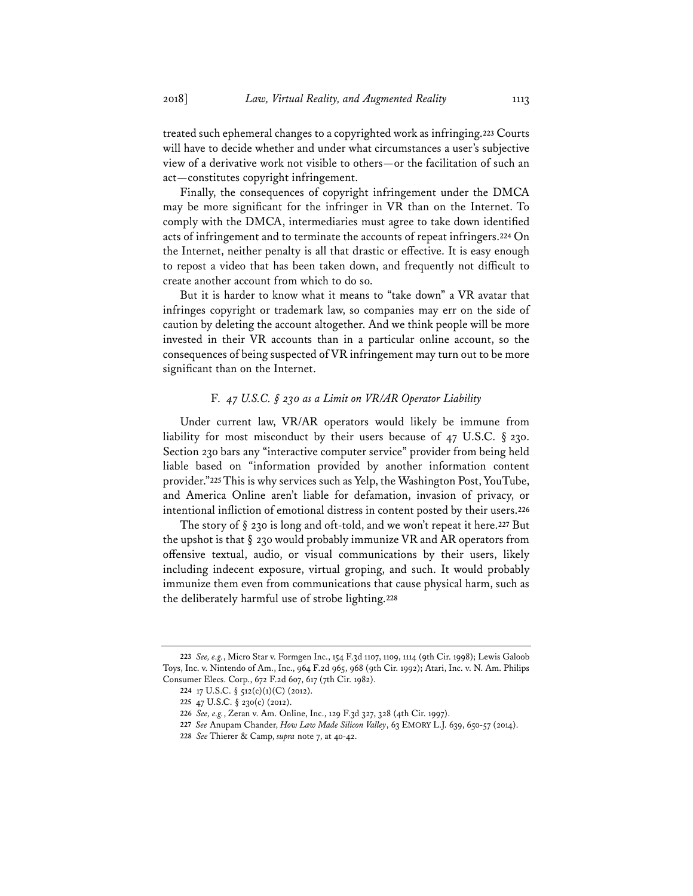treated such ephemeral changes to a copyrighted work as infringing.[223] Courts will have to decide whether and under what circumstances a user's subjective view of a derivative work not visible to others—or the facilitation of such an act—constitutes copyright infringement.

Finally, the consequences of copyright infringement under the DMCA may be more significant for the infringer in VR than on the Internet. To comply with the DMCA, intermediaries must agree to take down identified acts of infringement and to terminate the accounts of repeat infringers.[224] On the Internet, neither penalty is all that drastic or effective. It is easy enough to repost a video that has been taken down, and frequently not difficult to create another account from which to do so.

But it is harder to know what it means to "take down" a VR avatar that infringes copyright or trademark law, so companies may err on the side of caution by deleting the account altogether. And we think people will be more invested in their VR accounts than in a particular online account, so the consequences of being suspected of VR infringement may turn out to be more significant than on the Internet.

### F. *47 U.S.C. § 230 as a Limit on VR/AR Operator Liability*

Under current law, VR/AR operators would likely be immune from liability for most misconduct by their users because of 47 U.S.C. § 230. Section 230 bars any "interactive computer service" provider from being held liable based on "information provided by another information content provider."[225] This is why services such as Yelp, the Washington Post, YouTube, and America Online aren't liable for defamation, invasion of privacy, or intentional infliction of emotional distress in content posted by their users.[226]

The story of § 230 is long and oft-told, and we won't repeat it here.[227] But the upshot is that § 230 would probably immunize VR and AR operators from offensive textual, audio, or visual communications by their users, likely including indecent exposure, virtual groping, and such. It would probably immunize them even from communications that cause physical harm, such as the deliberately harmful use of strobe lighting.[228]

---

223 *See, e.g.*, Micro Star v. Formgen Inc., 154 F.3d 1107, 1109, 1114 (9th Cir. 1998); Lewis Galoob Toys, Inc. v. Nintendo of Am., Inc., 964 F.2d 965, 968 (9th Cir. 1992); Atari, Inc. v. N. Am. Philips Consumer Elecs. Corp., 672 F.2d 607, 617 (7th Cir. 1982).

224 17 U.S.C. § 512(c)(1)(C) (2012).

225 47 U.S.C. § 230(c) (2012).

226 *See, e.g.*, Zeran v. Am. Online, Inc., 129 F.3d 327, 328 (4th Cir. 1997).

227 *See* Anupam Chander, *How Law Made Silicon Valley*, 63 EMORY L.J. 639, 650-57 (2014).

228 *See* Thierer & Camp, *supra* note 7, at 40-42.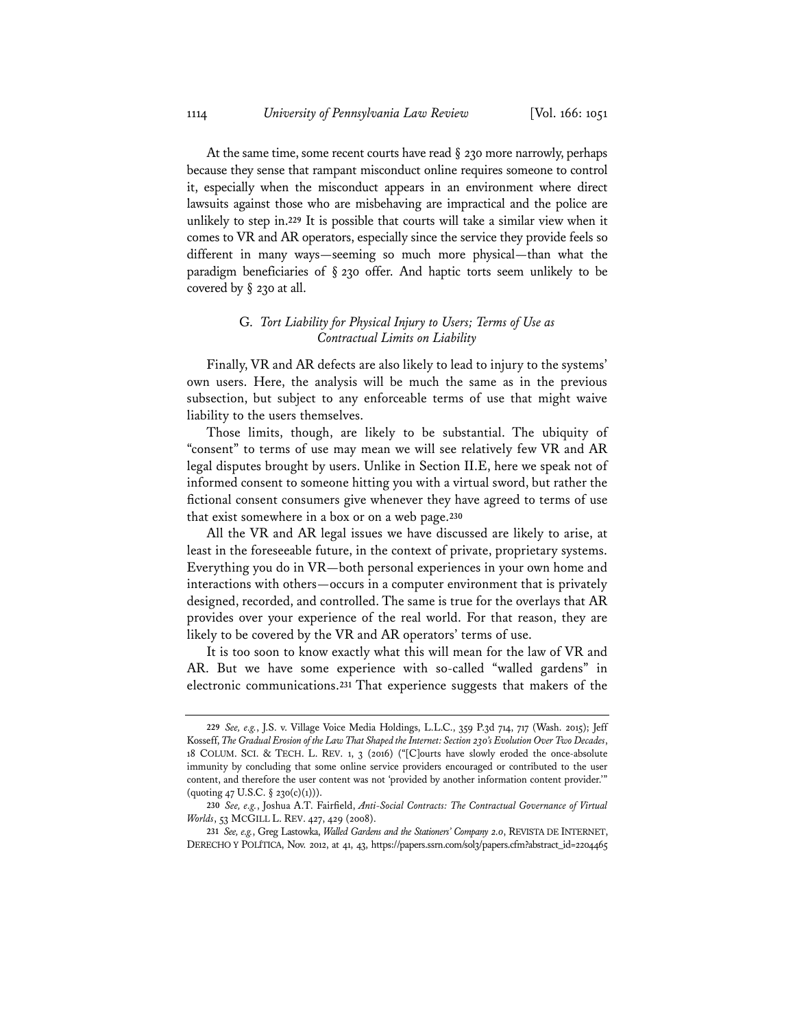At the same time, some recent courts have read § 230 more narrowly, perhaps because they sense that rampant misconduct online requires someone to control it, especially when the misconduct appears in an environment where direct lawsuits against those who are misbehaving are impractical and the police are unlikely to step in.[229] It is possible that courts will take a similar view when it comes to VR and AR operators, especially since the service they provide feels so different in many ways—seeming so much more physical—than what the paradigm beneficiaries of § 230 offer. And haptic torts seem unlikely to be covered by § 230 at all.

### G. *Tort Liability for Physical Injury to Users; Terms of Use as Contractual Limits on Liability*

Finally, VR and AR defects are also likely to lead to injury to the systems' own users. Here, the analysis will be much the same as in the previous subsection, but subject to any enforceable terms of use that might waive liability to the users themselves.

Those limits, though, are likely to be substantial. The ubiquity of "consent" to terms of use may mean we will see relatively few VR and AR legal disputes brought by users. Unlike in Section II.E, here we speak not of informed consent to someone hitting you with a virtual sword, but rather the fictional consent consumers give whenever they have agreed to terms of use that exist somewhere in a box or on a web page.[230]

All the VR and AR legal issues we have discussed are likely to arise, at least in the foreseeable future, in the context of private, proprietary systems. Everything you do in VR—both personal experiences in your own home and interactions with others—occurs in a computer environment that is privately designed, recorded, and controlled. The same is true for the overlays that AR provides over your experience of the real world. For that reason, they are likely to be covered by the VR and AR operators' terms of use.

It is too soon to know exactly what this will mean for the law of VR and AR. But we have some experience with so-called "walled gardens" in electronic communications.[231] That experience suggests that makers of the

---

229 *See, e.g.*, J.S. v. Village Voice Media Holdings, L.L.C., 359 P.3d 714, 717 (Wash. 2015); Jeff Kosseff, *The Gradual Erosion of the Law That Shaped the Internet: Section 230's Evolution Over Two Decades*, 18 COLUM. SCI. & TECH. L. REV. 1, 3 (2016) ("[C]ourts have slowly eroded the once-absolute immunity by concluding that some online service providers encouraged or contributed to the user content, and therefore the user content was not 'provided by another information content provider.'" (quoting 47 U.S.C. § 230(c)(1))).

230 *See, e.g.*, Joshua A.T. Fairfield, *Anti-Social Contracts: The Contractual Governance of Virtual Worlds*, 53 MCGILL L. REV. 427, 429 (2008).

231 *See, e.g.*, Greg Lastowka, *Walled Gardens and the Stationers' Company 2.0*, REVISTA DE INTERNET, DERECHO Y POLÍTICA, Nov. 2012, at 41, 43, https://papers.ssrn.com/sol3/papers.cfm?abstract_id=2204465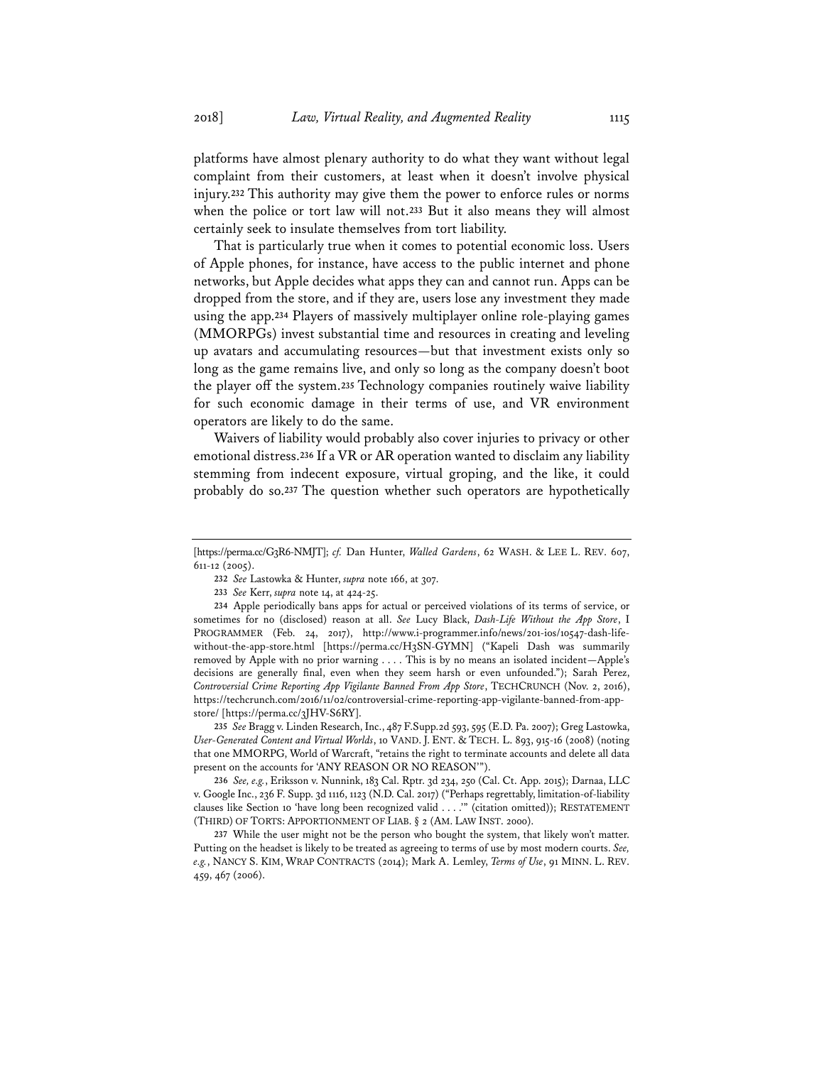platforms have almost plenary authority to do what they want without legal complaint from their customers, at least when it doesn't involve physical injury.[232] This authority may give them the power to enforce rules or norms when the police or tort law will not.[233] But it also means they will almost certainly seek to insulate themselves from tort liability.

That is particularly true when it comes to potential economic loss. Users of Apple phones, for instance, have access to the public internet and phone networks, but Apple decides what apps they can and cannot run. Apps can be dropped from the store, and if they are, users lose any investment they made using the app.[234] Players of massively multiplayer online role-playing games (MMORPGs) invest substantial time and resources in creating and leveling up avatars and accumulating resources—but that investment exists only so long as the game remains live, and only so long as the company doesn't boot the player off the system.[235] Technology companies routinely waive liability for such economic damage in their terms of use, and VR environment operators are likely to do the same.

Waivers of liability would probably also cover injuries to privacy or other emotional distress.[236] If a VR or AR operation wanted to disclaim any liability stemming from indecent exposure, virtual groping, and the like, it could probably do so.[237] The question whether such operators are hypothetically

---

[https://perma.cc/G3R6-NMJT]; *cf.* Dan Hunter, *Walled Gardens*, 62 WASH. & LEE L. REV. 607, 611-12 (2005).

232 *See* Lastowka & Hunter, *supra* note 166, at 307.

233 *See* Kerr, *supra* note 14, at 424-25.

234 Apple periodically bans apps for actual or perceived violations of its terms of service, or sometimes for no (disclosed) reason at all. *See* Lucy Black, *Dash-Life Without the App Store*, I PROGRAMMER (Feb. 24, 2017), http://www.i-programmer.info/news/201-ios/10547-dash-life-without-the-app-store.html [https://perma.cc/H3SN-GYMN] ("Kapeli Dash was summarily removed by Apple with no prior warning . . . . This is by no means an isolated incident—Apple's decisions are generally final, even when they seem harsh or even unfounded."); Sarah Perez, *Controversial Crime Reporting App Vigilante Banned From App Store*, TECHCRUNCH (Nov. 2, 2016), https://techcrunch.com/2016/11/02/controversial-crime-reporting-app-vigilante-banned-from-app-store/ [https://perma.cc/3JHV-S6RY].

235 *See* Bragg v. Linden Research, Inc., 487 F.Supp.2d 593, 595 (E.D. Pa. 2007); Greg Lastowka, *User-Generated Content and Virtual Worlds*, 10 VAND. J. ENT. & TECH. L. 893, 915-16 (2008) (noting that one MMORPG, World of Warcraft, "retains the right to terminate accounts and delete all data present on the accounts for 'ANY REASON OR NO REASON'").

236 *See, e.g.*, Eriksson v. Nunnink, 183 Cal. Rptr. 3d 234, 250 (Cal. Ct. App. 2015); Darnaa, LLC v. Google Inc., 236 F. Supp. 3d 1116, 1123 (N.D. Cal. 2017) ("Perhaps regrettably, limitation-of-liability clauses like Section 10 'have long been recognized valid . . . .'" (citation omitted)); RESTATEMENT (THIRD) OF TORTS: APPORTIONMENT OF LIAB. § 2 (AM. LAW INST. 2000).

237 While the user might not be the person who bought the system, that likely won't matter. Putting on the headset is likely to be treated as agreeing to terms of use by most modern courts. *See, e.g.*, NANCY S. KIM, WRAP CONTRACTS (2014); Mark A. Lemley, *Terms of Use*, 91 MINN. L. REV. 459, 467 (2006).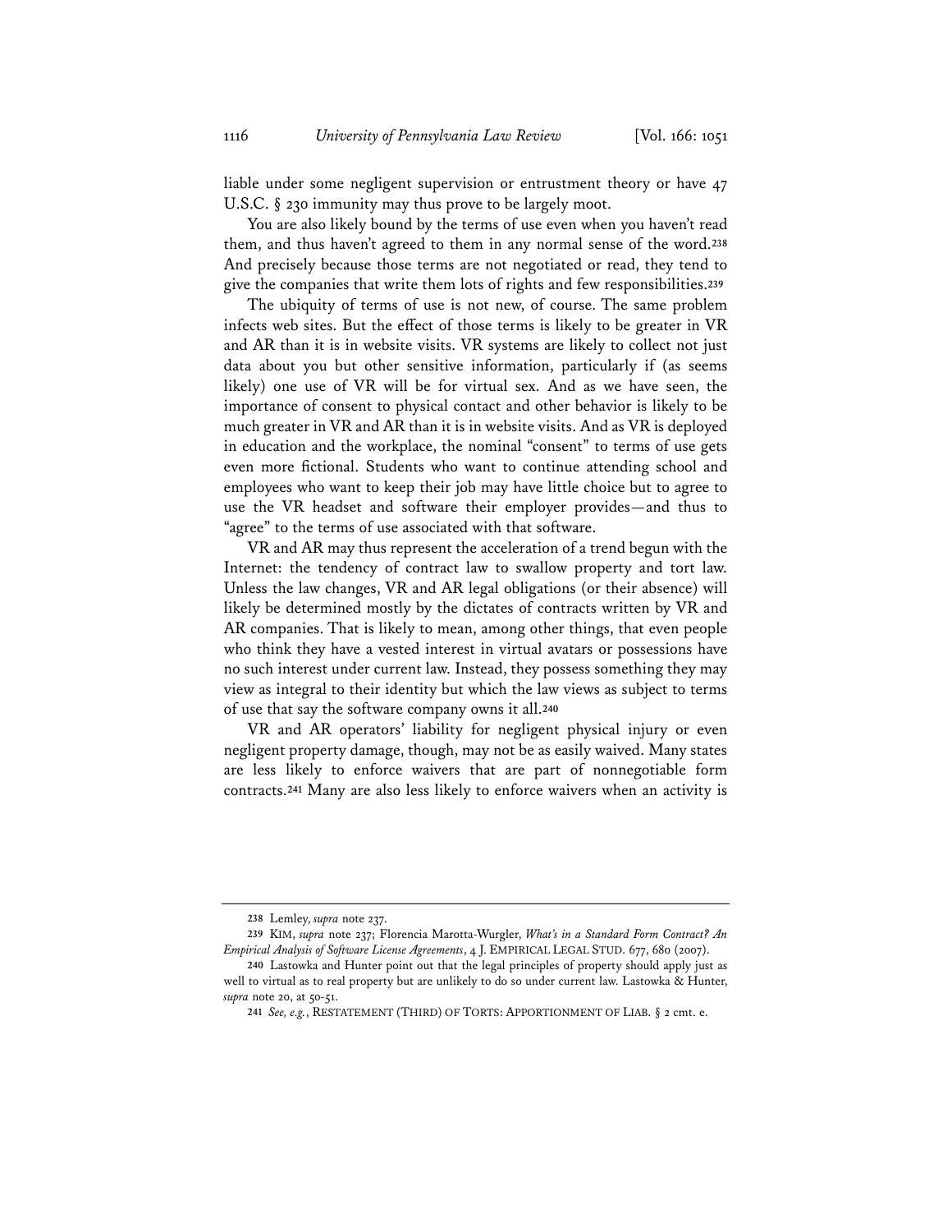liable under some negligent supervision or entrustment theory or have 47 U.S.C. § 230 immunity may thus prove to be largely moot.

You are also likely bound by the terms of use even when you haven't read them, and thus haven't agreed to them in any normal sense of the word.[238] And precisely because those terms are not negotiated or read, they tend to give the companies that write them lots of rights and few responsibilities.[239]

The ubiquity of terms of use is not new, of course. The same problem infects web sites. But the effect of those terms is likely to be greater in VR and AR than it is in website visits. VR systems are likely to collect not just data about you but other sensitive information, particularly if (as seems likely) one use of VR will be for virtual sex. And as we have seen, the importance of consent to physical contact and other behavior is likely to be much greater in VR and AR than it is in website visits. And as VR is deployed in education and the workplace, the nominal "consent" to terms of use gets even more fictional. Students who want to continue attending school and employees who want to keep their job may have little choice but to agree to use the VR headset and software their employer provides—and thus to "agree" to the terms of use associated with that software.

VR and AR may thus represent the acceleration of a trend begun with the Internet: the tendency of contract law to swallow property and tort law. Unless the law changes, VR and AR legal obligations (or their absence) will likely be determined mostly by the dictates of contracts written by VR and AR companies. That is likely to mean, among other things, that even people who think they have a vested interest in virtual avatars or possessions have no such interest under current law. Instead, they possess something they may view as integral to their identity but which the law views as subject to terms of use that say the software company owns it all.[240]

VR and AR operators' liability for negligent physical injury or even negligent property damage, though, may not be as easily waived. Many states are less likely to enforce waivers that are part of nonnegotiable form contracts.[241] Many are also less likely to enforce waivers when an activity is

---

238 Lemley, *supra* note 237.

239 KIM, *supra* note 237; Florencia Marotta-Wurgler, *What's in a Standard Form Contract? An Empirical Analysis of Software License Agreements*, 4 J. EMPIRICAL LEGAL STUD. 677, 680 (2007).

240 Lastowka and Hunter point out that the legal principles of property should apply just as well to virtual as to real property but are unlikely to do so under current law. Lastowka & Hunter, *supra* note 20, at 50-51.

241 *See, e.g.*, RESTATEMENT (THIRD) OF TORTS: APPORTIONMENT OF LIAB. § 2 cmt. e.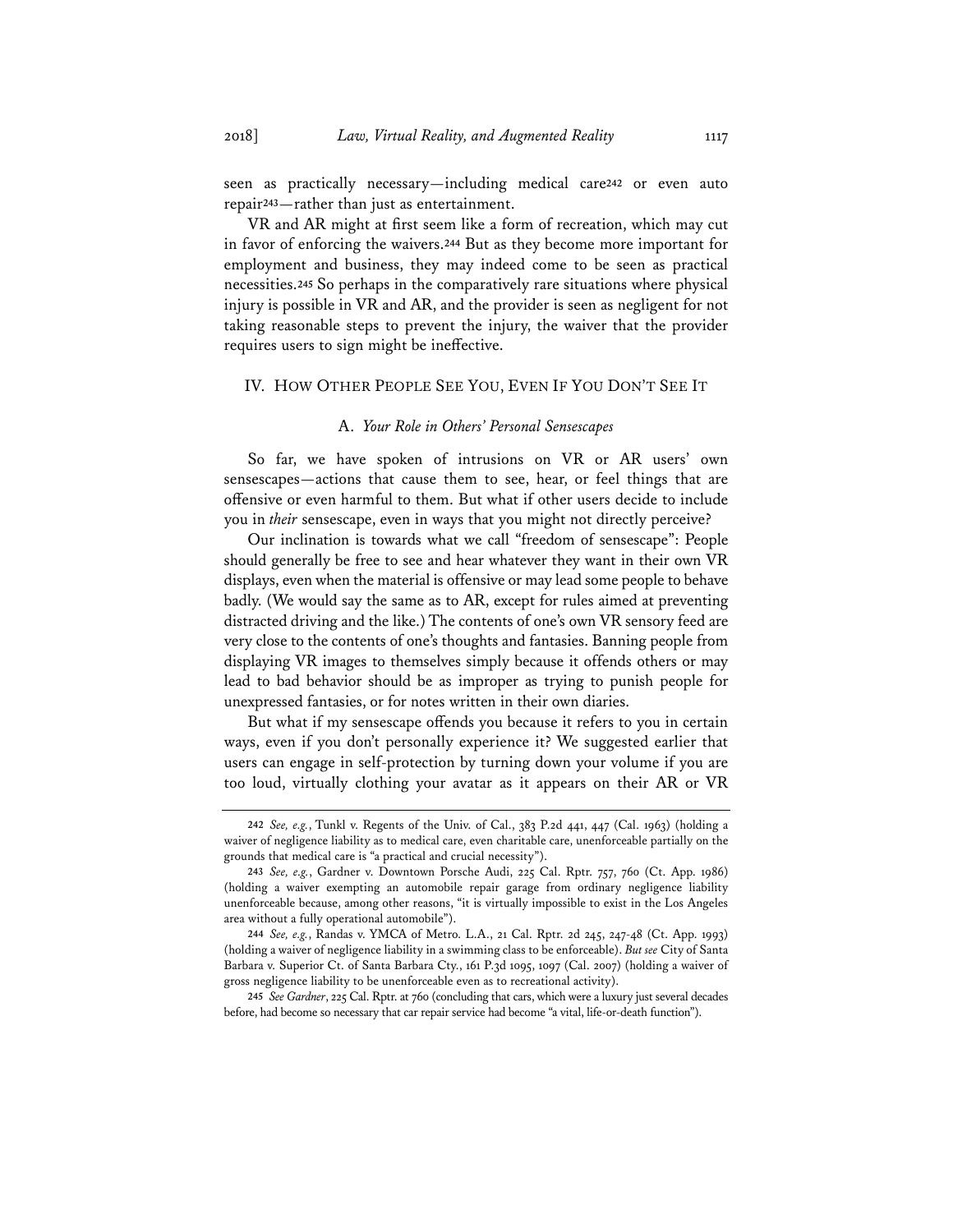seen as practically necessary—including medical care[242] or even auto repair[243]—rather than just as entertainment.

VR and AR might at first seem like a form of recreation, which may cut in favor of enforcing the waivers.[244] But as they become more important for employment and business, they may indeed come to be seen as practical necessities.[245] So perhaps in the comparatively rare situations where physical injury is possible in VR and AR, and the provider is seen as negligent for not taking reasonable steps to prevent the injury, the waiver that the provider requires users to sign might be ineffective.

## IV. How Other People See You, Even If You Don't See It

### A. *Your Role in Others' Personal Sensescapes*

So far, we have spoken of intrusions on VR or AR users' own sensescapes—actions that cause them to see, hear, or feel things that are offensive or even harmful to them. But what if other users decide to include you in *their* sensescape, even in ways that you might not directly perceive?

Our inclination is towards what we call "freedom of sensescape": People should generally be free to see and hear whatever they want in their own VR displays, even when the material is offensive or may lead some people to behave badly. (We would say the same as to AR, except for rules aimed at preventing distracted driving and the like.) The contents of one's own VR sensory feed are very close to the contents of one's thoughts and fantasies. Banning people from displaying VR images to themselves simply because it offends others or may lead to bad behavior should be as improper as trying to punish people for unexpressed fantasies, or for notes written in their own diaries.

But what if my sensescape offends you because it refers to you in certain ways, even if you don't personally experience it? We suggested earlier that users can engage in self-protection by turning down your volume if you are too loud, virtually clothing your avatar as it appears on their AR or VR

---

242 *See, e.g.*, Tunkl v. Regents of the Univ. of Cal., 383 P.2d 441, 447 (Cal. 1963) (holding a waiver of negligence liability as to medical care, even charitable care, unenforceable partially on the grounds that medical care is "a practical and crucial necessity").

243 *See, e.g.*, Gardner v. Downtown Porsche Audi, 225 Cal. Rptr. 757, 760 (Ct. App. 1986) (holding a waiver exempting an automobile repair garage from ordinary negligence liability unenforceable because, among other reasons, "it is virtually impossible to exist in the Los Angeles area without a fully operational automobile").

244 *See, e.g.*, Randas v. YMCA of Metro. L.A., 21 Cal. Rptr. 2d 245, 247-48 (Ct. App. 1993) (holding a waiver of negligence liability in a swimming class to be enforceable). *But see* City of Santa Barbara v. Superior Ct. of Santa Barbara Cty., 161 P.3d 1095, 1097 (Cal. 2007) (holding a waiver of gross negligence liability to be unenforceable even as to recreational activity).

245 *See Gardner*, 225 Cal. Rptr. at 760 (concluding that cars, which were a luxury just several decades before, had become so necessary that car repair service had become "a vital, life-or-death function").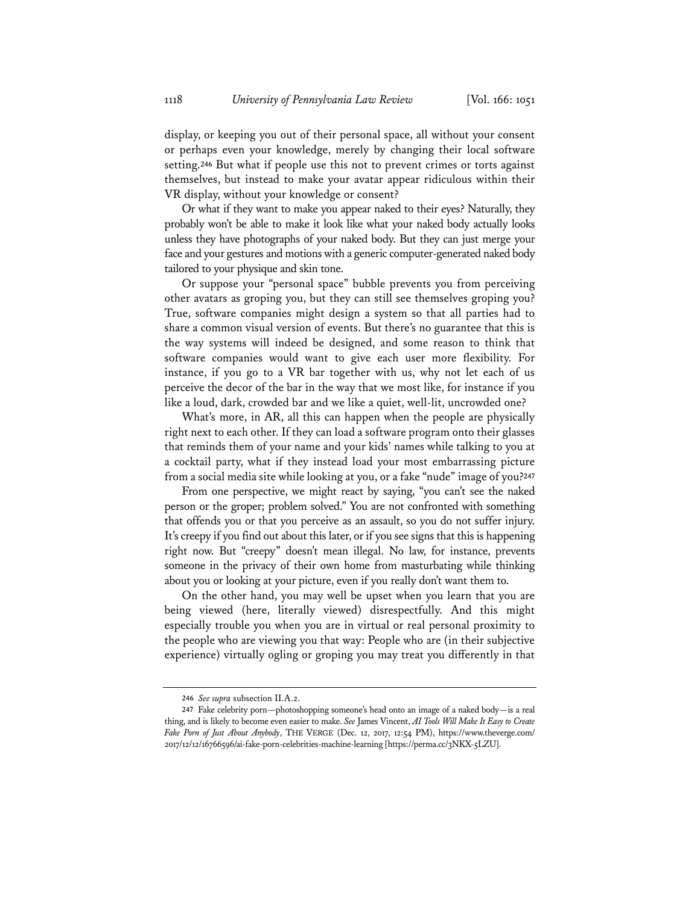display, or keeping you out of their personal space, all without your consent or perhaps even your knowledge, merely by changing their local software setting.[246] But what if people use this not to prevent crimes or torts against themselves, but instead to make your avatar appear ridiculous within their VR display, without your knowledge or consent?

Or what if they want to make you appear naked to their eyes? Naturally, they probably won't be able to make it look like what your naked body actually looks unless they have photographs of your naked body. But they can just merge your face and your gestures and motions with a generic computer-generated naked body tailored to your physique and skin tone.

Or suppose your "personal space" bubble prevents you from perceiving other avatars as groping you, but they can still see themselves groping you? True, software companies might design a system so that all parties had to share a common visual version of events. But there's no guarantee that this is the way systems will indeed be designed, and some reason to think that software companies would want to give each user more flexibility. For instance, if you go to a VR bar together with us, why not let each of us perceive the decor of the bar in the way that we most like, for instance if you like a loud, dark, crowded bar and we like a quiet, well-lit, uncrowded one?

What's more, in AR, all this can happen when the people are physically right next to each other. If they can load a software program onto their glasses that reminds them of your name and your kids' names while talking to you at a cocktail party, what if they instead load your most embarrassing picture from a social media site while looking at you, or a fake "nude" image of you?[247]

From one perspective, we might react by saying, "you can't see the naked person or the groper; problem solved." You are not confronted with something that offends you or that you perceive as an assault, so you do not suffer injury. It's creepy if you find out about this later, or if you see signs that this is happening right now. But "creepy" doesn't mean illegal. No law, for instance, prevents someone in the privacy of their own home from masturbating while thinking about you or looking at your picture, even if you really don't want them to.

On the other hand, you may well be upset when you learn that you are being viewed (here, literally viewed) disrespectfully. And this might especially trouble you when you are in virtual or real personal proximity to the people who are viewing you that way: People who are (in their subjective experience) virtually ogling or groping you may treat you differently in that

---

246 *See supra* subsection II.A.2.

247 Fake celebrity porn—photoshopping someone's head onto an image of a naked body—is a real thing, and is likely to become even easier to make. *See* James Vincent, *AI Tools Will Make It Easy to Create Fake Porn of Just About Anybody*, THE VERGE (Dec. 12, 2017, 12:54 PM), https://www.theverge.com/2017/12/12/16766596/ai-fake-porn-celebrities-machine-learning [https://perma.cc/3NKX-5LZU].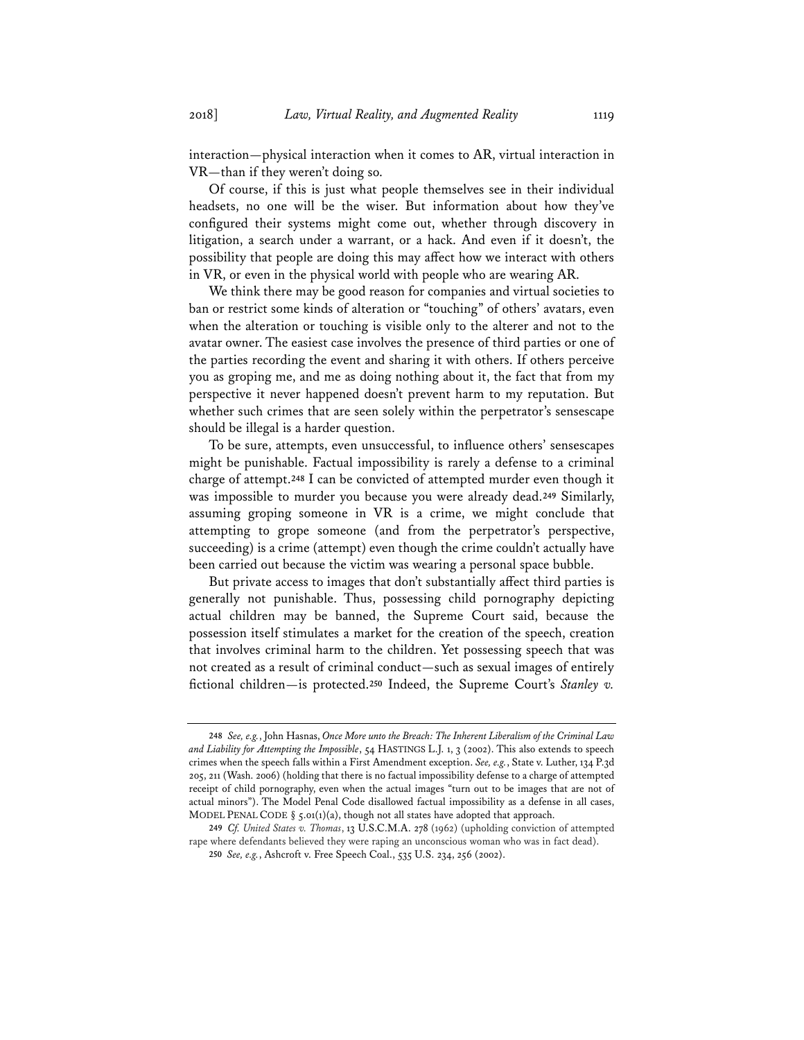interaction—physical interaction when it comes to AR, virtual interaction in VR—than if they weren't doing so.

Of course, if this is just what people themselves see in their individual headsets, no one will be the wiser. But information about how they've configured their systems might come out, whether through discovery in litigation, a search under a warrant, or a hack. And even if it doesn't, the possibility that people are doing this may affect how we interact with others in VR, or even in the physical world with people who are wearing AR.

We think there may be good reason for companies and virtual societies to ban or restrict some kinds of alteration or "touching" of others' avatars, even when the alteration or touching is visible only to the alterer and not to the avatar owner. The easiest case involves the presence of third parties or one of the parties recording the event and sharing it with others. If others perceive you as groping me, and me as doing nothing about it, the fact that from my perspective it never happened doesn't prevent harm to my reputation. But whether such crimes that are seen solely within the perpetrator's sensescape should be illegal is a harder question.

To be sure, attempts, even unsuccessful, to influence others' sensescapes might be punishable. Factual impossibility is rarely a defense to a criminal charge of attempt.[248] I can be convicted of attempted murder even though it was impossible to murder you because you were already dead.[249] Similarly, assuming groping someone in VR is a crime, we might conclude that attempting to grope someone (and from the perpetrator's perspective, succeeding) is a crime (attempt) even though the crime couldn't actually have been carried out because the victim was wearing a personal space bubble.

But private access to images that don't substantially affect third parties is generally not punishable. Thus, possessing child pornography depicting actual children may be banned, the Supreme Court said, because the possession itself stimulates a market for the creation of the speech, creation that involves criminal harm to the children. Yet possessing speech that was not created as a result of criminal conduct—such as sexual images of entirely fictional children—is protected.[250] Indeed, the Supreme Court's *Stanley v.*

---

248 *See, e.g.*, John Hasnas, *Once More unto the Breach: The Inherent Liberalism of the Criminal Law and Liability for Attempting the Impossible*, 54 HASTINGS L.J. 1, 3 (2002). This also extends to speech crimes when the speech falls within a First Amendment exception. *See, e.g.*, State v. Luther, 134 P.3d 205, 211 (Wash. 2006) (holding that there is no factual impossibility defense to a charge of attempted receipt of child pornography, even when the actual images "turn out to be images that are not of actual minors"). The Model Penal Code disallowed factual impossibility as a defense in all cases, MODEL PENAL CODE § 5.01(1)(a), though not all states have adopted that approach.

249 *Cf. United States v. Thomas*, 13 U.S.C.M.A. 278 (1962) (upholding conviction of attempted rape where defendants believed they were raping an unconscious woman who was in fact dead).

250 *See, e.g.*, Ashcroft v. Free Speech Coal., 535 U.S. 234, 256 (2002).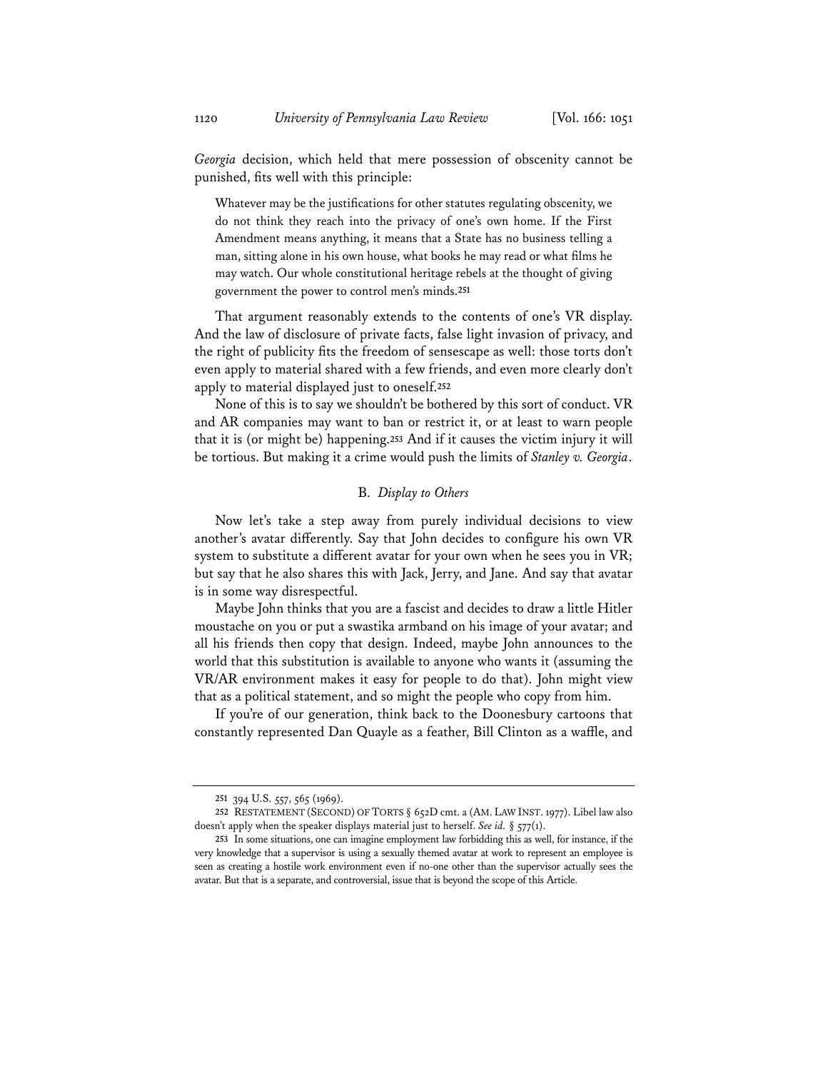*Georgia* decision, which held that mere possession of obscenity cannot be punished, fits well with this principle:

> Whatever may be the justifications for other statutes regulating obscenity, we do not think they reach into the privacy of one's own home. If the First Amendment means anything, it means that a State has no business telling a man, sitting alone in his own house, what books he may read or what films he may watch. Our whole constitutional heritage rebels at the thought of giving government the power to control men's minds.[251]

That argument reasonably extends to the contents of one's VR display. And the law of disclosure of private facts, false light invasion of privacy, and the right of publicity fits the freedom of sensescape as well: those torts don't even apply to material shared with a few friends, and even more clearly don't apply to material displayed just to oneself.[252]

None of this is to say we shouldn't be bothered by this sort of conduct. VR and AR companies may want to ban or restrict it, or at least to warn people that it is (or might be) happening.[253] And if it causes the victim injury it will be tortious. But making it a crime would push the limits of *Stanley v. Georgia*.

### B. *Display to Others*

Now let's take a step away from purely individual decisions to view another's avatar differently. Say that John decides to configure his own VR system to substitute a different avatar for your own when he sees you in VR; but say that he also shares this with Jack, Jerry, and Jane. And say that avatar is in some way disrespectful.

Maybe John thinks that you are a fascist and decides to draw a little Hitler moustache on you or put a swastika armband on his image of your avatar; and all his friends then copy that design. Indeed, maybe John announces to the world that this substitution is available to anyone who wants it (assuming the VR/AR environment makes it easy for people to do that). John might view that as a political statement, and so might the people who copy from him.

If you're of our generation, think back to the Doonesbury cartoons that constantly represented Dan Quayle as a feather, Bill Clinton as a waffle, and

---

251 394 U.S. 557, 565 (1969).

252 RESTATEMENT (SECOND) OF TORTS § 652D cmt. a (AM. LAW INST. 1977). Libel law also doesn't apply when the speaker displays material just to herself. *See id.* § 577(1).

253 In some situations, one can imagine employment law forbidding this as well, for instance, if the very knowledge that a supervisor is using a sexually themed avatar at work to represent an employee is seen as creating a hostile work environment even if no-one other than the supervisor actually sees the avatar. But that is a separate, and controversial, issue that is beyond the scope of this Article.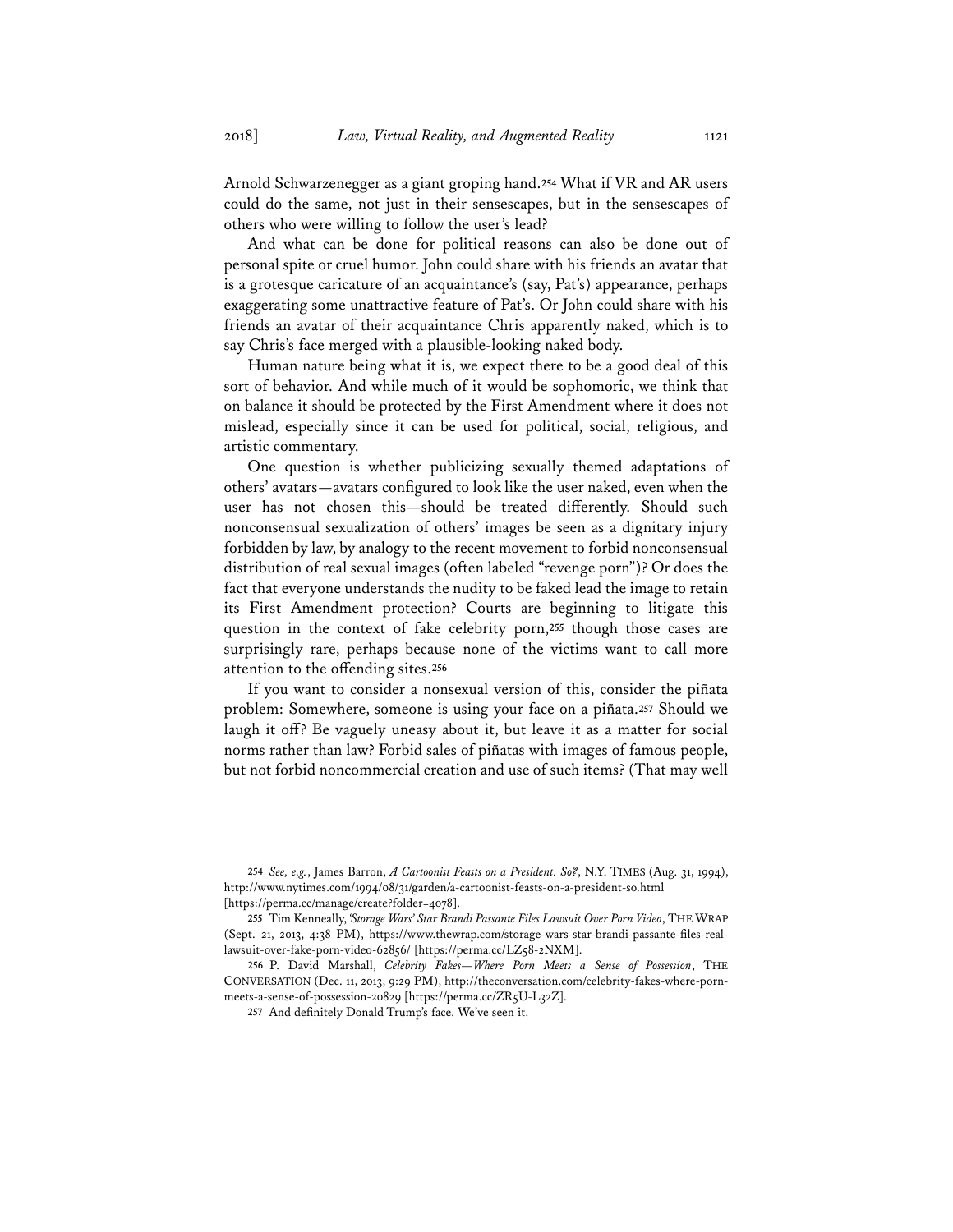Arnold Schwarzenegger as a giant groping hand.[254] What if VR and AR users could do the same, not just in their sensescapes, but in the sensescapes of others who were willing to follow the user's lead?

And what can be done for political reasons can also be done out of personal spite or cruel humor. John could share with his friends an avatar that is a grotesque caricature of an acquaintance's (say, Pat's) appearance, perhaps exaggerating some unattractive feature of Pat's. Or John could share with his friends an avatar of their acquaintance Chris apparently naked, which is to say Chris's face merged with a plausible-looking naked body.

Human nature being what it is, we expect there to be a good deal of this sort of behavior. And while much of it would be sophomoric, we think that on balance it should be protected by the First Amendment where it does not mislead, especially since it can be used for political, social, religious, and artistic commentary.

One question is whether publicizing sexually themed adaptations of others' avatars—avatars configured to look like the user naked, even when the user has not chosen this—should be treated differently. Should such nonconsensual sexualization of others' images be seen as a dignitary injury forbidden by law, by analogy to the recent movement to forbid nonconsensual distribution of real sexual images (often labeled "revenge porn")? Or does the fact that everyone understands the nudity to be faked lead the image to retain its First Amendment protection? Courts are beginning to litigate this question in the context of fake celebrity porn,[255] though those cases are surprisingly rare, perhaps because none of the victims want to call more attention to the offending sites.[256]

If you want to consider a nonsexual version of this, consider the piñata problem: Somewhere, someone is using your face on a piñata.[257] Should we laugh it off? Be vaguely uneasy about it, but leave it as a matter for social norms rather than law? Forbid sales of piñatas with images of famous people, but not forbid noncommercial creation and use of such items? (That may well

---

[254] *See, e.g.*, James Barron, *A Cartoonist Feasts on a President. So?*, N.Y. TIMES (Aug. 31, 1994), http://www.nytimes.com/1994/08/31/garden/a-cartoonist-feasts-on-a-president-so.html [https://perma.cc/manage/create?folder=4078].

[255] Tim Kenneally, *'Storage Wars' Star Brandi Passante Files Lawsuit Over Porn Video*, THE WRAP (Sept. 21, 2013, 4:38 PM), https://www.thewrap.com/storage-wars-star-brandi-passante-files-real-lawsuit-over-fake-porn-video-62856/ [https://perma.cc/LZ58-2NXM].

[256] P. David Marshall, *Celebrity Fakes—Where Porn Meets a Sense of Possession*, THE CONVERSATION (Dec. 11, 2013, 9:29 PM), http://theconversation.com/celebrity-fakes-where-porn-meets-a-sense-of-possession-20829 [https://perma.cc/ZR5U-L32Z].

[257] And definitely Donald Trump's face. We've seen it.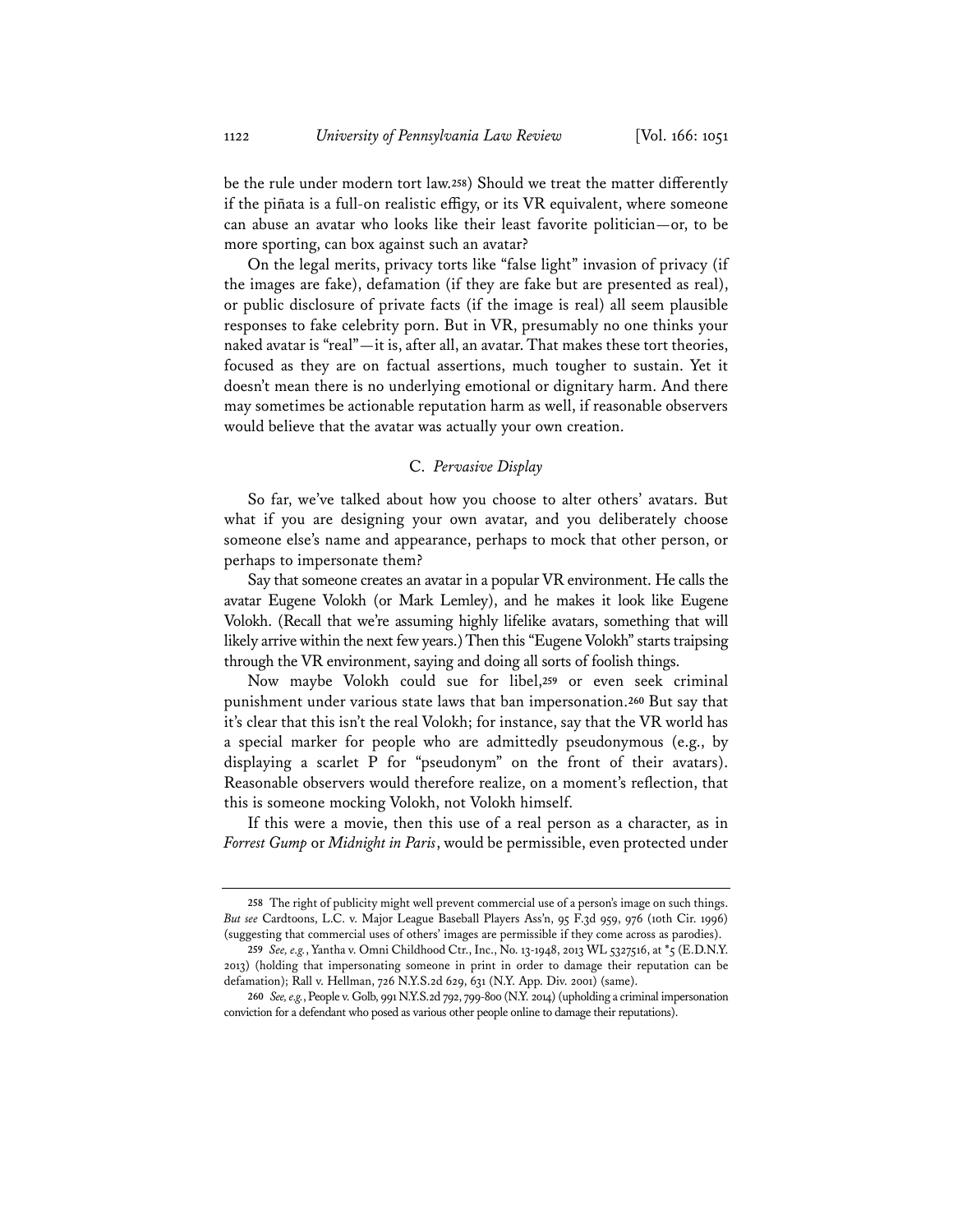be the rule under modern tort law.[258]) Should we treat the matter differently if the piñata is a full-on realistic effigy, or its VR equivalent, where someone can abuse an avatar who looks like their least favorite politician—or, to be more sporting, can box against such an avatar?

On the legal merits, privacy torts like "false light" invasion of privacy (if the images are fake), defamation (if they are fake but are presented as real), or public disclosure of private facts (if the image is real) all seem plausible responses to fake celebrity porn. But in VR, presumably no one thinks your naked avatar is "real"—it is, after all, an avatar. That makes these tort theories, focused as they are on factual assertions, much tougher to sustain. Yet it doesn't mean there is no underlying emotional or dignitary harm. And there may sometimes be actionable reputation harm as well, if reasonable observers would believe that the avatar was actually your own creation.

### C. *Pervasive Display*

So far, we've talked about how you choose to alter others' avatars. But what if you are designing your own avatar, and you deliberately choose someone else's name and appearance, perhaps to mock that other person, or perhaps to impersonate them?

Say that someone creates an avatar in a popular VR environment. He calls the avatar Eugene Volokh (or Mark Lemley), and he makes it look like Eugene Volokh. (Recall that we're assuming highly lifelike avatars, something that will likely arrive within the next few years.) Then this "Eugene Volokh" starts traipsing through the VR environment, saying and doing all sorts of foolish things.

Now maybe Volokh could sue for libel,[259] or even seek criminal punishment under various state laws that ban impersonation.[260] But say that it's clear that this isn't the real Volokh; for instance, say that the VR world has a special marker for people who are admittedly pseudonymous (e.g., by displaying a scarlet P for "pseudonym" on the front of their avatars). Reasonable observers would therefore realize, on a moment's reflection, that this is someone mocking Volokh, not Volokh himself.

If this were a movie, then this use of a real person as a character, as in *Forrest Gump* or *Midnight in Paris*, would be permissible, even protected under

---

258 The right of publicity might well prevent commercial use of a person's image on such things. *But see* Cardtoons, L.C. v. Major League Baseball Players Ass'n, 95 F.3d 959, 976 (10th Cir. 1996) (suggesting that commercial uses of others' images are permissible if they come across as parodies).

259 *See, e.g.*, Yantha v. Omni Childhood Ctr., Inc., No. 13-1948, 2013 WL 5327516, at *5 (E.D.N.Y. 2013) (holding that impersonating someone in print in order to damage their reputation can be defamation); Rall v. Hellman, 726 N.Y.S.2d 629, 631 (N.Y. App. Div. 2001) (same).

260 *See, e.g.*, People v. Golb, 991 N.Y.S.2d 792, 799-800 (N.Y. 2014) (upholding a criminal impersonation conviction for a defendant who posed as various other people online to damage their reputations).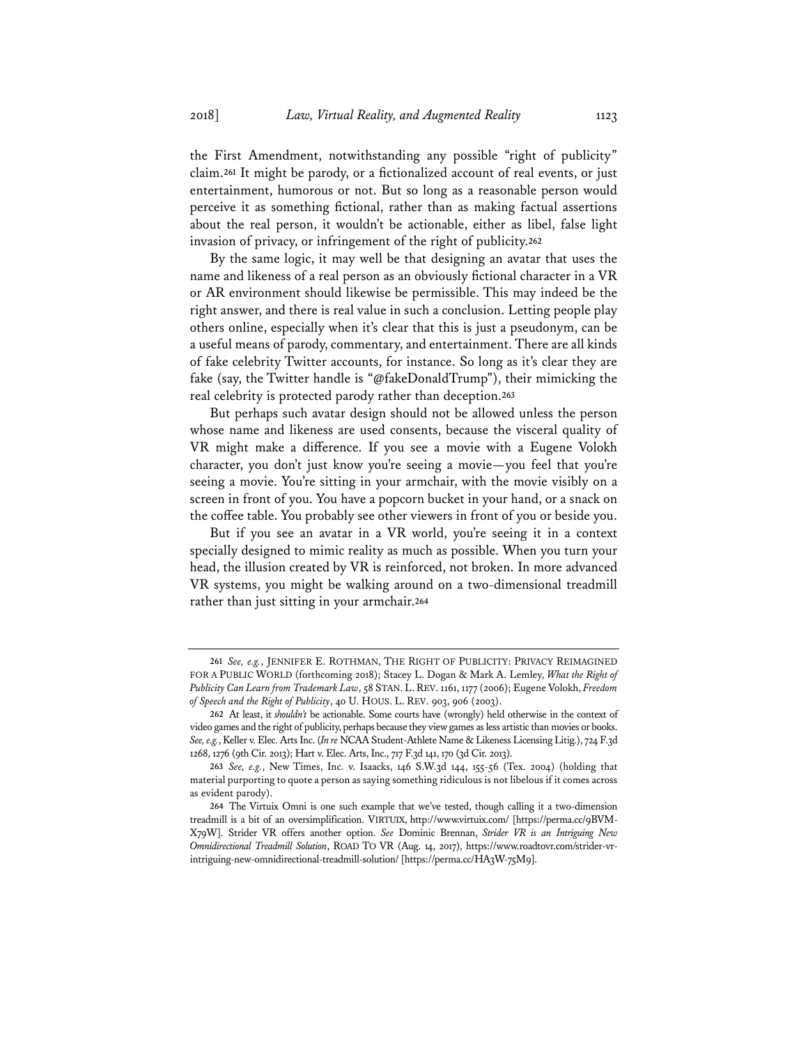the First Amendment, notwithstanding any possible "right of publicity" claim.[261] It might be parody, or a fictionalized account of real events, or just entertainment, humorous or not. But so long as a reasonable person would perceive it as something fictional, rather than as making factual assertions about the real person, it wouldn't be actionable, either as libel, false light invasion of privacy, or infringement of the right of publicity.[262]

By the same logic, it may well be that designing an avatar that uses the name and likeness of a real person as an obviously fictional character in a VR or AR environment should likewise be permissible. This may indeed be the right answer, and there is real value in such a conclusion. Letting people play others online, especially when it's clear that this is just a pseudonym, can be a useful means of parody, commentary, and entertainment. There are all kinds of fake celebrity Twitter accounts, for instance. So long as it's clear they are fake (say, the Twitter handle is "@fakeDonaldTrump"), their mimicking the real celebrity is protected parody rather than deception.[263]

But perhaps such avatar design should not be allowed unless the person whose name and likeness are used consents, because the visceral quality of VR might make a difference. If you see a movie with a Eugene Volokh character, you don't just know you're seeing a movie—you feel that you're seeing a movie. You're sitting in your armchair, with the movie visibly on a screen in front of you. You have a popcorn bucket in your hand, or a snack on the coffee table. You probably see other viewers in front of you or beside you.

But if you see an avatar in a VR world, you're seeing it in a context specially designed to mimic reality as much as possible. When you turn your head, the illusion created by VR is reinforced, not broken. In more advanced VR systems, you might be walking around on a two-dimensional treadmill rather than just sitting in your armchair.[264]

---

261 *See, e.g.*, JENNIFER E. ROTHMAN, THE RIGHT OF PUBLICITY: PRIVACY REIMAGINED FOR A PUBLIC WORLD (forthcoming 2018); Stacey L. Dogan & Mark A. Lemley, *What the Right of Publicity Can Learn from Trademark Law*, 58 STAN. L. REV. 1161, 1177 (2006); Eugene Volokh, *Freedom of Speech and the Right of Publicity*, 40 U. HOUS. L. REV. 903, 906 (2003).

262 At least, it *shouldn't* be actionable. Some courts have (wrongly) held otherwise in the context of video games and the right of publicity, perhaps because they view games as less artistic than movies or books. *See, e.g.*, Keller v. Elec. Arts Inc. (*In re* NCAA Student-Athlete Name & Likeness Licensing Litig.), 724 F.3d 1268, 1276 (9th Cir. 2013); Hart v. Elec. Arts, Inc., 717 F.3d 141, 170 (3d Cir. 2013).

263 *See, e.g.*, New Times, Inc. v. Isaacks, 146 S.W.3d 144, 155-56 (Tex. 2004) (holding that material purporting to quote a person as saying something ridiculous is not libelous if it comes across as evident parody).

264 The Virtuix Omni is one such example that we've tested, though calling it a two-dimension treadmill is a bit of an oversimplification. VIRTUIX, http://www.virtuix.com/ [https://perma.cc/9BVM-X79W]. Strider VR offers another option. *See* Dominic Brennan, *Strider VR is an Intriguing New Omnidirectional Treadmill Solution*, ROAD TO VR (Aug. 14, 2017), https://www.roadtovr.com/strider-vr-intriguing-new-omnidirectional-treadmill-solution/ [https://perma.cc/HA3W-75M9].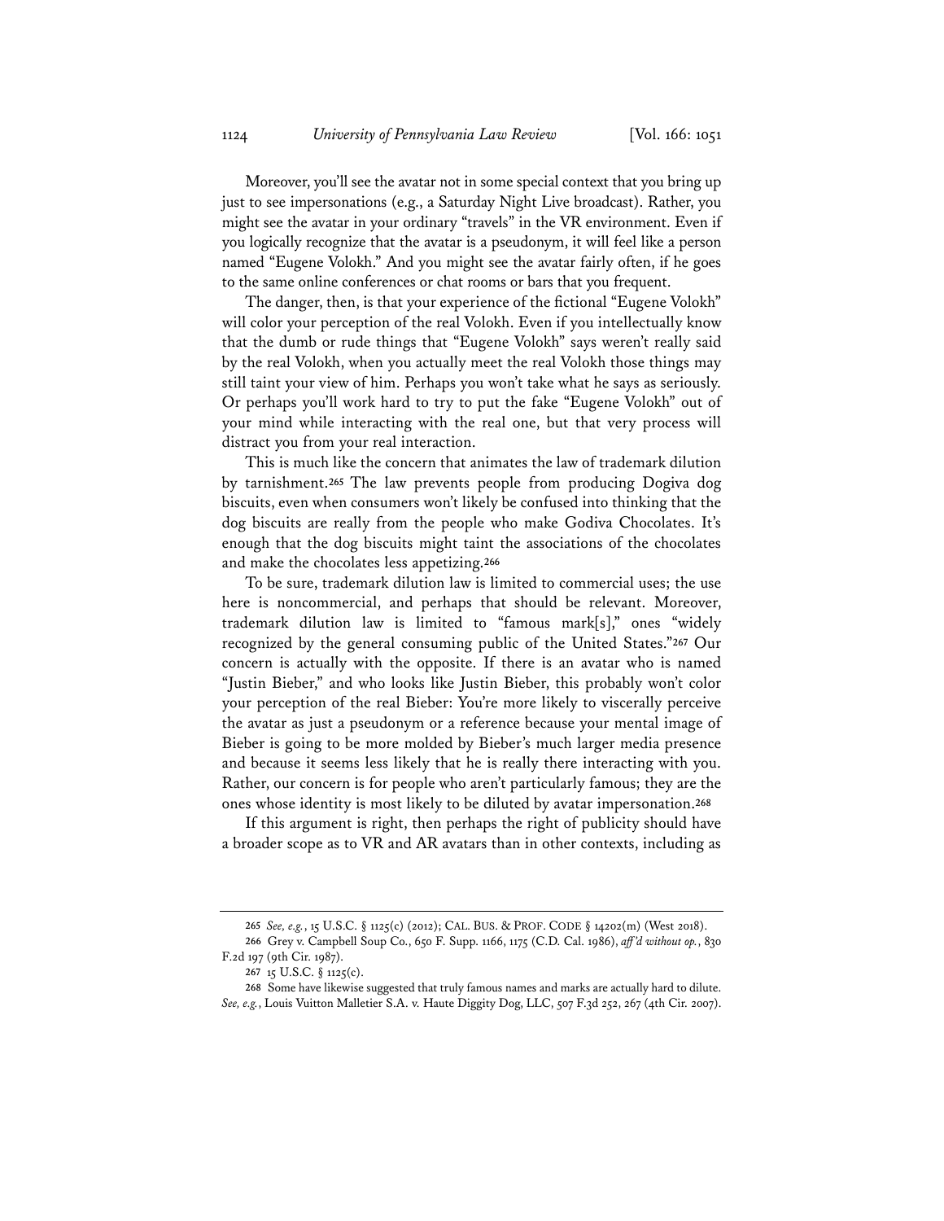Moreover, you'll see the avatar not in some special context that you bring up just to see impersonations (e.g., a Saturday Night Live broadcast). Rather, you might see the avatar in your ordinary "travels" in the VR environment. Even if you logically recognize that the avatar is a pseudonym, it will feel like a person named "Eugene Volokh." And you might see the avatar fairly often, if he goes to the same online conferences or chat rooms or bars that you frequent.

The danger, then, is that your experience of the fictional "Eugene Volokh" will color your perception of the real Volokh. Even if you intellectually know that the dumb or rude things that "Eugene Volokh" says weren't really said by the real Volokh, when you actually meet the real Volokh those things may still taint your view of him. Perhaps you won't take what he says as seriously. Or perhaps you'll work hard to try to put the fake "Eugene Volokh" out of your mind while interacting with the real one, but that very process will distract you from your real interaction.

This is much like the concern that animates the law of trademark dilution by tarnishment.[265] The law prevents people from producing Dogiva dog biscuits, even when consumers won't likely be confused into thinking that the dog biscuits are really from the people who make Godiva Chocolates. It's enough that the dog biscuits might taint the associations of the chocolates and make the chocolates less appetizing.[266]

To be sure, trademark dilution law is limited to commercial uses; the use here is noncommercial, and perhaps that should be relevant. Moreover, trademark dilution law is limited to "famous mark[s]," ones "widely recognized by the general consuming public of the United States."[267] Our concern is actually with the opposite. If there is an avatar who is named "Justin Bieber," and who looks like Justin Bieber, this probably won't color your perception of the real Bieber: You're more likely to viscerally perceive the avatar as just a pseudonym or a reference because your mental image of Bieber is going to be more molded by Bieber's much larger media presence and because it seems less likely that he is really there interacting with you. Rather, our concern is for people who aren't particularly famous; they are the ones whose identity is most likely to be diluted by avatar impersonation.[268]

If this argument is right, then perhaps the right of publicity should have a broader scope as to VR and AR avatars than in other contexts, including as

---

[265] *See, e.g.*, 15 U.S.C. § 1125(c) (2012); CAL. BUS. & PROF. CODE § 14202(m) (West 2018).

[266] Grey v. Campbell Soup Co., 650 F. Supp. 1166, 1175 (C.D. Cal. 1986), *aff'd without op.*, 830 F.2d 197 (9th Cir. 1987).

[267] 15 U.S.C. § 1125(c).

[268] Some have likewise suggested that truly famous names and marks are actually hard to dilute. *See, e.g.*, Louis Vuitton Malletier S.A. v. Haute Diggity Dog, LLC, 507 F.3d 252, 267 (4th Cir. 2007).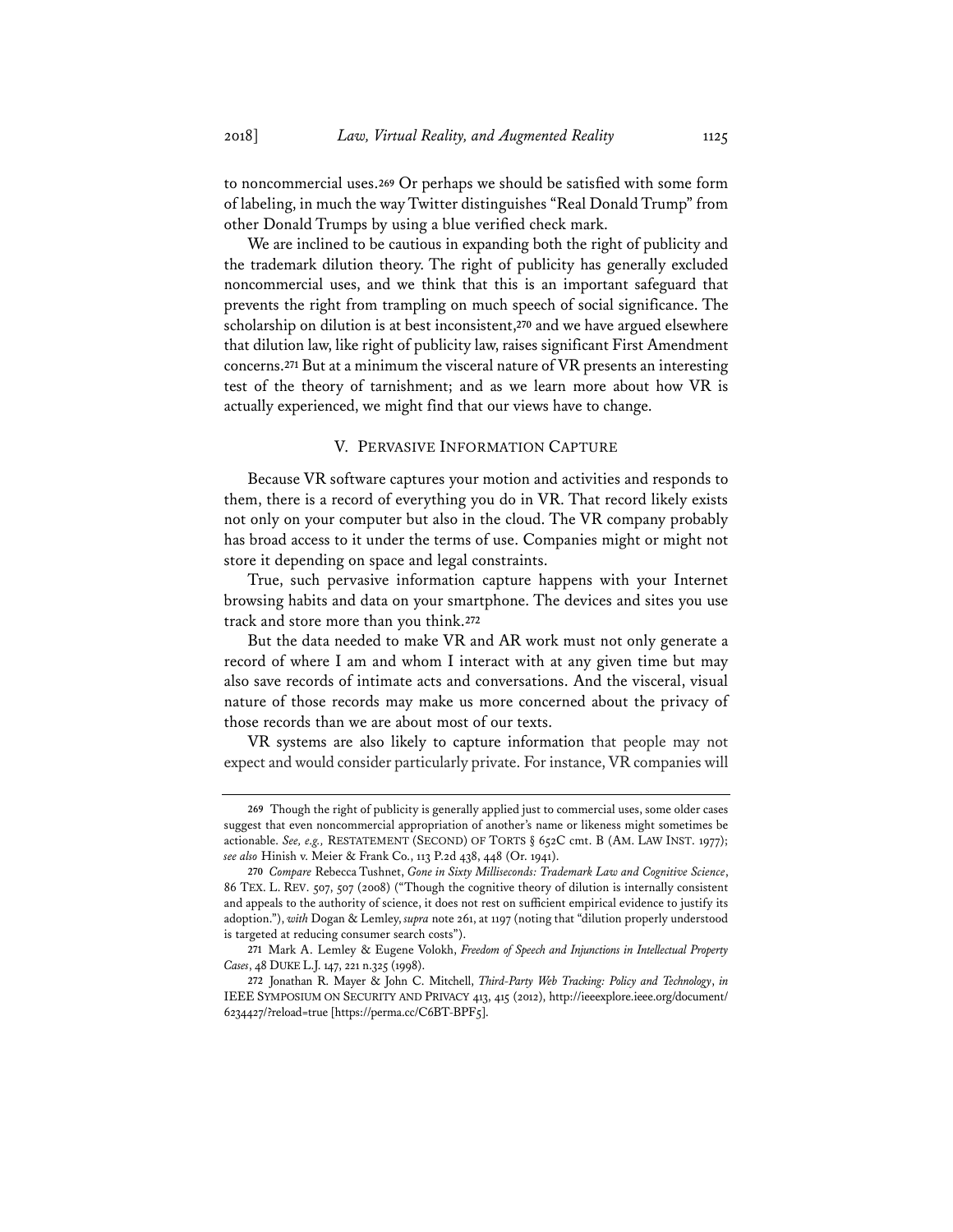to noncommercial uses.[269] Or perhaps we should be satisfied with some form of labeling, in much the way Twitter distinguishes "Real Donald Trump" from other Donald Trumps by using a blue verified check mark.

We are inclined to be cautious in expanding both the right of publicity and the trademark dilution theory. The right of publicity has generally excluded noncommercial uses, and we think that this is an important safeguard that prevents the right from trampling on much speech of social significance. The scholarship on dilution is at best inconsistent,[270] and we have argued elsewhere that dilution law, like right of publicity law, raises significant First Amendment concerns.[271] But at a minimum the visceral nature of VR presents an interesting test of the theory of tarnishment; and as we learn more about how VR is actually experienced, we might find that our views have to change.

## V. Pervasive Information Capture

Because VR software captures your motion and activities and responds to them, there is a record of everything you do in VR. That record likely exists not only on your computer but also in the cloud. The VR company probably has broad access to it under the terms of use. Companies might or might not store it depending on space and legal constraints.

True, such pervasive information capture happens with your Internet browsing habits and data on your smartphone. The devices and sites you use track and store more than you think.[272]

But the data needed to make VR and AR work must not only generate a record of where I am and whom I interact with at any given time but may also save records of intimate acts and conversations. And the visceral, visual nature of those records may make us more concerned about the privacy of those records than we are about most of our texts.

VR systems are also likely to capture information that people may not expect and would consider particularly private. For instance, VR companies will

---

269 Though the right of publicity is generally applied just to commercial uses, some older cases suggest that even noncommercial appropriation of another's name or likeness might sometimes be actionable. *See, e.g.,* RESTATEMENT (SECOND) OF TORTS § 652C cmt. B (AM. LAW INST. 1977); *see also* Hinish v. Meier & Frank Co., 113 P.2d 438, 448 (Or. 1941).

270 *Compare* Rebecca Tushnet, *Gone in Sixty Milliseconds: Trademark Law and Cognitive Science*, 86 TEX. L. REV. 507, 507 (2008) ("Though the cognitive theory of dilution is internally consistent and appeals to the authority of science, it does not rest on sufficient empirical evidence to justify its adoption."), *with* Dogan & Lemley, *supra* note 261, at 1197 (noting that "dilution properly understood is targeted at reducing consumer search costs").

271 Mark A. Lemley & Eugene Volokh, *Freedom of Speech and Injunctions in Intellectual Property Cases*, 48 DUKE L.J. 147, 221 n.325 (1998).

272 Jonathan R. Mayer & John C. Mitchell, *Third-Party Web Tracking: Policy and Technology*, *in* IEEE SYMPOSIUM ON SECURITY AND PRIVACY 413, 415 (2012), http://ieeexplore.ieee.org/document/6234427/?reload=true [https://perma.cc/C6BT-BPF5].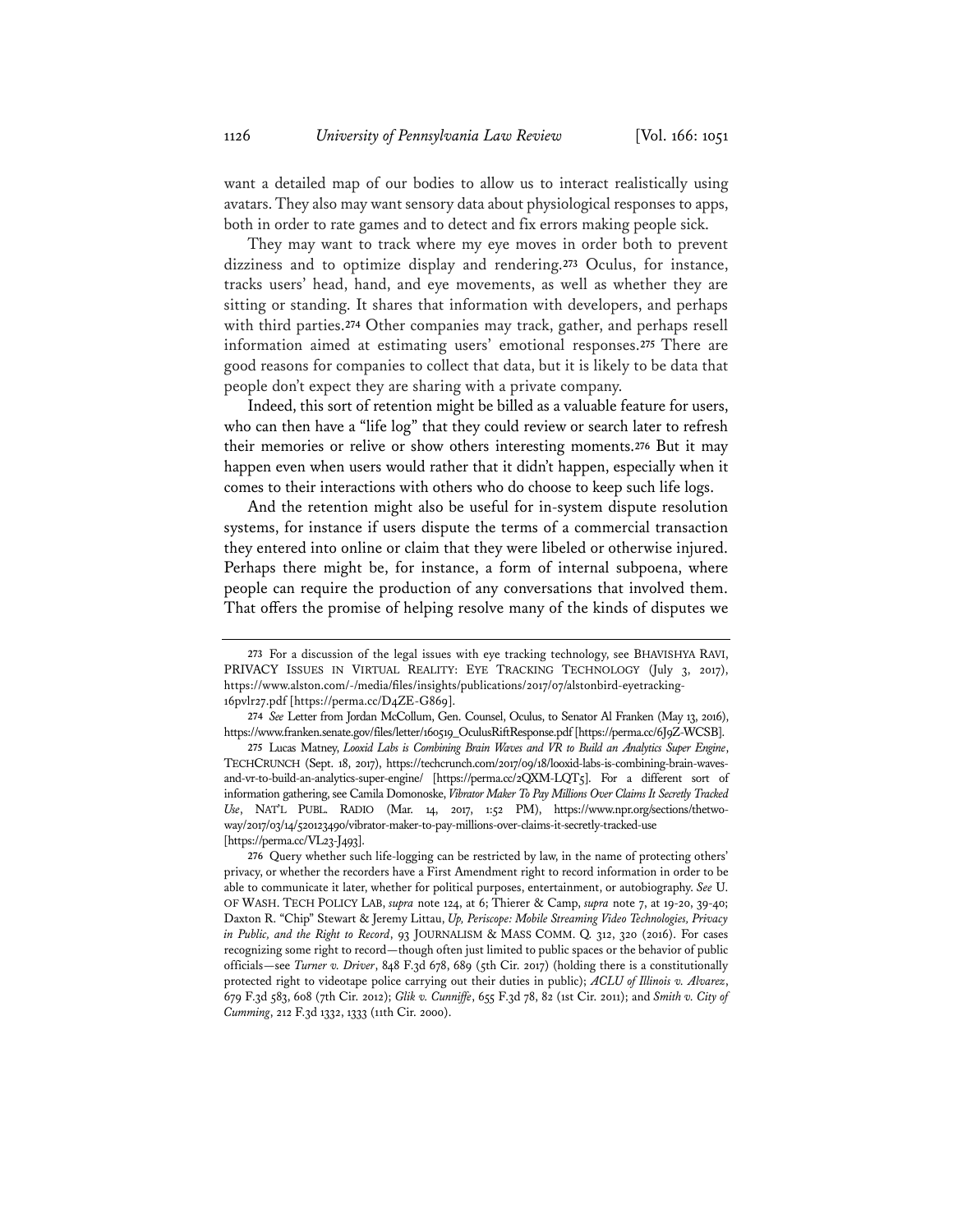want a detailed map of our bodies to allow us to interact realistically using avatars. They also may want sensory data about physiological responses to apps, both in order to rate games and to detect and fix errors making people sick.

They may want to track where my eye moves in order both to prevent dizziness and to optimize display and rendering.[273] Oculus, for instance, tracks users' head, hand, and eye movements, as well as whether they are sitting or standing. It shares that information with developers, and perhaps with third parties.[274] Other companies may track, gather, and perhaps resell information aimed at estimating users' emotional responses.[275] There are good reasons for companies to collect that data, but it is likely to be data that people don't expect they are sharing with a private company.

Indeed, this sort of retention might be billed as a valuable feature for users, who can then have a "life log" that they could review or search later to refresh their memories or relive or show others interesting moments.[276] But it may happen even when users would rather that it didn't happen, especially when it comes to their interactions with others who do choose to keep such life logs.

And the retention might also be useful for in-system dispute resolution systems, for instance if users dispute the terms of a commercial transaction they entered into online or claim that they were libeled or otherwise injured. Perhaps there might be, for instance, a form of internal subpoena, where people can require the production of any conversations that involved them. That offers the promise of helping resolve many of the kinds of disputes we

---

273 For a discussion of the legal issues with eye tracking technology, see BHAVISHYA RAVI, PRIVACY ISSUES IN VIRTUAL REALITY: EYE TRACKING TECHNOLOGY (July 3, 2017), https://www.alston.com/-/media/files/insights/publications/2017/07/alstonbird-eyetracking-16pvlr27.pdf [https://perma.cc/D4ZE-G869].

274 *See* Letter from Jordan McCollum, Gen. Counsel, Oculus, to Senator Al Franken (May 13, 2016), https://www.franken.senate.gov/files/letter/160519_OculusRiftResponse.pdf [https://perma.cc/6J9Z-WCSB].

275 Lucas Matney, *Looxid Labs is Combining Brain Waves and VR to Build an Analytics Super Engine*, TECHCRUNCH (Sept. 18, 2017), https://techcrunch.com/2017/09/18/looxid-labs-is-combining-brain-waves-and-vr-to-build-an-analytics-super-engine/ [https://perma.cc/2QXM-LQT5]. For a different sort of information gathering, see Camila Domonoske, *Vibrator Maker To Pay Millions Over Claims It Secretly Tracked Use*, NAT'L PUBL. RADIO (Mar. 14, 2017, 1:52 PM), https://www.npr.org/sections/thetwo-way/2017/03/14/520123490/vibrator-maker-to-pay-millions-over-claims-it-secretly-tracked-use [https://perma.cc/VL23-J493].

276 Query whether such life-logging can be restricted by law, in the name of protecting others' privacy, or whether the recorders have a First Amendment right to record information in order to be able to communicate it later, whether for political purposes, entertainment, or autobiography. *See* U. OF WASH. TECH POLICY LAB, *supra* note 124, at 6; Thierer & Camp, *supra* note 7, at 19-20, 39-40; Daxton R. "Chip" Stewart & Jeremy Littau, *Up, Periscope: Mobile Streaming Video Technologies, Privacy in Public, and the Right to Record*, 93 JOURNALISM & MASS COMM. Q. 312, 320 (2016). For cases recognizing some right to record—though often just limited to public spaces or the behavior of public officials—see *Turner v. Driver*, 848 F.3d 678, 689 (5th Cir. 2017) (holding there is a constitutionally protected right to videotape police carrying out their duties in public); *ACLU of Illinois v. Alvarez*, 679 F.3d 583, 608 (7th Cir. 2012); *Glik v. Cunniffe*, 655 F.3d 78, 82 (1st Cir. 2011); and *Smith v. City of Cumming*, 212 F.3d 1332, 1333 (11th Cir. 2000).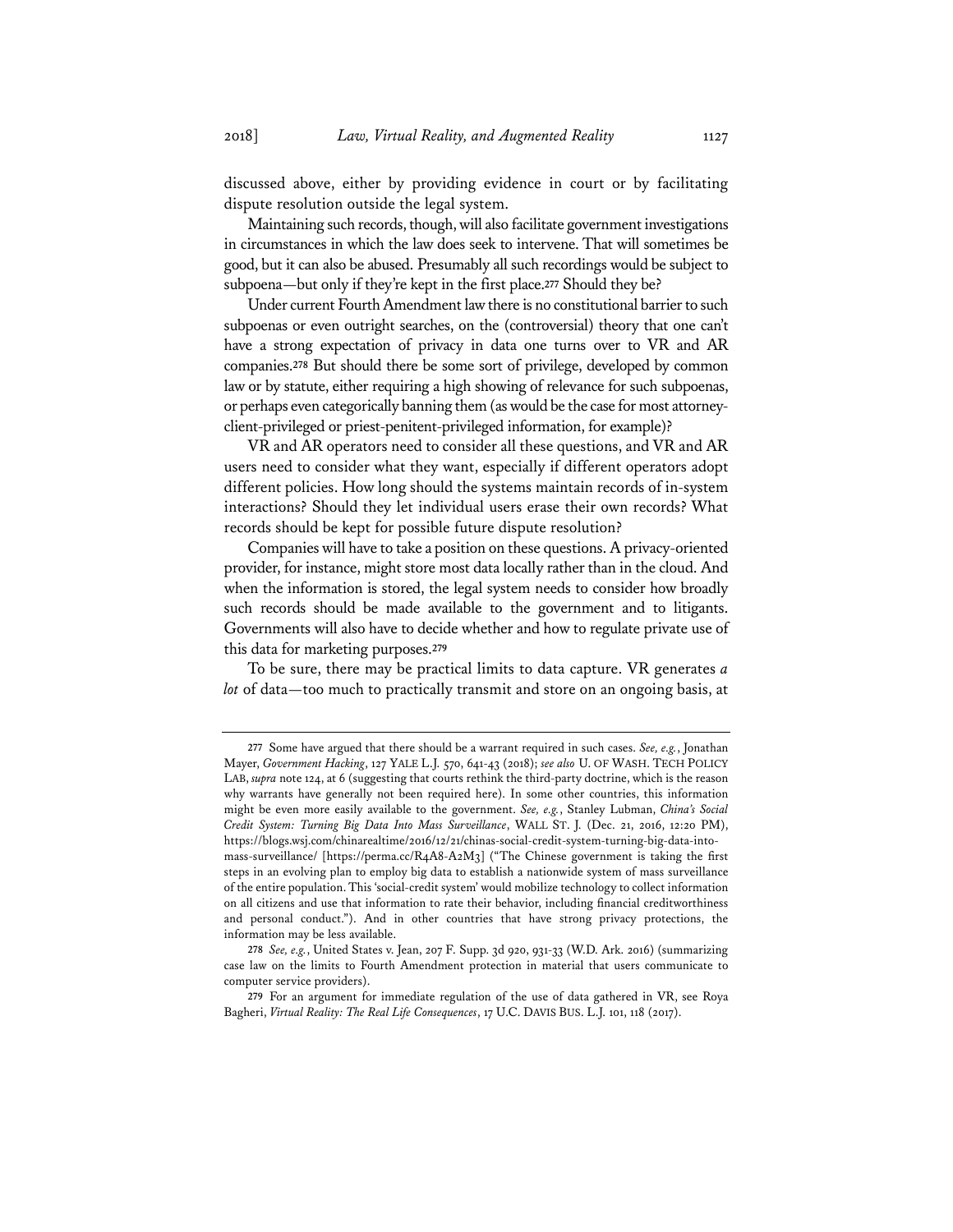discussed above, either by providing evidence in court or by facilitating dispute resolution outside the legal system.

Maintaining such records, though, will also facilitate government investigations in circumstances in which the law does seek to intervene. That will sometimes be good, but it can also be abused. Presumably all such recordings would be subject to subpoena—but only if they're kept in the first place.[277] Should they be?

Under current Fourth Amendment law there is no constitutional barrier to such subpoenas or even outright searches, on the (controversial) theory that one can't have a strong expectation of privacy in data one turns over to VR and AR companies.[278] But should there be some sort of privilege, developed by common law or by statute, either requiring a high showing of relevance for such subpoenas, or perhaps even categorically banning them (as would be the case for most attorney-client-privileged or priest-penitent-privileged information, for example)?

VR and AR operators need to consider all these questions, and VR and AR users need to consider what they want, especially if different operators adopt different policies. How long should the systems maintain records of in-system interactions? Should they let individual users erase their own records? What records should be kept for possible future dispute resolution?

Companies will have to take a position on these questions. A privacy-oriented provider, for instance, might store most data locally rather than in the cloud. And when the information is stored, the legal system needs to consider how broadly such records should be made available to the government and to litigants. Governments will also have to decide whether and how to regulate private use of this data for marketing purposes.[279]

To be sure, there may be practical limits to data capture. VR generates *a lot* of data—too much to practically transmit and store on an ongoing basis, at

---

277 Some have argued that there should be a warrant required in such cases. *See, e.g.*, Jonathan Mayer, *Government Hacking*, 127 YALE L.J. 570, 641-43 (2018); *see also* U. OF WASH. TECH POLICY LAB, *supra* note 124, at 6 (suggesting that courts rethink the third-party doctrine, which is the reason why warrants have generally not been required here). In some other countries, this information might be even more easily available to the government. *See, e.g.*, Stanley Lubman, *China's Social Credit System: Turning Big Data Into Mass Surveillance*, WALL ST. J. (Dec. 21, 2016, 12:20 PM), https://blogs.wsj.com/chinarealtime/2016/12/21/chinas-social-credit-system-turning-big-data-into-mass-surveillance/ [https://perma.cc/R4A8-A2M3] ("The Chinese government is taking the first steps in an evolving plan to employ big data to establish a nationwide system of mass surveillance of the entire population. This 'social-credit system' would mobilize technology to collect information on all citizens and use that information to rate their behavior, including financial creditworthiness and personal conduct."). And in other countries that have strong privacy protections, the information may be less available.

278 *See, e.g.*, United States v. Jean, 207 F. Supp. 3d 920, 931-33 (W.D. Ark. 2016) (summarizing case law on the limits to Fourth Amendment protection in material that users communicate to computer service providers).

279 For an argument for immediate regulation of the use of data gathered in VR, see Roya Bagheri, *Virtual Reality: The Real Life Consequences*, 17 U.C. DAVIS BUS. L.J. 101, 118 (2017).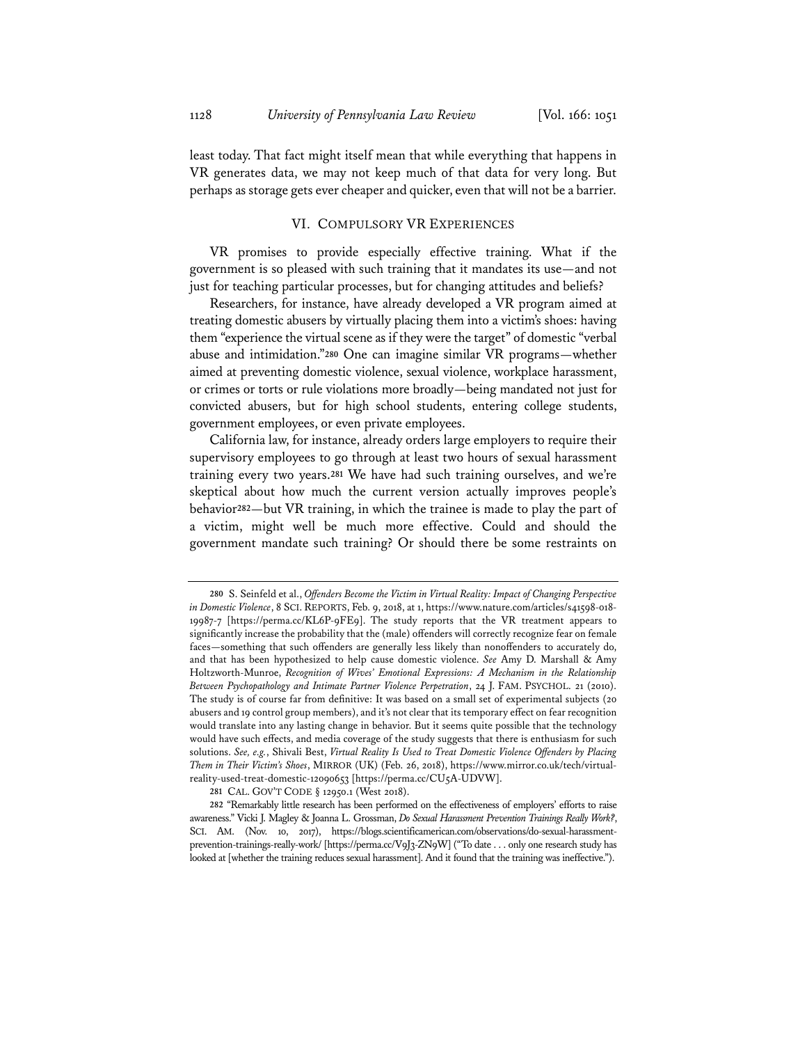least today. That fact might itself mean that while everything that happens in VR generates data, we may not keep much of that data for very long. But perhaps as storage gets ever cheaper and quicker, even that will not be a barrier.

## VI. COMPULSORY VR EXPERIENCES

VR promises to provide especially effective training. What if the government is so pleased with such training that it mandates its use—and not just for teaching particular processes, but for changing attitudes and beliefs?

Researchers, for instance, have already developed a VR program aimed at treating domestic abusers by virtually placing them into a victim's shoes: having them "experience the virtual scene as if they were the target" of domestic "verbal abuse and intimidation."[280] One can imagine similar VR programs—whether aimed at preventing domestic violence, sexual violence, workplace harassment, or crimes or torts or rule violations more broadly—being mandated not just for convicted abusers, but for high school students, entering college students, government employees, or even private employees.

California law, for instance, already orders large employers to require their supervisory employees to go through at least two hours of sexual harassment training every two years.[281] We have had such training ourselves, and we're skeptical about how much the current version actually improves people's behavior[282]—but VR training, in which the trainee is made to play the part of a victim, might well be much more effective. Could and should the government mandate such training? Or should there be some restraints on

---

280 S. Seinfeld et al., *Offenders Become the Victim in Virtual Reality: Impact of Changing Perspective in Domestic Violence*, 8 SCI. REPORTS, Feb. 9, 2018, at 1, https://www.nature.com/articles/s41598-018-19987-7 [https://perma.cc/KL6P-9FE9]. The study reports that the VR treatment appears to significantly increase the probability that the (male) offenders will correctly recognize fear on female faces—something that such offenders are generally less likely than nonoffenders to accurately do, and that has been hypothesized to help cause domestic violence. *See* Amy D. Marshall & Amy Holtzworth-Munroe, *Recognition of Wives' Emotional Expressions: A Mechanism in the Relationship Between Psychopathology and Intimate Partner Violence Perpetration*, 24 J. FAM. PSYCHOL. 21 (2010). The study is of course far from definitive: It was based on a small set of experimental subjects (20 abusers and 19 control group members), and it's not clear that its temporary effect on fear recognition would translate into any lasting change in behavior. But it seems quite possible that the technology would have such effects, and media coverage of the study suggests that there is enthusiasm for such solutions. *See, e.g.*, Shivali Best, *Virtual Reality Is Used to Treat Domestic Violence Offenders by Placing Them in Their Victim's Shoes*, MIRROR (UK) (Feb. 26, 2018), https://www.mirror.co.uk/tech/virtual-reality-used-treat-domestic-12090653 [https://perma.cc/CU5A-UDVW].

281 CAL. GOV'T CODE § 12950.1 (West 2018).

282 "Remarkably little research has been performed on the effectiveness of employers' efforts to raise awareness." Vicki J. Magley & Joanna L. Grossman, *Do Sexual Harassment Prevention Trainings Really Work?*, SCI. AM. (Nov. 10, 2017), https://blogs.scientificamerican.com/observations/do-sexual-harassment-prevention-trainings-really-work/ [https://perma.cc/V9J3-ZN9W] ("To date . . . only one research study has looked at [whether the training reduces sexual harassment]. And it found that the training was ineffective.").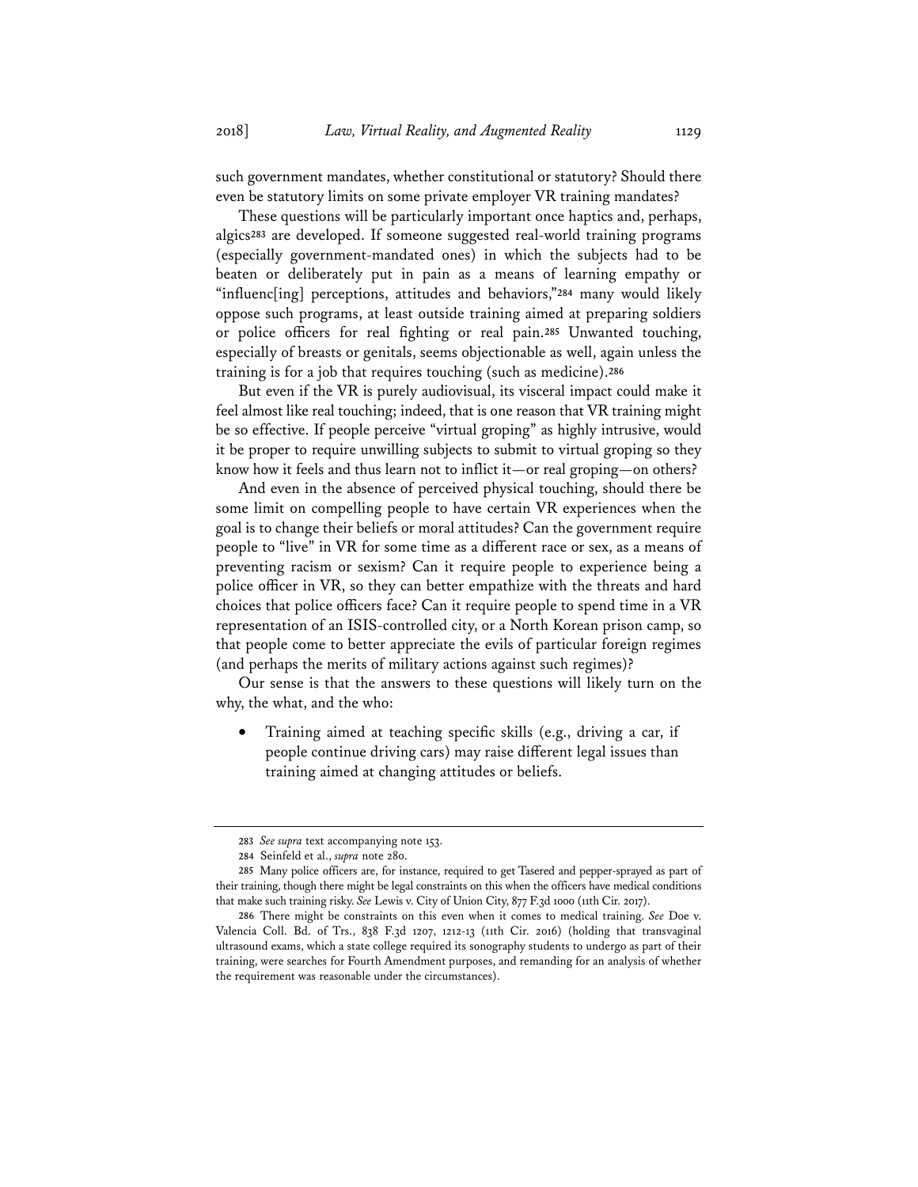such government mandates, whether constitutional or statutory? Should there even be statutory limits on some private employer VR training mandates?

These questions will be particularly important once haptics and, perhaps, algics[283] are developed. If someone suggested real-world training programs (especially government-mandated ones) in which the subjects had to be beaten or deliberately put in pain as a means of learning empathy or "influenc[ing] perceptions, attitudes and behaviors,"[284] many would likely oppose such programs, at least outside training aimed at preparing soldiers or police officers for real fighting or real pain.[285] Unwanted touching, especially of breasts or genitals, seems objectionable as well, again unless the training is for a job that requires touching (such as medicine).[286]

But even if the VR is purely audiovisual, its visceral impact could make it feel almost like real touching; indeed, that is one reason that VR training might be so effective. If people perceive "virtual groping" as highly intrusive, would it be proper to require unwilling subjects to submit to virtual groping so they know how it feels and thus learn not to inflict it—or real groping—on others?

And even in the absence of perceived physical touching, should there be some limit on compelling people to have certain VR experiences when the goal is to change their beliefs or moral attitudes? Can the government require people to "live" in VR for some time as a different race or sex, as a means of preventing racism or sexism? Can it require people to experience being a police officer in VR, so they can better empathize with the threats and hard choices that police officers face? Can it require people to spend time in a VR representation of an ISIS-controlled city, or a North Korean prison camp, so that people come to better appreciate the evils of particular foreign regimes (and perhaps the merits of military actions against such regimes)?

Our sense is that the answers to these questions will likely turn on the why, the what, and the who:

- Training aimed at teaching specific skills (e.g., driving a car, if people continue driving cars) may raise different legal issues than training aimed at changing attitudes or beliefs.

---

283 *See supra* text accompanying note 153.

284 Seinfeld et al., *supra* note 280.

285 Many police officers are, for instance, required to get Tasered and pepper-sprayed as part of their training, though there might be legal constraints on this when the officers have medical conditions that make such training risky. *See* Lewis v. City of Union City, 877 F.3d 1000 (11th Cir. 2017).

286 There might be constraints on this even when it comes to medical training. *See* Doe v. Valencia Coll. Bd. of Trs., 838 F.3d 1207, 1212-13 (11th Cir. 2016) (holding that transvaginal ultrasound exams, which a state college required its sonography students to undergo as part of their training, were searches for Fourth Amendment purposes, and remanding for an analysis of whether the requirement was reasonable under the circumstances).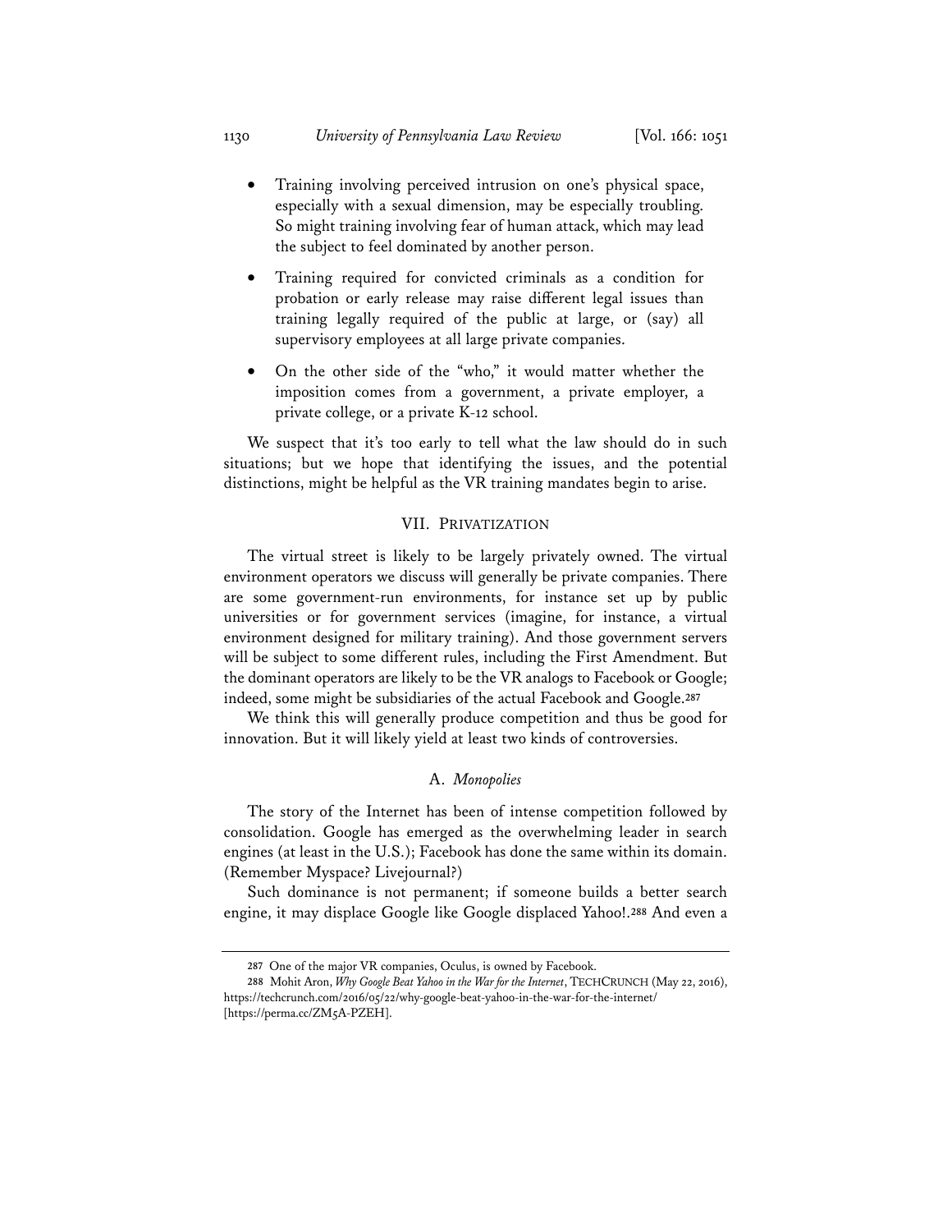- Training involving perceived intrusion on one's physical space, especially with a sexual dimension, may be especially troubling. So might training involving fear of human attack, which may lead the subject to feel dominated by another person.
- Training required for convicted criminals as a condition for probation or early release may raise different legal issues than training legally required of the public at large, or (say) all supervisory employees at all large private companies.
- On the other side of the "who," it would matter whether the imposition comes from a government, a private employer, a private college, or a private K-12 school.

We suspect that it's too early to tell what the law should do in such situations; but we hope that identifying the issues, and the potential distinctions, might be helpful as the VR training mandates begin to arise.

## VII. PRIVATIZATION

The virtual street is likely to be largely privately owned. The virtual environment operators we discuss will generally be private companies. There are some government-run environments, for instance set up by public universities or for government services (imagine, for instance, a virtual environment designed for military training). And those government servers will be subject to some different rules, including the First Amendment. But the dominant operators are likely to be the VR analogs to Facebook or Google; indeed, some might be subsidiaries of the actual Facebook and Google.[287]

We think this will generally produce competition and thus be good for innovation. But it will likely yield at least two kinds of controversies.

### A. *Monopolies*

The story of the Internet has been of intense competition followed by consolidation. Google has emerged as the overwhelming leader in search engines (at least in the U.S.); Facebook has done the same within its domain. (Remember Myspace? Livejournal?)

Such dominance is not permanent; if someone builds a better search engine, it may displace Google like Google displaced Yahoo!.[288] And even a

---

[287] One of the major VR companies, Oculus, is owned by Facebook.

[288] Mohit Aron, *Why Google Beat Yahoo in the War for the Internet*, TECHCRUNCH (May 22, 2016), https://techcrunch.com/2016/05/22/why-google-beat-yahoo-in-the-war-for-the-internet/ [https://perma.cc/ZM5A-PZEH].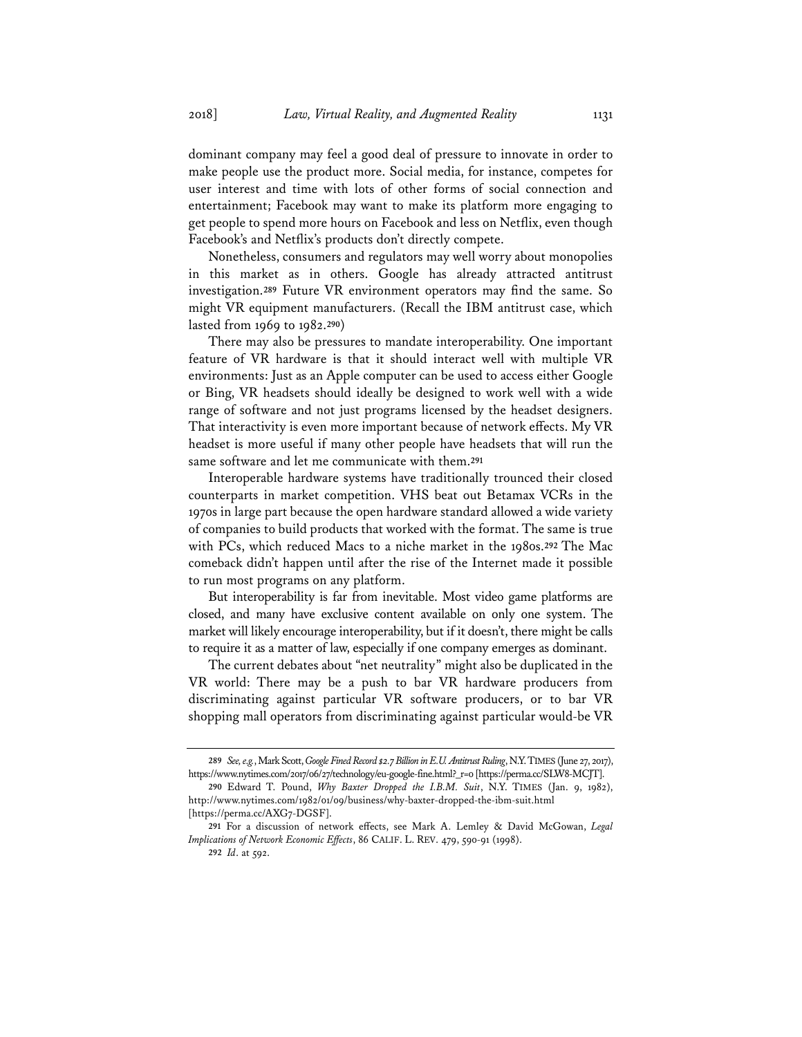dominant company may feel a good deal of pressure to innovate in order to make people use the product more. Social media, for instance, competes for user interest and time with lots of other forms of social connection and entertainment; Facebook may want to make its platform more engaging to get people to spend more hours on Facebook and less on Netflix, even though Facebook's and Netflix's products don't directly compete.

Nonetheless, consumers and regulators may well worry about monopolies in this market as in others. Google has already attracted antitrust investigation.[289] Future VR environment operators may find the same. So might VR equipment manufacturers. (Recall the IBM antitrust case, which lasted from 1969 to 1982.[290])

There may also be pressures to mandate interoperability. One important feature of VR hardware is that it should interact well with multiple VR environments: Just as an Apple computer can be used to access either Google or Bing, VR headsets should ideally be designed to work well with a wide range of software and not just programs licensed by the headset designers. That interactivity is even more important because of network effects. My VR headset is more useful if many other people have headsets that will run the same software and let me communicate with them.[291]

Interoperable hardware systems have traditionally trounced their closed counterparts in market competition. VHS beat out Betamax VCRs in the 1970s in large part because the open hardware standard allowed a wide variety of companies to build products that worked with the format. The same is true with PCs, which reduced Macs to a niche market in the 1980s.[292] The Mac comeback didn't happen until after the rise of the Internet made it possible to run most programs on any platform.

But interoperability is far from inevitable. Most video game platforms are closed, and many have exclusive content available on only one system. The market will likely encourage interoperability, but if it doesn't, there might be calls to require it as a matter of law, especially if one company emerges as dominant.

The current debates about "net neutrality" might also be duplicated in the VR world: There may be a push to bar VR hardware producers from discriminating against particular VR software producers, or to bar VR shopping mall operators from discriminating against particular would-be VR

---

289 *See, e.g.*, Mark Scott, *Google Fined Record $2.7 Billion in E.U. Antitrust Ruling*, N.Y. TIMES (June 27, 2017), https://www.nytimes.com/2017/06/27/technology/eu-google-fine.html?_r=0 [https://perma.cc/SLW8-MCJT].

290 Edward T. Pound, *Why Baxter Dropped the I.B.M. Suit*, N.Y. TIMES (Jan. 9, 1982), http://www.nytimes.com/1982/01/09/business/why-baxter-dropped-the-ibm-suit.html [https://perma.cc/AXG7-DGSF].

291 For a discussion of network effects, see Mark A. Lemley & David McGowan, *Legal Implications of Network Economic Effects*, 86 CALIF. L. REV. 479, 590-91 (1998).

292 *Id.* at 592.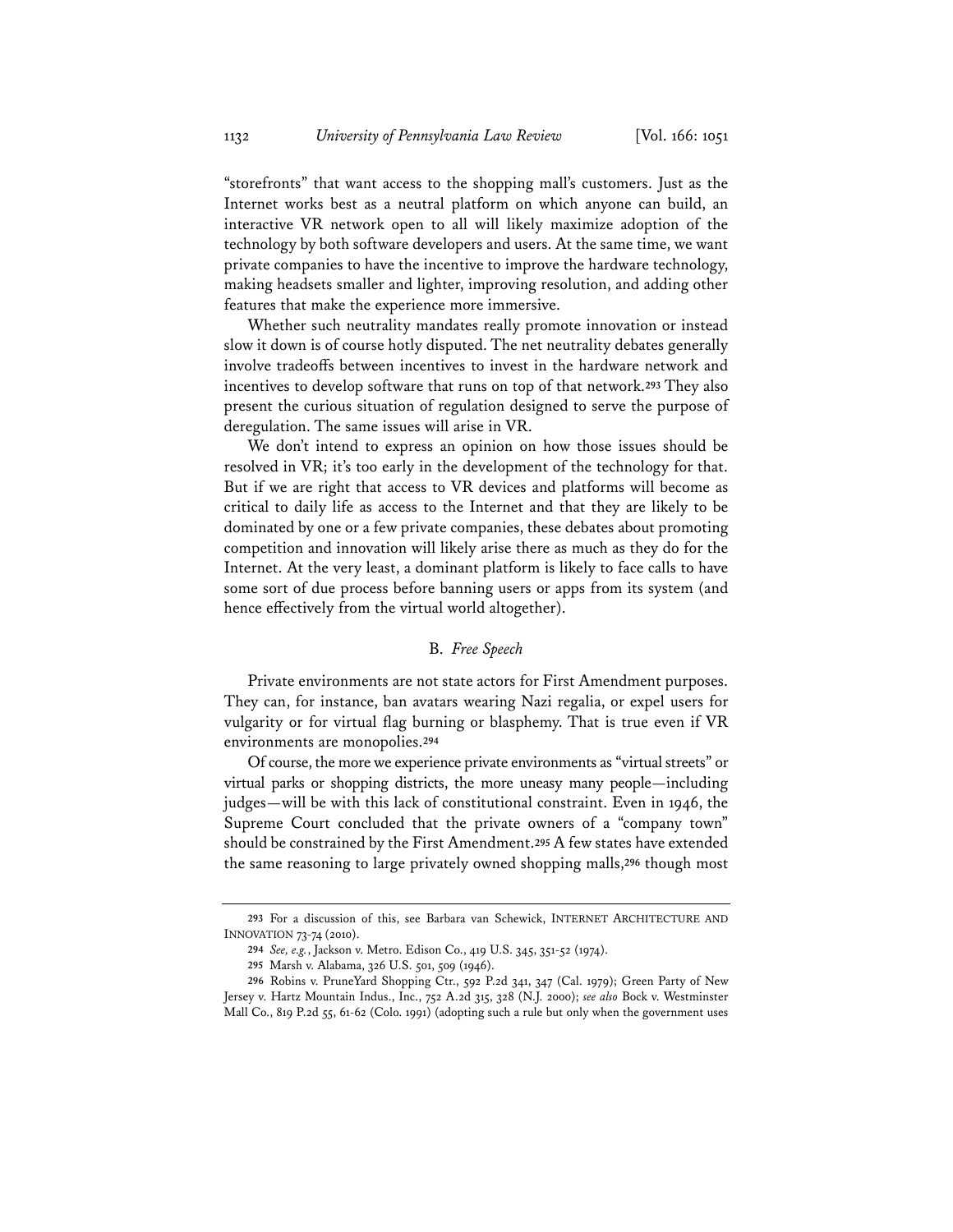"storefronts" that want access to the shopping mall's customers. Just as the Internet works best as a neutral platform on which anyone can build, an interactive VR network open to all will likely maximize adoption of the technology by both software developers and users. At the same time, we want private companies to have the incentive to improve the hardware technology, making headsets smaller and lighter, improving resolution, and adding other features that make the experience more immersive.

Whether such neutrality mandates really promote innovation or instead slow it down is of course hotly disputed. The net neutrality debates generally involve tradeoffs between incentives to invest in the hardware network and incentives to develop software that runs on top of that network.[293] They also present the curious situation of regulation designed to serve the purpose of deregulation. The same issues will arise in VR.

We don't intend to express an opinion on how those issues should be resolved in VR; it's too early in the development of the technology for that. But if we are right that access to VR devices and platforms will become as critical to daily life as access to the Internet and that they are likely to be dominated by one or a few private companies, these debates about promoting competition and innovation will likely arise there as much as they do for the Internet. At the very least, a dominant platform is likely to face calls to have some sort of due process before banning users or apps from its system (and hence effectively from the virtual world altogether).

### B. *Free Speech*

Private environments are not state actors for First Amendment purposes. They can, for instance, ban avatars wearing Nazi regalia, or expel users for vulgarity or for virtual flag burning or blasphemy. That is true even if VR environments are monopolies.[294]

Of course, the more we experience private environments as "virtual streets" or virtual parks or shopping districts, the more uneasy many people—including judges—will be with this lack of constitutional constraint. Even in 1946, the Supreme Court concluded that the private owners of a "company town" should be constrained by the First Amendment.[295] A few states have extended the same reasoning to large privately owned shopping malls,[296] though most

---

293 For a discussion of this, see Barbara van Schewick, INTERNET ARCHITECTURE AND INNOVATION 73-74 (2010).

294 *See, e.g.*, Jackson v. Metro. Edison Co., 419 U.S. 345, 351-52 (1974).

295 Marsh v. Alabama, 326 U.S. 501, 509 (1946).

296 Robins v. PruneYard Shopping Ctr., 592 P.2d 341, 347 (Cal. 1979); Green Party of New Jersey v. Hartz Mountain Indus., Inc., 752 A.2d 315, 328 (N.J. 2000); *see also* Bock v. Westminster Mall Co., 819 P.2d 55, 61-62 (Colo. 1991) (adopting such a rule but only when the government uses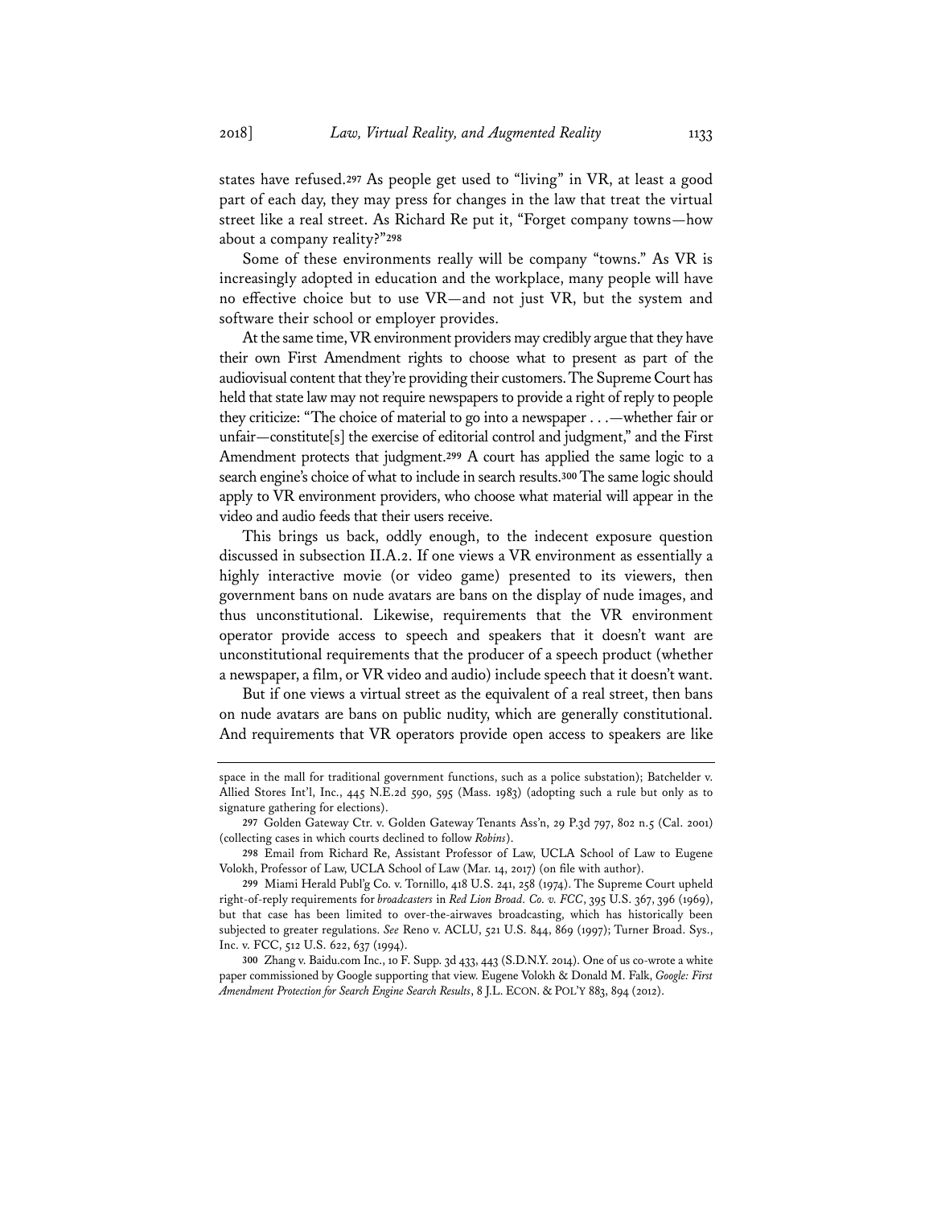states have refused.[297] As people get used to "living" in VR, at least a good part of each day, they may press for changes in the law that treat the virtual street like a real street. As Richard Re put it, "Forget company towns—how about a company reality?"[298]

Some of these environments really will be company "towns." As VR is increasingly adopted in education and the workplace, many people will have no effective choice but to use VR—and not just VR, but the system and software their school or employer provides.

At the same time, VR environment providers may credibly argue that they have their own First Amendment rights to choose what to present as part of the audiovisual content that they're providing their customers. The Supreme Court has held that state law may not require newspapers to provide a right of reply to people they criticize: "The choice of material to go into a newspaper . . .—whether fair or unfair—constitute[s] the exercise of editorial control and judgment," and the First Amendment protects that judgment.[299] A court has applied the same logic to a search engine's choice of what to include in search results.[300] The same logic should apply to VR environment providers, who choose what material will appear in the video and audio feeds that their users receive.

This brings us back, oddly enough, to the indecent exposure question discussed in subsection II.A.2. If one views a VR environment as essentially a highly interactive movie (or video game) presented to its viewers, then government bans on nude avatars are bans on the display of nude images, and thus unconstitutional. Likewise, requirements that the VR environment operator provide access to speech and speakers that it doesn't want are unconstitutional requirements that the producer of a speech product (whether a newspaper, a film, or VR video and audio) include speech that it doesn't want.

But if one views a virtual street as the equivalent of a real street, then bans on nude avatars are bans on public nudity, which are generally constitutional. And requirements that VR operators provide open access to speakers are like

---

space in the mall for traditional government functions, such as a police substation); Batchelder v. Allied Stores Int'l, Inc., 445 N.E.2d 590, 595 (Mass. 1983) (adopting such a rule but only as to signature gathering for elections).

297 Golden Gateway Ctr. v. Golden Gateway Tenants Ass'n, 29 P.3d 797, 802 n.5 (Cal. 2001) (collecting cases in which courts declined to follow *Robins*).

298 Email from Richard Re, Assistant Professor of Law, UCLA School of Law to Eugene Volokh, Professor of Law, UCLA School of Law (Mar. 14, 2017) (on file with author).

299 Miami Herald Publ'g Co. v. Tornillo, 418 U.S. 241, 258 (1974). The Supreme Court upheld right-of-reply requirements for *broadcasters* in *Red Lion Broad. Co. v. FCC*, 395 U.S. 367, 396 (1969), but that case has been limited to over-the-airwaves broadcasting, which has historically been subjected to greater regulations. *See* Reno v. ACLU, 521 U.S. 844, 869 (1997); Turner Broad. Sys., Inc. v. FCC, 512 U.S. 622, 637 (1994).

300 Zhang v. Baidu.com Inc., 10 F. Supp. 3d 433, 443 (S.D.N.Y. 2014). One of us co-wrote a white paper commissioned by Google supporting that view. Eugene Volokh & Donald M. Falk, *Google: First Amendment Protection for Search Engine Search Results*, 8 J.L. ECON. & POL'Y 883, 894 (2012).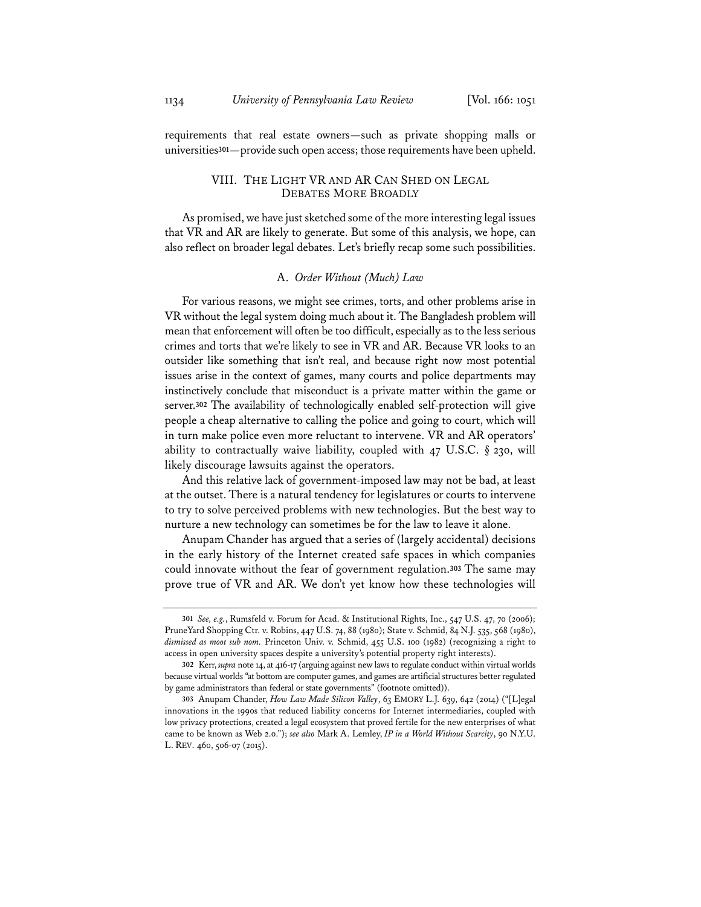requirements that real estate owners—such as private shopping malls or universities[301]—provide such open access; those requirements have been upheld.

## VIII. The Light VR and AR Can Shed on Legal Debates More Broadly

As promised, we have just sketched some of the more interesting legal issues that VR and AR are likely to generate. But some of this analysis, we hope, can also reflect on broader legal debates. Let's briefly recap some such possibilities.

### A. *Order Without (Much) Law*

For various reasons, we might see crimes, torts, and other problems arise in VR without the legal system doing much about it. The Bangladesh problem will mean that enforcement will often be too difficult, especially as to the less serious crimes and torts that we're likely to see in VR and AR. Because VR looks to an outsider like something that isn't real, and because right now most potential issues arise in the context of games, many courts and police departments may instinctively conclude that misconduct is a private matter within the game or server.[302] The availability of technologically enabled self-protection will give people a cheap alternative to calling the police and going to court, which will in turn make police even more reluctant to intervene. VR and AR operators' ability to contractually waive liability, coupled with 47 U.S.C. § 230, will likely discourage lawsuits against the operators.

And this relative lack of government-imposed law may not be bad, at least at the outset. There is a natural tendency for legislatures or courts to intervene to try to solve perceived problems with new technologies. But the best way to nurture a new technology can sometimes be for the law to leave it alone.

Anupam Chander has argued that a series of (largely accidental) decisions in the early history of the Internet created safe spaces in which companies could innovate without the fear of government regulation.[303] The same may prove true of VR and AR. We don't yet know how these technologies will

---

[301] *See, e.g.*, Rumsfeld v. Forum for Acad. & Institutional Rights, Inc., 547 U.S. 47, 70 (2006); PruneYard Shopping Ctr. v. Robins, 447 U.S. 74, 88 (1980); State v. Schmid, 84 N.J. 535, 568 (1980), *dismissed as moot sub nom.* Princeton Univ. v. Schmid, 455 U.S. 100 (1982) (recognizing a right to access in open university spaces despite a university's potential property right interests).

[302] Kerr, *supra* note 14, at 416-17 (arguing against new laws to regulate conduct within virtual worlds because virtual worlds "at bottom are computer games, and games are artificial structures better regulated by game administrators than federal or state governments" (footnote omitted)).

[303] Anupam Chander, *How Law Made Silicon Valley*, 63 EMORY L.J. 639, 642 (2014) ("[L]egal innovations in the 1990s that reduced liability concerns for Internet intermediaries, coupled with low privacy protections, created a legal ecosystem that proved fertile for the new enterprises of what came to be known as Web 2.0."); *see also* Mark A. Lemley, *IP in a World Without Scarcity*, 90 N.Y.U. L. REV. 460, 506-07 (2015).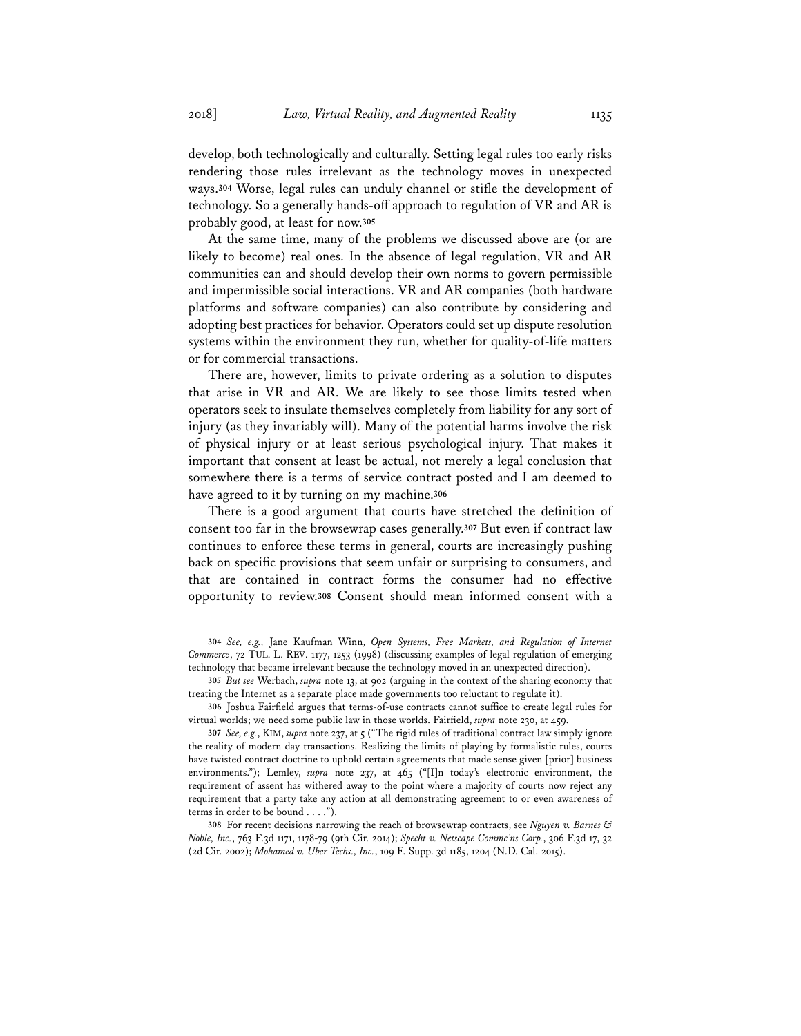develop, both technologically and culturally. Setting legal rules too early risks rendering those rules irrelevant as the technology moves in unexpected ways.[304] Worse, legal rules can unduly channel or stifle the development of technology. So a generally hands-off approach to regulation of VR and AR is probably good, at least for now.[305]

At the same time, many of the problems we discussed above are (or are likely to become) real ones. In the absence of legal regulation, VR and AR communities can and should develop their own norms to govern permissible and impermissible social interactions. VR and AR companies (both hardware platforms and software companies) can also contribute by considering and adopting best practices for behavior. Operators could set up dispute resolution systems within the environment they run, whether for quality-of-life matters or for commercial transactions.

There are, however, limits to private ordering as a solution to disputes that arise in VR and AR. We are likely to see those limits tested when operators seek to insulate themselves completely from liability for any sort of injury (as they invariably will). Many of the potential harms involve the risk of physical injury or at least serious psychological injury. That makes it important that consent at least be actual, not merely a legal conclusion that somewhere there is a terms of service contract posted and I am deemed to have agreed to it by turning on my machine.[306]

There is a good argument that courts have stretched the definition of consent too far in the browsewrap cases generally.[307] But even if contract law continues to enforce these terms in general, courts are increasingly pushing back on specific provisions that seem unfair or surprising to consumers, and that are contained in contract forms the consumer had no effective opportunity to review.[308] Consent should mean informed consent with a

---

304 *See, e.g.,* Jane Kaufman Winn, *Open Systems, Free Markets, and Regulation of Internet Commerce*, 72 TUL. L. REV. 1177, 1253 (1998) (discussing examples of legal regulation of emerging technology that became irrelevant because the technology moved in an unexpected direction).

305 *But see* Werbach, *supra* note 13, at 902 (arguing in the context of the sharing economy that treating the Internet as a separate place made governments too reluctant to regulate it).

306 Joshua Fairfield argues that terms-of-use contracts cannot suffice to create legal rules for virtual worlds; we need some public law in those worlds. Fairfield, *supra* note 230, at 459.

307 *See, e.g.*, KIM, *supra* note 237, at 5 ("The rigid rules of traditional contract law simply ignore the reality of modern day transactions. Realizing the limits of playing by formalistic rules, courts have twisted contract doctrine to uphold certain agreements that made sense given [prior] business environments."); Lemley, *supra* note 237, at 465 ("[I]n today's electronic environment, the requirement of assent has withered away to the point where a majority of courts now reject any requirement that a party take any action at all demonstrating agreement to or even awareness of terms in order to be bound . . . .").

308 For recent decisions narrowing the reach of browsewrap contracts, see *Nguyen v. Barnes & Noble, Inc.*, 763 F.3d 1171, 1178-79 (9th Cir. 2014); *Specht v. Netscape Commc'ns Corp.*, 306 F.3d 17, 32 (2d Cir. 2002); *Mohamed v. Uber Techs., Inc.*, 109 F. Supp. 3d 1185, 1204 (N.D. Cal. 2015).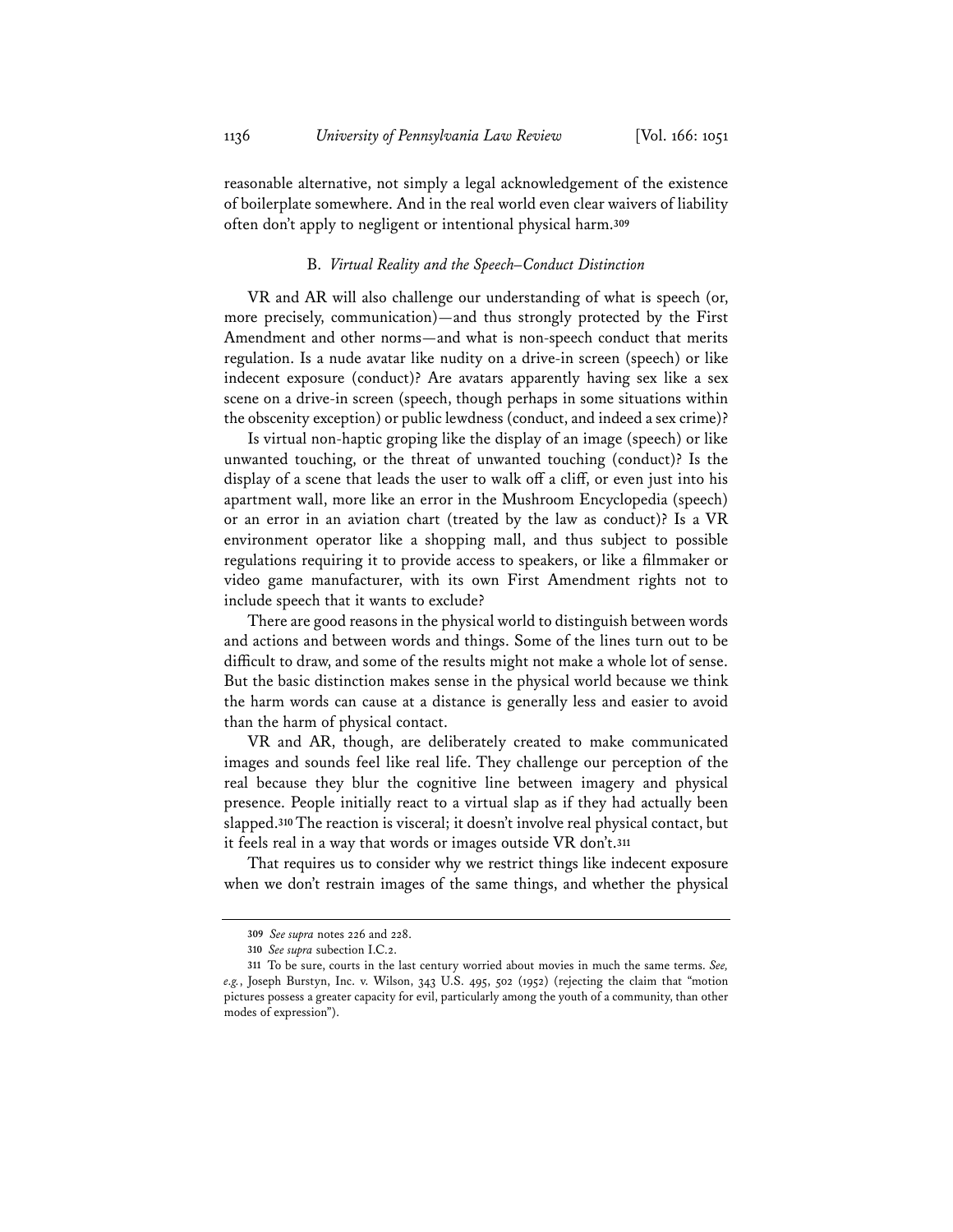reasonable alternative, not simply a legal acknowledgement of the existence of boilerplate somewhere. And in the real world even clear waivers of liability often don't apply to negligent or intentional physical harm.[309]

### B. *Virtual Reality and the Speech–Conduct Distinction*

VR and AR will also challenge our understanding of what is speech (or, more precisely, communication)—and thus strongly protected by the First Amendment and other norms—and what is non-speech conduct that merits regulation. Is a nude avatar like nudity on a drive-in screen (speech) or like indecent exposure (conduct)? Are avatars apparently having sex like a sex scene on a drive-in screen (speech, though perhaps in some situations within the obscenity exception) or public lewdness (conduct, and indeed a sex crime)?

Is virtual non-haptic groping like the display of an image (speech) or like unwanted touching, or the threat of unwanted touching (conduct)? Is the display of a scene that leads the user to walk off a cliff, or even just into his apartment wall, more like an error in the Mushroom Encyclopedia (speech) or an error in an aviation chart (treated by the law as conduct)? Is a VR environment operator like a shopping mall, and thus subject to possible regulations requiring it to provide access to speakers, or like a filmmaker or video game manufacturer, with its own First Amendment rights not to include speech that it wants to exclude?

There are good reasons in the physical world to distinguish between words and actions and between words and things. Some of the lines turn out to be difficult to draw, and some of the results might not make a whole lot of sense. But the basic distinction makes sense in the physical world because we think the harm words can cause at a distance is generally less and easier to avoid than the harm of physical contact.

VR and AR, though, are deliberately created to make communicated images and sounds feel like real life. They challenge our perception of the real because they blur the cognitive line between imagery and physical presence. People initially react to a virtual slap as if they had actually been slapped.[310] The reaction is visceral; it doesn't involve real physical contact, but it feels real in a way that words or images outside VR don't.[311]

That requires us to consider why we restrict things like indecent exposure when we don't restrain images of the same things, and whether the physical

---

[309] *See supra* notes 226 and 228.

[310] *See supra* subection I.C.2.

[311] To be sure, courts in the last century worried about movies in much the same terms. *See, e.g.*, Joseph Burstyn, Inc. v. Wilson, 343 U.S. 495, 502 (1952) (rejecting the claim that "motion pictures possess a greater capacity for evil, particularly among the youth of a community, than other modes of expression").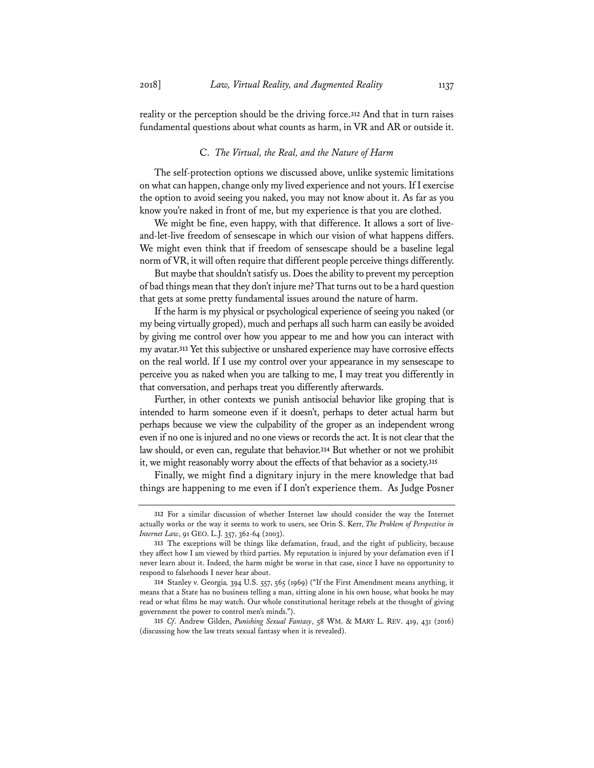reality or the perception should be the driving force.[312] And that in turn raises fundamental questions about what counts as harm, in VR and AR or outside it.

### C. *The Virtual, the Real, and the Nature of Harm*

The self-protection options we discussed above, unlike systemic limitations on what can happen, change only my lived experience and not yours. If I exercise the option to avoid seeing you naked, you may not know about it. As far as you know you're naked in front of me, but my experience is that you are clothed.

We might be fine, even happy, with that difference. It allows a sort of live-and-let-live freedom of sensescape in which our vision of what happens differs. We might even think that if freedom of sensescape should be a baseline legal norm of VR, it will often require that different people perceive things differently.

But maybe that shouldn't satisfy us. Does the ability to prevent my perception of bad things mean that they don't injure me? That turns out to be a hard question that gets at some pretty fundamental issues around the nature of harm.

If the harm is my physical or psychological experience of seeing you naked (or my being virtually groped), much and perhaps all such harm can easily be avoided by giving me control over how you appear to me and how you can interact with my avatar.[313] Yet this subjective or unshared experience may have corrosive effects on the real world. If I use my control over your appearance in my sensescape to perceive you as naked when you are talking to me, I may treat you differently in that conversation, and perhaps treat you differently afterwards.

Further, in other contexts we punish antisocial behavior like groping that is intended to harm someone even if it doesn't, perhaps to deter actual harm but perhaps because we view the culpability of the groper as an independent wrong even if no one is injured and no one views or records the act. It is not clear that the law should, or even can, regulate that behavior.[314] But whether or not we prohibit it, we might reasonably worry about the effects of that behavior as a society.[315]

Finally, we might find a dignitary injury in the mere knowledge that bad things are happening to me even if I don't experience them. As Judge Posner

---

312 For a similar discussion of whether Internet law should consider the way the Internet actually works or the way it seems to work to users, see Orin S. Kerr, *The Problem of Perspective in Internet Law*, 91 GEO. L.J. 357, 362-64 (2003).

313 The exceptions will be things like defamation, fraud, and the right of publicity, because they affect how I am viewed by third parties. My reputation is injured by your defamation even if I never learn about it. Indeed, the harm might be worse in that case, since I have no opportunity to respond to falsehoods I never hear about.

314 Stanley v. Georgia, 394 U.S. 557, 565 (1969) ("If the First Amendment means anything, it means that a State has no business telling a man, sitting alone in his own house, what books he may read or what films he may watch. Our whole constitutional heritage rebels at the thought of giving government the power to control men's minds.").

315 *Cf*. Andrew Gilden, *Punishing Sexual Fantasy*, 58 WM. & MARY L. REV. 419, 431 (2016) (discussing how the law treats sexual fantasy when it is revealed).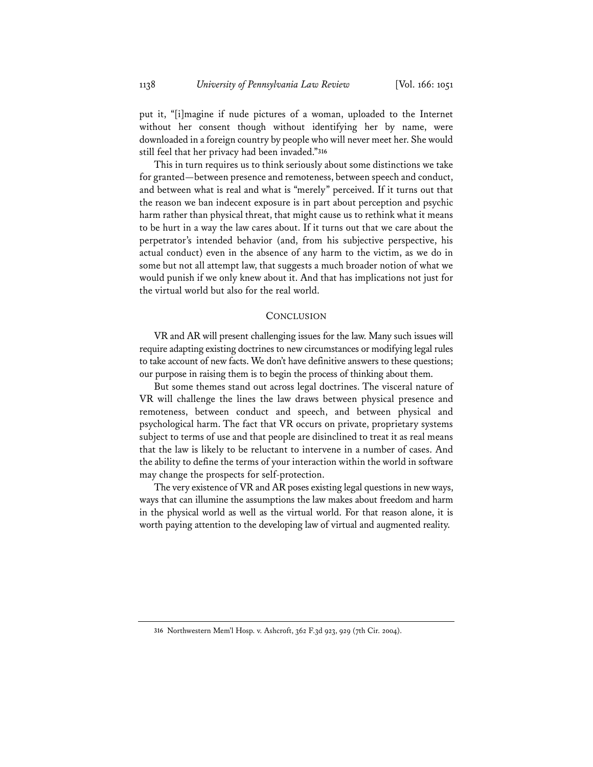put it, "[i]magine if nude pictures of a woman, uploaded to the Internet without her consent though without identifying her by name, were downloaded in a foreign country by people who will never meet her. She would still feel that her privacy had been invaded."[316]

This in turn requires us to think seriously about some distinctions we take for granted—between presence and remoteness, between speech and conduct, and between what is real and what is "merely" perceived. If it turns out that the reason we ban indecent exposure is in part about perception and psychic harm rather than physical threat, that might cause us to rethink what it means to be hurt in a way the law cares about. If it turns out that we care about the perpetrator's intended behavior (and, from his subjective perspective, his actual conduct) even in the absence of any harm to the victim, as we do in some but not all attempt law, that suggests a much broader notion of what we would punish if we only knew about it. And that has implications not just for the virtual world but also for the real world.

## CONCLUSION

VR and AR will present challenging issues for the law. Many such issues will require adapting existing doctrines to new circumstances or modifying legal rules to take account of new facts. We don't have definitive answers to these questions; our purpose in raising them is to begin the process of thinking about them.

But some themes stand out across legal doctrines. The visceral nature of VR will challenge the lines the law draws between physical presence and remoteness, between conduct and speech, and between physical and psychological harm. The fact that VR occurs on private, proprietary systems subject to terms of use and that people are disinclined to treat it as real means that the law is likely to be reluctant to intervene in a number of cases. And the ability to define the terms of your interaction within the world in software may change the prospects for self-protection.

The very existence of VR and AR poses existing legal questions in new ways, ways that can illumine the assumptions the law makes about freedom and harm in the physical world as well as the virtual world. For that reason alone, it is worth paying attention to the developing law of virtual and augmented reality.

316 Northwestern Mem'l Hosp. v. Ashcroft, 362 F.3d 923, 929 (7th Cir. 2004).